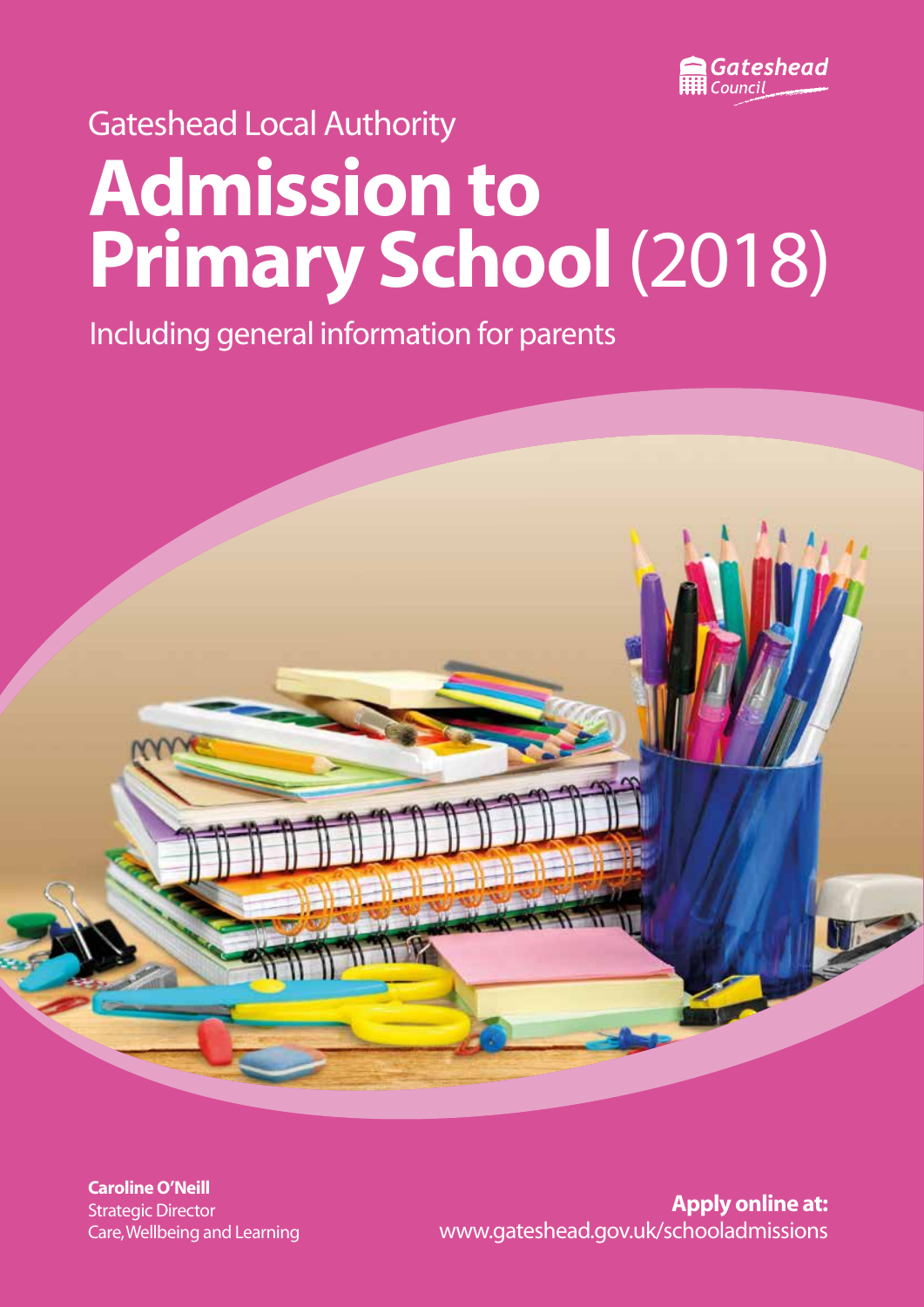Gateshead Council

Gateshead Local Authority

# Admission to Primary School (2018)

Including general information for parents

**Caroline O'Neill**
Strategic Director
Care, Wellbeing and Learning

**Apply online at:**
www.gateshead.gov.uk/schooladmissions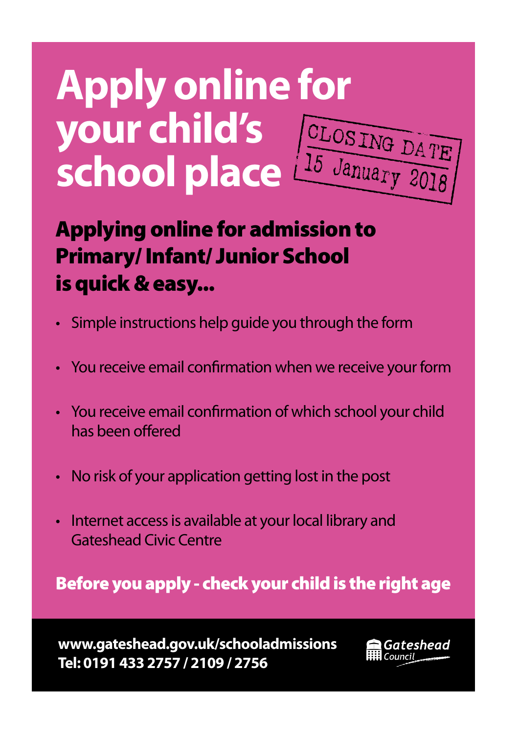# Apply online for your child's school place

CLOSING DATE 15 January 2018

## Applying online for admission to Primary/ Infant/ Junior School is quick & easy...

- Simple instructions help guide you through the form
- You receive email confirmation when we receive your form
- You receive email confirmation of which school your child has been offered
- No risk of your application getting lost in the post
- Internet access is available at your local library and Gateshead Civic Centre

**Before you apply - check your child is the right age**

**www.gateshead.gov.uk/schooladmissions**
**Tel: 0191 433 2757 / 2109 / 2756**

Gateshead Council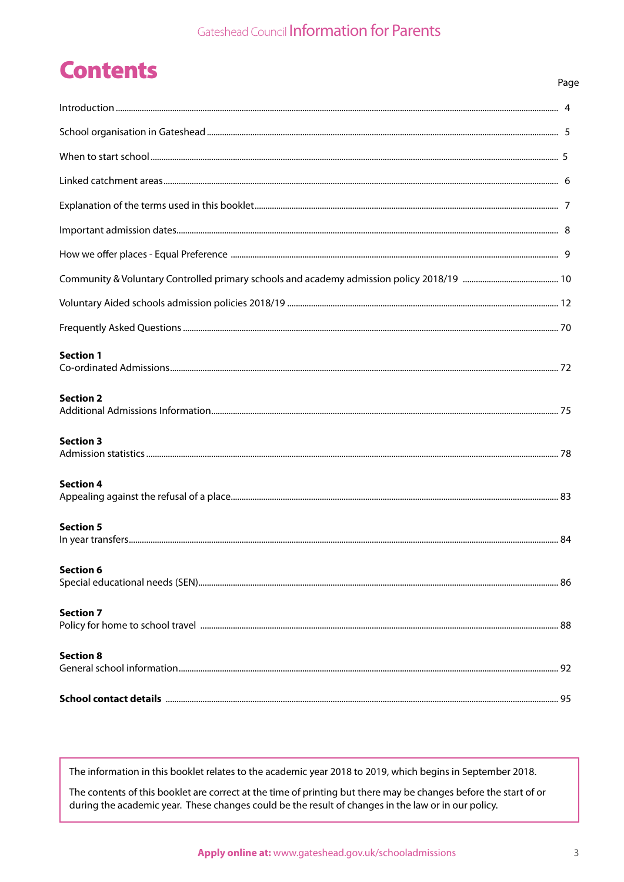# Contents

| | Page |
|---|---|
| Introduction | 4 |
| School organisation in Gateshead | 5 |
| When to start school | 5 |
| Linked catchment areas | 6 |
| Explanation of the terms used in this booklet | 7 |
| Important admission dates | 8 |
| How we offer places - Equal Preference | 9 |
| Community & Voluntary Controlled primary schools and academy admission policy 2018/19 | 10 |
| Voluntary Aided schools admission policies 2018/19 | 12 |
| Frequently Asked Questions | 70 |
| **Section 1** Co-ordinated Admissions | 72 |
| **Section 2** Additional Admissions Information | 75 |
| **Section 3** Admission statistics | 78 |
| **Section 4** Appealing against the refusal of a place | 83 |
| **Section 5** In year transfers | 84 |
| **Section 6** Special educational needs (SEN) | 86 |
| **Section 7** Policy for home to school travel | 88 |
| **Section 8** General school information | 92 |
| **School contact details** | 95 |

The information in this booklet relates to the academic year 2018 to 2019, which begins in September 2018.

The contents of this booklet are correct at the time of printing but there may be changes before the start of or during the academic year. These changes could be the result of changes in the law or in our policy.

**Apply online at:** www.gateshead.gov.uk/schooladmissions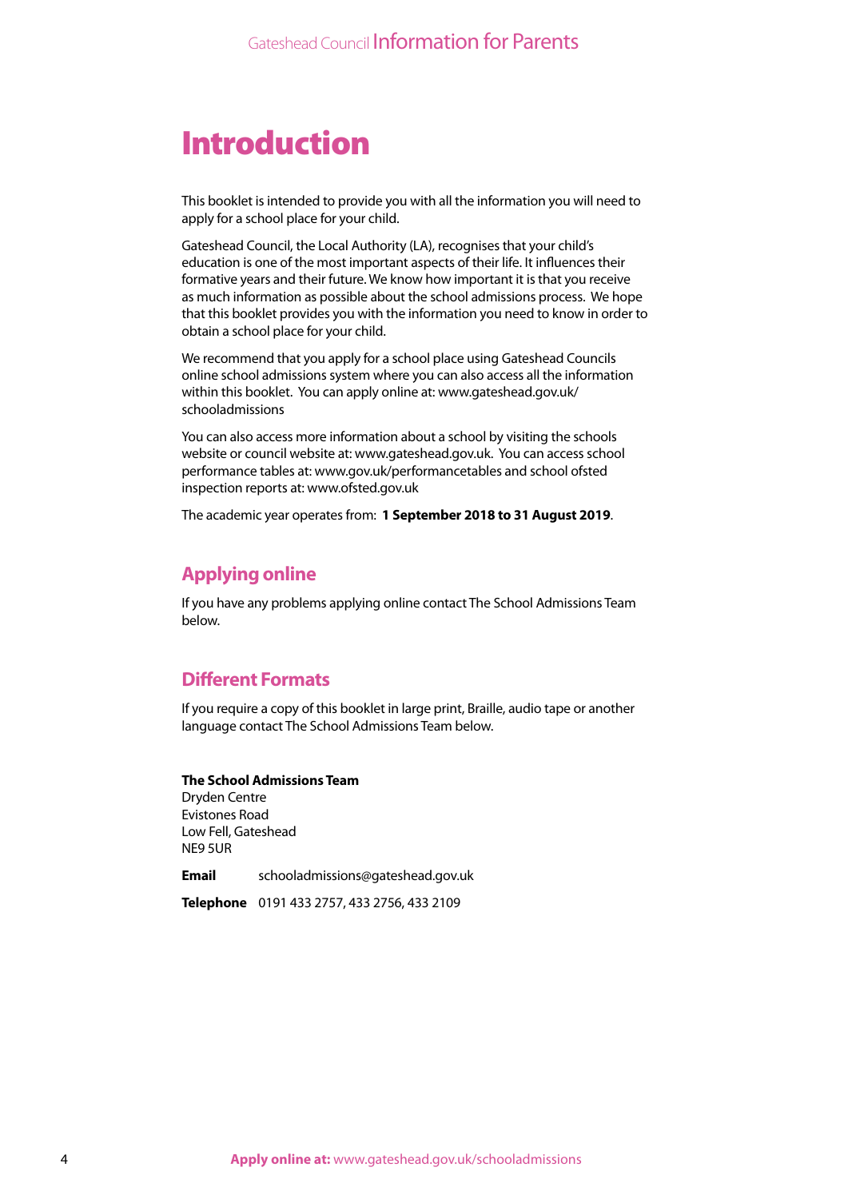# Introduction

This booklet is intended to provide you with all the information you will need to apply for a school place for your child.

Gateshead Council, the Local Authority (LA), recognises that your child's education is one of the most important aspects of their life. It influences their formative years and their future. We know how important it is that you receive as much information as possible about the school admissions process. We hope that this booklet provides you with the information you need to know in order to obtain a school place for your child.

We recommend that you apply for a school place using Gateshead Councils online school admissions system where you can also access all the information within this booklet. You can apply online at: www.gateshead.gov.uk/schooladmissions

You can also access more information about a school by visiting the schools website or council website at: www.gateshead.gov.uk. You can access school performance tables at: www.gov.uk/performancetables and school ofsted inspection reports at: www.ofsted.gov.uk

The academic year operates from: **1 September 2018 to 31 August 2019**.

## Applying online

If you have any problems applying online contact The School Admissions Team below.

## Different Formats

If you require a copy of this booklet in large print, Braille, audio tape or another language contact The School Admissions Team below.

**The School Admissions Team**
Dryden Centre
Evistones Road
Low Fell, Gateshead
NE9 5UR

**Email** schooladmissions@gateshead.gov.uk

**Telephone** 0191 433 2757, 433 2756, 433 2109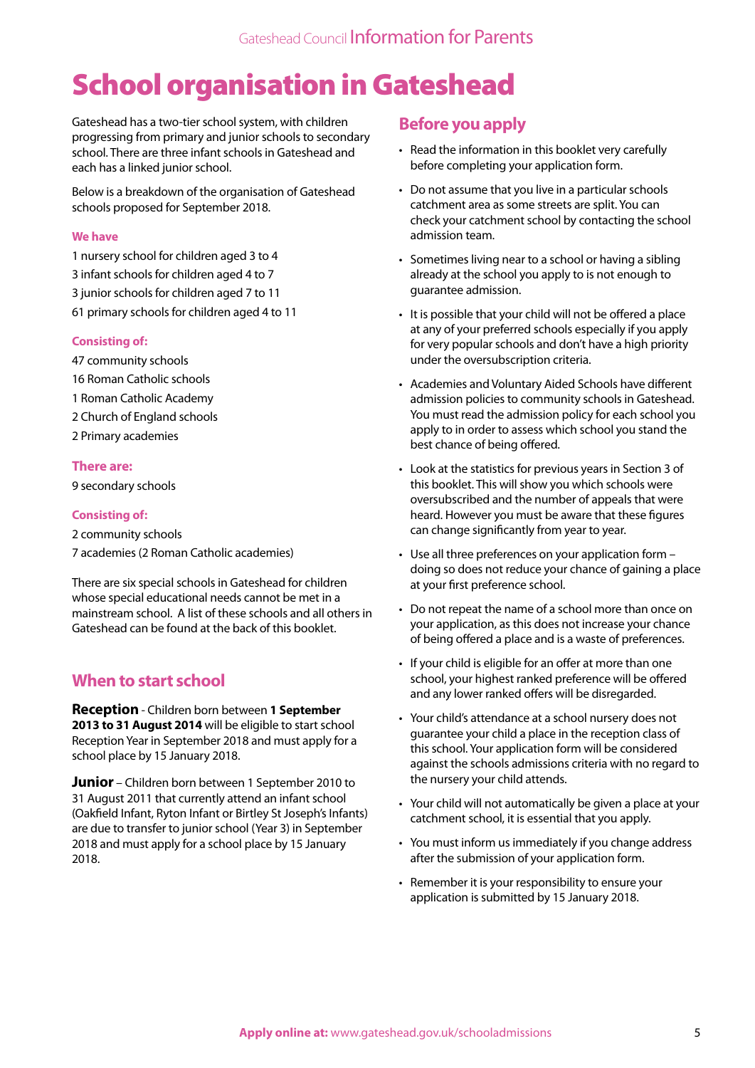# School organisation in Gateshead

Gateshead has a two-tier school system, with children progressing from primary and junior schools to secondary school. There are three infant schools in Gateshead and each has a linked junior school.

Below is a breakdown of the organisation of Gateshead schools proposed for September 2018.

### We have

1 nursery school for children aged 3 to 4
3 infant schools for children aged 4 to 7
3 junior schools for children aged 7 to 11
61 primary schools for children aged 4 to 11

### Consisting of:

47 community schools
16 Roman Catholic schools
1 Roman Catholic Academy
2 Church of England schools
2 Primary academies

### There are:

9 secondary schools

### Consisting of:

2 community schools
7 academies (2 Roman Catholic academies)

There are six special schools in Gateshead for children whose special educational needs cannot be met in a mainstream school. A list of these schools and all others in Gateshead can be found at the back of this booklet.

## When to start school

**Reception** - Children born between **1 September 2013 to 31 August 2014** will be eligible to start school Reception Year in September 2018 and must apply for a school place by 15 January 2018.

**Junior** – Children born between 1 September 2010 to 31 August 2011 that currently attend an infant school (Oakfield Infant, Ryton Infant or Birtley St Joseph's Infants) are due to transfer to junior school (Year 3) in September 2018 and must apply for a school place by 15 January 2018.

## Before you apply

- Read the information in this booklet very carefully before completing your application form.
- Do not assume that you live in a particular schools catchment area as some streets are split. You can check your catchment school by contacting the school admission team.
- Sometimes living near to a school or having a sibling already at the school you apply to is not enough to guarantee admission.
- It is possible that your child will not be offered a place at any of your preferred schools especially if you apply for very popular schools and don't have a high priority under the oversubscription criteria.
- Academies and Voluntary Aided Schools have different admission policies to community schools in Gateshead. You must read the admission policy for each school you apply to in order to assess which school you stand the best chance of being offered.
- Look at the statistics for previous years in Section 3 of this booklet. This will show you which schools were oversubscribed and the number of appeals that were heard. However you must be aware that these figures can change significantly from year to year.
- Use all three preferences on your application form – doing so does not reduce your chance of gaining a place at your first preference school.
- Do not repeat the name of a school more than once on your application, as this does not increase your chance of being offered a place and is a waste of preferences.
- If your child is eligible for an offer at more than one school, your highest ranked preference will be offered and any lower ranked offers will be disregarded.
- Your child's attendance at a school nursery does not guarantee your child a place in the reception class of this school. Your application form will be considered against the schools admissions criteria with no regard to the nursery your child attends.
- Your child will not automatically be given a place at your catchment school, it is essential that you apply.
- You must inform us immediately if you change address after the submission of your application form.
- Remember it is your responsibility to ensure your application is submitted by 15 January 2018.

**Apply online at:** www.gateshead.gov.uk/schooladmissions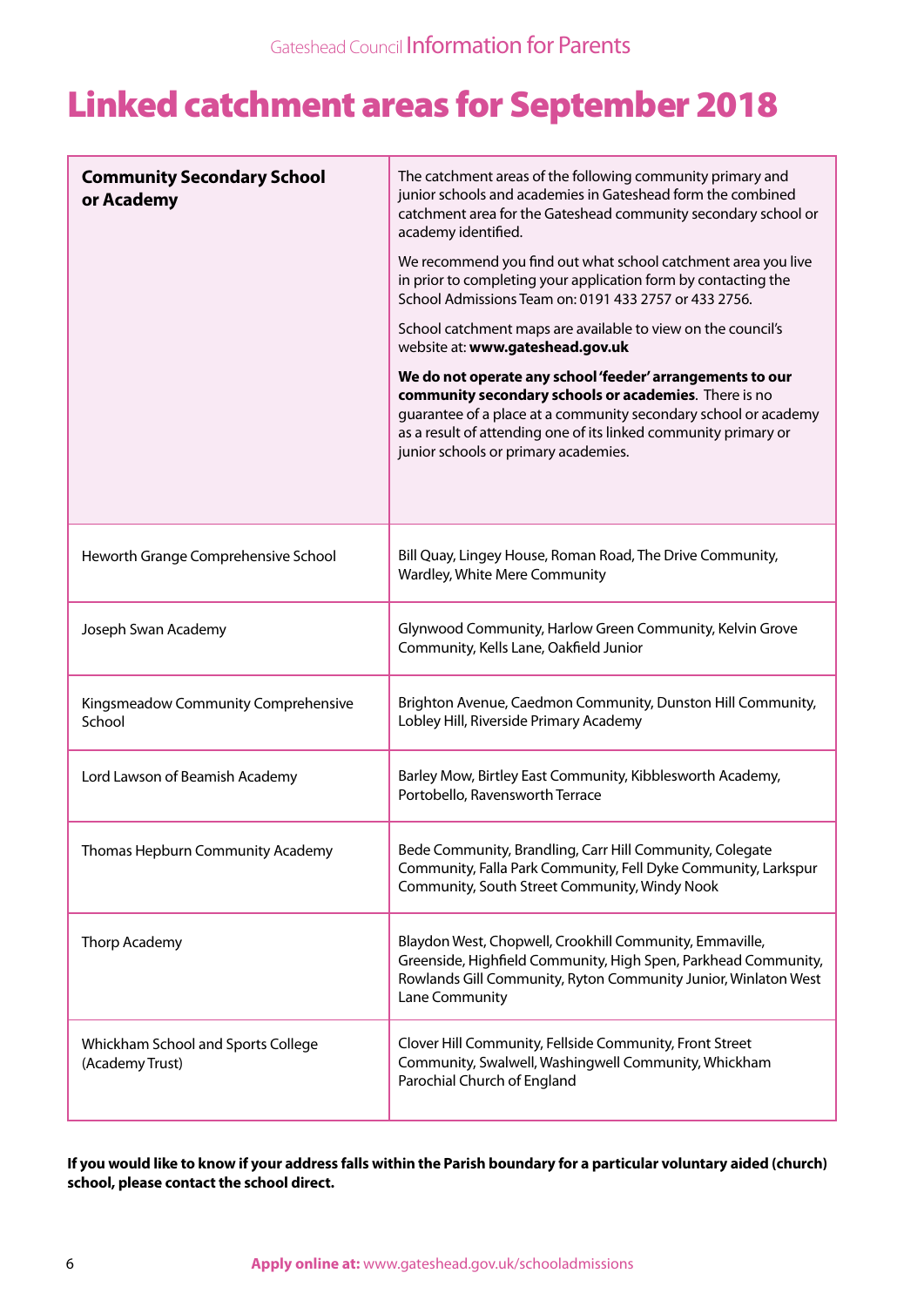# Linked catchment areas for September 2018

| **Community Secondary School or Academy** | The catchment areas of the following community primary and junior schools and academies in Gateshead form the combined catchment area for the Gateshead community secondary school or academy identified.<br><br>We recommend you find out what school catchment area you live in prior to completing your application form by contacting the School Admissions Team on: 0191 433 2757 or 433 2756.<br><br>School catchment maps are available to view on the council's website at: **www.gateshead.gov.uk**<br><br>**We do not operate any school 'feeder' arrangements to our community secondary schools or academies**. There is no guarantee of a place at a community secondary school or academy as a result of attending one of its linked community primary or junior schools or primary academies. |
|---|---|
| Heworth Grange Comprehensive School | Bill Quay, Lingey House, Roman Road, The Drive Community, Wardley, White Mere Community |
| Joseph Swan Academy | Glynwood Community, Harlow Green Community, Kelvin Grove Community, Kells Lane, Oakfield Junior |
| Kingsmeadow Community Comprehensive School | Brighton Avenue, Caedmon Community, Dunston Hill Community, Lobley Hill, Riverside Primary Academy |
| Lord Lawson of Beamish Academy | Barley Mow, Birtley East Community, Kibblesworth Academy, Portobello, Ravensworth Terrace |
| Thomas Hepburn Community Academy | Bede Community, Brandling, Carr Hill Community, Colegate Community, Falla Park Community, Fell Dyke Community, Larkspur Community, South Street Community, Windy Nook |
| Thorp Academy | Blaydon West, Chopwell, Crookhill Community, Emmaville, Greenside, Highfield Community, High Spen, Parkhead Community, Rowlands Gill Community, Ryton Community Junior, Winlaton West Lane Community |
| Whickham School and Sports College (Academy Trust) | Clover Hill Community, Fellside Community, Front Street Community, Swalwell, Washingwell Community, Whickham Parochial Church of England |

**If you would like to know if your address falls within the Parish boundary for a particular voluntary aided (church) school, please contact the school direct.**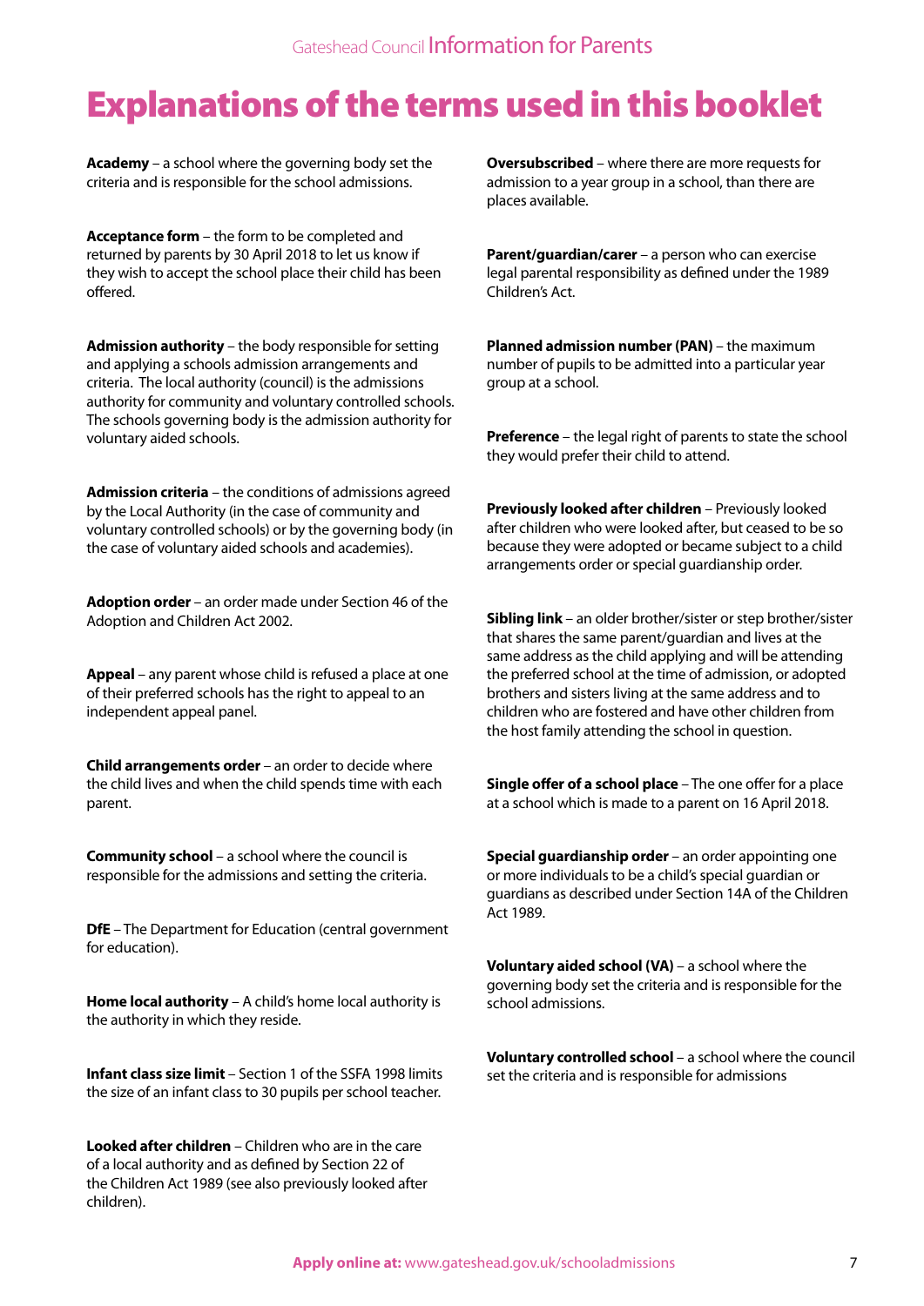# Explanations of the terms used in this booklet

**Academy** – a school where the governing body set the criteria and is responsible for the school admissions.

**Acceptance form** – the form to be completed and returned by parents by 30 April 2018 to let us know if they wish to accept the school place their child has been offered.

**Admission authority** – the body responsible for setting and applying a schools admission arrangements and criteria. The local authority (council) is the admissions authority for community and voluntary controlled schools. The schools governing body is the admission authority for voluntary aided schools.

**Admission criteria** – the conditions of admissions agreed by the Local Authority (in the case of community and voluntary controlled schools) or by the governing body (in the case of voluntary aided schools and academies).

**Adoption order** – an order made under Section 46 of the Adoption and Children Act 2002.

**Appeal** – any parent whose child is refused a place at one of their preferred schools has the right to appeal to an independent appeal panel.

**Child arrangements order** – an order to decide where the child lives and when the child spends time with each parent.

**Community school** – a school where the council is responsible for the admissions and setting the criteria.

**DfE** – The Department for Education (central government for education).

**Home local authority** – A child's home local authority is the authority in which they reside.

**Infant class size limit** – Section 1 of the SSFA 1998 limits the size of an infant class to 30 pupils per school teacher.

**Looked after children** – Children who are in the care of a local authority and as defined by Section 22 of the Children Act 1989 (see also previously looked after children).

**Oversubscribed** – where there are more requests for admission to a year group in a school, than there are places available.

**Parent/guardian/carer** – a person who can exercise legal parental responsibility as defined under the 1989 Children's Act.

**Planned admission number (PAN)** – the maximum number of pupils to be admitted into a particular year group at a school.

**Preference** – the legal right of parents to state the school they would prefer their child to attend.

**Previously looked after children** – Previously looked after children who were looked after, but ceased to be so because they were adopted or became subject to a child arrangements order or special guardianship order.

**Sibling link** – an older brother/sister or step brother/sister that shares the same parent/guardian and lives at the same address as the child applying and will be attending the preferred school at the time of admission, or adopted brothers and sisters living at the same address and to children who are fostered and have other children from the host family attending the school in question.

**Single offer of a school place** – The one offer for a place at a school which is made to a parent on 16 April 2018.

**Special guardianship order** – an order appointing one or more individuals to be a child's special guardian or guardians as described under Section 14A of the Children Act 1989.

**Voluntary aided school (VA)** – a school where the governing body set the criteria and is responsible for the school admissions.

**Voluntary controlled school** – a school where the council set the criteria and is responsible for admissions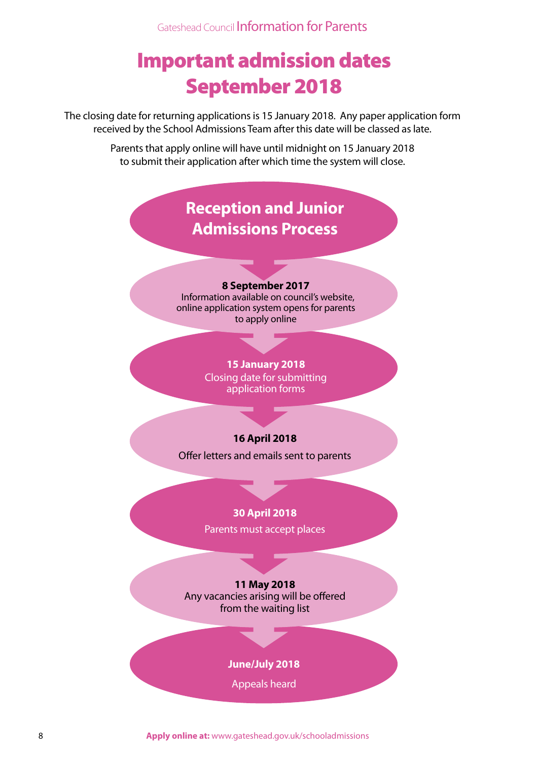# Important admission dates September 2018

The closing date for returning applications is 15 January 2018. Any paper application form received by the School Admissions Team after this date will be classed as late.

Parents that apply online will have until midnight on 15 January 2018 to submit their application after which time the system will close.

## Reception and Junior Admissions Process

**8 September 2017**
Information available on council's website, online application system opens for parents to apply online

**15 January 2018**
Closing date for submitting application forms

**16 April 2018**
Offer letters and emails sent to parents

**30 April 2018**
Parents must accept places

**11 May 2018**
Any vacancies arising will be offered from the waiting list

**June/July 2018**
Appeals heard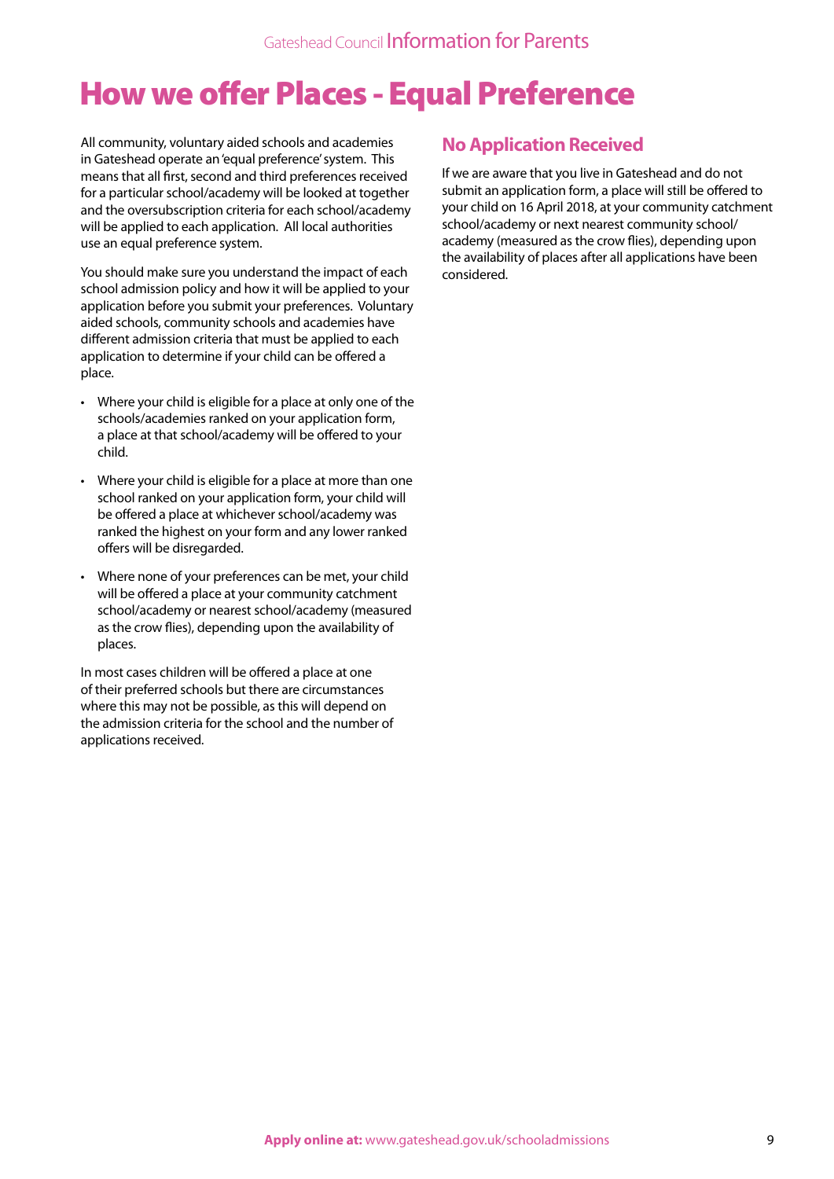# How we offer Places - Equal Preference

All community, voluntary aided schools and academies in Gateshead operate an 'equal preference' system. This means that all first, second and third preferences received for a particular school/academy will be looked at together and the oversubscription criteria for each school/academy will be applied to each application. All local authorities use an equal preference system.

You should make sure you understand the impact of each school admission policy and how it will be applied to your application before you submit your preferences. Voluntary aided schools, community schools and academies have different admission criteria that must be applied to each application to determine if your child can be offered a place.

- Where your child is eligible for a place at only one of the schools/academies ranked on your application form, a place at that school/academy will be offered to your child.
- Where your child is eligible for a place at more than one school ranked on your application form, your child will be offered a place at whichever school/academy was ranked the highest on your form and any lower ranked offers will be disregarded.
- Where none of your preferences can be met, your child will be offered a place at your community catchment school/academy or nearest school/academy (measured as the crow flies), depending upon the availability of places.

In most cases children will be offered a place at one of their preferred schools but there are circumstances where this may not be possible, as this will depend on the admission criteria for the school and the number of applications received.

## No Application Received

If we are aware that you live in Gateshead and do not submit an application form, a place will still be offered to your child on 16 April 2018, at your community catchment school/academy or next nearest community school/academy (measured as the crow flies), depending upon the availability of places after all applications have been considered.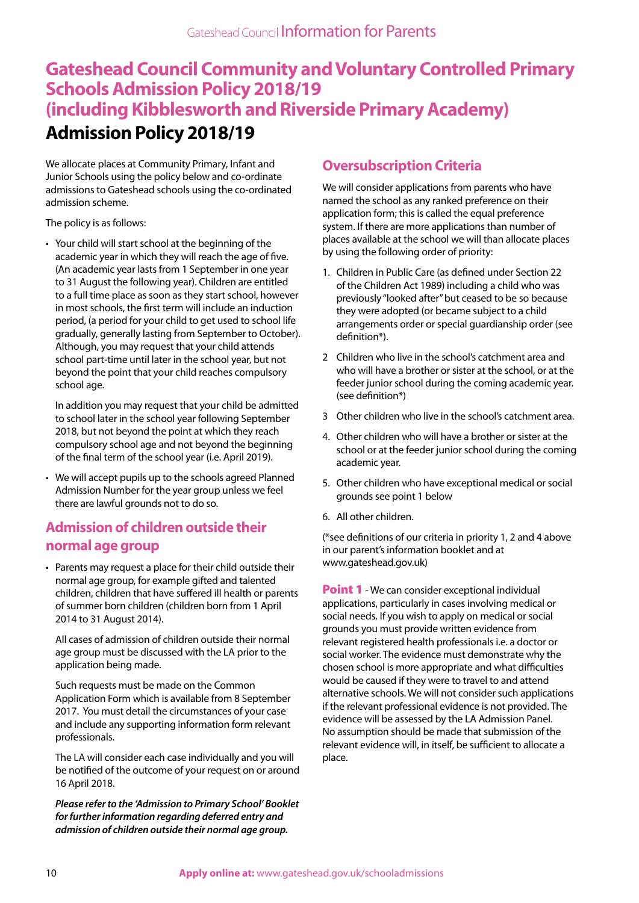# Gateshead Council Community and Voluntary Controlled Primary Schools Admission Policy 2018/19 (including Kibblesworth and Riverside Primary Academy)

## Admission Policy 2018/19

We allocate places at Community Primary, Infant and Junior Schools using the policy below and co-ordinate admissions to Gateshead schools using the co-ordinated admission scheme.

The policy is as follows:

- Your child will start school at the beginning of the academic year in which they will reach the age of five. (An academic year lasts from 1 September in one year to 31 August the following year). Children are entitled to a full time place as soon as they start school, however in most schools, the first term will include an induction period, (a period for your child to get used to school life gradually, generally lasting from September to October). Although, you may request that your child attends school part-time until later in the school year, but not beyond the point that your child reaches compulsory school age.

  In addition you may request that your child be admitted to school later in the school year following September 2018, but not beyond the point at which they reach compulsory school age and not beyond the beginning of the final term of the school year (i.e. April 2019).

- We will accept pupils up to the schools agreed Planned Admission Number for the year group unless we feel there are lawful grounds not to do so.

## Admission of children outside their normal age group

- Parents may request a place for their child outside their normal age group, for example gifted and talented children, children that have suffered ill health or parents of summer born children (children born from 1 April 2014 to 31 August 2014).

  All cases of admission of children outside their normal age group must be discussed with the LA prior to the application being made.

  Such requests must be made on the Common Application Form which is available from 8 September 2017. You must detail the circumstances of your case and include any supporting information form relevant professionals.

  The LA will consider each case individually and you will be notified of the outcome of your request on or around 16 April 2018.

  ***Please refer to the 'Admission to Primary School' Booklet for further information regarding deferred entry and admission of children outside their normal age group.***

## Oversubscription Criteria

We will consider applications from parents who have named the school as any ranked preference on their application form; this is called the equal preference system. If there are more applications than number of places available at the school we will than allocate places by using the following order of priority:

1. Children in Public Care (as defined under Section 22 of the Children Act 1989) including a child who was previously "looked after" but ceased to be so because they were adopted (or became subject to a child arrangements order or special guardianship order (see definition*).
2. Children who live in the school's catchment area and who will have a brother or sister at the school, or at the feeder junior school during the coming academic year. (see definition*)
3. Other children who live in the school's catchment area.
4. Other children who will have a brother or sister at the school or at the feeder junior school during the coming academic year.
5. Other children who have exceptional medical or social grounds see point 1 below
6. All other children.

(*see definitions of our criteria in priority 1, 2 and 4 above in our parent's information booklet and at www.gateshead.gov.uk)

**Point 1** - We can consider exceptional individual applications, particularly in cases involving medical or social needs. If you wish to apply on medical or social grounds you must provide written evidence from relevant registered health professionals i.e. a doctor or social worker. The evidence must demonstrate why the chosen school is more appropriate and what difficulties would be caused if they were to travel to and attend alternative schools. We will not consider such applications if the relevant professional evidence is not provided. The evidence will be assessed by the LA Admission Panel. No assumption should be made that submission of the relevant evidence will, in itself, be sufficient to allocate a place.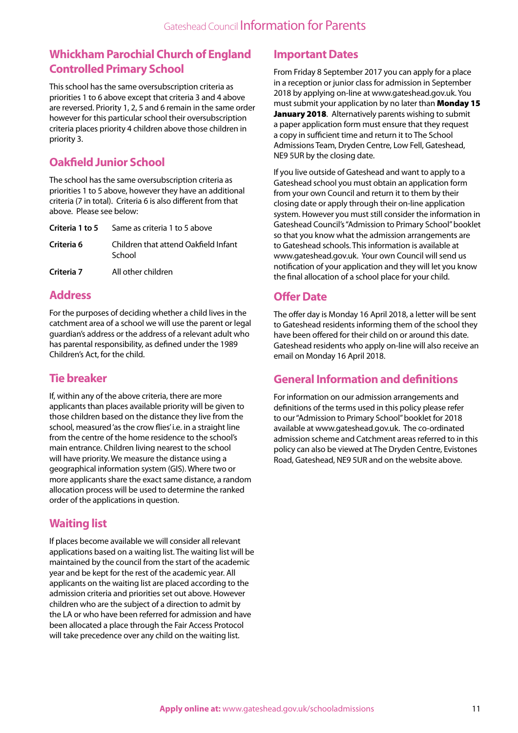## Whickham Parochial Church of England Controlled Primary School

This school has the same oversubscription criteria as priorities 1 to 6 above except that criteria 3 and 4 above are reversed. Priority 1, 2, 5 and 6 remain in the same order however for this particular school their oversubscription criteria places priority 4 children above those children in priority 3.

## Oakfield Junior School

The school has the same oversubscription criteria as priorities 1 to 5 above, however they have an additional criteria (7 in total). Criteria 6 is also different from that above. Please see below:

| | |
|---|---|
| **Criteria 1 to 5** | Same as criteria 1 to 5 above |
| **Criteria 6** | Children that attend Oakfield Infant School |
| **Criteria 7** | All other children |

## Address

For the purposes of deciding whether a child lives in the catchment area of a school we will use the parent or legal guardian's address or the address of a relevant adult who has parental responsibility, as defined under the 1989 Children's Act, for the child.

## Tie breaker

If, within any of the above criteria, there are more applicants than places available priority will be given to those children based on the distance they live from the school, measured 'as the crow flies' i.e. in a straight line from the centre of the home residence to the school's main entrance. Children living nearest to the school will have priority. We measure the distance using a geographical information system (GIS). Where two or more applicants share the exact same distance, a random allocation process will be used to determine the ranked order of the applications in question.

## Waiting list

If places become available we will consider all relevant applications based on a waiting list. The waiting list will be maintained by the council from the start of the academic year and be kept for the rest of the academic year. All applicants on the waiting list are placed according to the admission criteria and priorities set out above. However children who are the subject of a direction to admit by the LA or who have been referred for admission and have been allocated a place through the Fair Access Protocol will take precedence over any child on the waiting list.

## Important Dates

From Friday 8 September 2017 you can apply for a place in a reception or junior class for admission in September 2018 by applying on-line at www.gateshead.gov.uk. You must submit your application by no later than **Monday 15 January 2018**. Alternatively parents wishing to submit a paper application form must ensure that they request a copy in sufficient time and return it to The School Admissions Team, Dryden Centre, Low Fell, Gateshead, NE9 5UR by the closing date.

If you live outside of Gateshead and want to apply to a Gateshead school you must obtain an application form from your own Council and return it to them by their closing date or apply through their on-line application system. However you must still consider the information in Gateshead Council's "Admission to Primary School" booklet so that you know what the admission arrangements are to Gateshead schools. This information is available at www.gateshead.gov.uk. Your own Council will send us notification of your application and they will let you know the final allocation of a school place for your child.

## Offer Date

The offer day is Monday 16 April 2018, a letter will be sent to Gateshead residents informing them of the school they have been offered for their child on or around this date. Gateshead residents who apply on-line will also receive an email on Monday 16 April 2018.

## General Information and definitions

For information on our admission arrangements and definitions of the terms used in this policy please refer to our "Admission to Primary School" booklet for 2018 available at www.gateshead.gov.uk. The co-ordinated admission scheme and Catchment areas referred to in this policy can also be viewed at The Dryden Centre, Evistones Road, Gateshead, NE9 5UR and on the website above.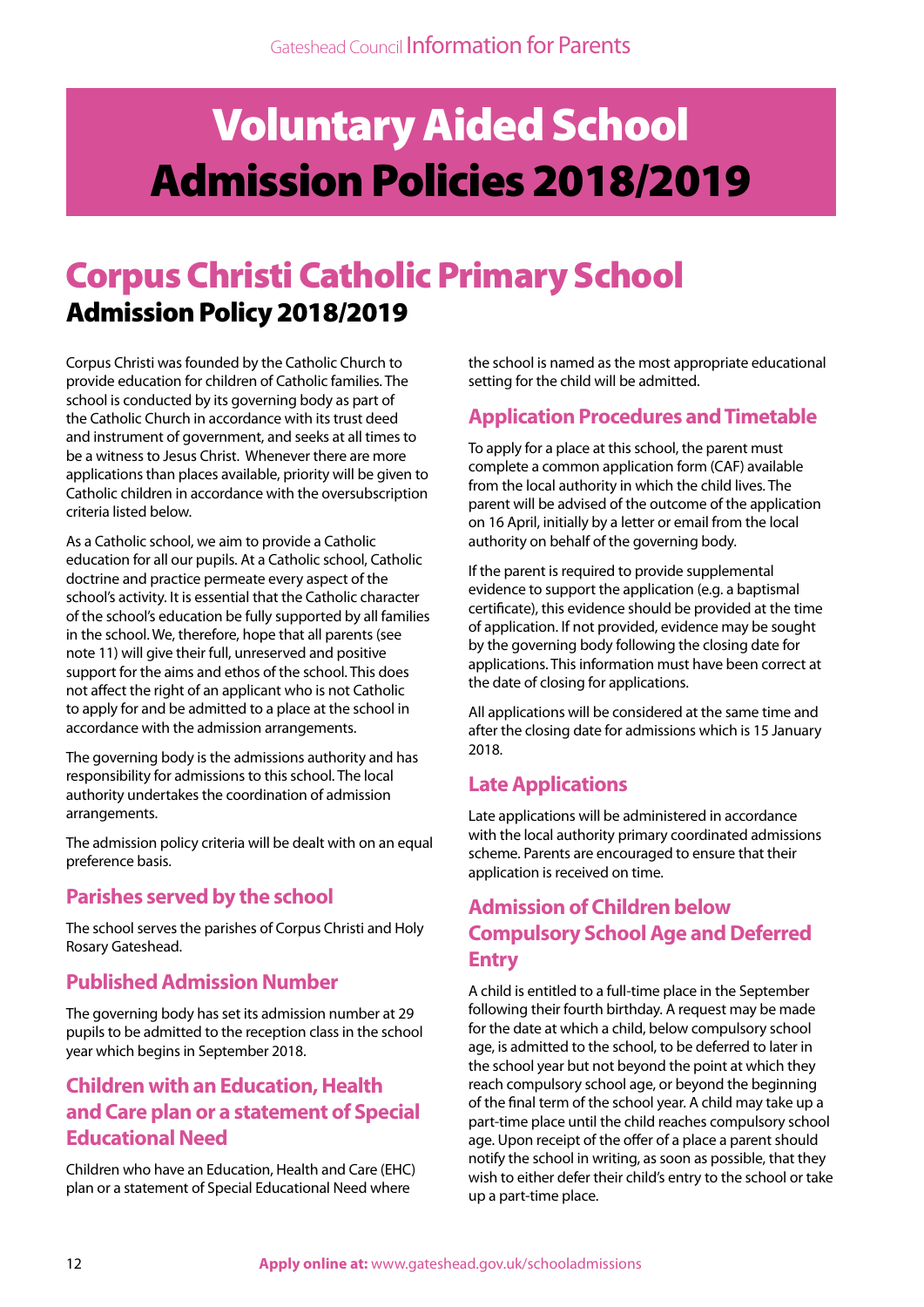# Voluntary Aided School Admission Policies 2018/2019

## Corpus Christi Catholic Primary School

### Admission Policy 2018/2019

Corpus Christi was founded by the Catholic Church to provide education for children of Catholic families. The school is conducted by its governing body as part of the Catholic Church in accordance with its trust deed and instrument of government, and seeks at all times to be a witness to Jesus Christ. Whenever there are more applications than places available, priority will be given to Catholic children in accordance with the oversubscription criteria listed below.

As a Catholic school, we aim to provide a Catholic education for all our pupils. At a Catholic school, Catholic doctrine and practice permeate every aspect of the school's activity. It is essential that the Catholic character of the school's education be fully supported by all families in the school. We, therefore, hope that all parents (see note 11) will give their full, unreserved and positive support for the aims and ethos of the school. This does not affect the right of an applicant who is not Catholic to apply for and be admitted to a place at the school in accordance with the admission arrangements.

The governing body is the admissions authority and has responsibility for admissions to this school. The local authority undertakes the coordination of admission arrangements.

The admission policy criteria will be dealt with on an equal preference basis.

### Parishes served by the school

The school serves the parishes of Corpus Christi and Holy Rosary Gateshead.

### Published Admission Number

The governing body has set its admission number at 29 pupils to be admitted to the reception class in the school year which begins in September 2018.

### Children with an Education, Health and Care plan or a statement of Special Educational Need

Children who have an Education, Health and Care (EHC) plan or a statement of Special Educational Need where the school is named as the most appropriate educational setting for the child will be admitted.

### Application Procedures and Timetable

To apply for a place at this school, the parent must complete a common application form (CAF) available from the local authority in which the child lives. The parent will be advised of the outcome of the application on 16 April, initially by a letter or email from the local authority on behalf of the governing body.

If the parent is required to provide supplemental evidence to support the application (e.g. a baptismal certificate), this evidence should be provided at the time of application. If not provided, evidence may be sought by the governing body following the closing date for applications. This information must have been correct at the date of closing for applications.

All applications will be considered at the same time and after the closing date for admissions which is 15 January 2018.

### Late Applications

Late applications will be administered in accordance with the local authority primary coordinated admissions scheme. Parents are encouraged to ensure that their application is received on time.

### Admission of Children below Compulsory School Age and Deferred Entry

A child is entitled to a full-time place in the September following their fourth birthday. A request may be made for the date at which a child, below compulsory school age, is admitted to the school, to be deferred to later in the school year but not beyond the point at which they reach compulsory school age, or beyond the beginning of the final term of the school year. A child may take up a part-time place until the child reaches compulsory school age. Upon receipt of the offer of a place a parent should notify the school in writing, as soon as possible, that they wish to either defer their child's entry to the school or take up a part-time place.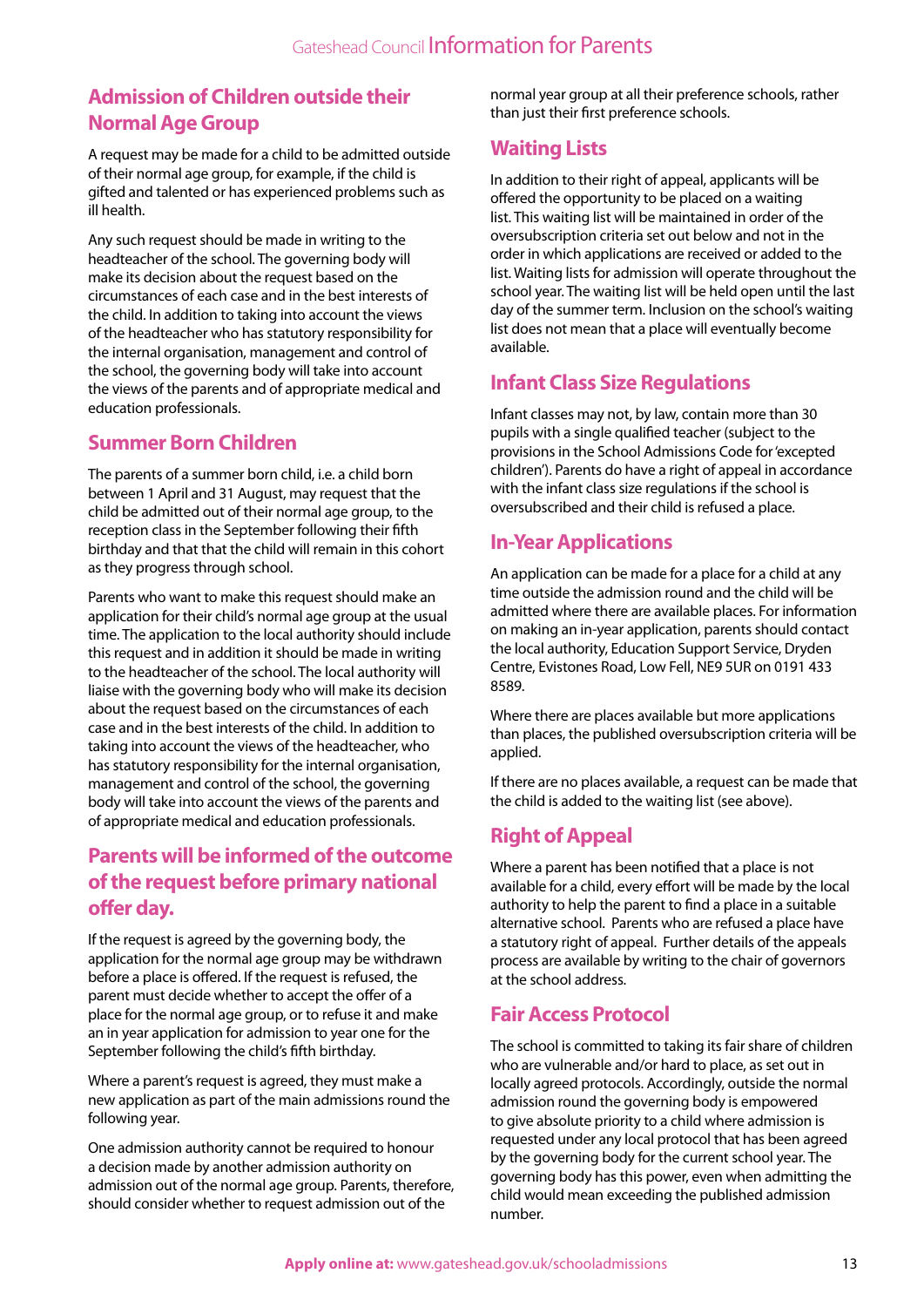## Admission of Children outside their Normal Age Group

A request may be made for a child to be admitted outside of their normal age group, for example, if the child is gifted and talented or has experienced problems such as ill health.

Any such request should be made in writing to the headteacher of the school. The governing body will make its decision about the request based on the circumstances of each case and in the best interests of the child. In addition to taking into account the views of the headteacher who has statutory responsibility for the internal organisation, management and control of the school, the governing body will take into account the views of the parents and of appropriate medical and education professionals.

## Summer Born Children

The parents of a summer born child, i.e. a child born between 1 April and 31 August, may request that the child be admitted out of their normal age group, to the reception class in the September following their fifth birthday and that that the child will remain in this cohort as they progress through school.

Parents who want to make this request should make an application for their child's normal age group at the usual time. The application to the local authority should include this request and in addition it should be made in writing to the headteacher of the school. The local authority will liaise with the governing body who will make its decision about the request based on the circumstances of each case and in the best interests of the child. In addition to taking into account the views of the headteacher, who has statutory responsibility for the internal organisation, management and control of the school, the governing body will take into account the views of the parents and of appropriate medical and education professionals.

## Parents will be informed of the outcome of the request before primary national offer day.

If the request is agreed by the governing body, the application for the normal age group may be withdrawn before a place is offered. If the request is refused, the parent must decide whether to accept the offer of a place for the normal age group, or to refuse it and make an in year application for admission to year one for the September following the child's fifth birthday.

Where a parent's request is agreed, they must make a new application as part of the main admissions round the following year.

One admission authority cannot be required to honour a decision made by another admission authority on admission out of the normal age group. Parents, therefore, should consider whether to request admission out of the normal year group at all their preference schools, rather than just their first preference schools.

## Waiting Lists

In addition to their right of appeal, applicants will be offered the opportunity to be placed on a waiting list. This waiting list will be maintained in order of the oversubscription criteria set out below and not in the order in which applications are received or added to the list. Waiting lists for admission will operate throughout the school year. The waiting list will be held open until the last day of the summer term. Inclusion on the school's waiting list does not mean that a place will eventually become available.

## Infant Class Size Regulations

Infant classes may not, by law, contain more than 30 pupils with a single qualified teacher (subject to the provisions in the School Admissions Code for 'excepted children'). Parents do have a right of appeal in accordance with the infant class size regulations if the school is oversubscribed and their child is refused a place.

## In-Year Applications

An application can be made for a place for a child at any time outside the admission round and the child will be admitted where there are available places. For information on making an in-year application, parents should contact the local authority, Education Support Service, Dryden Centre, Evistones Road, Low Fell, NE9 5UR on 0191 433 8589.

Where there are places available but more applications than places, the published oversubscription criteria will be applied.

If there are no places available, a request can be made that the child is added to the waiting list (see above).

## Right of Appeal

Where a parent has been notified that a place is not available for a child, every effort will be made by the local authority to help the parent to find a place in a suitable alternative school. Parents who are refused a place have a statutory right of appeal. Further details of the appeals process are available by writing to the chair of governors at the school address.

## Fair Access Protocol

The school is committed to taking its fair share of children who are vulnerable and/or hard to place, as set out in locally agreed protocols. Accordingly, outside the normal admission round the governing body is empowered to give absolute priority to a child where admission is requested under any local protocol that has been agreed by the governing body for the current school year. The governing body has this power, even when admitting the child would mean exceeding the published admission number.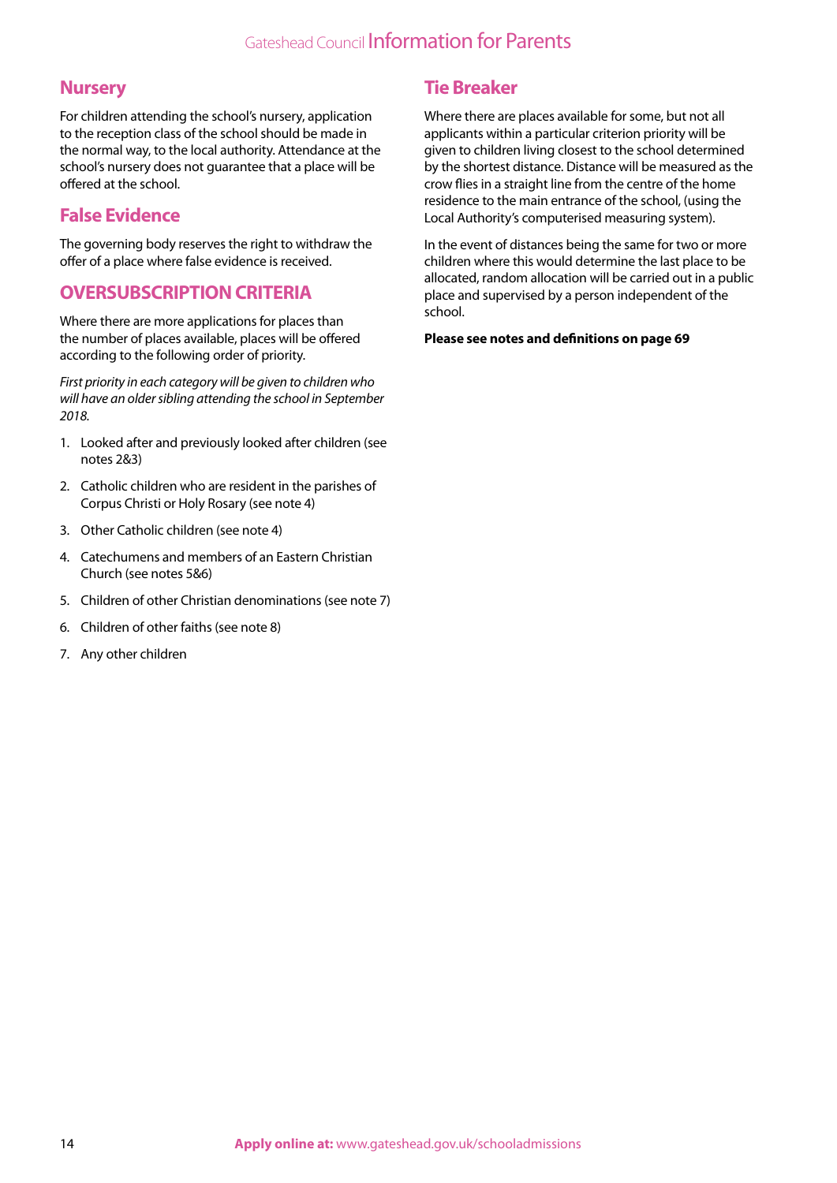## Nursery

For children attending the school's nursery, application to the reception class of the school should be made in the normal way, to the local authority. Attendance at the school's nursery does not guarantee that a place will be offered at the school.

## False Evidence

The governing body reserves the right to withdraw the offer of a place where false evidence is received.

## OVERSUBSCRIPTION CRITERIA

Where there are more applications for places than the number of places available, places will be offered according to the following order of priority.

*First priority in each category will be given to children who will have an older sibling attending the school in September 2018.*

1. Looked after and previously looked after children (see notes 2&3)
2. Catholic children who are resident in the parishes of Corpus Christi or Holy Rosary (see note 4)
3. Other Catholic children (see note 4)
4. Catechumens and members of an Eastern Christian Church (see notes 5&6)
5. Children of other Christian denominations (see note 7)
6. Children of other faiths (see note 8)
7. Any other children

## Tie Breaker

Where there are places available for some, but not all applicants within a particular criterion priority will be given to children living closest to the school determined by the shortest distance. Distance will be measured as the crow flies in a straight line from the centre of the home residence to the main entrance of the school, (using the Local Authority's computerised measuring system).

In the event of distances being the same for two or more children where this would determine the last place to be allocated, random allocation will be carried out in a public place and supervised by a person independent of the school.

**Please see notes and definitions on page 69**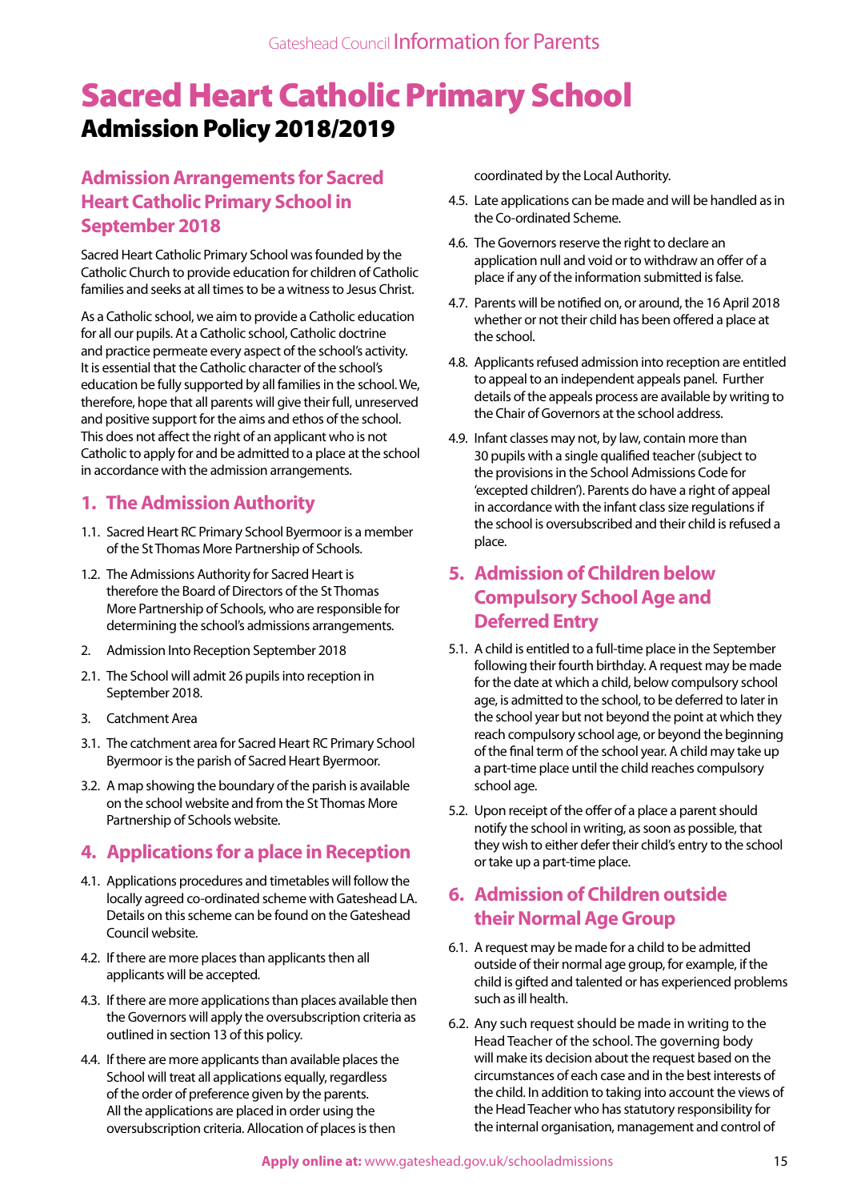# Sacred Heart Catholic Primary School

## Admission Policy 2018/2019

### Admission Arrangements for Sacred Heart Catholic Primary School in September 2018

Sacred Heart Catholic Primary School was founded by the Catholic Church to provide education for children of Catholic families and seeks at all times to be a witness to Jesus Christ.

As a Catholic school, we aim to provide a Catholic education for all our pupils. At a Catholic school, Catholic doctrine and practice permeate every aspect of the school's activity. It is essential that the Catholic character of the school's education be fully supported by all families in the school. We, therefore, hope that all parents will give their full, unreserved and positive support for the aims and ethos of the school. This does not affect the right of an applicant who is not Catholic to apply for and be admitted to a place at the school in accordance with the admission arrangements.

### 1. The Admission Authority

1.1. Sacred Heart RC Primary School Byermoor is a member of the St Thomas More Partnership of Schools.

1.2. The Admissions Authority for Sacred Heart is therefore the Board of Directors of the St Thomas More Partnership of Schools, who are responsible for determining the school's admissions arrangements.

2. Admission Into Reception September 2018

2.1. The School will admit 26 pupils into reception in September 2018.

3. Catchment Area

3.1. The catchment area for Sacred Heart RC Primary School Byermoor is the parish of Sacred Heart Byermoor.

3.2. A map showing the boundary of the parish is available on the school website and from the St Thomas More Partnership of Schools website.

### 4. Applications for a place in Reception

4.1. Applications procedures and timetables will follow the locally agreed co-ordinated scheme with Gateshead LA. Details on this scheme can be found on the Gateshead Council website.

4.2. If there are more places than applicants then all applicants will be accepted.

4.3. If there are more applications than places available then the Governors will apply the oversubscription criteria as outlined in section 13 of this policy.

4.4. If there are more applicants than available places the School will treat all applications equally, regardless of the order of preference given by the parents. All the applications are placed in order using the oversubscription criteria. Allocation of places is then coordinated by the Local Authority.

4.5. Late applications can be made and will be handled as in the Co-ordinated Scheme.

4.6. The Governors reserve the right to declare an application null and void or to withdraw an offer of a place if any of the information submitted is false.

4.7. Parents will be notified on, or around, the 16 April 2018 whether or not their child has been offered a place at the school.

4.8. Applicants refused admission into reception are entitled to appeal to an independent appeals panel. Further details of the appeals process are available by writing to the Chair of Governors at the school address.

4.9. Infant classes may not, by law, contain more than 30 pupils with a single qualified teacher (subject to the provisions in the School Admissions Code for 'excepted children'). Parents do have a right of appeal in accordance with the infant class size regulations if the school is oversubscribed and their child is refused a place.

### 5. Admission of Children below Compulsory School Age and Deferred Entry

5.1. A child is entitled to a full-time place in the September following their fourth birthday. A request may be made for the date at which a child, below compulsory school age, is admitted to the school, to be deferred to later in the school year but not beyond the point at which they reach compulsory school age, or beyond the beginning of the final term of the school year. A child may take up a part-time place until the child reaches compulsory school age.

5.2. Upon receipt of the offer of a place a parent should notify the school in writing, as soon as possible, that they wish to either defer their child's entry to the school or take up a part-time place.

### 6. Admission of Children outside their Normal Age Group

6.1. A request may be made for a child to be admitted outside of their normal age group, for example, if the child is gifted and talented or has experienced problems such as ill health.

6.2. Any such request should be made in writing to the Head Teacher of the school. The governing body will make its decision about the request based on the circumstances of each case and in the best interests of the child. In addition to taking into account the views of the Head Teacher who has statutory responsibility for the internal organisation, management and control of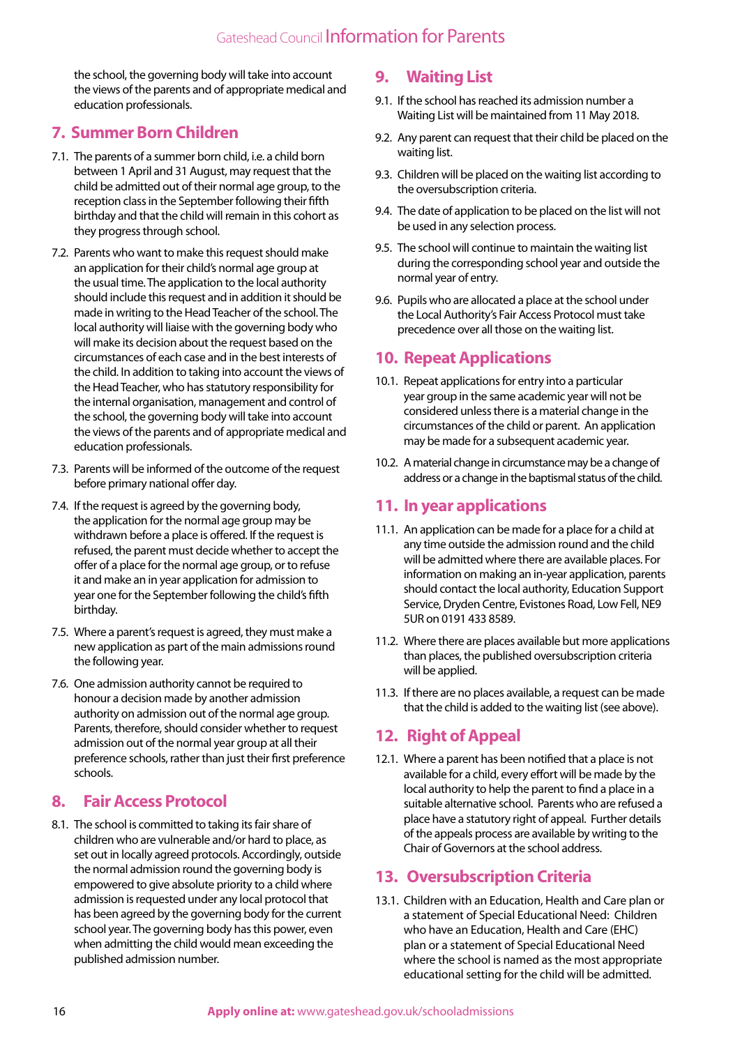the school, the governing body will take into account the views of the parents and of appropriate medical and education professionals.

## 7. Summer Born Children

7.1. The parents of a summer born child, i.e. a child born between 1 April and 31 August, may request that the child be admitted out of their normal age group, to the reception class in the September following their fifth birthday and that the child will remain in this cohort as they progress through school.

7.2. Parents who want to make this request should make an application for their child's normal age group at the usual time. The application to the local authority should include this request and in addition it should be made in writing to the Head Teacher of the school. The local authority will liaise with the governing body who will make its decision about the request based on the circumstances of each case and in the best interests of the child. In addition to taking into account the views of the Head Teacher, who has statutory responsibility for the internal organisation, management and control of the school, the governing body will take into account the views of the parents and of appropriate medical and education professionals.

7.3. Parents will be informed of the outcome of the request before primary national offer day.

7.4. If the request is agreed by the governing body, the application for the normal age group may be withdrawn before a place is offered. If the request is refused, the parent must decide whether to accept the offer of a place for the normal age group, or to refuse it and make an in year application for admission to year one for the September following the child's fifth birthday.

7.5. Where a parent's request is agreed, they must make a new application as part of the main admissions round the following year.

7.6. One admission authority cannot be required to honour a decision made by another admission authority on admission out of the normal age group. Parents, therefore, should consider whether to request admission out of the normal year group at all their preference schools, rather than just their first preference schools.

## 8. Fair Access Protocol

8.1. The school is committed to taking its fair share of children who are vulnerable and/or hard to place, as set out in locally agreed protocols. Accordingly, outside the normal admission round the governing body is empowered to give absolute priority to a child where admission is requested under any local protocol that has been agreed by the governing body for the current school year. The governing body has this power, even when admitting the child would mean exceeding the published admission number.

## 9. Waiting List

9.1. If the school has reached its admission number a Waiting List will be maintained from 11 May 2018.

9.2. Any parent can request that their child be placed on the waiting list.

9.3. Children will be placed on the waiting list according to the oversubscription criteria.

9.4. The date of application to be placed on the list will not be used in any selection process.

9.5. The school will continue to maintain the waiting list during the corresponding school year and outside the normal year of entry.

9.6. Pupils who are allocated a place at the school under the Local Authority's Fair Access Protocol must take precedence over all those on the waiting list.

## 10. Repeat Applications

10.1. Repeat applications for entry into a particular year group in the same academic year will not be considered unless there is a material change in the circumstances of the child or parent. An application may be made for a subsequent academic year.

10.2. A material change in circumstance may be a change of address or a change in the baptismal status of the child.

## 11. In year applications

11.1. An application can be made for a place for a child at any time outside the admission round and the child will be admitted where there are available places. For information on making an in-year application, parents should contact the local authority, Education Support Service, Dryden Centre, Evistones Road, Low Fell, NE9 5UR on 0191 433 8589.

11.2. Where there are places available but more applications than places, the published oversubscription criteria will be applied.

11.3. If there are no places available, a request can be made that the child is added to the waiting list (see above).

## 12. Right of Appeal

12.1. Where a parent has been notified that a place is not available for a child, every effort will be made by the local authority to help the parent to find a place in a suitable alternative school. Parents who are refused a place have a statutory right of appeal. Further details of the appeals process are available by writing to the Chair of Governors at the school address.

## 13. Oversubscription Criteria

13.1. Children with an Education, Health and Care plan or a statement of Special Educational Need: Children who have an Education, Health and Care (EHC) plan or a statement of Special Educational Need where the school is named as the most appropriate educational setting for the child will be admitted.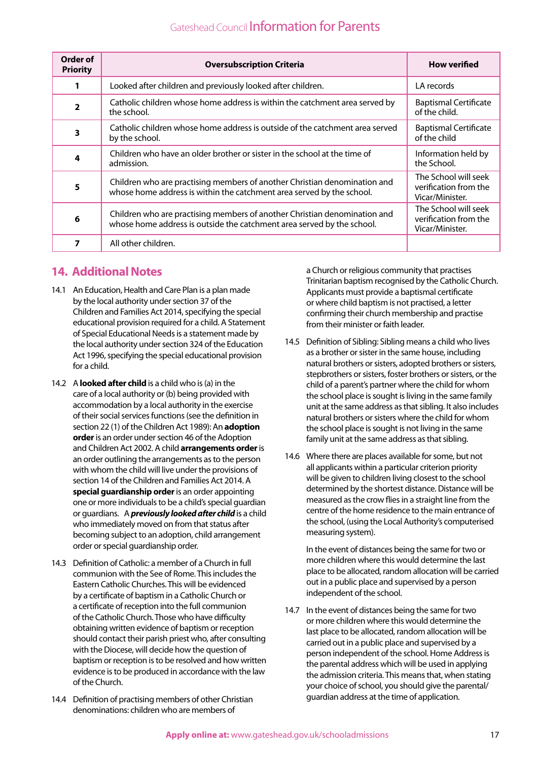| Order of Priority | Oversubscription Criteria | How verified |
|---|---|---|
| 1 | Looked after children and previously looked after children. | LA records |
| 2 | Catholic children whose home address is within the catchment area served by the school. | Baptismal Certificate of the child. |
| 3 | Catholic children whose home address is outside of the catchment area served by the school. | Baptismal Certificate of the child |
| 4 | Children who have an older brother or sister in the school at the time of admission. | Information held by the School. |
| 5 | Children who are practising members of another Christian denomination and whose home address is within the catchment area served by the school. | The School will seek verification from the Vicar/Minister. |
| 6 | Children who are practising members of another Christian denomination and whose home address is outside the catchment area served by the school. | The School will seek verification from the Vicar/Minister. |
| 7 | All other children. | |

## 14. Additional Notes

14.1 An Education, Health and Care Plan is a plan made by the local authority under section 37 of the Children and Families Act 2014, specifying the special educational provision required for a child. A Statement of Special Educational Needs is a statement made by the local authority under section 324 of the Education Act 1996, specifying the special educational provision for a child.

14.2 A **looked after child** is a child who is (a) in the care of a local authority or (b) being provided with accommodation by a local authority in the exercise of their social services functions (see the definition in section 22 (1) of the Children Act 1989): An **adoption order** is an order under section 46 of the Adoption and Children Act 2002. A child **arrangements order** is an order outlining the arrangements as to the person with whom the child will live under the provisions of section 14 of the Children and Families Act 2014. A **special guardianship order** is an order appointing one or more individuals to be a child's special guardian or guardians. A ***previously looked after child*** is a child who immediately moved on from that status after becoming subject to an adoption, child arrangement order or special guardianship order.

14.3 Definition of Catholic: a member of a Church in full communion with the See of Rome. This includes the Eastern Catholic Churches. This will be evidenced by a certificate of baptism in a Catholic Church or a certificate of reception into the full communion of the Catholic Church. Those who have difficulty obtaining written evidence of baptism or reception should contact their parish priest who, after consulting with the Diocese, will decide how the question of baptism or reception is to be resolved and how written evidence is to be produced in accordance with the law of the Church.

14.4 Definition of practising members of other Christian denominations: children who are members of a Church or religious community that practises Trinitarian baptism recognised by the Catholic Church. Applicants must provide a baptismal certificate or where child baptism is not practised, a letter confirming their church membership and practise from their minister or faith leader.

14.5 Definition of Sibling: Sibling means a child who lives as a brother or sister in the same house, including natural brothers or sisters, adopted brothers or sisters, stepbrothers or sisters, foster brothers or sisters, or the child of a parent's partner where the child for whom the school place is sought is living in the same family unit at the same address as that sibling. It also includes natural brothers or sisters where the child for whom the school place is sought is not living in the same family unit at the same address as that sibling.

14.6 Where there are places available for some, but not all applicants within a particular criterion priority will be given to children living closest to the school determined by the shortest distance. Distance will be measured as the crow flies in a straight line from the centre of the home residence to the main entrance of the school, (using the Local Authority's computerised measuring system).

In the event of distances being the same for two or more children where this would determine the last place to be allocated, random allocation will be carried out in a public place and supervised by a person independent of the school.

14.7 In the event of distances being the same for two or more children where this would determine the last place to be allocated, random allocation will be carried out in a public place and supervised by a person independent of the school. Home Address is the parental address which will be used in applying the admission criteria. This means that, when stating your choice of school, you should give the parental/guardian address at the time of application.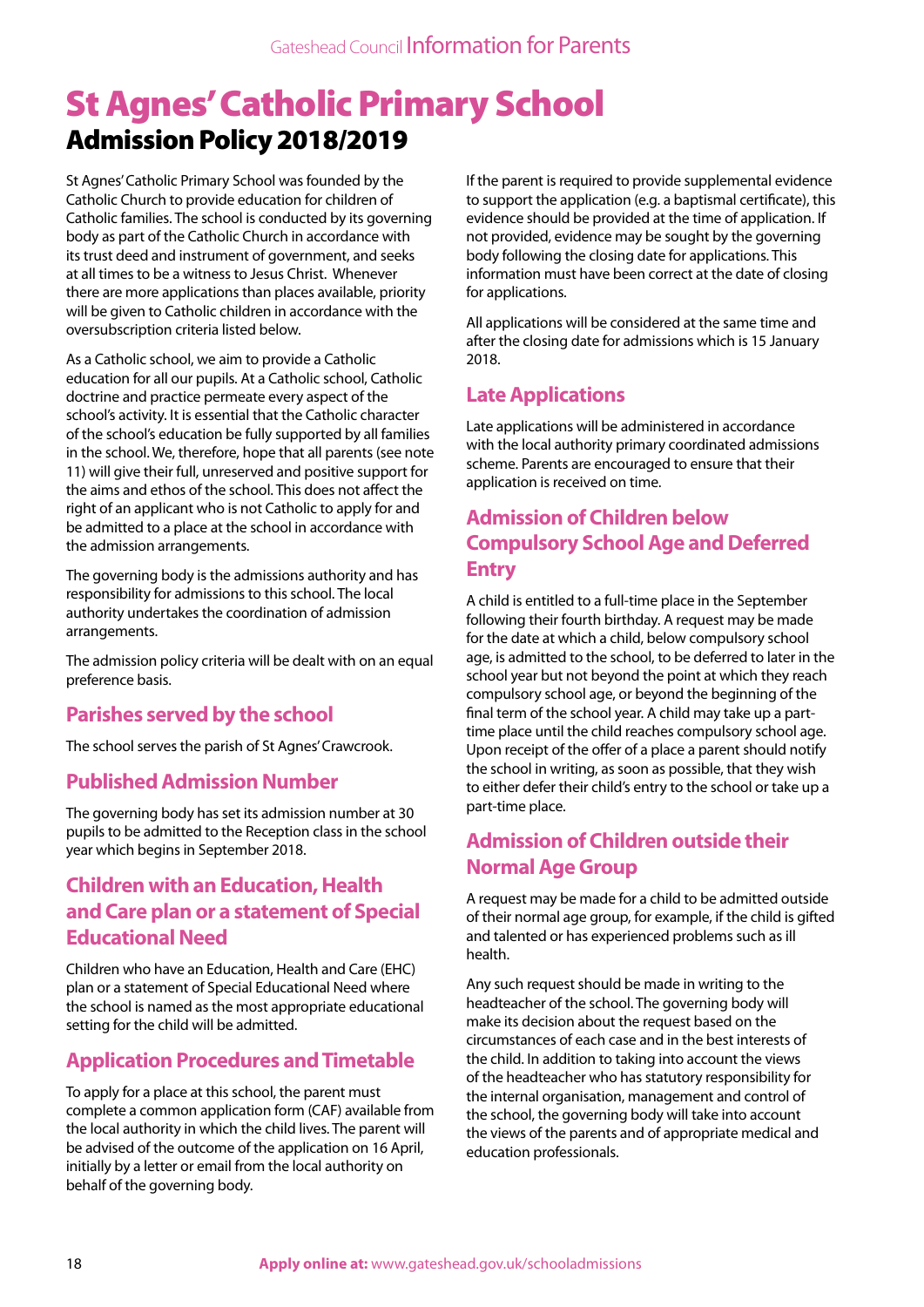# St Agnes' Catholic Primary School

## Admission Policy 2018/2019

St Agnes' Catholic Primary School was founded by the Catholic Church to provide education for children of Catholic families. The school is conducted by its governing body as part of the Catholic Church in accordance with its trust deed and instrument of government, and seeks at all times to be a witness to Jesus Christ. Whenever there are more applications than places available, priority will be given to Catholic children in accordance with the oversubscription criteria listed below.

As a Catholic school, we aim to provide a Catholic education for all our pupils. At a Catholic school, Catholic doctrine and practice permeate every aspect of the school's activity. It is essential that the Catholic character of the school's education be fully supported by all families in the school. We, therefore, hope that all parents (see note 11) will give their full, unreserved and positive support for the aims and ethos of the school. This does not affect the right of an applicant who is not Catholic to apply for and be admitted to a place at the school in accordance with the admission arrangements.

The governing body is the admissions authority and has responsibility for admissions to this school. The local authority undertakes the coordination of admission arrangements.

The admission policy criteria will be dealt with on an equal preference basis.

### Parishes served by the school

The school serves the parish of St Agnes' Crawcrook.

### Published Admission Number

The governing body has set its admission number at 30 pupils to be admitted to the Reception class in the school year which begins in September 2018.

### Children with an Education, Health and Care plan or a statement of Special Educational Need

Children who have an Education, Health and Care (EHC) plan or a statement of Special Educational Need where the school is named as the most appropriate educational setting for the child will be admitted.

### Application Procedures and Timetable

To apply for a place at this school, the parent must complete a common application form (CAF) available from the local authority in which the child lives. The parent will be advised of the outcome of the application on 16 April, initially by a letter or email from the local authority on behalf of the governing body.

If the parent is required to provide supplemental evidence to support the application (e.g. a baptismal certificate), this evidence should be provided at the time of application. If not provided, evidence may be sought by the governing body following the closing date for applications. This information must have been correct at the date of closing for applications.

All applications will be considered at the same time and after the closing date for admissions which is 15 January 2018.

### Late Applications

Late applications will be administered in accordance with the local authority primary coordinated admissions scheme. Parents are encouraged to ensure that their application is received on time.

### Admission of Children below Compulsory School Age and Deferred Entry

A child is entitled to a full-time place in the September following their fourth birthday. A request may be made for the date at which a child, below compulsory school age, is admitted to the school, to be deferred to later in the school year but not beyond the point at which they reach compulsory school age, or beyond the beginning of the final term of the school year. A child may take up a part-time place until the child reaches compulsory school age. Upon receipt of the offer of a place a parent should notify the school in writing, as soon as possible, that they wish to either defer their child's entry to the school or take up a part-time place.

### Admission of Children outside their Normal Age Group

A request may be made for a child to be admitted outside of their normal age group, for example, if the child is gifted and talented or has experienced problems such as ill health.

Any such request should be made in writing to the headteacher of the school. The governing body will make its decision about the request based on the circumstances of each case and in the best interests of the child. In addition to taking into account the views of the headteacher who has statutory responsibility for the internal organisation, management and control of the school, the governing body will take into account the views of the parents and of appropriate medical and education professionals.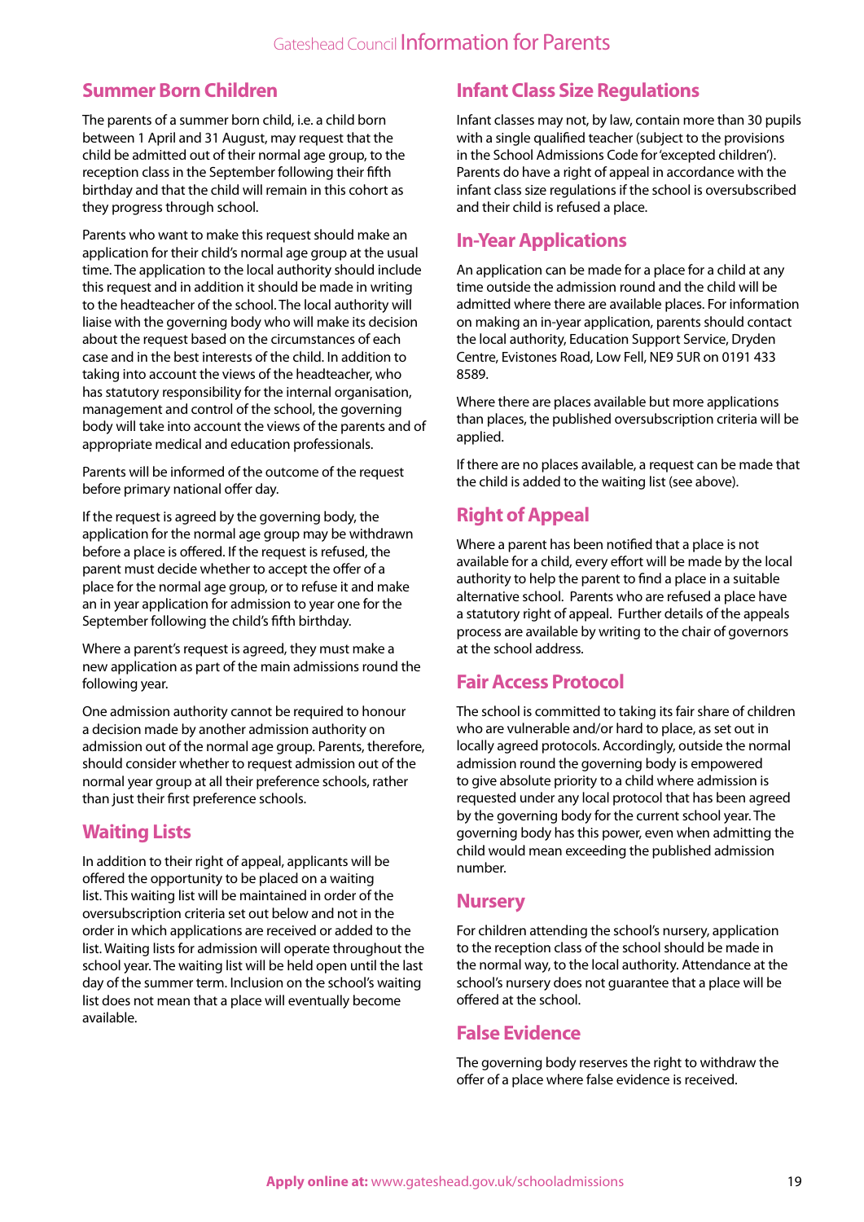## Summer Born Children

The parents of a summer born child, i.e. a child born between 1 April and 31 August, may request that the child be admitted out of their normal age group, to the reception class in the September following their fifth birthday and that the child will remain in this cohort as they progress through school.

Parents who want to make this request should make an application for their child's normal age group at the usual time. The application to the local authority should include this request and in addition it should be made in writing to the headteacher of the school. The local authority will liaise with the governing body who will make its decision about the request based on the circumstances of each case and in the best interests of the child. In addition to taking into account the views of the headteacher, who has statutory responsibility for the internal organisation, management and control of the school, the governing body will take into account the views of the parents and of appropriate medical and education professionals.

Parents will be informed of the outcome of the request before primary national offer day.

If the request is agreed by the governing body, the application for the normal age group may be withdrawn before a place is offered. If the request is refused, the parent must decide whether to accept the offer of a place for the normal age group, or to refuse it and make an in year application for admission to year one for the September following the child's fifth birthday.

Where a parent's request is agreed, they must make a new application as part of the main admissions round the following year.

One admission authority cannot be required to honour a decision made by another admission authority on admission out of the normal age group. Parents, therefore, should consider whether to request admission out of the normal year group at all their preference schools, rather than just their first preference schools.

## Waiting Lists

In addition to their right of appeal, applicants will be offered the opportunity to be placed on a waiting list. This waiting list will be maintained in order of the oversubscription criteria set out below and not in the order in which applications are received or added to the list. Waiting lists for admission will operate throughout the school year. The waiting list will be held open until the last day of the summer term. Inclusion on the school's waiting list does not mean that a place will eventually become available.

## Infant Class Size Regulations

Infant classes may not, by law, contain more than 30 pupils with a single qualified teacher (subject to the provisions in the School Admissions Code for 'excepted children'). Parents do have a right of appeal in accordance with the infant class size regulations if the school is oversubscribed and their child is refused a place.

## In-Year Applications

An application can be made for a place for a child at any time outside the admission round and the child will be admitted where there are available places. For information on making an in-year application, parents should contact the local authority, Education Support Service, Dryden Centre, Evistones Road, Low Fell, NE9 5UR on 0191 433 8589.

Where there are places available but more applications than places, the published oversubscription criteria will be applied.

If there are no places available, a request can be made that the child is added to the waiting list (see above).

## Right of Appeal

Where a parent has been notified that a place is not available for a child, every effort will be made by the local authority to help the parent to find a place in a suitable alternative school. Parents who are refused a place have a statutory right of appeal. Further details of the appeals process are available by writing to the chair of governors at the school address.

## Fair Access Protocol

The school is committed to taking its fair share of children who are vulnerable and/or hard to place, as set out in locally agreed protocols. Accordingly, outside the normal admission round the governing body is empowered to give absolute priority to a child where admission is requested under any local protocol that has been agreed by the governing body for the current school year. The governing body has this power, even when admitting the child would mean exceeding the published admission number.

## Nursery

For children attending the school's nursery, application to the reception class of the school should be made in the normal way, to the local authority. Attendance at the school's nursery does not guarantee that a place will be offered at the school.

## False Evidence

The governing body reserves the right to withdraw the offer of a place where false evidence is received.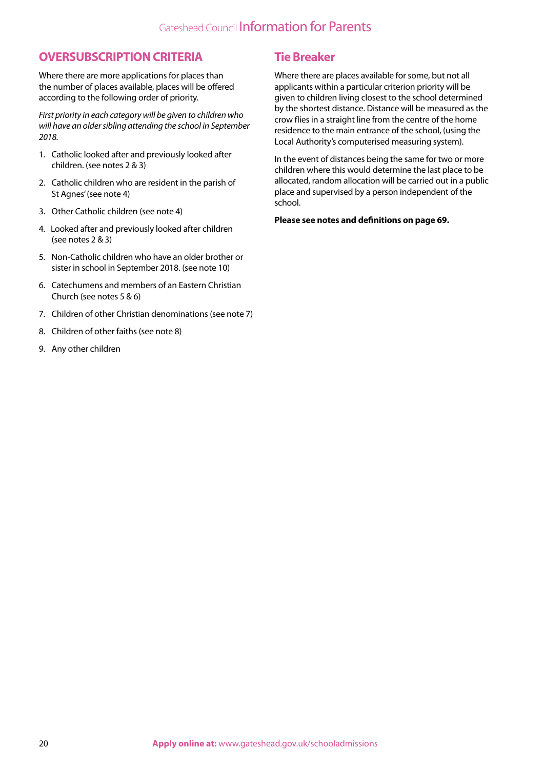## OVERSUBSCRIPTION CRITERIA

Where there are more applications for places than the number of places available, places will be offered according to the following order of priority.

*First priority in each category will be given to children who will have an older sibling attending the school in September 2018.*

1. Catholic looked after and previously looked after children. (see notes 2 & 3)
2. Catholic children who are resident in the parish of St Agnes' (see note 4)
3. Other Catholic children (see note 4)
4. Looked after and previously looked after children (see notes 2 & 3)
5. Non-Catholic children who have an older brother or sister in school in September 2018. (see note 10)
6. Catechumens and members of an Eastern Christian Church (see notes 5 & 6)
7. Children of other Christian denominations (see note 7)
8. Children of other faiths (see note 8)
9. Any other children

## Tie Breaker

Where there are places available for some, but not all applicants within a particular criterion priority will be given to children living closest to the school determined by the shortest distance. Distance will be measured as the crow flies in a straight line from the centre of the home residence to the main entrance of the school, (using the Local Authority's computerised measuring system).

In the event of distances being the same for two or more children where this would determine the last place to be allocated, random allocation will be carried out in a public place and supervised by a person independent of the school.

**Please see notes and definitions on page 69.**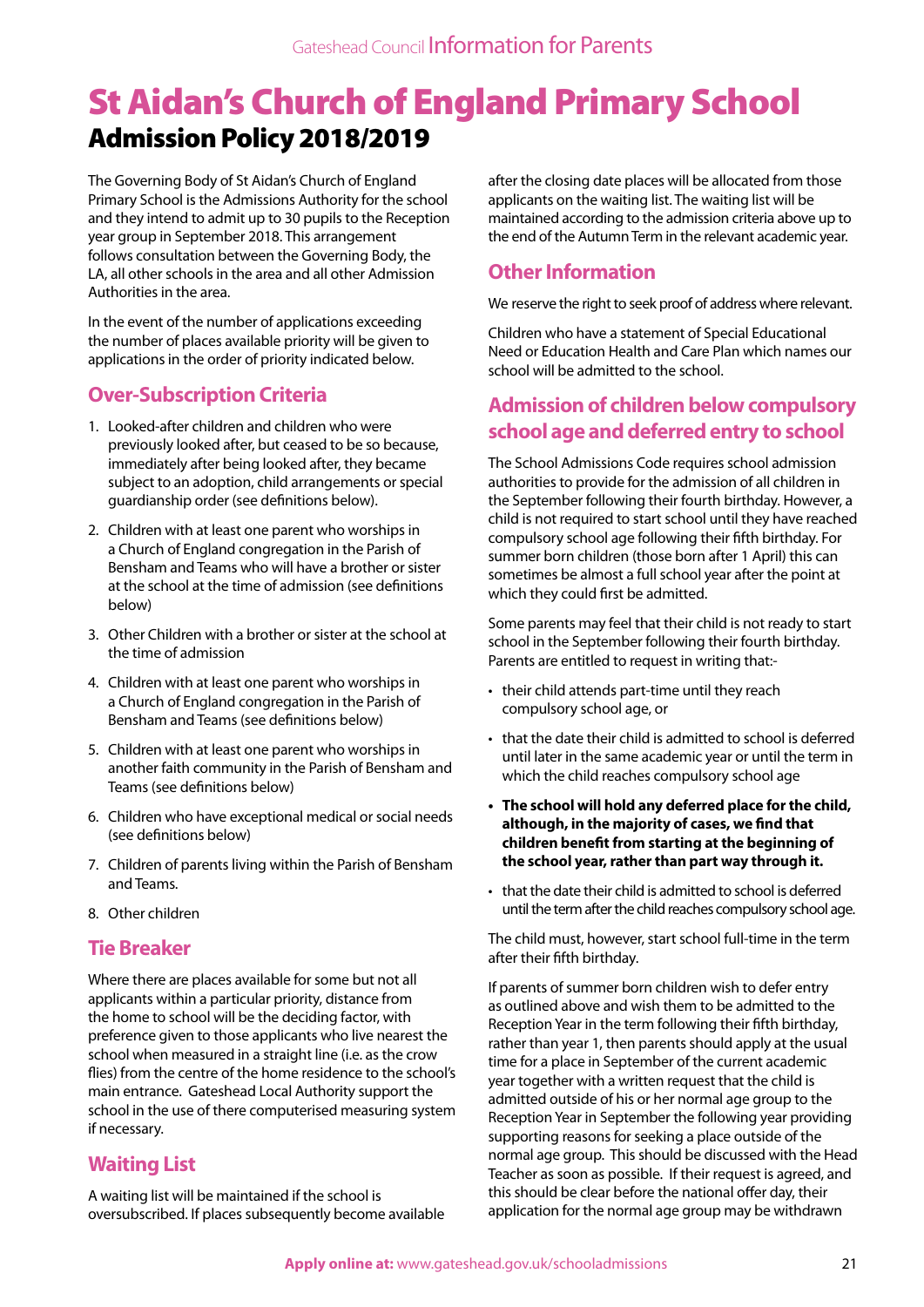# St Aidan's Church of England Primary School

## Admission Policy 2018/2019

The Governing Body of St Aidan's Church of England Primary School is the Admissions Authority for the school and they intend to admit up to 30 pupils to the Reception year group in September 2018. This arrangement follows consultation between the Governing Body, the LA, all other schools in the area and all other Admission Authorities in the area.

In the event of the number of applications exceeding the number of places available priority will be given to applications in the order of priority indicated below.

### Over-Subscription Criteria

1. Looked-after children and children who were previously looked after, but ceased to be so because, immediately after being looked after, they became subject to an adoption, child arrangements or special guardianship order (see definitions below).
2. Children with at least one parent who worships in a Church of England congregation in the Parish of Bensham and Teams who will have a brother or sister at the school at the time of admission (see definitions below)
3. Other Children with a brother or sister at the school at the time of admission
4. Children with at least one parent who worships in a Church of England congregation in the Parish of Bensham and Teams (see definitions below)
5. Children with at least one parent who worships in another faith community in the Parish of Bensham and Teams (see definitions below)
6. Children who have exceptional medical or social needs (see definitions below)
7. Children of parents living within the Parish of Bensham and Teams.
8. Other children

### Tie Breaker

Where there are places available for some but not all applicants within a particular priority, distance from the home to school will be the deciding factor, with preference given to those applicants who live nearest the school when measured in a straight line (i.e. as the crow flies) from the centre of the home residence to the school's main entrance. Gateshead Local Authority support the school in the use of there computerised measuring system if necessary.

### Waiting List

A waiting list will be maintained if the school is oversubscribed. If places subsequently become available after the closing date places will be allocated from those applicants on the waiting list. The waiting list will be maintained according to the admission criteria above up to the end of the Autumn Term in the relevant academic year.

### Other Information

We reserve the right to seek proof of address where relevant.

Children who have a statement of Special Educational Need or Education Health and Care Plan which names our school will be admitted to the school.

### Admission of children below compulsory school age and deferred entry to school

The School Admissions Code requires school admission authorities to provide for the admission of all children in the September following their fourth birthday. However, a child is not required to start school until they have reached compulsory school age following their fifth birthday. For summer born children (those born after 1 April) this can sometimes be almost a full school year after the point at which they could first be admitted.

Some parents may feel that their child is not ready to start school in the September following their fourth birthday. Parents are entitled to request in writing that:-

- their child attends part-time until they reach compulsory school age, or
- that the date their child is admitted to school is deferred until later in the same academic year or until the term in which the child reaches compulsory school age
- **The school will hold any deferred place for the child, although, in the majority of cases, we find that children benefit from starting at the beginning of the school year, rather than part way through it.**
- that the date their child is admitted to school is deferred until the term after the child reaches compulsory school age.

The child must, however, start school full-time in the term after their fifth birthday.

If parents of summer born children wish to defer entry as outlined above and wish them to be admitted to the Reception Year in the term following their fifth birthday, rather than year 1, then parents should apply at the usual time for a place in September of the current academic year together with a written request that the child is admitted outside of his or her normal age group to the Reception Year in September the following year providing supporting reasons for seeking a place outside of the normal age group. This should be discussed with the Head Teacher as soon as possible. If their request is agreed, and this should be clear before the national offer day, their application for the normal age group may be withdrawn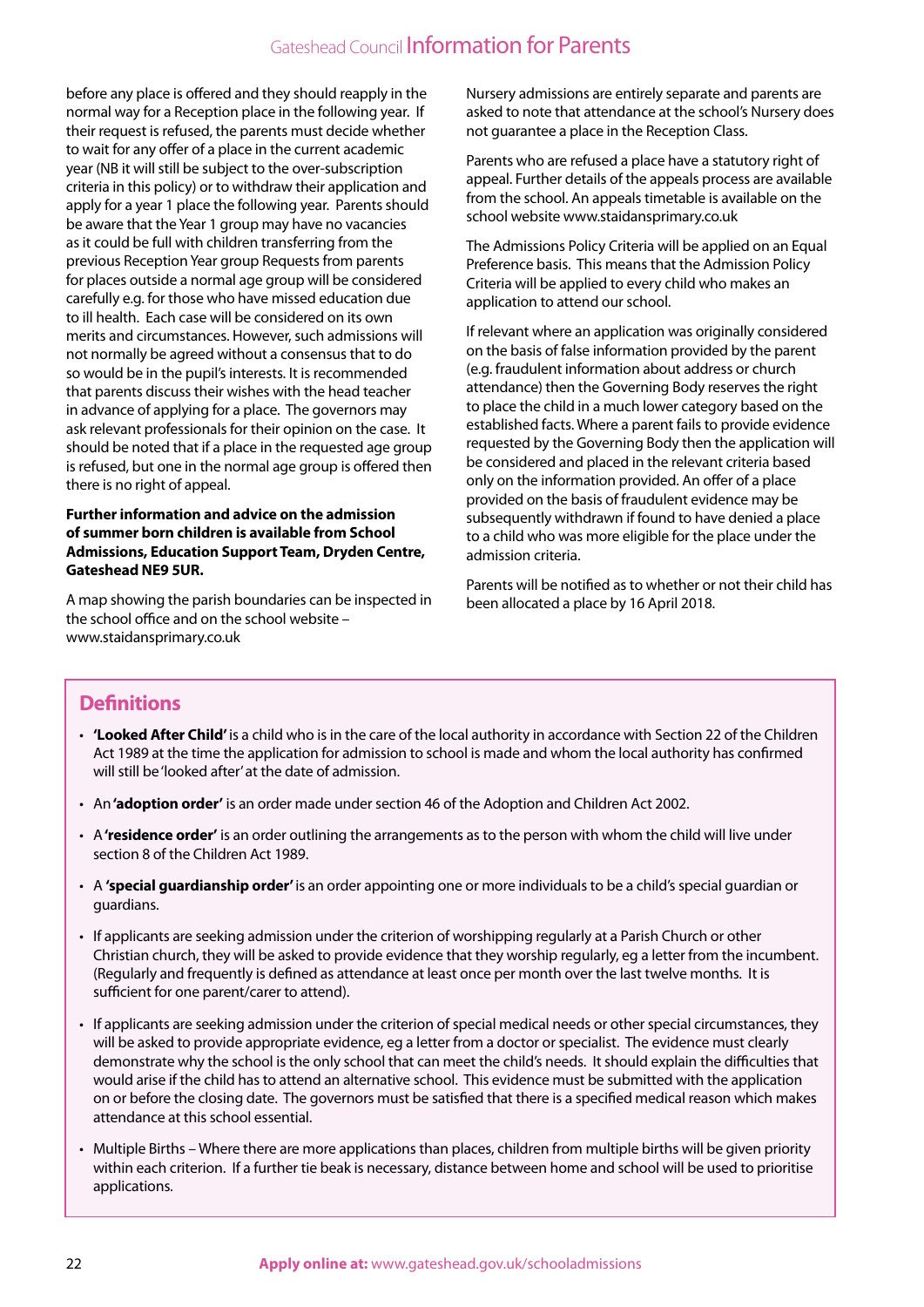before any place is offered and they should reapply in the normal way for a Reception place in the following year. If their request is refused, the parents must decide whether to wait for any offer of a place in the current academic year (NB it will still be subject to the over-subscription criteria in this policy) or to withdraw their application and apply for a year 1 place the following year. Parents should be aware that the Year 1 group may have no vacancies as it could be full with children transferring from the previous Reception Year group Requests from parents for places outside a normal age group will be considered carefully e.g. for those who have missed education due to ill health. Each case will be considered on its own merits and circumstances. However, such admissions will not normally be agreed without a consensus that to do so would be in the pupil's interests. It is recommended that parents discuss their wishes with the head teacher in advance of applying for a place. The governors may ask relevant professionals for their opinion on the case. It should be noted that if a place in the requested age group is refused, but one in the normal age group is offered then there is no right of appeal.

**Further information and advice on the admission of summer born children is available from School Admissions, Education Support Team, Dryden Centre, Gateshead NE9 5UR.**

A map showing the parish boundaries can be inspected in the school office and on the school website – www.staidansprimary.co.uk

Nursery admissions are entirely separate and parents are asked to note that attendance at the school's Nursery does not guarantee a place in the Reception Class.

Parents who are refused a place have a statutory right of appeal. Further details of the appeals process are available from the school. An appeals timetable is available on the school website www.staidansprimary.co.uk

The Admissions Policy Criteria will be applied on an Equal Preference basis. This means that the Admission Policy Criteria will be applied to every child who makes an application to attend our school.

If relevant where an application was originally considered on the basis of false information provided by the parent (e.g. fraudulent information about address or church attendance) then the Governing Body reserves the right to place the child in a much lower category based on the established facts. Where a parent fails to provide evidence requested by the Governing Body then the application will be considered and placed in the relevant criteria based only on the information provided. An offer of a place provided on the basis of fraudulent evidence may be subsequently withdrawn if found to have denied a place to a child who was more eligible for the place under the admission criteria.

Parents will be notified as to whether or not their child has been allocated a place by 16 April 2018.

## Definitions

- **'Looked After Child'** is a child who is in the care of the local authority in accordance with Section 22 of the Children Act 1989 at the time the application for admission to school is made and whom the local authority has confirmed will still be 'looked after' at the date of admission.
- An **'adoption order'** is an order made under section 46 of the Adoption and Children Act 2002.
- A **'residence order'** is an order outlining the arrangements as to the person with whom the child will live under section 8 of the Children Act 1989.
- A **'special guardianship order'** is an order appointing one or more individuals to be a child's special guardian or guardians.
- If applicants are seeking admission under the criterion of worshipping regularly at a Parish Church or other Christian church, they will be asked to provide evidence that they worship regularly, eg a letter from the incumbent. (Regularly and frequently is defined as attendance at least once per month over the last twelve months. It is sufficient for one parent/carer to attend).
- If applicants are seeking admission under the criterion of special medical needs or other special circumstances, they will be asked to provide appropriate evidence, eg a letter from a doctor or specialist. The evidence must clearly demonstrate why the school is the only school that can meet the child's needs. It should explain the difficulties that would arise if the child has to attend an alternative school. This evidence must be submitted with the application on or before the closing date. The governors must be satisfied that there is a specified medical reason which makes attendance at this school essential.
- Multiple Births – Where there are more applications than places, children from multiple births will be given priority within each criterion. If a further tie beak is necessary, distance between home and school will be used to prioritise applications.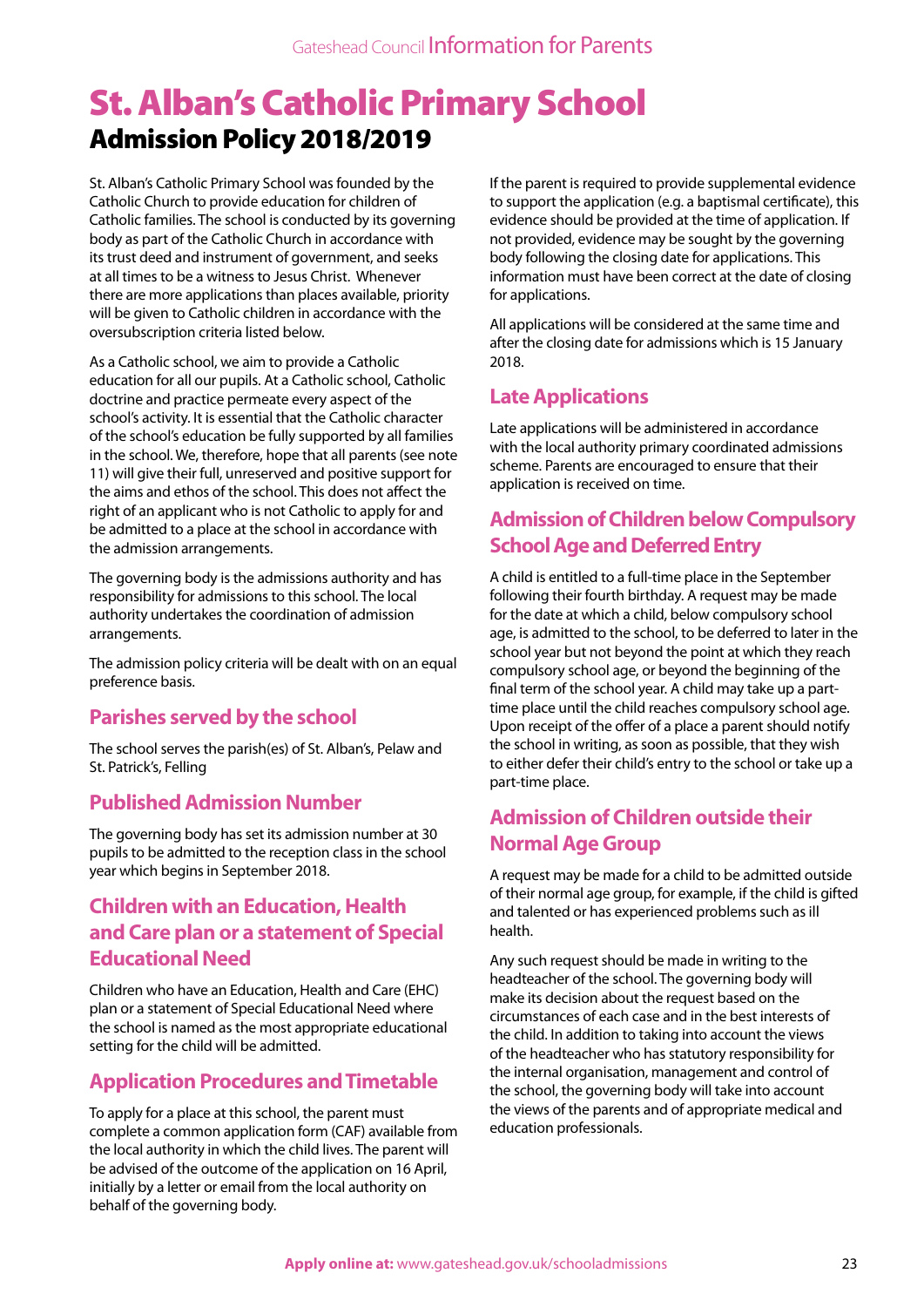# St. Alban's Catholic Primary School

## Admission Policy 2018/2019

St. Alban's Catholic Primary School was founded by the Catholic Church to provide education for children of Catholic families. The school is conducted by its governing body as part of the Catholic Church in accordance with its trust deed and instrument of government, and seeks at all times to be a witness to Jesus Christ. Whenever there are more applications than places available, priority will be given to Catholic children in accordance with the oversubscription criteria listed below.

As a Catholic school, we aim to provide a Catholic education for all our pupils. At a Catholic school, Catholic doctrine and practice permeate every aspect of the school's activity. It is essential that the Catholic character of the school's education be fully supported by all families in the school. We, therefore, hope that all parents (see note 11) will give their full, unreserved and positive support for the aims and ethos of the school. This does not affect the right of an applicant who is not Catholic to apply for and be admitted to a place at the school in accordance with the admission arrangements.

The governing body is the admissions authority and has responsibility for admissions to this school. The local authority undertakes the coordination of admission arrangements.

The admission policy criteria will be dealt with on an equal preference basis.

### Parishes served by the school

The school serves the parish(es) of St. Alban's, Pelaw and St. Patrick's, Felling

### Published Admission Number

The governing body has set its admission number at 30 pupils to be admitted to the reception class in the school year which begins in September 2018.

### Children with an Education, Health and Care plan or a statement of Special Educational Need

Children who have an Education, Health and Care (EHC) plan or a statement of Special Educational Need where the school is named as the most appropriate educational setting for the child will be admitted.

### Application Procedures and Timetable

To apply for a place at this school, the parent must complete a common application form (CAF) available from the local authority in which the child lives. The parent will be advised of the outcome of the application on 16 April, initially by a letter or email from the local authority on behalf of the governing body.

If the parent is required to provide supplemental evidence to support the application (e.g. a baptismal certificate), this evidence should be provided at the time of application. If not provided, evidence may be sought by the governing body following the closing date for applications. This information must have been correct at the date of closing for applications.

All applications will be considered at the same time and after the closing date for admissions which is 15 January 2018.

### Late Applications

Late applications will be administered in accordance with the local authority primary coordinated admissions scheme. Parents are encouraged to ensure that their application is received on time.

### Admission of Children below Compulsory School Age and Deferred Entry

A child is entitled to a full-time place in the September following their fourth birthday. A request may be made for the date at which a child, below compulsory school age, is admitted to the school, to be deferred to later in the school year but not beyond the point at which they reach compulsory school age, or beyond the beginning of the final term of the school year. A child may take up a part-time place until the child reaches compulsory school age. Upon receipt of the offer of a place a parent should notify the school in writing, as soon as possible, that they wish to either defer their child's entry to the school or take up a part-time place.

### Admission of Children outside their Normal Age Group

A request may be made for a child to be admitted outside of their normal age group, for example, if the child is gifted and talented or has experienced problems such as ill health.

Any such request should be made in writing to the headteacher of the school. The governing body will make its decision about the request based on the circumstances of each case and in the best interests of the child. In addition to taking into account the views of the headteacher who has statutory responsibility for the internal organisation, management and control of the school, the governing body will take into account the views of the parents and of appropriate medical and education professionals.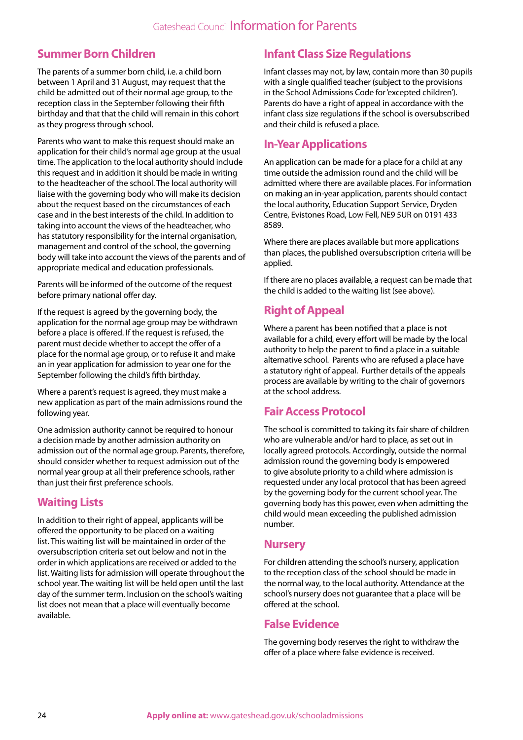## Summer Born Children

The parents of a summer born child, i.e. a child born between 1 April and 31 August, may request that the child be admitted out of their normal age group, to the reception class in the September following their fifth birthday and that that the child will remain in this cohort as they progress through school.

Parents who want to make this request should make an application for their child's normal age group at the usual time. The application to the local authority should include this request and in addition it should be made in writing to the headteacher of the school. The local authority will liaise with the governing body who will make its decision about the request based on the circumstances of each case and in the best interests of the child. In addition to taking into account the views of the headteacher, who has statutory responsibility for the internal organisation, management and control of the school, the governing body will take into account the views of the parents and of appropriate medical and education professionals.

Parents will be informed of the outcome of the request before primary national offer day.

If the request is agreed by the governing body, the application for the normal age group may be withdrawn before a place is offered. If the request is refused, the parent must decide whether to accept the offer of a place for the normal age group, or to refuse it and make an in year application for admission to year one for the September following the child's fifth birthday.

Where a parent's request is agreed, they must make a new application as part of the main admissions round the following year.

One admission authority cannot be required to honour a decision made by another admission authority on admission out of the normal age group. Parents, therefore, should consider whether to request admission out of the normal year group at all their preference schools, rather than just their first preference schools.

## Waiting Lists

In addition to their right of appeal, applicants will be offered the opportunity to be placed on a waiting list. This waiting list will be maintained in order of the oversubscription criteria set out below and not in the order in which applications are received or added to the list. Waiting lists for admission will operate throughout the school year. The waiting list will be held open until the last day of the summer term. Inclusion on the school's waiting list does not mean that a place will eventually become available.

## Infant Class Size Regulations

Infant classes may not, by law, contain more than 30 pupils with a single qualified teacher (subject to the provisions in the School Admissions Code for 'excepted children'). Parents do have a right of appeal in accordance with the infant class size regulations if the school is oversubscribed and their child is refused a place.

## In-Year Applications

An application can be made for a place for a child at any time outside the admission round and the child will be admitted where there are available places. For information on making an in-year application, parents should contact the local authority, Education Support Service, Dryden Centre, Evistones Road, Low Fell, NE9 5UR on 0191 433 8589.

Where there are places available but more applications than places, the published oversubscription criteria will be applied.

If there are no places available, a request can be made that the child is added to the waiting list (see above).

## Right of Appeal

Where a parent has been notified that a place is not available for a child, every effort will be made by the local authority to help the parent to find a place in a suitable alternative school. Parents who are refused a place have a statutory right of appeal. Further details of the appeals process are available by writing to the chair of governors at the school address.

## Fair Access Protocol

The school is committed to taking its fair share of children who are vulnerable and/or hard to place, as set out in locally agreed protocols. Accordingly, outside the normal admission round the governing body is empowered to give absolute priority to a child where admission is requested under any local protocol that has been agreed by the governing body for the current school year. The governing body has this power, even when admitting the child would mean exceeding the published admission number.

## Nursery

For children attending the school's nursery, application to the reception class of the school should be made in the normal way, to the local authority. Attendance at the school's nursery does not guarantee that a place will be offered at the school.

## False Evidence

The governing body reserves the right to withdraw the offer of a place where false evidence is received.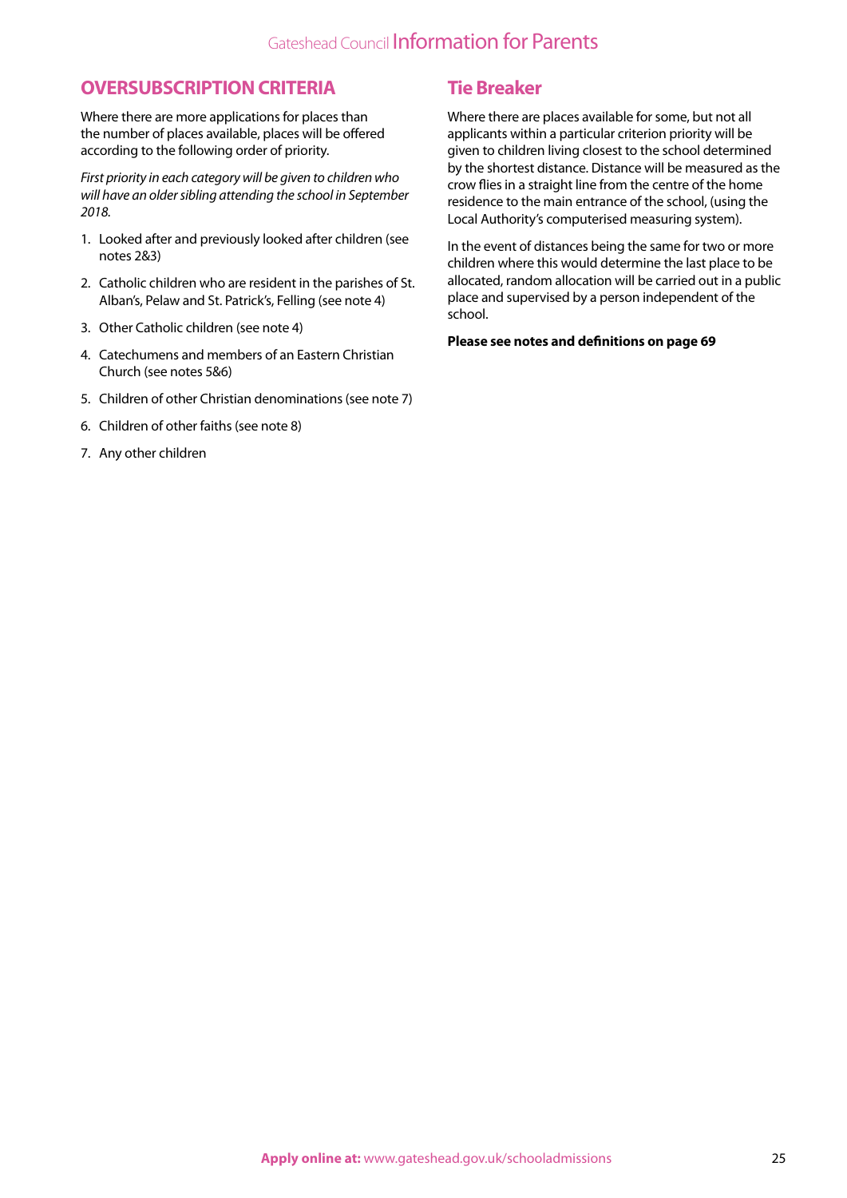## OVERSUBSCRIPTION CRITERIA

Where there are more applications for places than the number of places available, places will be offered according to the following order of priority.

*First priority in each category will be given to children who will have an older sibling attending the school in September 2018.*

1. Looked after and previously looked after children (see notes 2&3)
2. Catholic children who are resident in the parishes of St. Alban's, Pelaw and St. Patrick's, Felling (see note 4)
3. Other Catholic children (see note 4)
4. Catechumens and members of an Eastern Christian Church (see notes 5&6)
5. Children of other Christian denominations (see note 7)
6. Children of other faiths (see note 8)
7. Any other children

## Tie Breaker

Where there are places available for some, but not all applicants within a particular criterion priority will be given to children living closest to the school determined by the shortest distance. Distance will be measured as the crow flies in a straight line from the centre of the home residence to the main entrance of the school, (using the Local Authority's computerised measuring system).

In the event of distances being the same for two or more children where this would determine the last place to be allocated, random allocation will be carried out in a public place and supervised by a person independent of the school.

**Please see notes and definitions on page 69**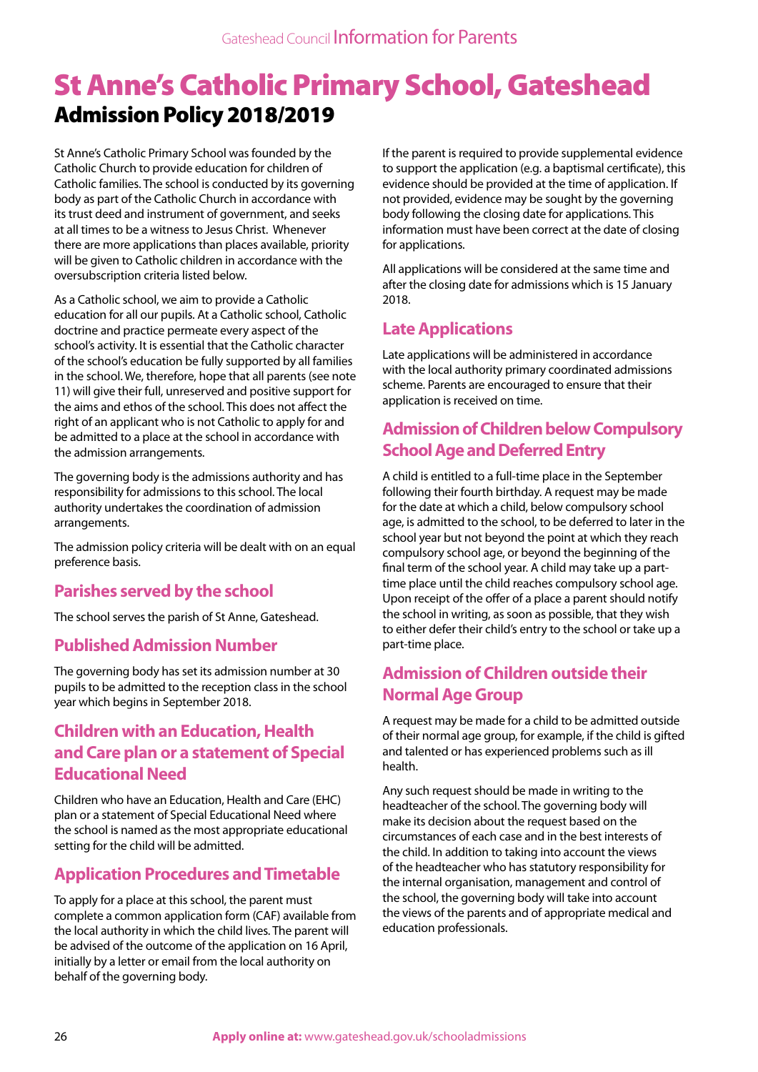# St Anne's Catholic Primary School, Gateshead

## Admission Policy 2018/2019

St Anne's Catholic Primary School was founded by the Catholic Church to provide education for children of Catholic families. The school is conducted by its governing body as part of the Catholic Church in accordance with its trust deed and instrument of government, and seeks at all times to be a witness to Jesus Christ. Whenever there are more applications than places available, priority will be given to Catholic children in accordance with the oversubscription criteria listed below.

As a Catholic school, we aim to provide a Catholic education for all our pupils. At a Catholic school, Catholic doctrine and practice permeate every aspect of the school's activity. It is essential that the Catholic character of the school's education be fully supported by all families in the school. We, therefore, hope that all parents (see note 11) will give their full, unreserved and positive support for the aims and ethos of the school. This does not affect the right of an applicant who is not Catholic to apply for and be admitted to a place at the school in accordance with the admission arrangements.

The governing body is the admissions authority and has responsibility for admissions to this school. The local authority undertakes the coordination of admission arrangements.

The admission policy criteria will be dealt with on an equal preference basis.

### Parishes served by the school

The school serves the parish of St Anne, Gateshead.

### Published Admission Number

The governing body has set its admission number at 30 pupils to be admitted to the reception class in the school year which begins in September 2018.

### Children with an Education, Health and Care plan or a statement of Special Educational Need

Children who have an Education, Health and Care (EHC) plan or a statement of Special Educational Need where the school is named as the most appropriate educational setting for the child will be admitted.

### Application Procedures and Timetable

To apply for a place at this school, the parent must complete a common application form (CAF) available from the local authority in which the child lives. The parent will be advised of the outcome of the application on 16 April, initially by a letter or email from the local authority on behalf of the governing body.

If the parent is required to provide supplemental evidence to support the application (e.g. a baptismal certificate), this evidence should be provided at the time of application. If not provided, evidence may be sought by the governing body following the closing date for applications. This information must have been correct at the date of closing for applications.

All applications will be considered at the same time and after the closing date for admissions which is 15 January 2018.

### Late Applications

Late applications will be administered in accordance with the local authority primary coordinated admissions scheme. Parents are encouraged to ensure that their application is received on time.

### Admission of Children below Compulsory School Age and Deferred Entry

A child is entitled to a full-time place in the September following their fourth birthday. A request may be made for the date at which a child, below compulsory school age, is admitted to the school, to be deferred to later in the school year but not beyond the point at which they reach compulsory school age, or beyond the beginning of the final term of the school year. A child may take up a part-time place until the child reaches compulsory school age. Upon receipt of the offer of a place a parent should notify the school in writing, as soon as possible, that they wish to either defer their child's entry to the school or take up a part-time place.

### Admission of Children outside their Normal Age Group

A request may be made for a child to be admitted outside of their normal age group, for example, if the child is gifted and talented or has experienced problems such as ill health.

Any such request should be made in writing to the headteacher of the school. The governing body will make its decision about the request based on the circumstances of each case and in the best interests of the child. In addition to taking into account the views of the headteacher who has statutory responsibility for the internal organisation, management and control of the school, the governing body will take into account the views of the parents and of appropriate medical and education professionals.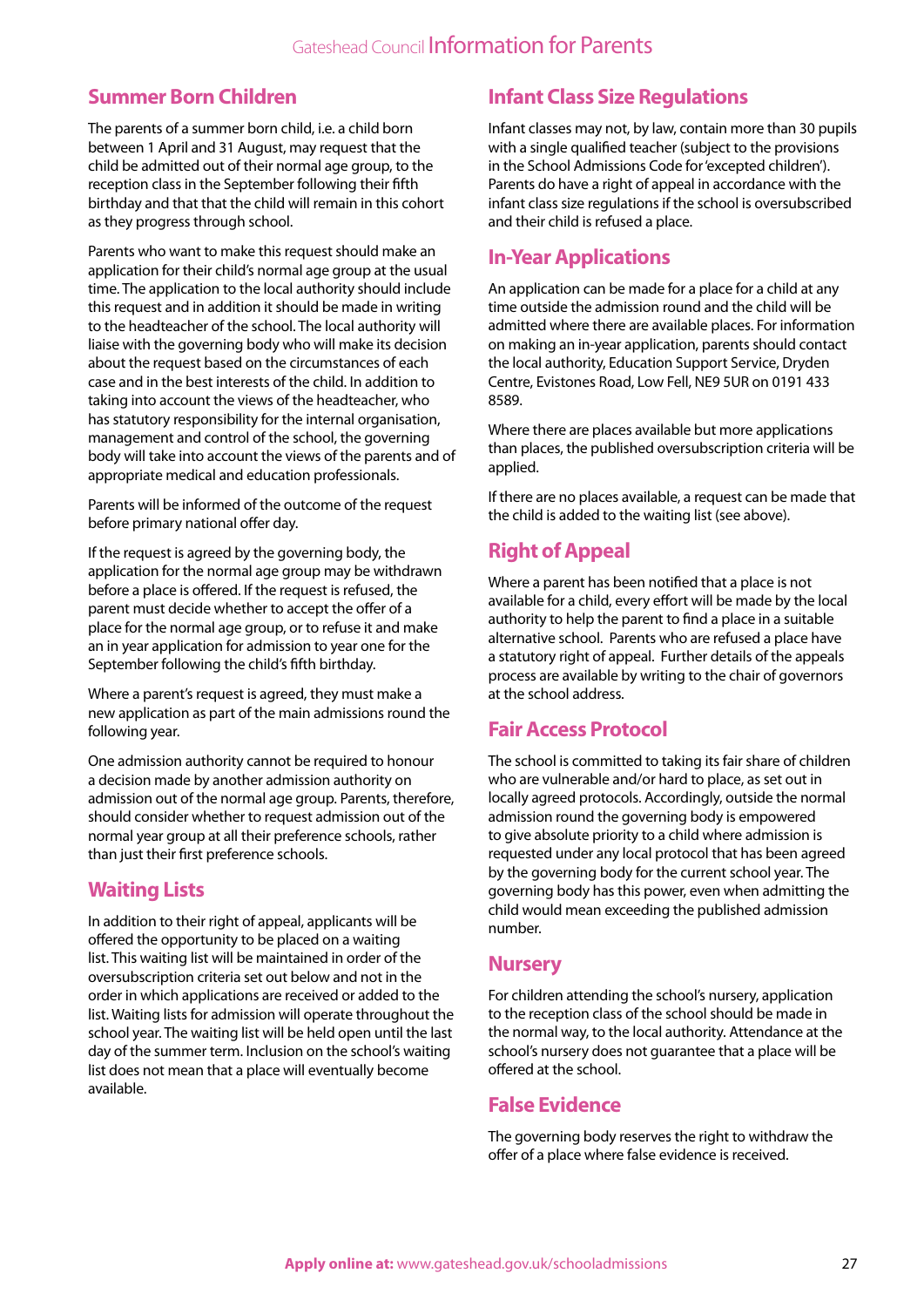## Summer Born Children

The parents of a summer born child, i.e. a child born between 1 April and 31 August, may request that the child be admitted out of their normal age group, to the reception class in the September following their fifth birthday and that that the child will remain in this cohort as they progress through school.

Parents who want to make this request should make an application for their child's normal age group at the usual time. The application to the local authority should include this request and in addition it should be made in writing to the headteacher of the school. The local authority will liaise with the governing body who will make its decision about the request based on the circumstances of each case and in the best interests of the child. In addition to taking into account the views of the headteacher, who has statutory responsibility for the internal organisation, management and control of the school, the governing body will take into account the views of the parents and of appropriate medical and education professionals.

Parents will be informed of the outcome of the request before primary national offer day.

If the request is agreed by the governing body, the application for the normal age group may be withdrawn before a place is offered. If the request is refused, the parent must decide whether to accept the offer of a place for the normal age group, or to refuse it and make an in year application for admission to year one for the September following the child's fifth birthday.

Where a parent's request is agreed, they must make a new application as part of the main admissions round the following year.

One admission authority cannot be required to honour a decision made by another admission authority on admission out of the normal age group. Parents, therefore, should consider whether to request admission out of the normal year group at all their preference schools, rather than just their first preference schools.

## Waiting Lists

In addition to their right of appeal, applicants will be offered the opportunity to be placed on a waiting list. This waiting list will be maintained in order of the oversubscription criteria set out below and not in the order in which applications are received or added to the list. Waiting lists for admission will operate throughout the school year. The waiting list will be held open until the last day of the summer term. Inclusion on the school's waiting list does not mean that a place will eventually become available.

## Infant Class Size Regulations

Infant classes may not, by law, contain more than 30 pupils with a single qualified teacher (subject to the provisions in the School Admissions Code for 'excepted children'). Parents do have a right of appeal in accordance with the infant class size regulations if the school is oversubscribed and their child is refused a place.

## In-Year Applications

An application can be made for a place for a child at any time outside the admission round and the child will be admitted where there are available places. For information on making an in-year application, parents should contact the local authority, Education Support Service, Dryden Centre, Evistones Road, Low Fell, NE9 5UR on 0191 433 8589.

Where there are places available but more applications than places, the published oversubscription criteria will be applied.

If there are no places available, a request can be made that the child is added to the waiting list (see above).

## Right of Appeal

Where a parent has been notified that a place is not available for a child, every effort will be made by the local authority to help the parent to find a place in a suitable alternative school. Parents who are refused a place have a statutory right of appeal. Further details of the appeals process are available by writing to the chair of governors at the school address.

## Fair Access Protocol

The school is committed to taking its fair share of children who are vulnerable and/or hard to place, as set out in locally agreed protocols. Accordingly, outside the normal admission round the governing body is empowered to give absolute priority to a child where admission is requested under any local protocol that has been agreed by the governing body for the current school year. The governing body has this power, even when admitting the child would mean exceeding the published admission number.

## Nursery

For children attending the school's nursery, application to the reception class of the school should be made in the normal way, to the local authority. Attendance at the school's nursery does not guarantee that a place will be offered at the school.

## False Evidence

The governing body reserves the right to withdraw the offer of a place where false evidence is received.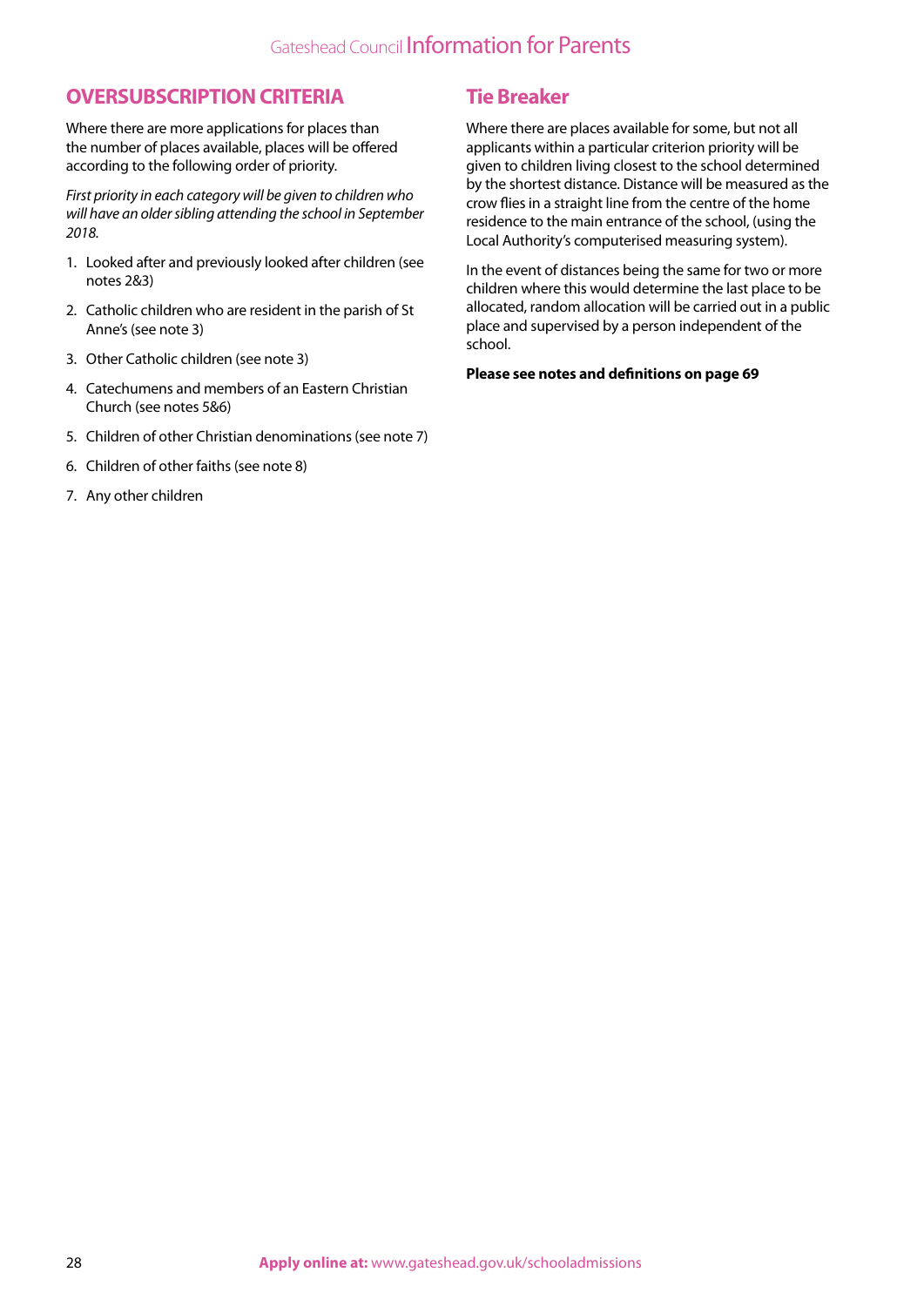## OVERSUBSCRIPTION CRITERIA

Where there are more applications for places than the number of places available, places will be offered according to the following order of priority.

*First priority in each category will be given to children who will have an older sibling attending the school in September 2018.*

1. Looked after and previously looked after children (see notes 2&3)
2. Catholic children who are resident in the parish of St Anne's (see note 3)
3. Other Catholic children (see note 3)
4. Catechumens and members of an Eastern Christian Church (see notes 5&6)
5. Children of other Christian denominations (see note 7)
6. Children of other faiths (see note 8)
7. Any other children

## Tie Breaker

Where there are places available for some, but not all applicants within a particular criterion priority will be given to children living closest to the school determined by the shortest distance. Distance will be measured as the crow flies in a straight line from the centre of the home residence to the main entrance of the school, (using the Local Authority's computerised measuring system).

In the event of distances being the same for two or more children where this would determine the last place to be allocated, random allocation will be carried out in a public place and supervised by a person independent of the school.

**Please see notes and definitions on page 69**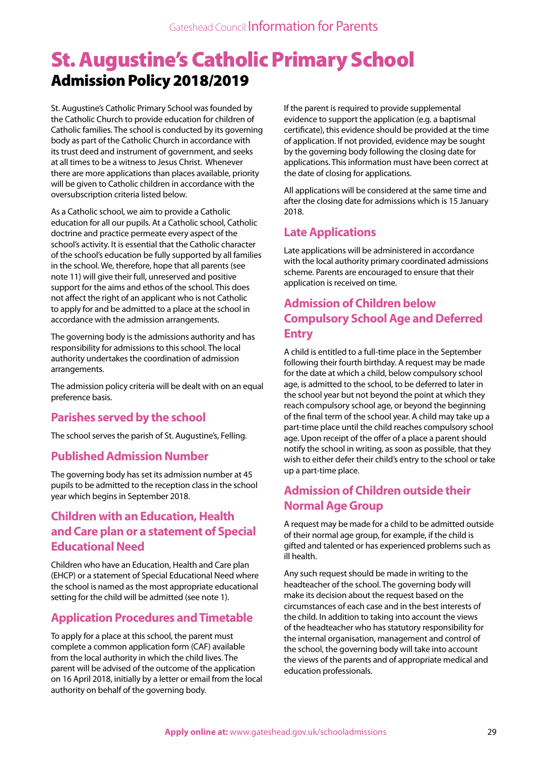# St. Augustine's Catholic Primary School

## Admission Policy 2018/2019

St. Augustine's Catholic Primary School was founded by the Catholic Church to provide education for children of Catholic families. The school is conducted by its governing body as part of the Catholic Church in accordance with its trust deed and instrument of government, and seeks at all times to be a witness to Jesus Christ. Whenever there are more applications than places available, priority will be given to Catholic children in accordance with the oversubscription criteria listed below.

As a Catholic school, we aim to provide a Catholic education for all our pupils. At a Catholic school, Catholic doctrine and practice permeate every aspect of the school's activity. It is essential that the Catholic character of the school's education be fully supported by all families in the school. We, therefore, hope that all parents (see note 11) will give their full, unreserved and positive support for the aims and ethos of the school. This does not affect the right of an applicant who is not Catholic to apply for and be admitted to a place at the school in accordance with the admission arrangements.

The governing body is the admissions authority and has responsibility for admissions to this school. The local authority undertakes the coordination of admission arrangements.

The admission policy criteria will be dealt with on an equal preference basis.

### Parishes served by the school

The school serves the parish of St. Augustine's, Felling.

### Published Admission Number

The governing body has set its admission number at 45 pupils to be admitted to the reception class in the school year which begins in September 2018.

### Children with an Education, Health and Care plan or a statement of Special Educational Need

Children who have an Education, Health and Care plan (EHCP) or a statement of Special Educational Need where the school is named as the most appropriate educational setting for the child will be admitted (see note 1).

### Application Procedures and Timetable

To apply for a place at this school, the parent must complete a common application form (CAF) available from the local authority in which the child lives. The parent will be advised of the outcome of the application on 16 April 2018, initially by a letter or email from the local authority on behalf of the governing body.

If the parent is required to provide supplemental evidence to support the application (e.g. a baptismal certificate), this evidence should be provided at the time of application. If not provided, evidence may be sought by the governing body following the closing date for applications. This information must have been correct at the date of closing for applications.

All applications will be considered at the same time and after the closing date for admissions which is 15 January 2018.

### Late Applications

Late applications will be administered in accordance with the local authority primary coordinated admissions scheme. Parents are encouraged to ensure that their application is received on time.

### Admission of Children below Compulsory School Age and Deferred Entry

A child is entitled to a full-time place in the September following their fourth birthday. A request may be made for the date at which a child, below compulsory school age, is admitted to the school, to be deferred to later in the school year but not beyond the point at which they reach compulsory school age, or beyond the beginning of the final term of the school year. A child may take up a part-time place until the child reaches compulsory school age. Upon receipt of the offer of a place a parent should notify the school in writing, as soon as possible, that they wish to either defer their child's entry to the school or take up a part-time place.

### Admission of Children outside their Normal Age Group

A request may be made for a child to be admitted outside of their normal age group, for example, if the child is gifted and talented or has experienced problems such as ill health.

Any such request should be made in writing to the headteacher of the school. The governing body will make its decision about the request based on the circumstances of each case and in the best interests of the child. In addition to taking into account the views of the headteacher who has statutory responsibility for the internal organisation, management and control of the school, the governing body will take into account the views of the parents and of appropriate medical and education professionals.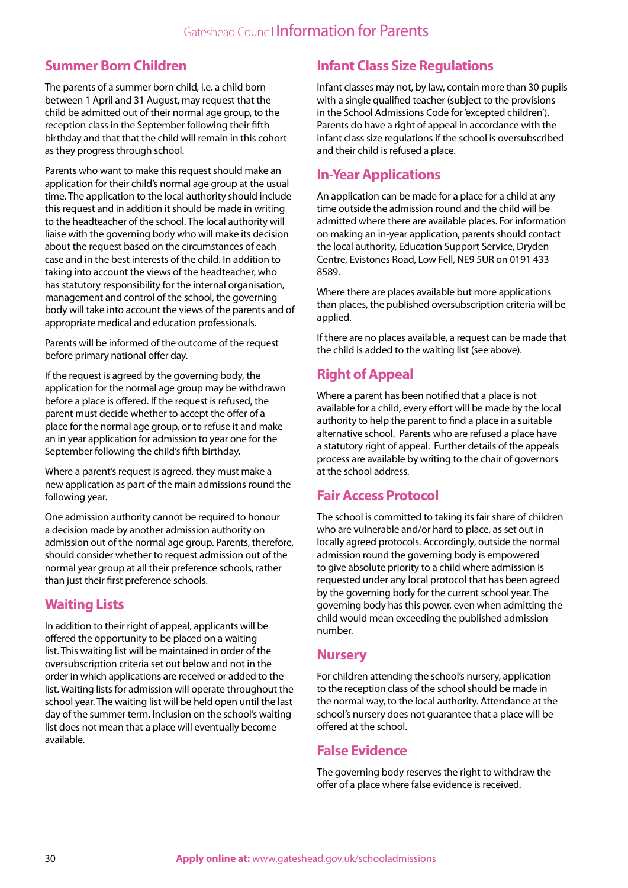## Summer Born Children

The parents of a summer born child, i.e. a child born between 1 April and 31 August, may request that the child be admitted out of their normal age group, to the reception class in the September following their fifth birthday and that that the child will remain in this cohort as they progress through school.

Parents who want to make this request should make an application for their child's normal age group at the usual time. The application to the local authority should include this request and in addition it should be made in writing to the headteacher of the school. The local authority will liaise with the governing body who will make its decision about the request based on the circumstances of each case and in the best interests of the child. In addition to taking into account the views of the headteacher, who has statutory responsibility for the internal organisation, management and control of the school, the governing body will take into account the views of the parents and of appropriate medical and education professionals.

Parents will be informed of the outcome of the request before primary national offer day.

If the request is agreed by the governing body, the application for the normal age group may be withdrawn before a place is offered. If the request is refused, the parent must decide whether to accept the offer of a place for the normal age group, or to refuse it and make an in year application for admission to year one for the September following the child's fifth birthday.

Where a parent's request is agreed, they must make a new application as part of the main admissions round the following year.

One admission authority cannot be required to honour a decision made by another admission authority on admission out of the normal age group. Parents, therefore, should consider whether to request admission out of the normal year group at all their preference schools, rather than just their first preference schools.

## Waiting Lists

In addition to their right of appeal, applicants will be offered the opportunity to be placed on a waiting list. This waiting list will be maintained in order of the oversubscription criteria set out below and not in the order in which applications are received or added to the list. Waiting lists for admission will operate throughout the school year. The waiting list will be held open until the last day of the summer term. Inclusion on the school's waiting list does not mean that a place will eventually become available.

## Infant Class Size Regulations

Infant classes may not, by law, contain more than 30 pupils with a single qualified teacher (subject to the provisions in the School Admissions Code for 'excepted children'). Parents do have a right of appeal in accordance with the infant class size regulations if the school is oversubscribed and their child is refused a place.

## In-Year Applications

An application can be made for a place for a child at any time outside the admission round and the child will be admitted where there are available places. For information on making an in-year application, parents should contact the local authority, Education Support Service, Dryden Centre, Evistones Road, Low Fell, NE9 5UR on 0191 433 8589.

Where there are places available but more applications than places, the published oversubscription criteria will be applied.

If there are no places available, a request can be made that the child is added to the waiting list (see above).

## Right of Appeal

Where a parent has been notified that a place is not available for a child, every effort will be made by the local authority to help the parent to find a place in a suitable alternative school. Parents who are refused a place have a statutory right of appeal. Further details of the appeals process are available by writing to the chair of governors at the school address.

## Fair Access Protocol

The school is committed to taking its fair share of children who are vulnerable and/or hard to place, as set out in locally agreed protocols. Accordingly, outside the normal admission round the governing body is empowered to give absolute priority to a child where admission is requested under any local protocol that has been agreed by the governing body for the current school year. The governing body has this power, even when admitting the child would mean exceeding the published admission number.

## Nursery

For children attending the school's nursery, application to the reception class of the school should be made in the normal way, to the local authority. Attendance at the school's nursery does not guarantee that a place will be offered at the school.

## False Evidence

The governing body reserves the right to withdraw the offer of a place where false evidence is received.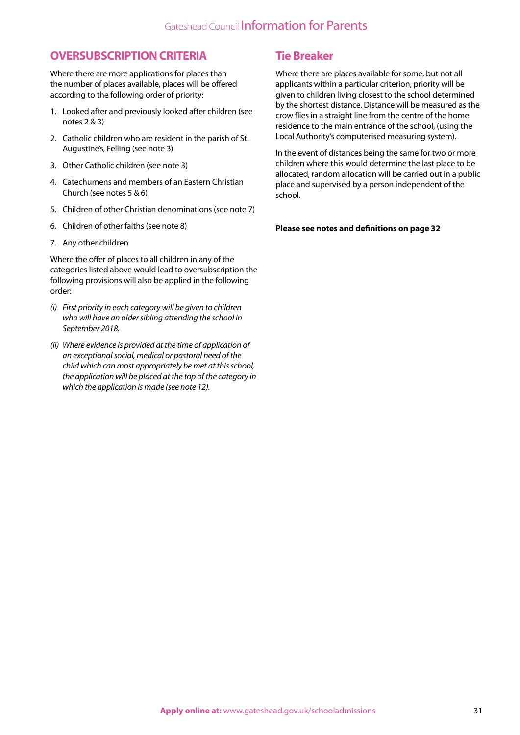## OVERSUBSCRIPTION CRITERIA

Where there are more applications for places than the number of places available, places will be offered according to the following order of priority:

1. Looked after and previously looked after children (see notes 2 & 3)
2. Catholic children who are resident in the parish of St. Augustine's, Felling (see note 3)
3. Other Catholic children (see note 3)
4. Catechumens and members of an Eastern Christian Church (see notes 5 & 6)
5. Children of other Christian denominations (see note 7)
6. Children of other faiths (see note 8)
7. Any other children

Where the offer of places to all children in any of the categories listed above would lead to oversubscription the following provisions will also be applied in the following order:

*(i) First priority in each category will be given to children who will have an older sibling attending the school in September 2018.*

*(ii) Where evidence is provided at the time of application of an exceptional social, medical or pastoral need of the child which can most appropriately be met at this school, the application will be placed at the top of the category in which the application is made (see note 12).*

## Tie Breaker

Where there are places available for some, but not all applicants within a particular criterion, priority will be given to children living closest to the school determined by the shortest distance. Distance will be measured as the crow flies in a straight line from the centre of the home residence to the main entrance of the school, (using the Local Authority's computerised measuring system).

In the event of distances being the same for two or more children where this would determine the last place to be allocated, random allocation will be carried out in a public place and supervised by a person independent of the school.

**Please see notes and definitions on page 32**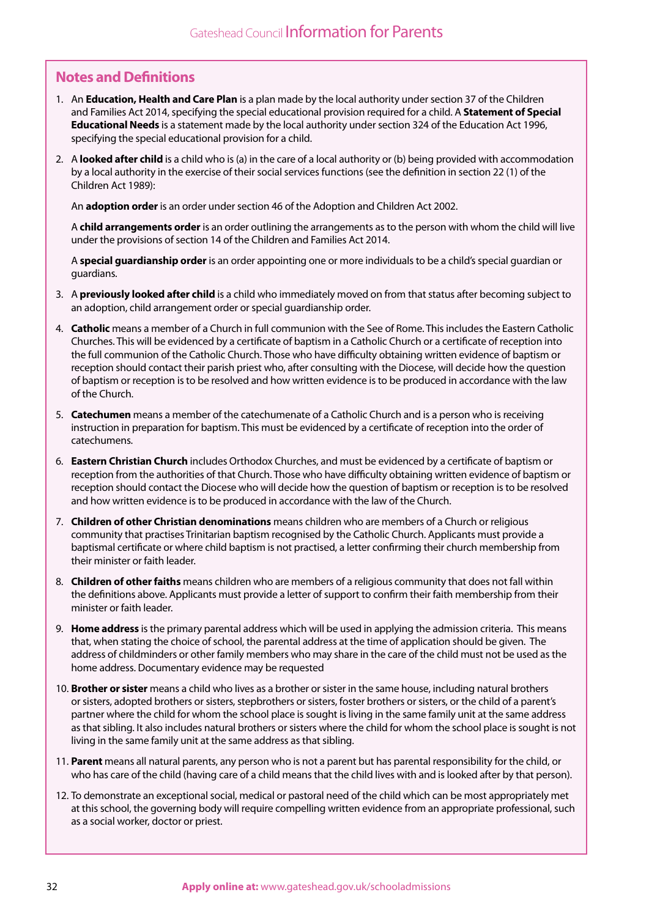## Notes and Definitions

1. An **Education, Health and Care Plan** is a plan made by the local authority under section 37 of the Children and Families Act 2014, specifying the special educational provision required for a child. A **Statement of Special Educational Needs** is a statement made by the local authority under section 324 of the Education Act 1996, specifying the special educational provision for a child.

2. A **looked after child** is a child who is (a) in the care of a local authority or (b) being provided with accommodation by a local authority in the exercise of their social services functions (see the definition in section 22 (1) of the Children Act 1989):

   An **adoption order** is an order under section 46 of the Adoption and Children Act 2002.

   A **child arrangements order** is an order outlining the arrangements as to the person with whom the child will live under the provisions of section 14 of the Children and Families Act 2014.

   A **special guardianship order** is an order appointing one or more individuals to be a child's special guardian or guardians.

3. A **previously looked after child** is a child who immediately moved on from that status after becoming subject to an adoption, child arrangement order or special guardianship order.

4. **Catholic** means a member of a Church in full communion with the See of Rome. This includes the Eastern Catholic Churches. This will be evidenced by a certificate of baptism in a Catholic Church or a certificate of reception into the full communion of the Catholic Church. Those who have difficulty obtaining written evidence of baptism or reception should contact their parish priest who, after consulting with the Diocese, will decide how the question of baptism or reception is to be resolved and how written evidence is to be produced in accordance with the law of the Church.

5. **Catechumen** means a member of the catechumenate of a Catholic Church and is a person who is receiving instruction in preparation for baptism. This must be evidenced by a certificate of reception into the order of catechumens.

6. **Eastern Christian Church** includes Orthodox Churches, and must be evidenced by a certificate of baptism or reception from the authorities of that Church. Those who have difficulty obtaining written evidence of baptism or reception should contact the Diocese who will decide how the question of baptism or reception is to be resolved and how written evidence is to be produced in accordance with the law of the Church.

7. **Children of other Christian denominations** means children who are members of a Church or religious community that practises Trinitarian baptism recognised by the Catholic Church. Applicants must provide a baptismal certificate or where child baptism is not practised, a letter confirming their church membership from their minister or faith leader.

8. **Children of other faiths** means children who are members of a religious community that does not fall within the definitions above. Applicants must provide a letter of support to confirm their faith membership from their minister or faith leader.

9. **Home address** is the primary parental address which will be used in applying the admission criteria. This means that, when stating the choice of school, the parental address at the time of application should be given. The address of childminders or other family members who may share in the care of the child must not be used as the home address. Documentary evidence may be requested

10. **Brother or sister** means a child who lives as a brother or sister in the same house, including natural brothers or sisters, adopted brothers or sisters, stepbrothers or sisters, foster brothers or sisters, or the child of a parent's partner where the child for whom the school place is sought is living in the same family unit at the same address as that sibling. It also includes natural brothers or sisters where the child for whom the school place is sought is not living in the same family unit at the same address as that sibling.

11. **Parent** means all natural parents, any person who is not a parent but has parental responsibility for the child, or who has care of the child (having care of a child means that the child lives with and is looked after by that person).

12. To demonstrate an exceptional social, medical or pastoral need of the child which can be most appropriately met at this school, the governing body will require compelling written evidence from an appropriate professional, such as a social worker, doctor or priest.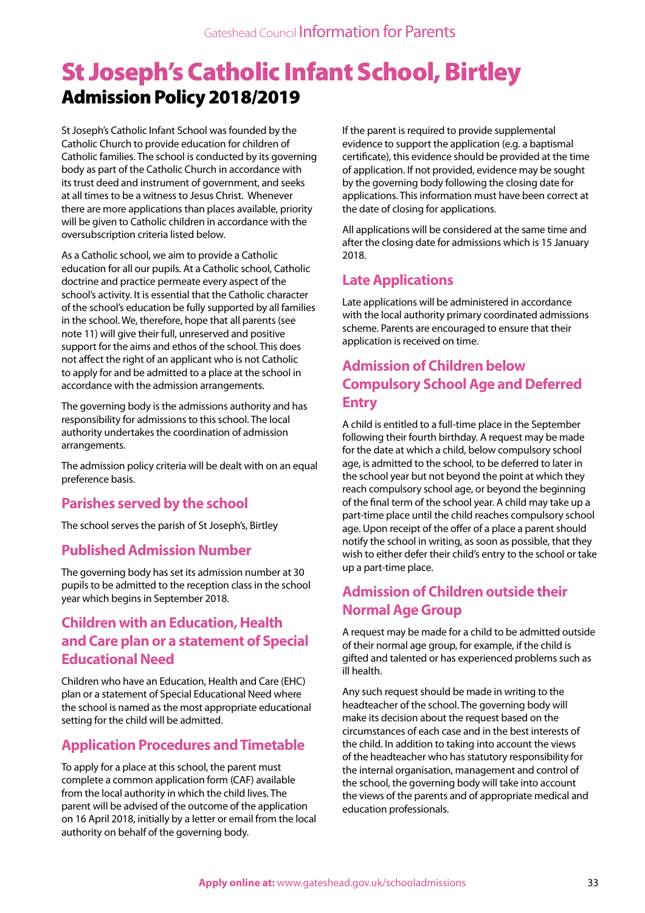# St Joseph's Catholic Infant School, Birtley

## Admission Policy 2018/2019

St Joseph's Catholic Infant School was founded by the Catholic Church to provide education for children of Catholic families. The school is conducted by its governing body as part of the Catholic Church in accordance with its trust deed and instrument of government, and seeks at all times to be a witness to Jesus Christ. Whenever there are more applications than places available, priority will be given to Catholic children in accordance with the oversubscription criteria listed below.

As a Catholic school, we aim to provide a Catholic education for all our pupils. At a Catholic school, Catholic doctrine and practice permeate every aspect of the school's activity. It is essential that the Catholic character of the school's education be fully supported by all families in the school. We, therefore, hope that all parents (see note 11) will give their full, unreserved and positive support for the aims and ethos of the school. This does not affect the right of an applicant who is not Catholic to apply for and be admitted to a place at the school in accordance with the admission arrangements.

The governing body is the admissions authority and has responsibility for admissions to this school. The local authority undertakes the coordination of admission arrangements.

The admission policy criteria will be dealt with on an equal preference basis.

### Parishes served by the school

The school serves the parish of St Joseph's, Birtley

### Published Admission Number

The governing body has set its admission number at 30 pupils to be admitted to the reception class in the school year which begins in September 2018.

### Children with an Education, Health and Care plan or a statement of Special Educational Need

Children who have an Education, Health and Care (EHC) plan or a statement of Special Educational Need where the school is named as the most appropriate educational setting for the child will be admitted.

### Application Procedures and Timetable

To apply for a place at this school, the parent must complete a common application form (CAF) available from the local authority in which the child lives. The parent will be advised of the outcome of the application on 16 April 2018, initially by a letter or email from the local authority on behalf of the governing body.

If the parent is required to provide supplemental evidence to support the application (e.g. a baptismal certificate), this evidence should be provided at the time of application. If not provided, evidence may be sought by the governing body following the closing date for applications. This information must have been correct at the date of closing for applications.

All applications will be considered at the same time and after the closing date for admissions which is 15 January 2018.

### Late Applications

Late applications will be administered in accordance with the local authority primary coordinated admissions scheme. Parents are encouraged to ensure that their application is received on time.

### Admission of Children below Compulsory School Age and Deferred Entry

A child is entitled to a full-time place in the September following their fourth birthday. A request may be made for the date at which a child, below compulsory school age, is admitted to the school, to be deferred to later in the school year but not beyond the point at which they reach compulsory school age, or beyond the beginning of the final term of the school year. A child may take up a part-time place until the child reaches compulsory school age. Upon receipt of the offer of a place a parent should notify the school in writing, as soon as possible, that they wish to either defer their child's entry to the school or take up a part-time place.

### Admission of Children outside their Normal Age Group

A request may be made for a child to be admitted outside of their normal age group, for example, if the child is gifted and talented or has experienced problems such as ill health.

Any such request should be made in writing to the headteacher of the school. The governing body will make its decision about the request based on the circumstances of each case and in the best interests of the child. In addition to taking into account the views of the headteacher who has statutory responsibility for the internal organisation, management and control of the school, the governing body will take into account the views of the parents and of appropriate medical and education professionals.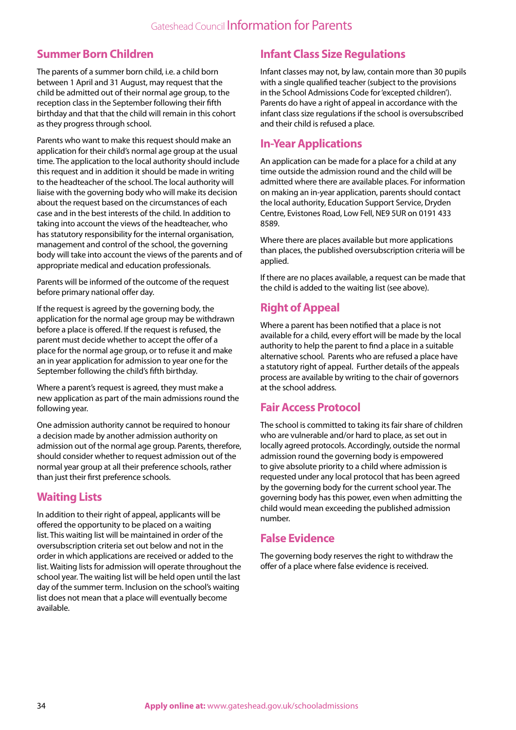## Summer Born Children

The parents of a summer born child, i.e. a child born between 1 April and 31 August, may request that the child be admitted out of their normal age group, to the reception class in the September following their fifth birthday and that that the child will remain in this cohort as they progress through school.

Parents who want to make this request should make an application for their child's normal age group at the usual time. The application to the local authority should include this request and in addition it should be made in writing to the headteacher of the school. The local authority will liaise with the governing body who will make its decision about the request based on the circumstances of each case and in the best interests of the child. In addition to taking into account the views of the headteacher, who has statutory responsibility for the internal organisation, management and control of the school, the governing body will take into account the views of the parents and of appropriate medical and education professionals.

Parents will be informed of the outcome of the request before primary national offer day.

If the request is agreed by the governing body, the application for the normal age group may be withdrawn before a place is offered. If the request is refused, the parent must decide whether to accept the offer of a place for the normal age group, or to refuse it and make an in year application for admission to year one for the September following the child's fifth birthday.

Where a parent's request is agreed, they must make a new application as part of the main admissions round the following year.

One admission authority cannot be required to honour a decision made by another admission authority on admission out of the normal age group. Parents, therefore, should consider whether to request admission out of the normal year group at all their preference schools, rather than just their first preference schools.

## Waiting Lists

In addition to their right of appeal, applicants will be offered the opportunity to be placed on a waiting list. This waiting list will be maintained in order of the oversubscription criteria set out below and not in the order in which applications are received or added to the list. Waiting lists for admission will operate throughout the school year. The waiting list will be held open until the last day of the summer term. Inclusion on the school's waiting list does not mean that a place will eventually become available.

## Infant Class Size Regulations

Infant classes may not, by law, contain more than 30 pupils with a single qualified teacher (subject to the provisions in the School Admissions Code for 'excepted children'). Parents do have a right of appeal in accordance with the infant class size regulations if the school is oversubscribed and their child is refused a place.

## In-Year Applications

An application can be made for a place for a child at any time outside the admission round and the child will be admitted where there are available places. For information on making an in-year application, parents should contact the local authority, Education Support Service, Dryden Centre, Evistones Road, Low Fell, NE9 5UR on 0191 433 8589.

Where there are places available but more applications than places, the published oversubscription criteria will be applied.

If there are no places available, a request can be made that the child is added to the waiting list (see above).

## Right of Appeal

Where a parent has been notified that a place is not available for a child, every effort will be made by the local authority to help the parent to find a place in a suitable alternative school. Parents who are refused a place have a statutory right of appeal. Further details of the appeals process are available by writing to the chair of governors at the school address.

## Fair Access Protocol

The school is committed to taking its fair share of children who are vulnerable and/or hard to place, as set out in locally agreed protocols. Accordingly, outside the normal admission round the governing body is empowered to give absolute priority to a child where admission is requested under any local protocol that has been agreed by the governing body for the current school year. The governing body has this power, even when admitting the child would mean exceeding the published admission number.

## False Evidence

The governing body reserves the right to withdraw the offer of a place where false evidence is received.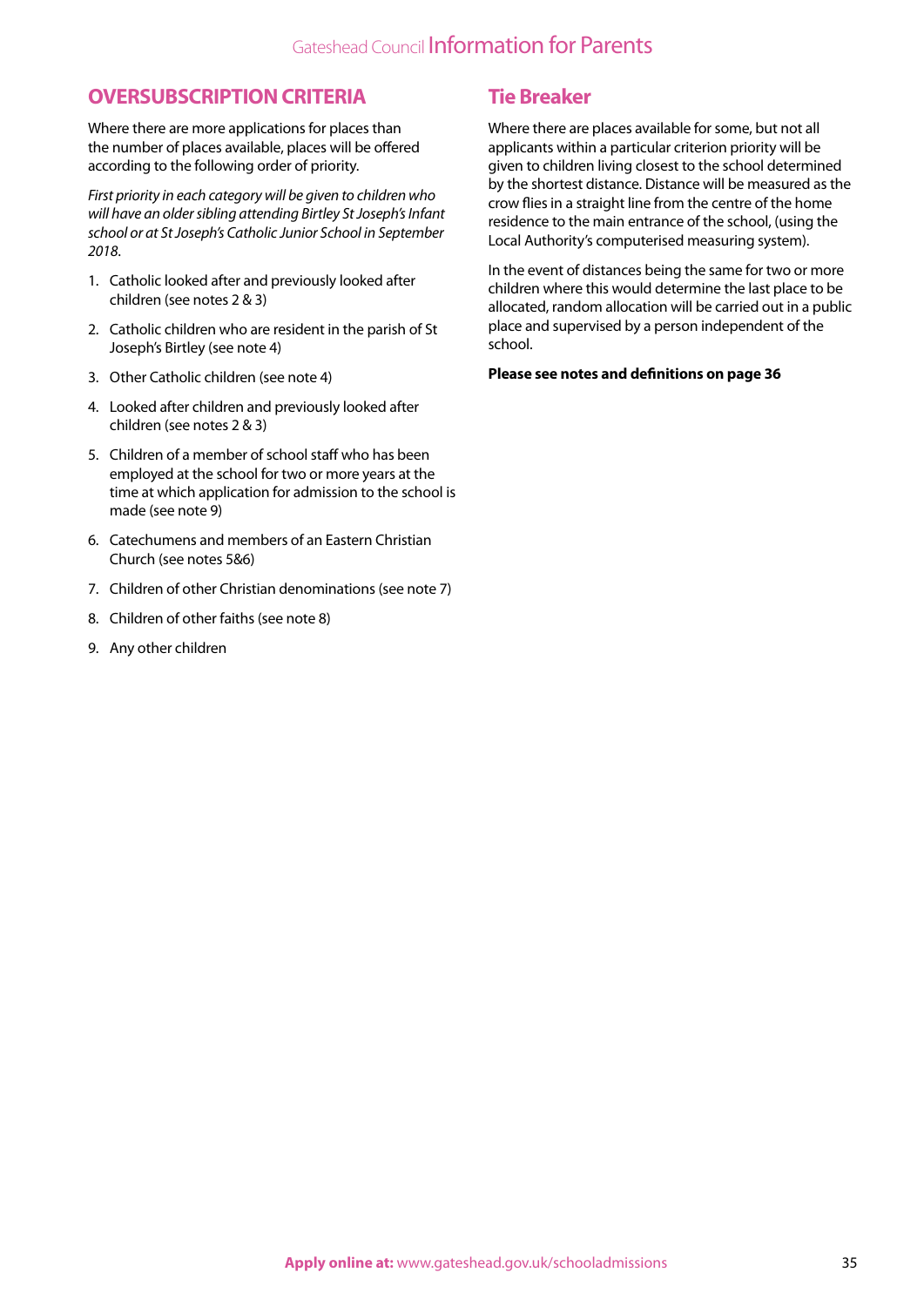## OVERSUBSCRIPTION CRITERIA

Where there are more applications for places than the number of places available, places will be offered according to the following order of priority.

*First priority in each category will be given to children who will have an older sibling attending Birtley St Joseph's Infant school or at St Joseph's Catholic Junior School in September 2018.*

1. Catholic looked after and previously looked after children (see notes 2 & 3)
2. Catholic children who are resident in the parish of St Joseph's Birtley (see note 4)
3. Other Catholic children (see note 4)
4. Looked after children and previously looked after children (see notes 2 & 3)
5. Children of a member of school staff who has been employed at the school for two or more years at the time at which application for admission to the school is made (see note 9)
6. Catechumens and members of an Eastern Christian Church (see notes 5&6)
7. Children of other Christian denominations (see note 7)
8. Children of other faiths (see note 8)
9. Any other children

## Tie Breaker

Where there are places available for some, but not all applicants within a particular criterion priority will be given to children living closest to the school determined by the shortest distance. Distance will be measured as the crow flies in a straight line from the centre of the home residence to the main entrance of the school, (using the Local Authority's computerised measuring system).

In the event of distances being the same for two or more children where this would determine the last place to be allocated, random allocation will be carried out in a public place and supervised by a person independent of the school.

**Please see notes and definitions on page 36**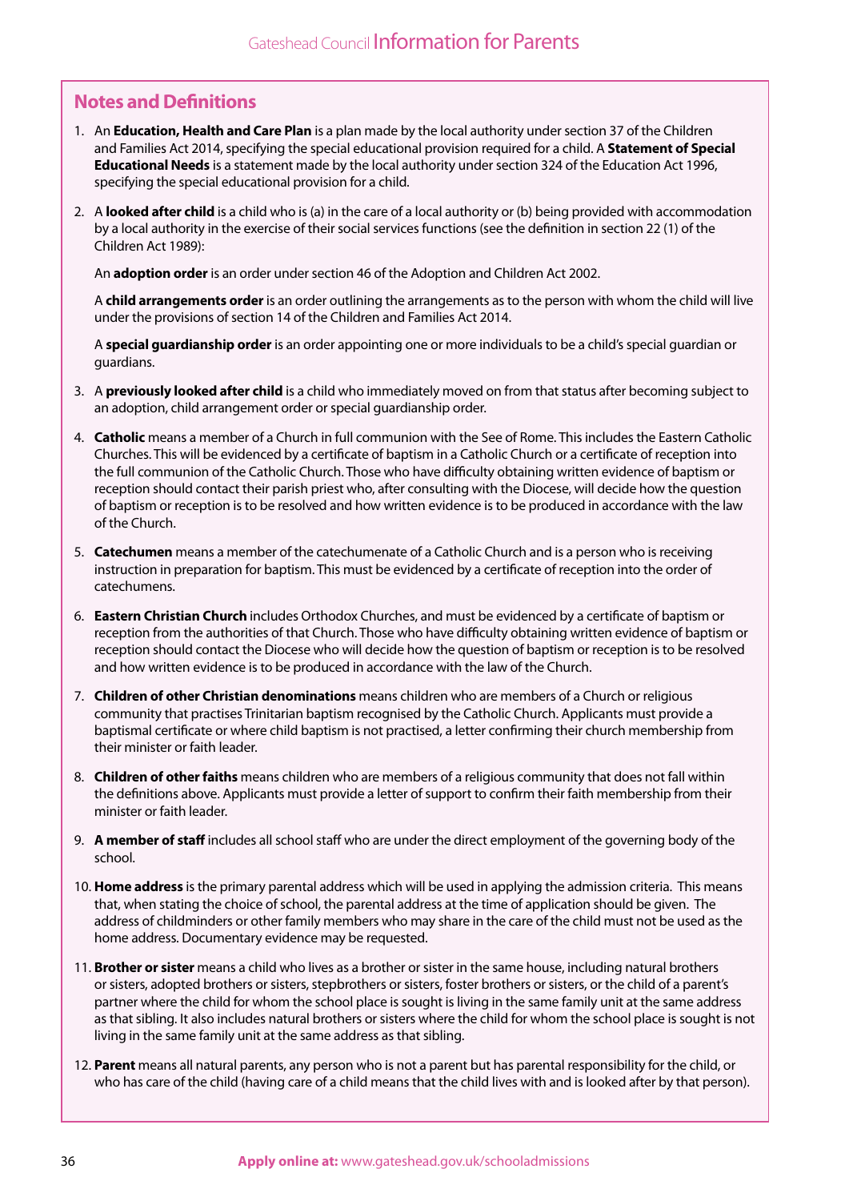## Notes and Definitions

1. An **Education, Health and Care Plan** is a plan made by the local authority under section 37 of the Children and Families Act 2014, specifying the special educational provision required for a child. A **Statement of Special Educational Needs** is a statement made by the local authority under section 324 of the Education Act 1996, specifying the special educational provision for a child.

2. A **looked after child** is a child who is (a) in the care of a local authority or (b) being provided with accommodation by a local authority in the exercise of their social services functions (see the definition in section 22 (1) of the Children Act 1989):

   An **adoption order** is an order under section 46 of the Adoption and Children Act 2002.

   A **child arrangements order** is an order outlining the arrangements as to the person with whom the child will live under the provisions of section 14 of the Children and Families Act 2014.

   A **special guardianship order** is an order appointing one or more individuals to be a child's special guardian or guardians.

3. A **previously looked after child** is a child who immediately moved on from that status after becoming subject to an adoption, child arrangement order or special guardianship order.

4. **Catholic** means a member of a Church in full communion with the See of Rome. This includes the Eastern Catholic Churches. This will be evidenced by a certificate of baptism in a Catholic Church or a certificate of reception into the full communion of the Catholic Church. Those who have difficulty obtaining written evidence of baptism or reception should contact their parish priest who, after consulting with the Diocese, will decide how the question of baptism or reception is to be resolved and how written evidence is to be produced in accordance with the law of the Church.

5. **Catechumen** means a member of the catechumenate of a Catholic Church and is a person who is receiving instruction in preparation for baptism. This must be evidenced by a certificate of reception into the order of catechumens.

6. **Eastern Christian Church** includes Orthodox Churches, and must be evidenced by a certificate of baptism or reception from the authorities of that Church. Those who have difficulty obtaining written evidence of baptism or reception should contact the Diocese who will decide how the question of baptism or reception is to be resolved and how written evidence is to be produced in accordance with the law of the Church.

7. **Children of other Christian denominations** means children who are members of a Church or religious community that practises Trinitarian baptism recognised by the Catholic Church. Applicants must provide a baptismal certificate or where child baptism is not practised, a letter confirming their church membership from their minister or faith leader.

8. **Children of other faiths** means children who are members of a religious community that does not fall within the definitions above. Applicants must provide a letter of support to confirm their faith membership from their minister or faith leader.

9. **A member of staff** includes all school staff who are under the direct employment of the governing body of the school.

10. **Home address** is the primary parental address which will be used in applying the admission criteria. This means that, when stating the choice of school, the parental address at the time of application should be given. The address of childminders or other family members who may share in the care of the child must not be used as the home address. Documentary evidence may be requested.

11. **Brother or sister** means a child who lives as a brother or sister in the same house, including natural brothers or sisters, adopted brothers or sisters, stepbrothers or sisters, foster brothers or sisters, or the child of a parent's partner where the child for whom the school place is sought is living in the same family unit at the same address as that sibling. It also includes natural brothers or sisters where the child for whom the school place is sought is not living in the same family unit at the same address as that sibling.

12. **Parent** means all natural parents, any person who is not a parent but has parental responsibility for the child, or who has care of the child (having care of a child means that the child lives with and is looked after by that person).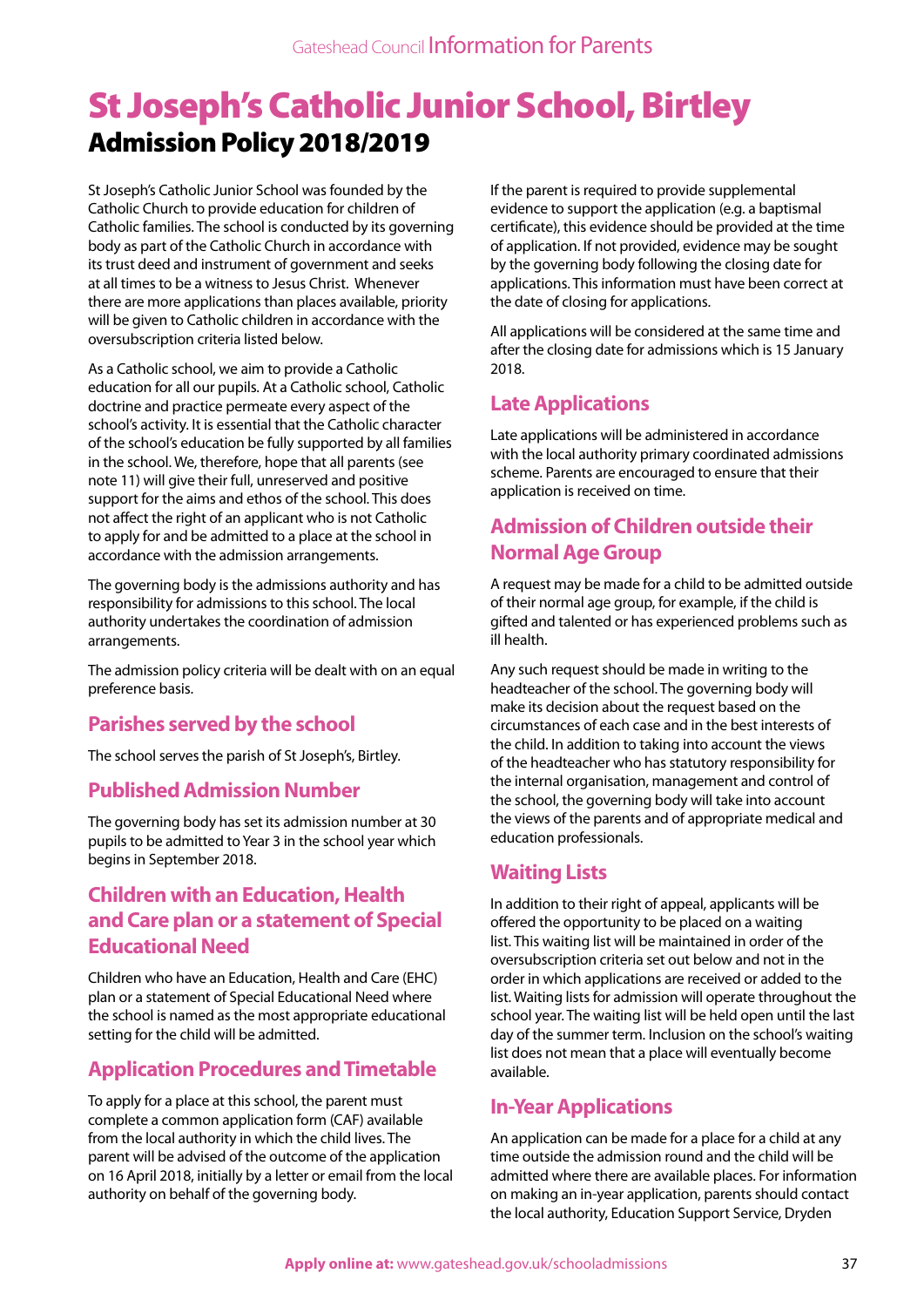# St Joseph's Catholic Junior School, Birtley

## Admission Policy 2018/2019

St Joseph's Catholic Junior School was founded by the Catholic Church to provide education for children of Catholic families. The school is conducted by its governing body as part of the Catholic Church in accordance with its trust deed and instrument of government and seeks at all times to be a witness to Jesus Christ. Whenever there are more applications than places available, priority will be given to Catholic children in accordance with the oversubscription criteria listed below.

As a Catholic school, we aim to provide a Catholic education for all our pupils. At a Catholic school, Catholic doctrine and practice permeate every aspect of the school's activity. It is essential that the Catholic character of the school's education be fully supported by all families in the school. We, therefore, hope that all parents (see note 11) will give their full, unreserved and positive support for the aims and ethos of the school. This does not affect the right of an applicant who is not Catholic to apply for and be admitted to a place at the school in accordance with the admission arrangements.

The governing body is the admissions authority and has responsibility for admissions to this school. The local authority undertakes the coordination of admission arrangements.

The admission policy criteria will be dealt with on an equal preference basis.

### Parishes served by the school

The school serves the parish of St Joseph's, Birtley.

### Published Admission Number

The governing body has set its admission number at 30 pupils to be admitted to Year 3 in the school year which begins in September 2018.

### Children with an Education, Health and Care plan or a statement of Special Educational Need

Children who have an Education, Health and Care (EHC) plan or a statement of Special Educational Need where the school is named as the most appropriate educational setting for the child will be admitted.

### Application Procedures and Timetable

To apply for a place at this school, the parent must complete a common application form (CAF) available from the local authority in which the child lives. The parent will be advised of the outcome of the application on 16 April 2018, initially by a letter or email from the local authority on behalf of the governing body.

If the parent is required to provide supplemental evidence to support the application (e.g. a baptismal certificate), this evidence should be provided at the time of application. If not provided, evidence may be sought by the governing body following the closing date for applications. This information must have been correct at the date of closing for applications.

All applications will be considered at the same time and after the closing date for admissions which is 15 January 2018.

### Late Applications

Late applications will be administered in accordance with the local authority primary coordinated admissions scheme. Parents are encouraged to ensure that their application is received on time.

### Admission of Children outside their Normal Age Group

A request may be made for a child to be admitted outside of their normal age group, for example, if the child is gifted and talented or has experienced problems such as ill health.

Any such request should be made in writing to the headteacher of the school. The governing body will make its decision about the request based on the circumstances of each case and in the best interests of the child. In addition to taking into account the views of the headteacher who has statutory responsibility for the internal organisation, management and control of the school, the governing body will take into account the views of the parents and of appropriate medical and education professionals.

### Waiting Lists

In addition to their right of appeal, applicants will be offered the opportunity to be placed on a waiting list. This waiting list will be maintained in order of the oversubscription criteria set out below and not in the order in which applications are received or added to the list. Waiting lists for admission will operate throughout the school year. The waiting list will be held open until the last day of the summer term. Inclusion on the school's waiting list does not mean that a place will eventually become available.

### In-Year Applications

An application can be made for a place for a child at any time outside the admission round and the child will be admitted where there are available places. For information on making an in-year application, parents should contact the local authority, Education Support Service, Dryden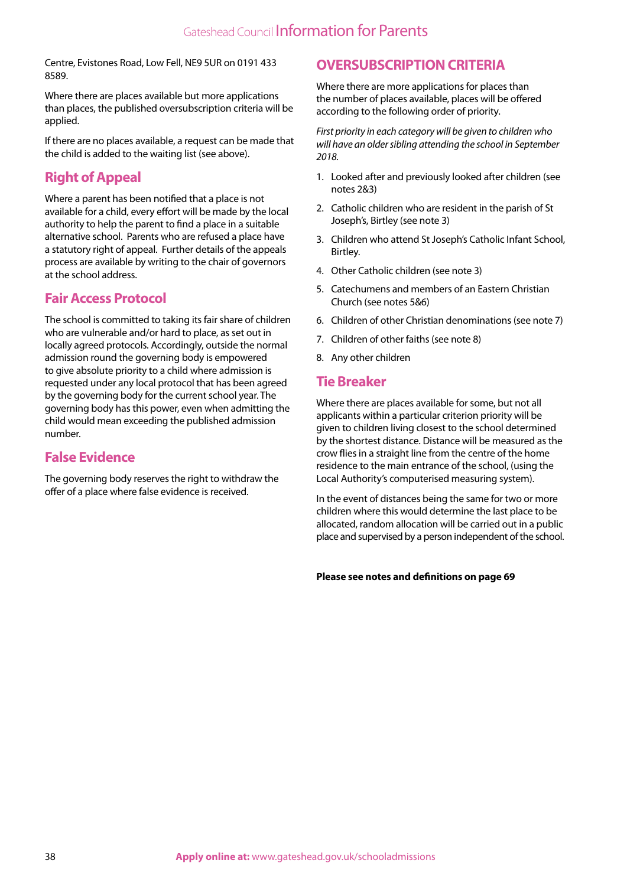Centre, Evistones Road, Low Fell, NE9 5UR on 0191 433 8589.

Where there are places available but more applications than places, the published oversubscription criteria will be applied.

If there are no places available, a request can be made that the child is added to the waiting list (see above).

## Right of Appeal

Where a parent has been notified that a place is not available for a child, every effort will be made by the local authority to help the parent to find a place in a suitable alternative school. Parents who are refused a place have a statutory right of appeal. Further details of the appeals process are available by writing to the chair of governors at the school address.

## Fair Access Protocol

The school is committed to taking its fair share of children who are vulnerable and/or hard to place, as set out in locally agreed protocols. Accordingly, outside the normal admission round the governing body is empowered to give absolute priority to a child where admission is requested under any local protocol that has been agreed by the governing body for the current school year. The governing body has this power, even when admitting the child would mean exceeding the published admission number.

## False Evidence

The governing body reserves the right to withdraw the offer of a place where false evidence is received.

## OVERSUBSCRIPTION CRITERIA

Where there are more applications for places than the number of places available, places will be offered according to the following order of priority.

*First priority in each category will be given to children who will have an older sibling attending the school in September 2018.*

1. Looked after and previously looked after children (see notes 2&3)
2. Catholic children who are resident in the parish of St Joseph's, Birtley (see note 3)
3. Children who attend St Joseph's Catholic Infant School, Birtley.
4. Other Catholic children (see note 3)
5. Catechumens and members of an Eastern Christian Church (see notes 5&6)
6. Children of other Christian denominations (see note 7)
7. Children of other faiths (see note 8)
8. Any other children

## Tie Breaker

Where there are places available for some, but not all applicants within a particular criterion priority will be given to children living closest to the school determined by the shortest distance. Distance will be measured as the crow flies in a straight line from the centre of the home residence to the main entrance of the school, (using the Local Authority's computerised measuring system).

In the event of distances being the same for two or more children where this would determine the last place to be allocated, random allocation will be carried out in a public place and supervised by a person independent of the school.

**Please see notes and definitions on page 69**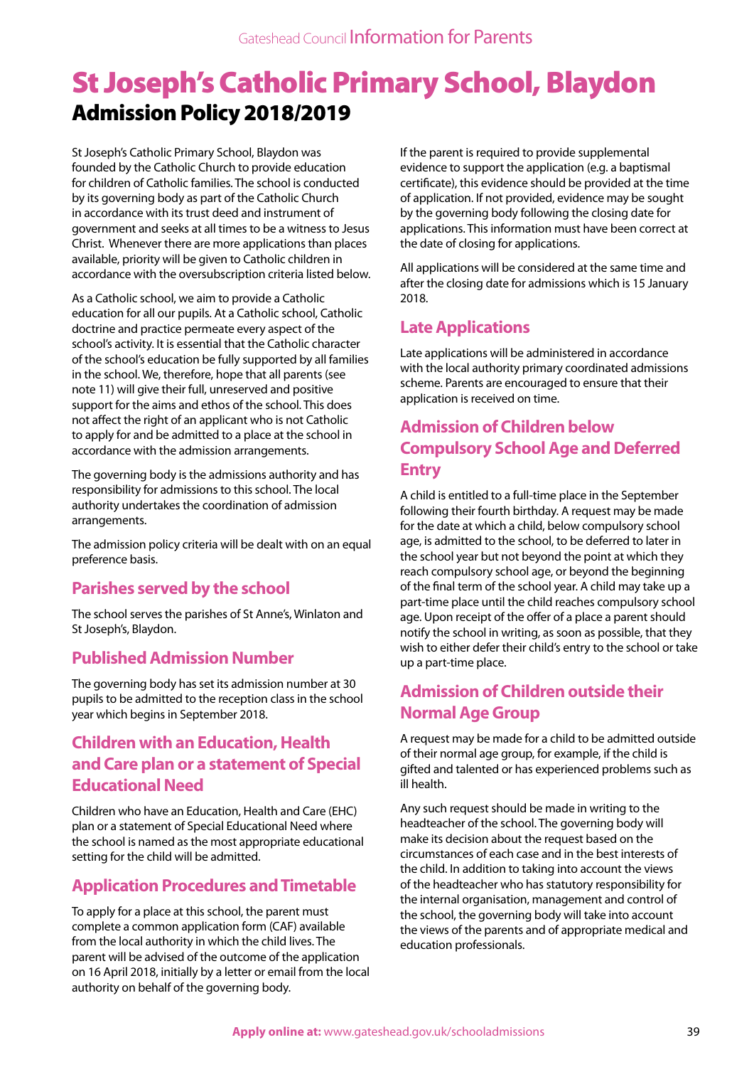# St Joseph's Catholic Primary School, Blaydon

## Admission Policy 2018/2019

St Joseph's Catholic Primary School, Blaydon was founded by the Catholic Church to provide education for children of Catholic families. The school is conducted by its governing body as part of the Catholic Church in accordance with its trust deed and instrument of government and seeks at all times to be a witness to Jesus Christ. Whenever there are more applications than places available, priority will be given to Catholic children in accordance with the oversubscription criteria listed below.

As a Catholic school, we aim to provide a Catholic education for all our pupils. At a Catholic school, Catholic doctrine and practice permeate every aspect of the school's activity. It is essential that the Catholic character of the school's education be fully supported by all families in the school. We, therefore, hope that all parents (see note 11) will give their full, unreserved and positive support for the aims and ethos of the school. This does not affect the right of an applicant who is not Catholic to apply for and be admitted to a place at the school in accordance with the admission arrangements.

The governing body is the admissions authority and has responsibility for admissions to this school. The local authority undertakes the coordination of admission arrangements.

The admission policy criteria will be dealt with on an equal preference basis.

### Parishes served by the school

The school serves the parishes of St Anne's, Winlaton and St Joseph's, Blaydon.

### Published Admission Number

The governing body has set its admission number at 30 pupils to be admitted to the reception class in the school year which begins in September 2018.

### Children with an Education, Health and Care plan or a statement of Special Educational Need

Children who have an Education, Health and Care (EHC) plan or a statement of Special Educational Need where the school is named as the most appropriate educational setting for the child will be admitted.

### Application Procedures and Timetable

To apply for a place at this school, the parent must complete a common application form (CAF) available from the local authority in which the child lives. The parent will be advised of the outcome of the application on 16 April 2018, initially by a letter or email from the local authority on behalf of the governing body.

If the parent is required to provide supplemental evidence to support the application (e.g. a baptismal certificate), this evidence should be provided at the time of application. If not provided, evidence may be sought by the governing body following the closing date for applications. This information must have been correct at the date of closing for applications.

All applications will be considered at the same time and after the closing date for admissions which is 15 January 2018.

### Late Applications

Late applications will be administered in accordance with the local authority primary coordinated admissions scheme. Parents are encouraged to ensure that their application is received on time.

### Admission of Children below Compulsory School Age and Deferred Entry

A child is entitled to a full-time place in the September following their fourth birthday. A request may be made for the date at which a child, below compulsory school age, is admitted to the school, to be deferred to later in the school year but not beyond the point at which they reach compulsory school age, or beyond the beginning of the final term of the school year. A child may take up a part-time place until the child reaches compulsory school age. Upon receipt of the offer of a place a parent should notify the school in writing, as soon as possible, that they wish to either defer their child's entry to the school or take up a part-time place.

### Admission of Children outside their Normal Age Group

A request may be made for a child to be admitted outside of their normal age group, for example, if the child is gifted and talented or has experienced problems such as ill health.

Any such request should be made in writing to the headteacher of the school. The governing body will make its decision about the request based on the circumstances of each case and in the best interests of the child. In addition to taking into account the views of the headteacher who has statutory responsibility for the internal organisation, management and control of the school, the governing body will take into account the views of the parents and of appropriate medical and education professionals.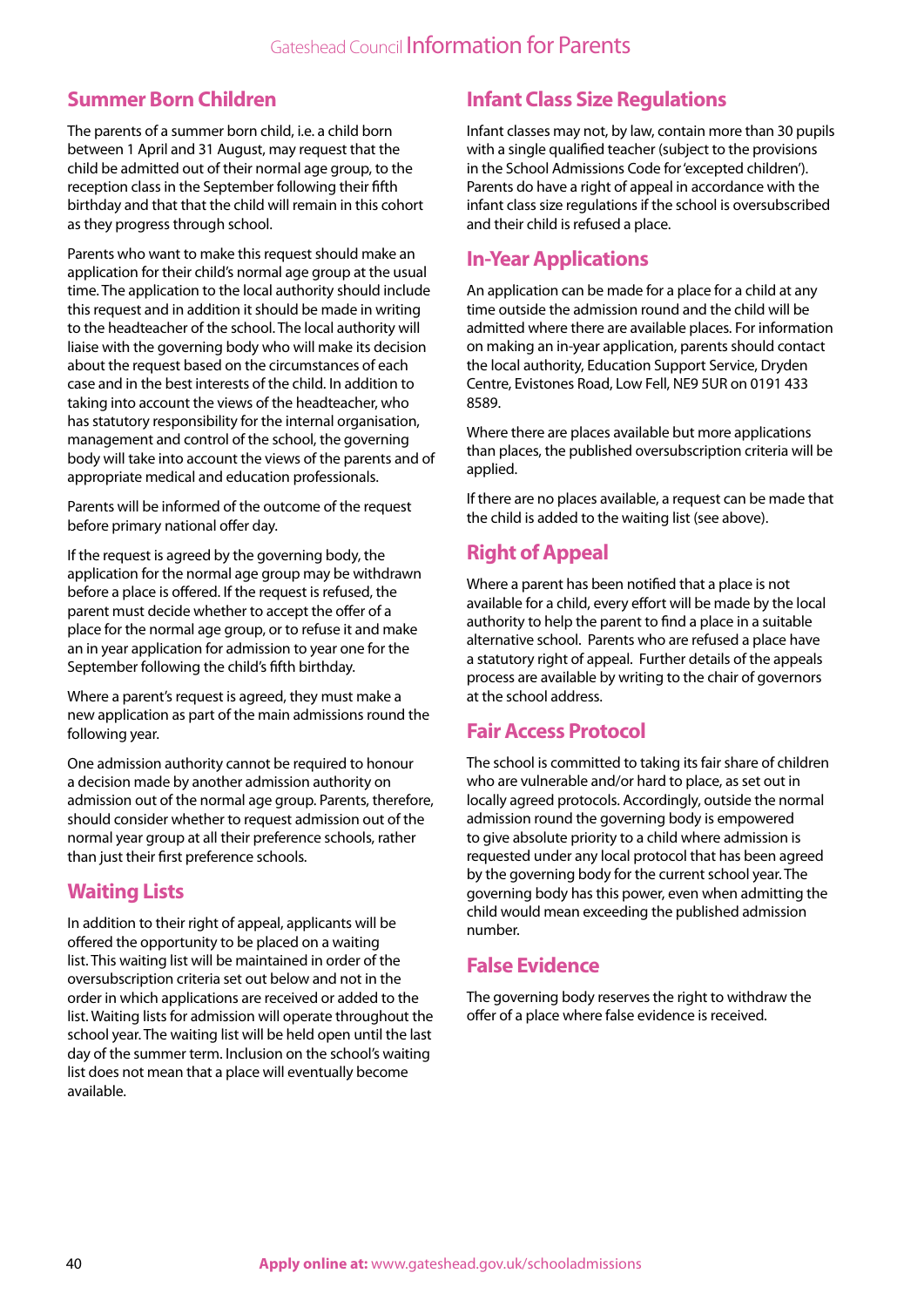## Summer Born Children

The parents of a summer born child, i.e. a child born between 1 April and 31 August, may request that the child be admitted out of their normal age group, to the reception class in the September following their fifth birthday and that that the child will remain in this cohort as they progress through school.

Parents who want to make this request should make an application for their child's normal age group at the usual time. The application to the local authority should include this request and in addition it should be made in writing to the headteacher of the school. The local authority will liaise with the governing body who will make its decision about the request based on the circumstances of each case and in the best interests of the child. In addition to taking into account the views of the headteacher, who has statutory responsibility for the internal organisation, management and control of the school, the governing body will take into account the views of the parents and of appropriate medical and education professionals.

Parents will be informed of the outcome of the request before primary national offer day.

If the request is agreed by the governing body, the application for the normal age group may be withdrawn before a place is offered. If the request is refused, the parent must decide whether to accept the offer of a place for the normal age group, or to refuse it and make an in year application for admission to year one for the September following the child's fifth birthday.

Where a parent's request is agreed, they must make a new application as part of the main admissions round the following year.

One admission authority cannot be required to honour a decision made by another admission authority on admission out of the normal age group. Parents, therefore, should consider whether to request admission out of the normal year group at all their preference schools, rather than just their first preference schools.

## Waiting Lists

In addition to their right of appeal, applicants will be offered the opportunity to be placed on a waiting list. This waiting list will be maintained in order of the oversubscription criteria set out below and not in the order in which applications are received or added to the list. Waiting lists for admission will operate throughout the school year. The waiting list will be held open until the last day of the summer term. Inclusion on the school's waiting list does not mean that a place will eventually become available.

## Infant Class Size Regulations

Infant classes may not, by law, contain more than 30 pupils with a single qualified teacher (subject to the provisions in the School Admissions Code for 'excepted children'). Parents do have a right of appeal in accordance with the infant class size regulations if the school is oversubscribed and their child is refused a place.

## In-Year Applications

An application can be made for a place for a child at any time outside the admission round and the child will be admitted where there are available places. For information on making an in-year application, parents should contact the local authority, Education Support Service, Dryden Centre, Evistones Road, Low Fell, NE9 5UR on 0191 433 8589.

Where there are places available but more applications than places, the published oversubscription criteria will be applied.

If there are no places available, a request can be made that the child is added to the waiting list (see above).

## Right of Appeal

Where a parent has been notified that a place is not available for a child, every effort will be made by the local authority to help the parent to find a place in a suitable alternative school. Parents who are refused a place have a statutory right of appeal. Further details of the appeals process are available by writing to the chair of governors at the school address.

## Fair Access Protocol

The school is committed to taking its fair share of children who are vulnerable and/or hard to place, as set out in locally agreed protocols. Accordingly, outside the normal admission round the governing body is empowered to give absolute priority to a child where admission is requested under any local protocol that has been agreed by the governing body for the current school year. The governing body has this power, even when admitting the child would mean exceeding the published admission number.

## False Evidence

The governing body reserves the right to withdraw the offer of a place where false evidence is received.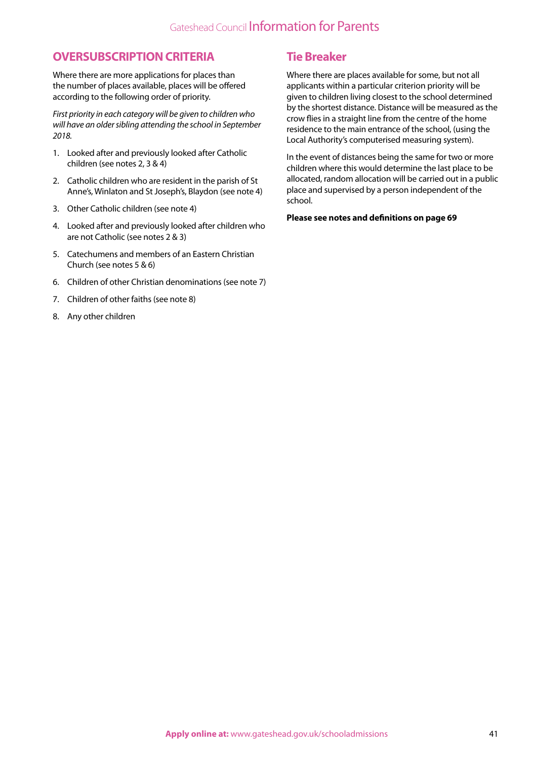## OVERSUBSCRIPTION CRITERIA

Where there are more applications for places than the number of places available, places will be offered according to the following order of priority.

*First priority in each category will be given to children who will have an older sibling attending the school in September 2018.*

1. Looked after and previously looked after Catholic children (see notes 2, 3 & 4)
2. Catholic children who are resident in the parish of St Anne's, Winlaton and St Joseph's, Blaydon (see note 4)
3. Other Catholic children (see note 4)
4. Looked after and previously looked after children who are not Catholic (see notes 2 & 3)
5. Catechumens and members of an Eastern Christian Church (see notes 5 & 6)
6. Children of other Christian denominations (see note 7)
7. Children of other faiths (see note 8)
8. Any other children

## Tie Breaker

Where there are places available for some, but not all applicants within a particular criterion priority will be given to children living closest to the school determined by the shortest distance. Distance will be measured as the crow flies in a straight line from the centre of the home residence to the main entrance of the school, (using the Local Authority's computerised measuring system).

In the event of distances being the same for two or more children where this would determine the last place to be allocated, random allocation will be carried out in a public place and supervised by a person independent of the school.

**Please see notes and definitions on page 69**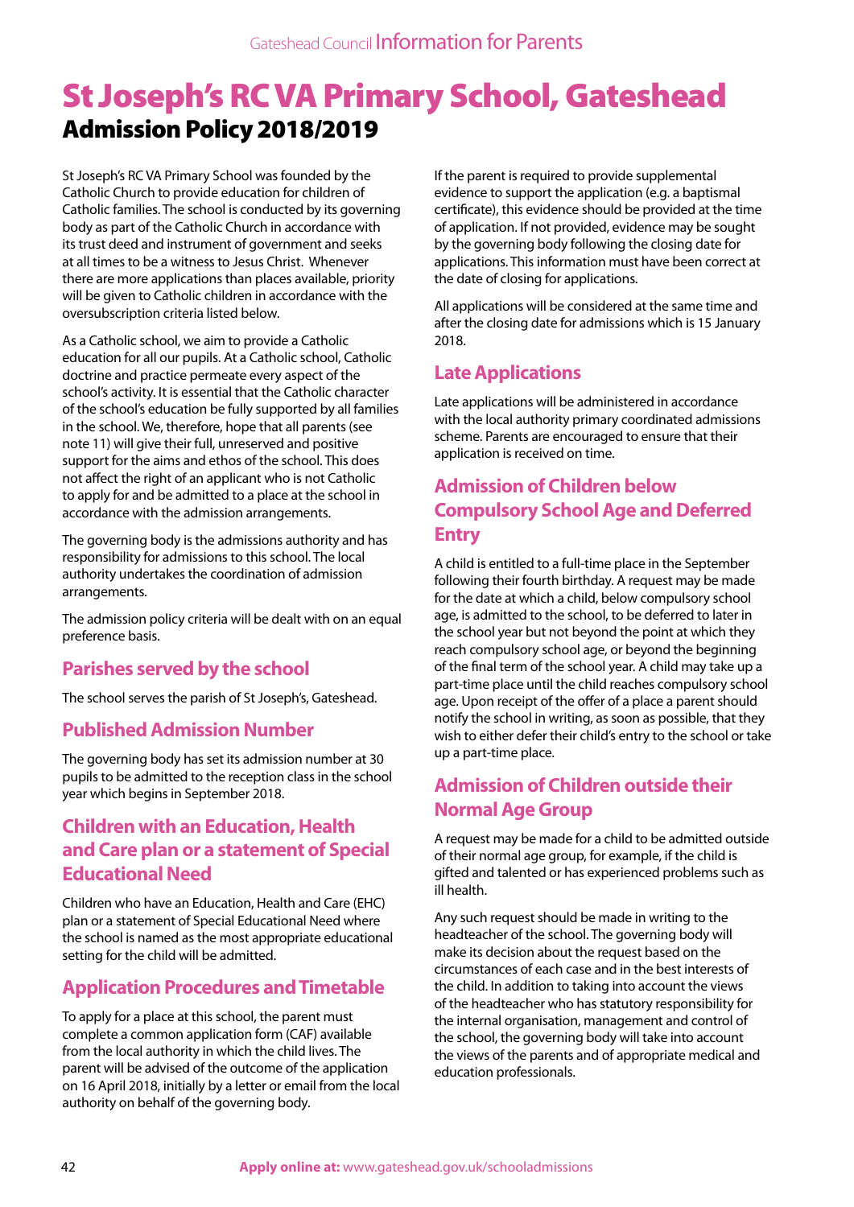# St Joseph's RC VA Primary School, Gateshead

## Admission Policy 2018/2019

St Joseph's RC VA Primary School was founded by the Catholic Church to provide education for children of Catholic families. The school is conducted by its governing body as part of the Catholic Church in accordance with its trust deed and instrument of government and seeks at all times to be a witness to Jesus Christ. Whenever there are more applications than places available, priority will be given to Catholic children in accordance with the oversubscription criteria listed below.

As a Catholic school, we aim to provide a Catholic education for all our pupils. At a Catholic school, Catholic doctrine and practice permeate every aspect of the school's activity. It is essential that the Catholic character of the school's education be fully supported by all families in the school. We, therefore, hope that all parents (see note 11) will give their full, unreserved and positive support for the aims and ethos of the school. This does not affect the right of an applicant who is not Catholic to apply for and be admitted to a place at the school in accordance with the admission arrangements.

The governing body is the admissions authority and has responsibility for admissions to this school. The local authority undertakes the coordination of admission arrangements.

The admission policy criteria will be dealt with on an equal preference basis.

### Parishes served by the school

The school serves the parish of St Joseph's, Gateshead.

### Published Admission Number

The governing body has set its admission number at 30 pupils to be admitted to the reception class in the school year which begins in September 2018.

### Children with an Education, Health and Care plan or a statement of Special Educational Need

Children who have an Education, Health and Care (EHC) plan or a statement of Special Educational Need where the school is named as the most appropriate educational setting for the child will be admitted.

### Application Procedures and Timetable

To apply for a place at this school, the parent must complete a common application form (CAF) available from the local authority in which the child lives. The parent will be advised of the outcome of the application on 16 April 2018, initially by a letter or email from the local authority on behalf of the governing body.

If the parent is required to provide supplemental evidence to support the application (e.g. a baptismal certificate), this evidence should be provided at the time of application. If not provided, evidence may be sought by the governing body following the closing date for applications. This information must have been correct at the date of closing for applications.

All applications will be considered at the same time and after the closing date for admissions which is 15 January 2018.

### Late Applications

Late applications will be administered in accordance with the local authority primary coordinated admissions scheme. Parents are encouraged to ensure that their application is received on time.

### Admission of Children below Compulsory School Age and Deferred Entry

A child is entitled to a full-time place in the September following their fourth birthday. A request may be made for the date at which a child, below compulsory school age, is admitted to the school, to be deferred to later in the school year but not beyond the point at which they reach compulsory school age, or beyond the beginning of the final term of the school year. A child may take up a part-time place until the child reaches compulsory school age. Upon receipt of the offer of a place a parent should notify the school in writing, as soon as possible, that they wish to either defer their child's entry to the school or take up a part-time place.

### Admission of Children outside their Normal Age Group

A request may be made for a child to be admitted outside of their normal age group, for example, if the child is gifted and talented or has experienced problems such as ill health.

Any such request should be made in writing to the headteacher of the school. The governing body will make its decision about the request based on the circumstances of each case and in the best interests of the child. In addition to taking into account the views of the headteacher who has statutory responsibility for the internal organisation, management and control of the school, the governing body will take into account the views of the parents and of appropriate medical and education professionals.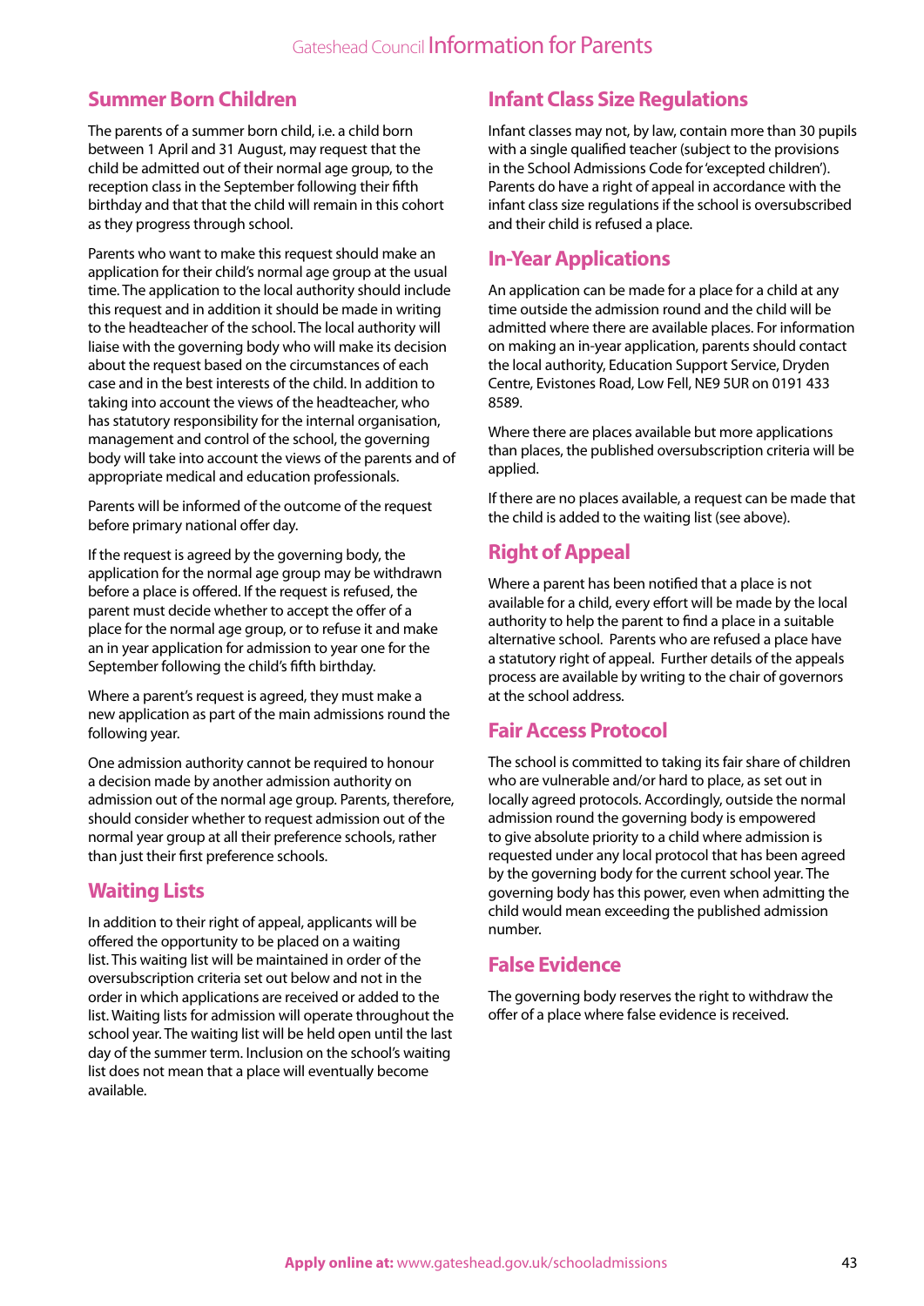## Summer Born Children

The parents of a summer born child, i.e. a child born between 1 April and 31 August, may request that the child be admitted out of their normal age group, to the reception class in the September following their fifth birthday and that that the child will remain in this cohort as they progress through school.

Parents who want to make this request should make an application for their child's normal age group at the usual time. The application to the local authority should include this request and in addition it should be made in writing to the headteacher of the school. The local authority will liaise with the governing body who will make its decision about the request based on the circumstances of each case and in the best interests of the child. In addition to taking into account the views of the headteacher, who has statutory responsibility for the internal organisation, management and control of the school, the governing body will take into account the views of the parents and of appropriate medical and education professionals.

Parents will be informed of the outcome of the request before primary national offer day.

If the request is agreed by the governing body, the application for the normal age group may be withdrawn before a place is offered. If the request is refused, the parent must decide whether to accept the offer of a place for the normal age group, or to refuse it and make an in year application for admission to year one for the September following the child's fifth birthday.

Where a parent's request is agreed, they must make a new application as part of the main admissions round the following year.

One admission authority cannot be required to honour a decision made by another admission authority on admission out of the normal age group. Parents, therefore, should consider whether to request admission out of the normal year group at all their preference schools, rather than just their first preference schools.

## Waiting Lists

In addition to their right of appeal, applicants will be offered the opportunity to be placed on a waiting list. This waiting list will be maintained in order of the oversubscription criteria set out below and not in the order in which applications are received or added to the list. Waiting lists for admission will operate throughout the school year. The waiting list will be held open until the last day of the summer term. Inclusion on the school's waiting list does not mean that a place will eventually become available.

## Infant Class Size Regulations

Infant classes may not, by law, contain more than 30 pupils with a single qualified teacher (subject to the provisions in the School Admissions Code for 'excepted children'). Parents do have a right of appeal in accordance with the infant class size regulations if the school is oversubscribed and their child is refused a place.

## In-Year Applications

An application can be made for a place for a child at any time outside the admission round and the child will be admitted where there are available places. For information on making an in-year application, parents should contact the local authority, Education Support Service, Dryden Centre, Evistones Road, Low Fell, NE9 5UR on 0191 433 8589.

Where there are places available but more applications than places, the published oversubscription criteria will be applied.

If there are no places available, a request can be made that the child is added to the waiting list (see above).

## Right of Appeal

Where a parent has been notified that a place is not available for a child, every effort will be made by the local authority to help the parent to find a place in a suitable alternative school. Parents who are refused a place have a statutory right of appeal. Further details of the appeals process are available by writing to the chair of governors at the school address.

## Fair Access Protocol

The school is committed to taking its fair share of children who are vulnerable and/or hard to place, as set out in locally agreed protocols. Accordingly, outside the normal admission round the governing body is empowered to give absolute priority to a child where admission is requested under any local protocol that has been agreed by the governing body for the current school year. The governing body has this power, even when admitting the child would mean exceeding the published admission number.

## False Evidence

The governing body reserves the right to withdraw the offer of a place where false evidence is received.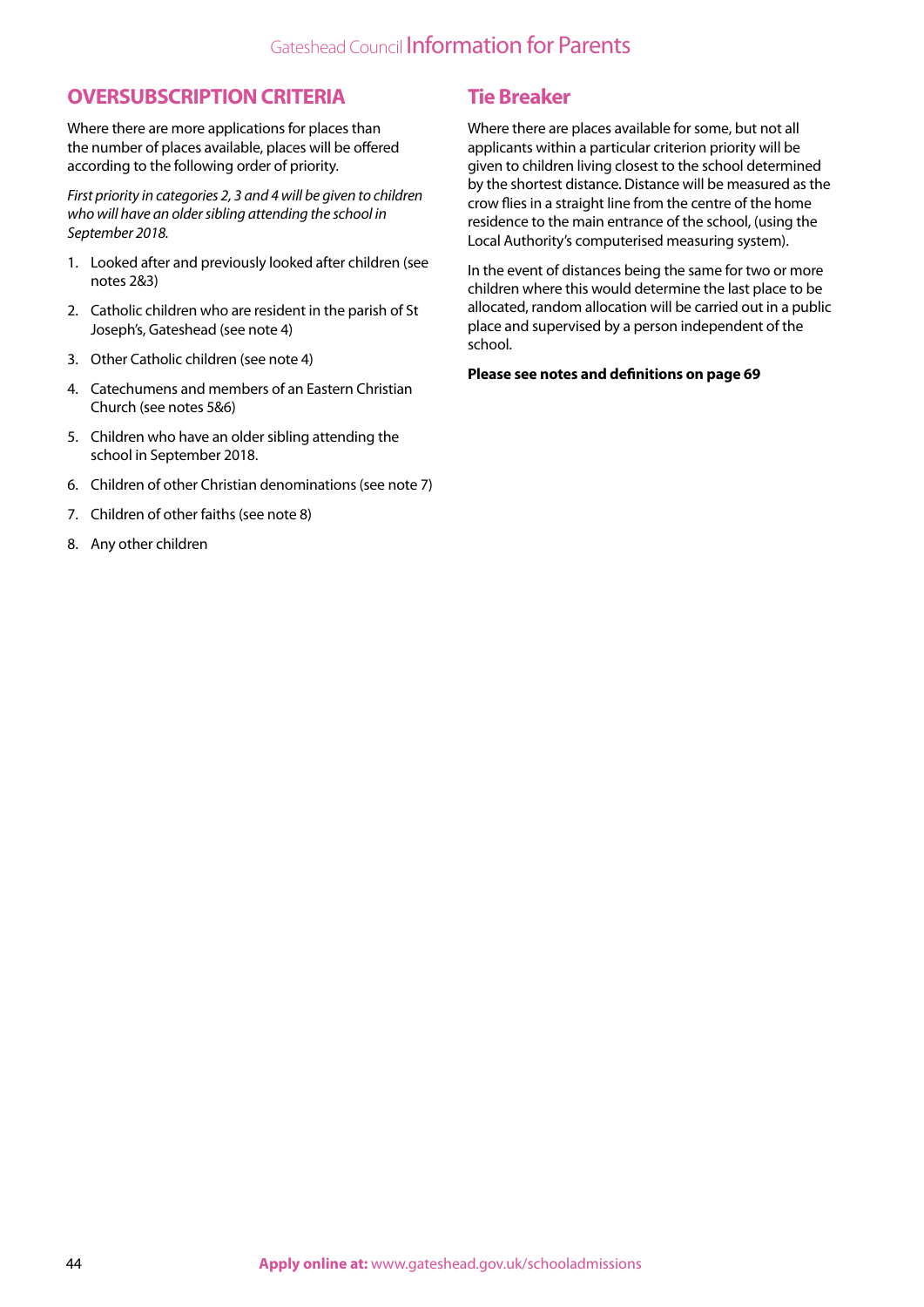## OVERSUBSCRIPTION CRITERIA

Where there are more applications for places than the number of places available, places will be offered according to the following order of priority.

*First priority in categories 2, 3 and 4 will be given to children who will have an older sibling attending the school in September 2018.*

1. Looked after and previously looked after children (see notes 2&3)
2. Catholic children who are resident in the parish of St Joseph's, Gateshead (see note 4)
3. Other Catholic children (see note 4)
4. Catechumens and members of an Eastern Christian Church (see notes 5&6)
5. Children who have an older sibling attending the school in September 2018.
6. Children of other Christian denominations (see note 7)
7. Children of other faiths (see note 8)
8. Any other children

## Tie Breaker

Where there are places available for some, but not all applicants within a particular criterion priority will be given to children living closest to the school determined by the shortest distance. Distance will be measured as the crow flies in a straight line from the centre of the home residence to the main entrance of the school, (using the Local Authority's computerised measuring system).

In the event of distances being the same for two or more children where this would determine the last place to be allocated, random allocation will be carried out in a public place and supervised by a person independent of the school.

**Please see notes and definitions on page 69**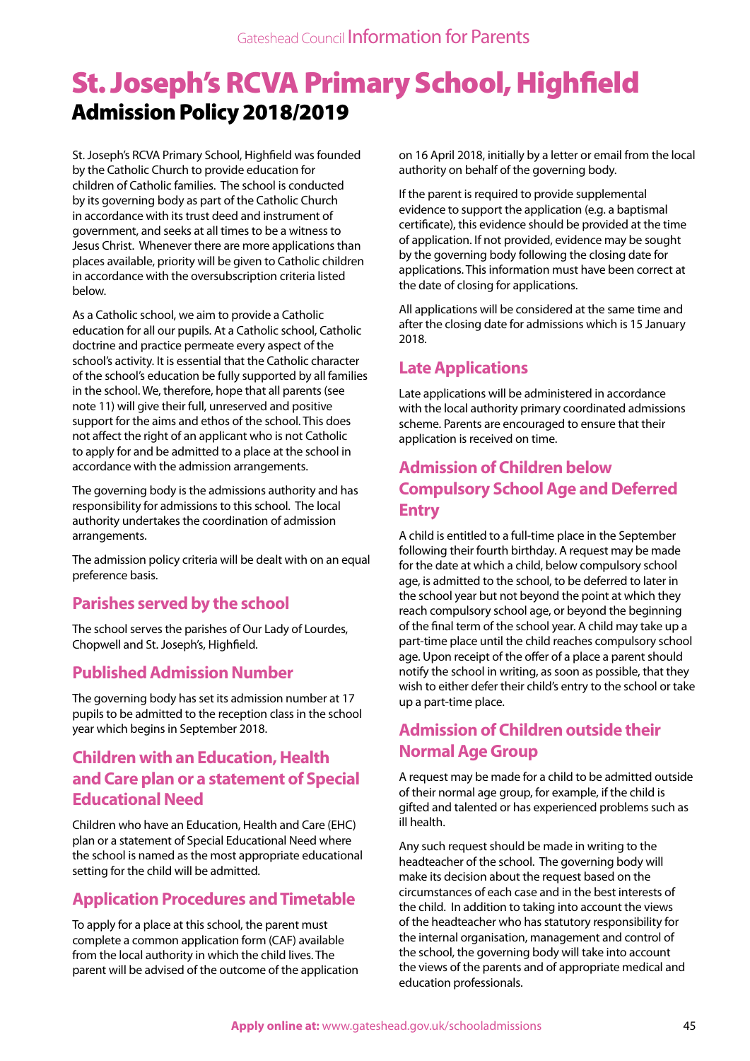# St. Joseph's RCVA Primary School, Highfield

## Admission Policy 2018/2019

St. Joseph's RCVA Primary School, Highfield was founded by the Catholic Church to provide education for children of Catholic families. The school is conducted by its governing body as part of the Catholic Church in accordance with its trust deed and instrument of government, and seeks at all times to be a witness to Jesus Christ. Whenever there are more applications than places available, priority will be given to Catholic children in accordance with the oversubscription criteria listed below.

As a Catholic school, we aim to provide a Catholic education for all our pupils. At a Catholic school, Catholic doctrine and practice permeate every aspect of the school's activity. It is essential that the Catholic character of the school's education be fully supported by all families in the school. We, therefore, hope that all parents (see note 11) will give their full, unreserved and positive support for the aims and ethos of the school. This does not affect the right of an applicant who is not Catholic to apply for and be admitted to a place at the school in accordance with the admission arrangements.

The governing body is the admissions authority and has responsibility for admissions to this school. The local authority undertakes the coordination of admission arrangements.

The admission policy criteria will be dealt with on an equal preference basis.

### Parishes served by the school

The school serves the parishes of Our Lady of Lourdes, Chopwell and St. Joseph's, Highfield.

### Published Admission Number

The governing body has set its admission number at 17 pupils to be admitted to the reception class in the school year which begins in September 2018.

### Children with an Education, Health and Care plan or a statement of Special Educational Need

Children who have an Education, Health and Care (EHC) plan or a statement of Special Educational Need where the school is named as the most appropriate educational setting for the child will be admitted.

### Application Procedures and Timetable

To apply for a place at this school, the parent must complete a common application form (CAF) available from the local authority in which the child lives. The parent will be advised of the outcome of the application on 16 April 2018, initially by a letter or email from the local authority on behalf of the governing body.

If the parent is required to provide supplemental evidence to support the application (e.g. a baptismal certificate), this evidence should be provided at the time of application. If not provided, evidence may be sought by the governing body following the closing date for applications. This information must have been correct at the date of closing for applications.

All applications will be considered at the same time and after the closing date for admissions which is 15 January 2018.

### Late Applications

Late applications will be administered in accordance with the local authority primary coordinated admissions scheme. Parents are encouraged to ensure that their application is received on time.

### Admission of Children below Compulsory School Age and Deferred Entry

A child is entitled to a full-time place in the September following their fourth birthday. A request may be made for the date at which a child, below compulsory school age, is admitted to the school, to be deferred to later in the school year but not beyond the point at which they reach compulsory school age, or beyond the beginning of the final term of the school year. A child may take up a part-time place until the child reaches compulsory school age. Upon receipt of the offer of a place a parent should notify the school in writing, as soon as possible, that they wish to either defer their child's entry to the school or take up a part-time place.

### Admission of Children outside their Normal Age Group

A request may be made for a child to be admitted outside of their normal age group, for example, if the child is gifted and talented or has experienced problems such as ill health.

Any such request should be made in writing to the headteacher of the school. The governing body will make its decision about the request based on the circumstances of each case and in the best interests of the child. In addition to taking into account the views of the headteacher who has statutory responsibility for the internal organisation, management and control of the school, the governing body will take into account the views of the parents and of appropriate medical and education professionals.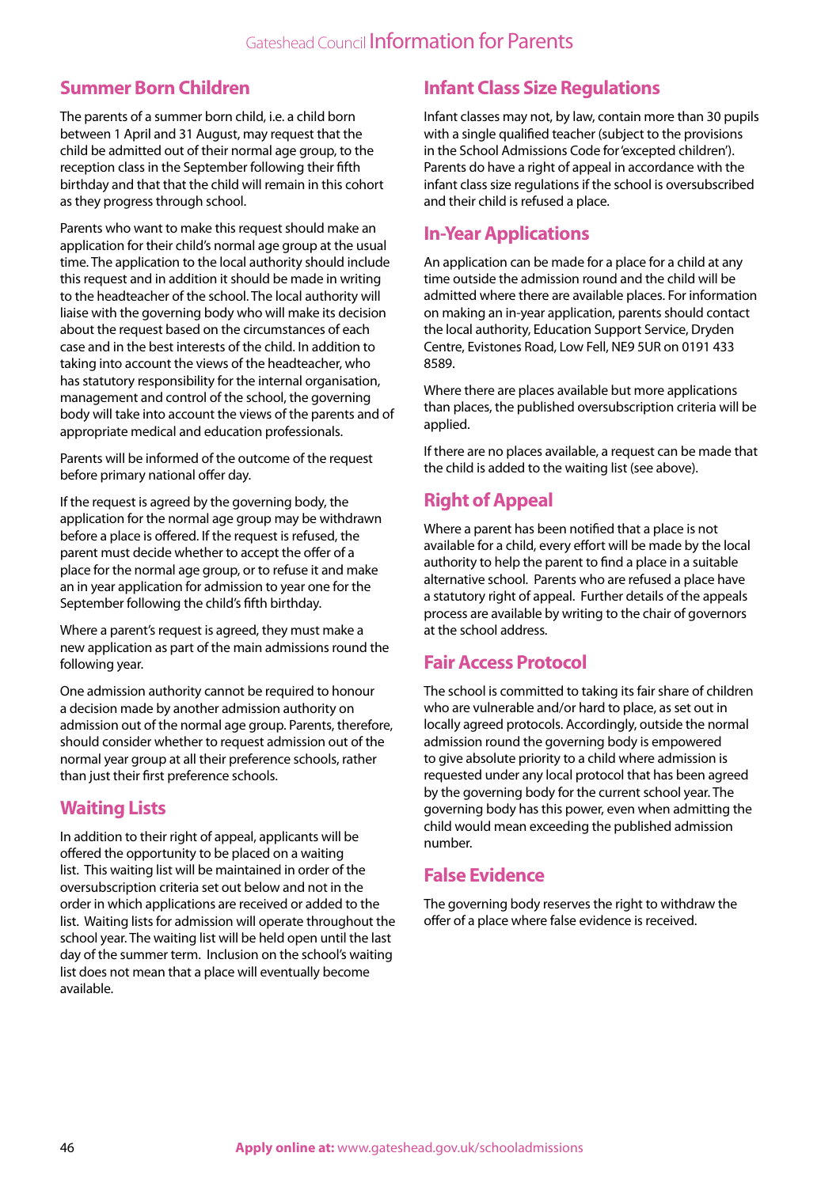## Summer Born Children

The parents of a summer born child, i.e. a child born between 1 April and 31 August, may request that the child be admitted out of their normal age group, to the reception class in the September following their fifth birthday and that that the child will remain in this cohort as they progress through school.

Parents who want to make this request should make an application for their child's normal age group at the usual time. The application to the local authority should include this request and in addition it should be made in writing to the headteacher of the school. The local authority will liaise with the governing body who will make its decision about the request based on the circumstances of each case and in the best interests of the child. In addition to taking into account the views of the headteacher, who has statutory responsibility for the internal organisation, management and control of the school, the governing body will take into account the views of the parents and of appropriate medical and education professionals.

Parents will be informed of the outcome of the request before primary national offer day.

If the request is agreed by the governing body, the application for the normal age group may be withdrawn before a place is offered. If the request is refused, the parent must decide whether to accept the offer of a place for the normal age group, or to refuse it and make an in year application for admission to year one for the September following the child's fifth birthday.

Where a parent's request is agreed, they must make a new application as part of the main admissions round the following year.

One admission authority cannot be required to honour a decision made by another admission authority on admission out of the normal age group. Parents, therefore, should consider whether to request admission out of the normal year group at all their preference schools, rather than just their first preference schools.

## Waiting Lists

In addition to their right of appeal, applicants will be offered the opportunity to be placed on a waiting list. This waiting list will be maintained in order of the oversubscription criteria set out below and not in the order in which applications are received or added to the list. Waiting lists for admission will operate throughout the school year. The waiting list will be held open until the last day of the summer term. Inclusion on the school's waiting list does not mean that a place will eventually become available.

## Infant Class Size Regulations

Infant classes may not, by law, contain more than 30 pupils with a single qualified teacher (subject to the provisions in the School Admissions Code for 'excepted children'). Parents do have a right of appeal in accordance with the infant class size regulations if the school is oversubscribed and their child is refused a place.

## In-Year Applications

An application can be made for a place for a child at any time outside the admission round and the child will be admitted where there are available places. For information on making an in-year application, parents should contact the local authority, Education Support Service, Dryden Centre, Evistones Road, Low Fell, NE9 5UR on 0191 433 8589.

Where there are places available but more applications than places, the published oversubscription criteria will be applied.

If there are no places available, a request can be made that the child is added to the waiting list (see above).

## Right of Appeal

Where a parent has been notified that a place is not available for a child, every effort will be made by the local authority to help the parent to find a place in a suitable alternative school. Parents who are refused a place have a statutory right of appeal. Further details of the appeals process are available by writing to the chair of governors at the school address.

## Fair Access Protocol

The school is committed to taking its fair share of children who are vulnerable and/or hard to place, as set out in locally agreed protocols. Accordingly, outside the normal admission round the governing body is empowered to give absolute priority to a child where admission is requested under any local protocol that has been agreed by the governing body for the current school year. The governing body has this power, even when admitting the child would mean exceeding the published admission number.

## False Evidence

The governing body reserves the right to withdraw the offer of a place where false evidence is received.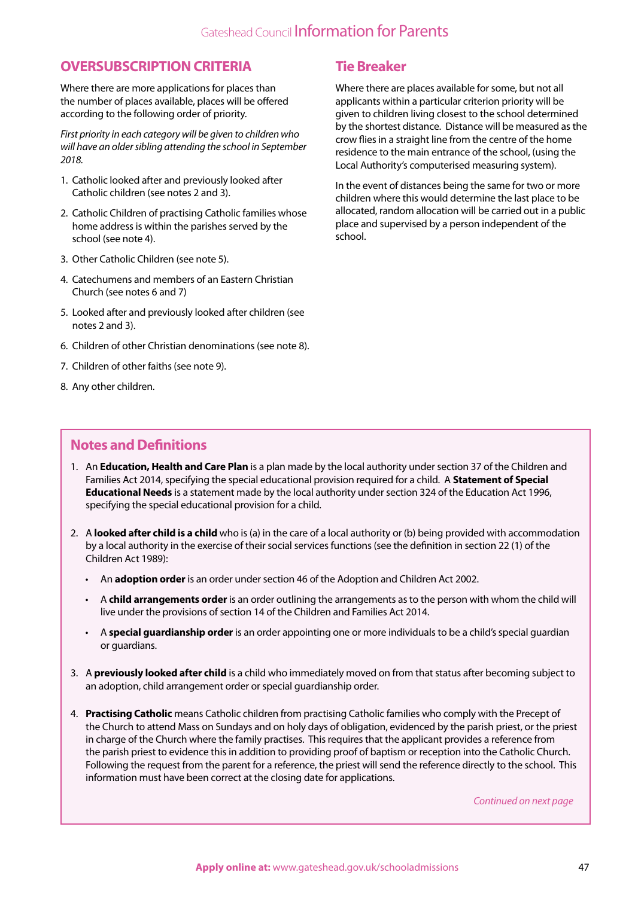## OVERSUBSCRIPTION CRITERIA

Where there are more applications for places than the number of places available, places will be offered according to the following order of priority.

*First priority in each category will be given to children who will have an older sibling attending the school in September 2018.*

1. Catholic looked after and previously looked after Catholic children (see notes 2 and 3).
2. Catholic Children of practising Catholic families whose home address is within the parishes served by the school (see note 4).
3. Other Catholic Children (see note 5).
4. Catechumens and members of an Eastern Christian Church (see notes 6 and 7)
5. Looked after and previously looked after children (see notes 2 and 3).
6. Children of other Christian denominations (see note 8).
7. Children of other faiths (see note 9).
8. Any other children.

## Tie Breaker

Where there are places available for some, but not all applicants within a particular criterion priority will be given to children living closest to the school determined by the shortest distance. Distance will be measured as the crow flies in a straight line from the centre of the home residence to the main entrance of the school, (using the Local Authority's computerised measuring system).

In the event of distances being the same for two or more children where this would determine the last place to be allocated, random allocation will be carried out in a public place and supervised by a person independent of the school.

## Notes and Definitions

1. An **Education, Health and Care Plan** is a plan made by the local authority under section 37 of the Children and Families Act 2014, specifying the special educational provision required for a child. A **Statement of Special Educational Needs** is a statement made by the local authority under section 324 of the Education Act 1996, specifying the special educational provision for a child.

2. A **looked after child is a child** who is (a) in the care of a local authority or (b) being provided with accommodation by a local authority in the exercise of their social services functions (see the definition in section 22 (1) of the Children Act 1989):
   - An **adoption order** is an order under section 46 of the Adoption and Children Act 2002.
   - A **child arrangements order** is an order outlining the arrangements as to the person with whom the child will live under the provisions of section 14 of the Children and Families Act 2014.
   - A **special guardianship order** is an order appointing one or more individuals to be a child's special guardian or guardians.

3. A **previously looked after child** is a child who immediately moved on from that status after becoming subject to an adoption, child arrangement order or special guardianship order.

4. **Practising Catholic** means Catholic children from practising Catholic families who comply with the Precept of the Church to attend Mass on Sundays and on holy days of obligation, evidenced by the parish priest, or the priest in charge of the Church where the family practises. This requires that the applicant provides a reference from the parish priest to evidence this in addition to providing proof of baptism or reception into the Catholic Church. Following the request from the parent for a reference, the priest will send the reference directly to the school. This information must have been correct at the closing date for applications.

*Continued on next page*

**Apply online at:** www.gateshead.gov.uk/schooladmissions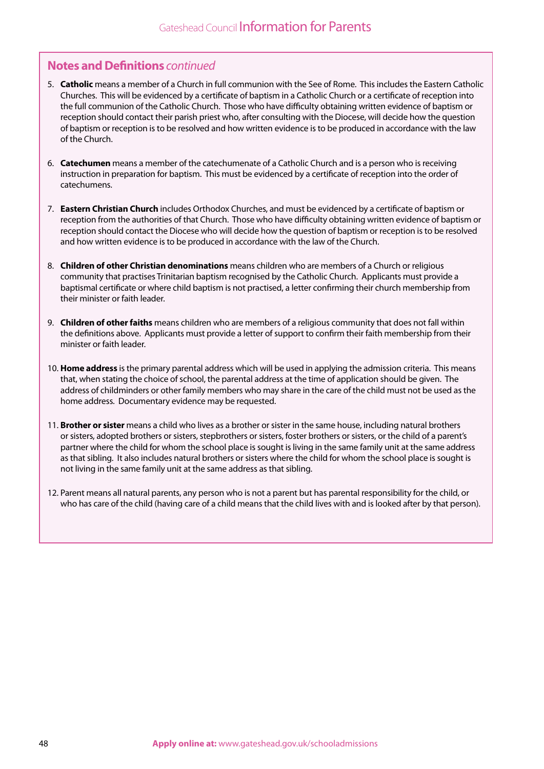## **Notes and Definitions** *continued*

5. **Catholic** means a member of a Church in full communion with the See of Rome. This includes the Eastern Catholic Churches. This will be evidenced by a certificate of baptism in a Catholic Church or a certificate of reception into the full communion of the Catholic Church. Those who have difficulty obtaining written evidence of baptism or reception should contact their parish priest who, after consulting with the Diocese, will decide how the question of baptism or reception is to be resolved and how written evidence is to be produced in accordance with the law of the Church.

6. **Catechumen** means a member of the catechumenate of a Catholic Church and is a person who is receiving instruction in preparation for baptism. This must be evidenced by a certificate of reception into the order of catechumens.

7. **Eastern Christian Church** includes Orthodox Churches, and must be evidenced by a certificate of baptism or reception from the authorities of that Church. Those who have difficulty obtaining written evidence of baptism or reception should contact the Diocese who will decide how the question of baptism or reception is to be resolved and how written evidence is to be produced in accordance with the law of the Church.

8. **Children of other Christian denominations** means children who are members of a Church or religious community that practises Trinitarian baptism recognised by the Catholic Church. Applicants must provide a baptismal certificate or where child baptism is not practised, a letter confirming their church membership from their minister or faith leader.

9. **Children of other faiths** means children who are members of a religious community that does not fall within the definitions above. Applicants must provide a letter of support to confirm their faith membership from their minister or faith leader.

10. **Home address** is the primary parental address which will be used in applying the admission criteria. This means that, when stating the choice of school, the parental address at the time of application should be given. The address of childminders or other family members who may share in the care of the child must not be used as the home address. Documentary evidence may be requested.

11. **Brother or sister** means a child who lives as a brother or sister in the same house, including natural brothers or sisters, adopted brothers or sisters, stepbrothers or sisters, foster brothers or sisters, or the child of a parent's partner where the child for whom the school place is sought is living in the same family unit at the same address as that sibling. It also includes natural brothers or sisters where the child for whom the school place is sought is not living in the same family unit at the same address as that sibling.

12. Parent means all natural parents, any person who is not a parent but has parental responsibility for the child, or who has care of the child (having care of a child means that the child lives with and is looked after by that person).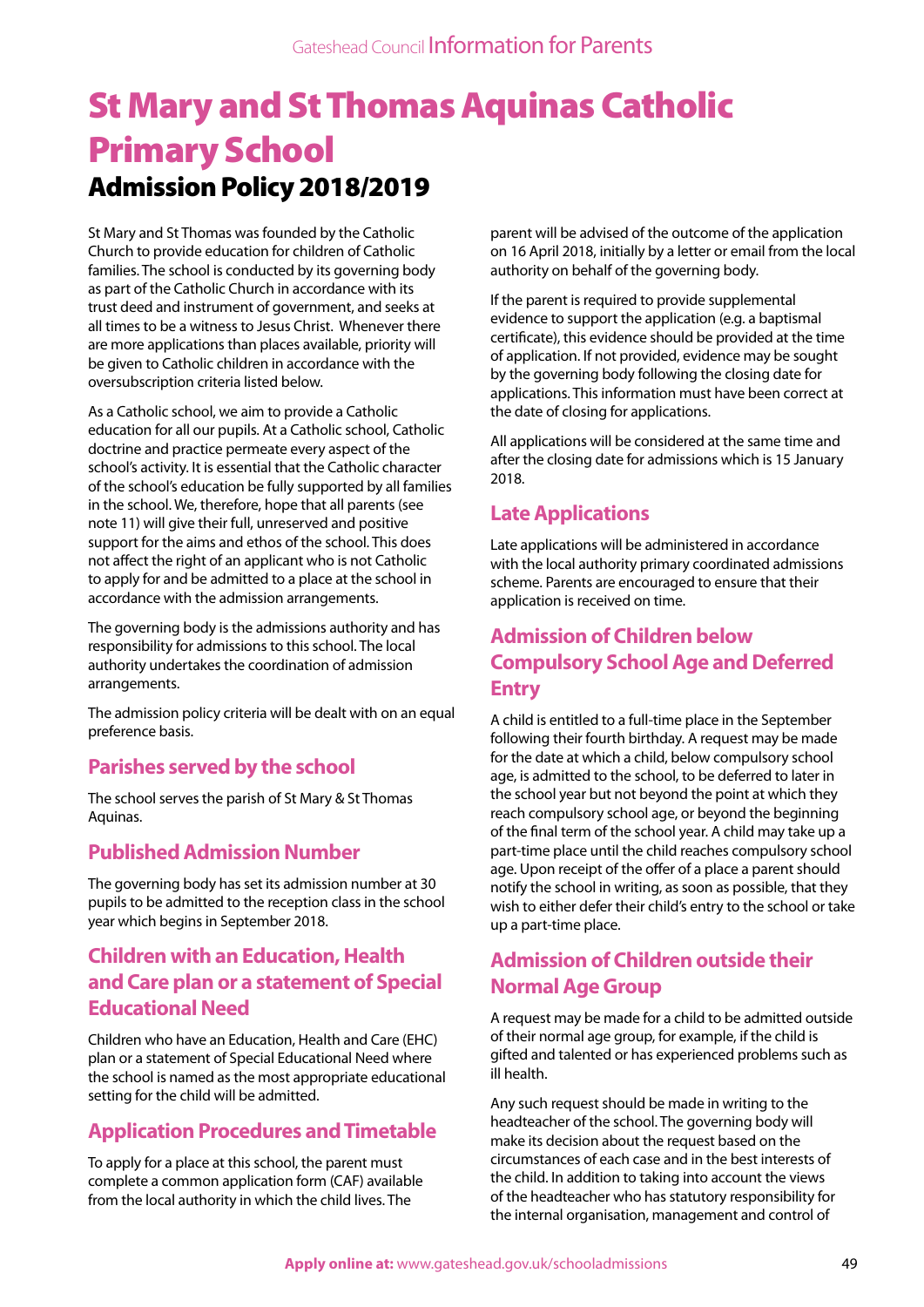# St Mary and St Thomas Aquinas Catholic Primary School

## Admission Policy 2018/2019

St Mary and St Thomas was founded by the Catholic Church to provide education for children of Catholic families. The school is conducted by its governing body as part of the Catholic Church in accordance with its trust deed and instrument of government, and seeks at all times to be a witness to Jesus Christ. Whenever there are more applications than places available, priority will be given to Catholic children in accordance with the oversubscription criteria listed below.

As a Catholic school, we aim to provide a Catholic education for all our pupils. At a Catholic school, Catholic doctrine and practice permeate every aspect of the school's activity. It is essential that the Catholic character of the school's education be fully supported by all families in the school. We, therefore, hope that all parents (see note 11) will give their full, unreserved and positive support for the aims and ethos of the school. This does not affect the right of an applicant who is not Catholic to apply for and be admitted to a place at the school in accordance with the admission arrangements.

The governing body is the admissions authority and has responsibility for admissions to this school. The local authority undertakes the coordination of admission arrangements.

The admission policy criteria will be dealt with on an equal preference basis.

### Parishes served by the school

The school serves the parish of St Mary & St Thomas Aquinas.

### Published Admission Number

The governing body has set its admission number at 30 pupils to be admitted to the reception class in the school year which begins in September 2018.

### Children with an Education, Health and Care plan or a statement of Special Educational Need

Children who have an Education, Health and Care (EHC) plan or a statement of Special Educational Need where the school is named as the most appropriate educational setting for the child will be admitted.

### Application Procedures and Timetable

To apply for a place at this school, the parent must complete a common application form (CAF) available from the local authority in which the child lives. The parent will be advised of the outcome of the application on 16 April 2018, initially by a letter or email from the local authority on behalf of the governing body.

If the parent is required to provide supplemental evidence to support the application (e.g. a baptismal certificate), this evidence should be provided at the time of application. If not provided, evidence may be sought by the governing body following the closing date for applications. This information must have been correct at the date of closing for applications.

All applications will be considered at the same time and after the closing date for admissions which is 15 January 2018.

### Late Applications

Late applications will be administered in accordance with the local authority primary coordinated admissions scheme. Parents are encouraged to ensure that their application is received on time.

### Admission of Children below Compulsory School Age and Deferred Entry

A child is entitled to a full-time place in the September following their fourth birthday. A request may be made for the date at which a child, below compulsory school age, is admitted to the school, to be deferred to later in the school year but not beyond the point at which they reach compulsory school age, or beyond the beginning of the final term of the school year. A child may take up a part-time place until the child reaches compulsory school age. Upon receipt of the offer of a place a parent should notify the school in writing, as soon as possible, that they wish to either defer their child's entry to the school or take up a part-time place.

### Admission of Children outside their Normal Age Group

A request may be made for a child to be admitted outside of their normal age group, for example, if the child is gifted and talented or has experienced problems such as ill health.

Any such request should be made in writing to the headteacher of the school. The governing body will make its decision about the request based on the circumstances of each case and in the best interests of the child. In addition to taking into account the views of the headteacher who has statutory responsibility for the internal organisation, management and control of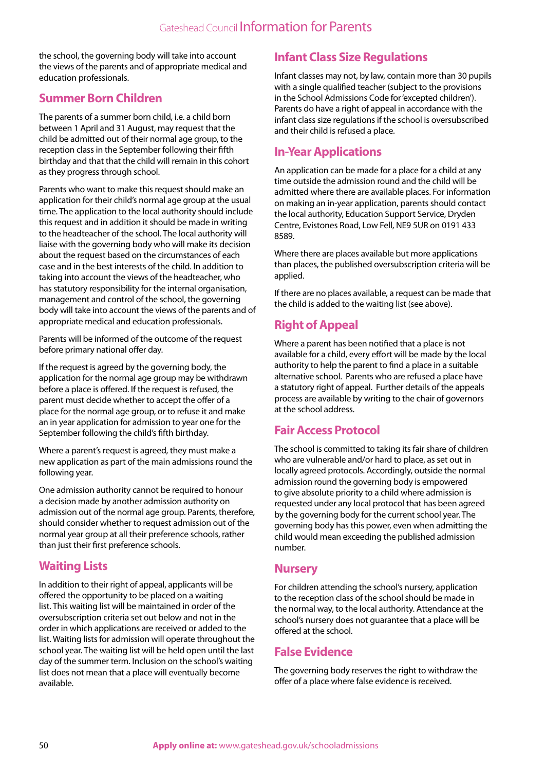the school, the governing body will take into account the views of the parents and of appropriate medical and education professionals.

## Summer Born Children

The parents of a summer born child, i.e. a child born between 1 April and 31 August, may request that the child be admitted out of their normal age group, to the reception class in the September following their fifth birthday and that that the child will remain in this cohort as they progress through school.

Parents who want to make this request should make an application for their child's normal age group at the usual time. The application to the local authority should include this request and in addition it should be made in writing to the headteacher of the school. The local authority will liaise with the governing body who will make its decision about the request based on the circumstances of each case and in the best interests of the child. In addition to taking into account the views of the headteacher, who has statutory responsibility for the internal organisation, management and control of the school, the governing body will take into account the views of the parents and of appropriate medical and education professionals.

Parents will be informed of the outcome of the request before primary national offer day.

If the request is agreed by the governing body, the application for the normal age group may be withdrawn before a place is offered. If the request is refused, the parent must decide whether to accept the offer of a place for the normal age group, or to refuse it and make an in year application for admission to year one for the September following the child's fifth birthday.

Where a parent's request is agreed, they must make a new application as part of the main admissions round the following year.

One admission authority cannot be required to honour a decision made by another admission authority on admission out of the normal age group. Parents, therefore, should consider whether to request admission out of the normal year group at all their preference schools, rather than just their first preference schools.

## Waiting Lists

In addition to their right of appeal, applicants will be offered the opportunity to be placed on a waiting list. This waiting list will be maintained in order of the oversubscription criteria set out below and not in the order in which applications are received or added to the list. Waiting lists for admission will operate throughout the school year. The waiting list will be held open until the last day of the summer term. Inclusion on the school's waiting list does not mean that a place will eventually become available.

## Infant Class Size Regulations

Infant classes may not, by law, contain more than 30 pupils with a single qualified teacher (subject to the provisions in the School Admissions Code for 'excepted children'). Parents do have a right of appeal in accordance with the infant class size regulations if the school is oversubscribed and their child is refused a place.

## In-Year Applications

An application can be made for a place for a child at any time outside the admission round and the child will be admitted where there are available places. For information on making an in-year application, parents should contact the local authority, Education Support Service, Dryden Centre, Evistones Road, Low Fell, NE9 5UR on 0191 433 8589.

Where there are places available but more applications than places, the published oversubscription criteria will be applied.

If there are no places available, a request can be made that the child is added to the waiting list (see above).

## Right of Appeal

Where a parent has been notified that a place is not available for a child, every effort will be made by the local authority to help the parent to find a place in a suitable alternative school. Parents who are refused a place have a statutory right of appeal. Further details of the appeals process are available by writing to the chair of governors at the school address.

## Fair Access Protocol

The school is committed to taking its fair share of children who are vulnerable and/or hard to place, as set out in locally agreed protocols. Accordingly, outside the normal admission round the governing body is empowered to give absolute priority to a child where admission is requested under any local protocol that has been agreed by the governing body for the current school year. The governing body has this power, even when admitting the child would mean exceeding the published admission number.

## Nursery

For children attending the school's nursery, application to the reception class of the school should be made in the normal way, to the local authority. Attendance at the school's nursery does not guarantee that a place will be offered at the school.

## False Evidence

The governing body reserves the right to withdraw the offer of a place where false evidence is received.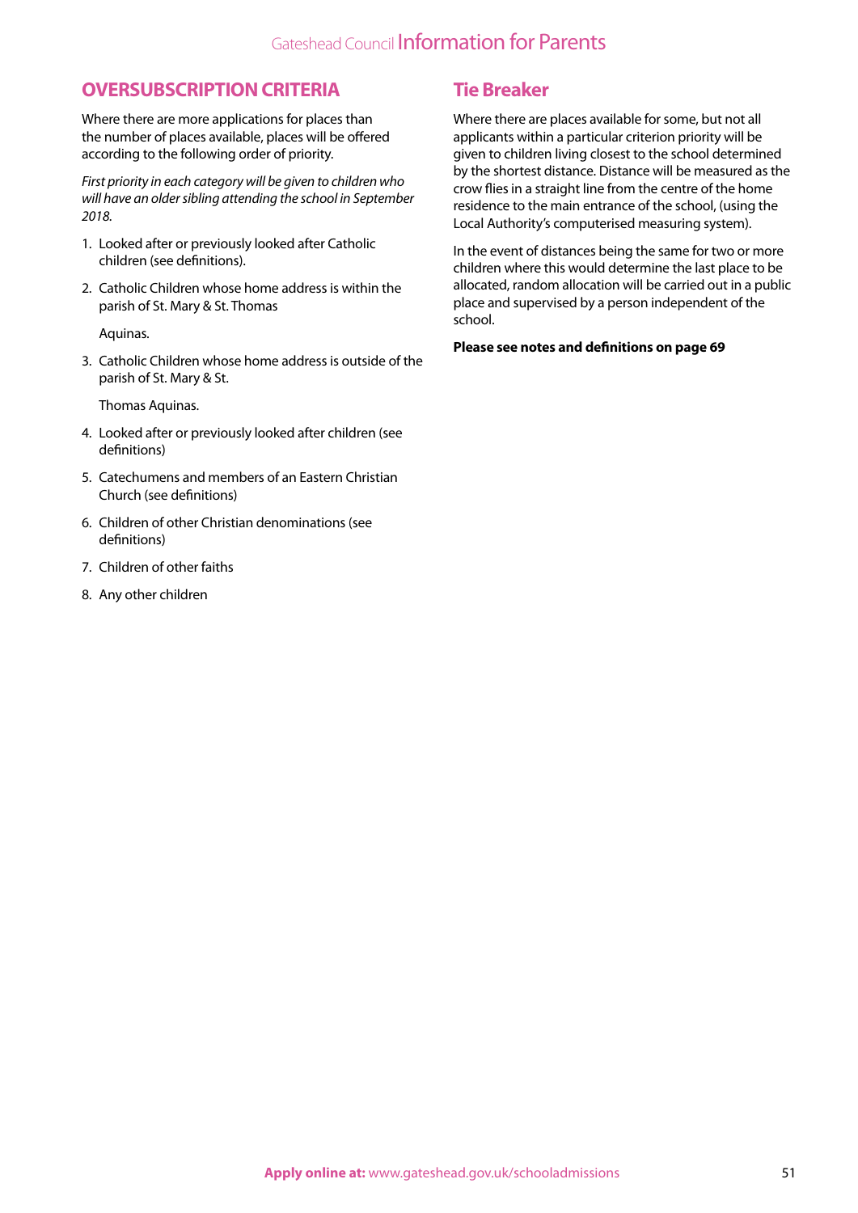## OVERSUBSCRIPTION CRITERIA

Where there are more applications for places than the number of places available, places will be offered according to the following order of priority.

*First priority in each category will be given to children who will have an older sibling attending the school in September 2018.*

1. Looked after or previously looked after Catholic children (see definitions).
2. Catholic Children whose home address is within the parish of St. Mary & St. Thomas

   Aquinas.
3. Catholic Children whose home address is outside of the parish of St. Mary & St.

   Thomas Aquinas.
4. Looked after or previously looked after children (see definitions)
5. Catechumens and members of an Eastern Christian Church (see definitions)
6. Children of other Christian denominations (see definitions)
7. Children of other faiths
8. Any other children

## Tie Breaker

Where there are places available for some, but not all applicants within a particular criterion priority will be given to children living closest to the school determined by the shortest distance. Distance will be measured as the crow flies in a straight line from the centre of the home residence to the main entrance of the school, (using the Local Authority's computerised measuring system).

In the event of distances being the same for two or more children where this would determine the last place to be allocated, random allocation will be carried out in a public place and supervised by a person independent of the school.

**Please see notes and definitions on page 69**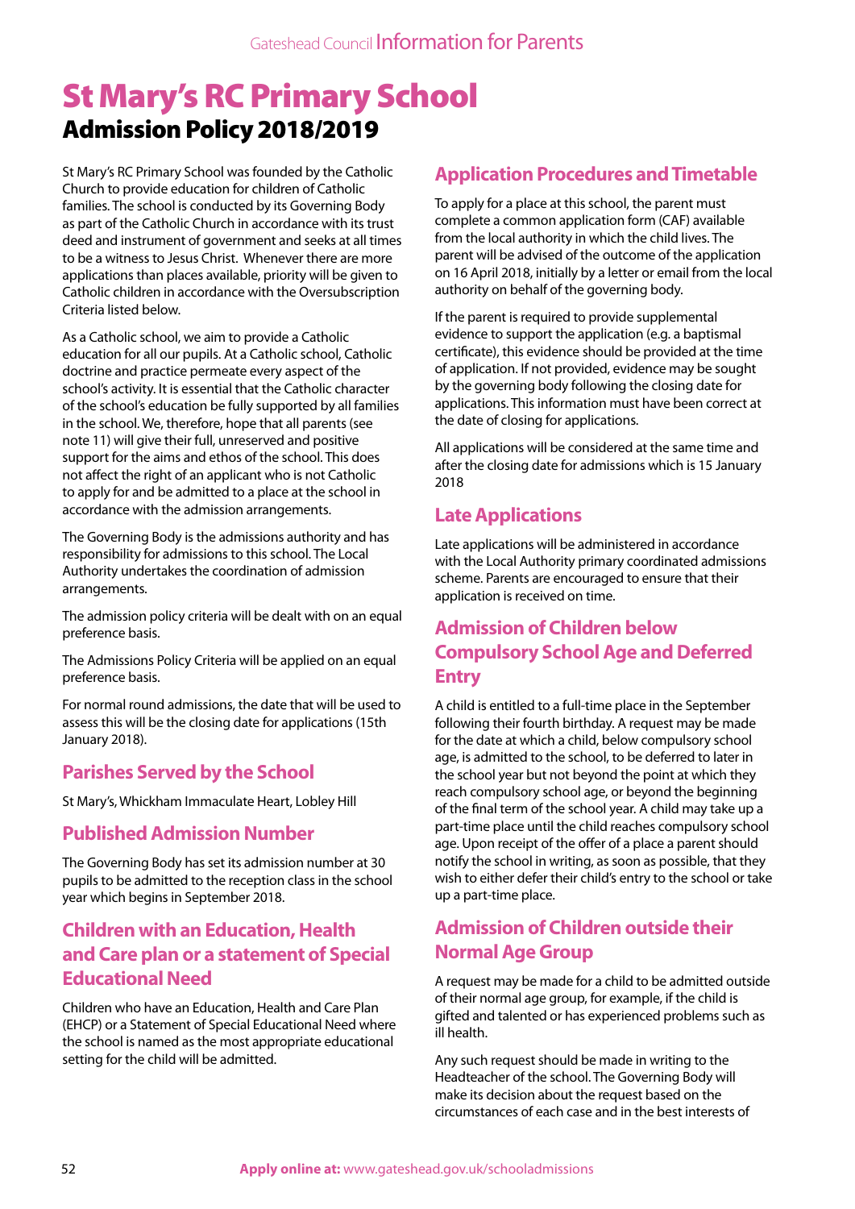# St Mary's RC Primary School

## Admission Policy 2018/2019

St Mary's RC Primary School was founded by the Catholic Church to provide education for children of Catholic families. The school is conducted by its Governing Body as part of the Catholic Church in accordance with its trust deed and instrument of government and seeks at all times to be a witness to Jesus Christ. Whenever there are more applications than places available, priority will be given to Catholic children in accordance with the Oversubscription Criteria listed below.

As a Catholic school, we aim to provide a Catholic education for all our pupils. At a Catholic school, Catholic doctrine and practice permeate every aspect of the school's activity. It is essential that the Catholic character of the school's education be fully supported by all families in the school. We, therefore, hope that all parents (see note 11) will give their full, unreserved and positive support for the aims and ethos of the school. This does not affect the right of an applicant who is not Catholic to apply for and be admitted to a place at the school in accordance with the admission arrangements.

The Governing Body is the admissions authority and has responsibility for admissions to this school. The Local Authority undertakes the coordination of admission arrangements.

The admission policy criteria will be dealt with on an equal preference basis.

The Admissions Policy Criteria will be applied on an equal preference basis.

For normal round admissions, the date that will be used to assess this will be the closing date for applications (15th January 2018).

### Parishes Served by the School

St Mary's, Whickham Immaculate Heart, Lobley Hill

### Published Admission Number

The Governing Body has set its admission number at 30 pupils to be admitted to the reception class in the school year which begins in September 2018.

### Children with an Education, Health and Care plan or a statement of Special Educational Need

Children who have an Education, Health and Care Plan (EHCP) or a Statement of Special Educational Need where the school is named as the most appropriate educational setting for the child will be admitted.

### Application Procedures and Timetable

To apply for a place at this school, the parent must complete a common application form (CAF) available from the local authority in which the child lives. The parent will be advised of the outcome of the application on 16 April 2018, initially by a letter or email from the local authority on behalf of the governing body.

If the parent is required to provide supplemental evidence to support the application (e.g. a baptismal certificate), this evidence should be provided at the time of application. If not provided, evidence may be sought by the governing body following the closing date for applications. This information must have been correct at the date of closing for applications.

All applications will be considered at the same time and after the closing date for admissions which is 15 January 2018

### Late Applications

Late applications will be administered in accordance with the Local Authority primary coordinated admissions scheme. Parents are encouraged to ensure that their application is received on time.

### Admission of Children below Compulsory School Age and Deferred Entry

A child is entitled to a full-time place in the September following their fourth birthday. A request may be made for the date at which a child, below compulsory school age, is admitted to the school, to be deferred to later in the school year but not beyond the point at which they reach compulsory school age, or beyond the beginning of the final term of the school year. A child may take up a part-time place until the child reaches compulsory school age. Upon receipt of the offer of a place a parent should notify the school in writing, as soon as possible, that they wish to either defer their child's entry to the school or take up a part-time place.

### Admission of Children outside their Normal Age Group

A request may be made for a child to be admitted outside of their normal age group, for example, if the child is gifted and talented or has experienced problems such as ill health.

Any such request should be made in writing to the Headteacher of the school. The Governing Body will make its decision about the request based on the circumstances of each case and in the best interests of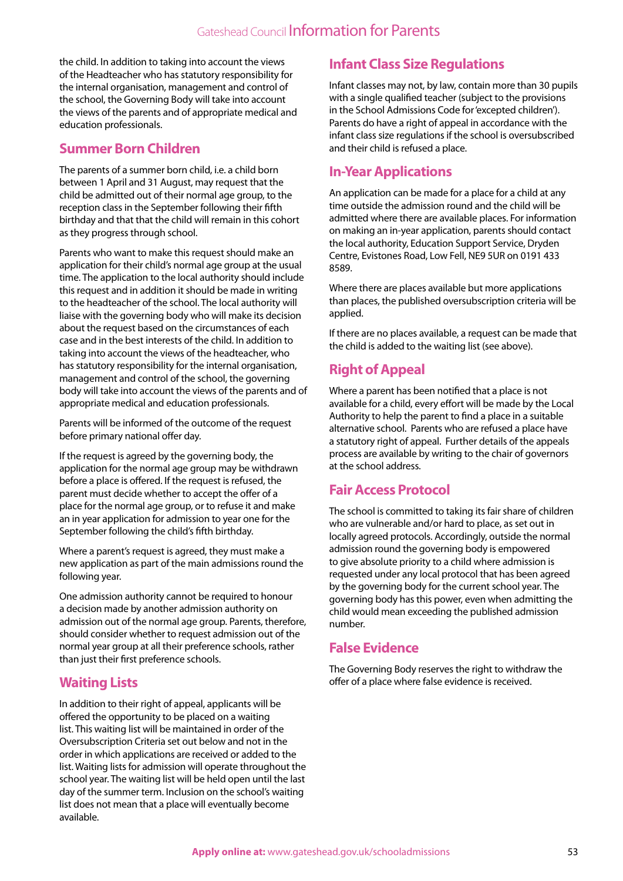the child. In addition to taking into account the views of the Headteacher who has statutory responsibility for the internal organisation, management and control of the school, the Governing Body will take into account the views of the parents and of appropriate medical and education professionals.

## Summer Born Children

The parents of a summer born child, i.e. a child born between 1 April and 31 August, may request that the child be admitted out of their normal age group, to the reception class in the September following their fifth birthday and that that the child will remain in this cohort as they progress through school.

Parents who want to make this request should make an application for their child's normal age group at the usual time. The application to the local authority should include this request and in addition it should be made in writing to the headteacher of the school. The local authority will liaise with the governing body who will make its decision about the request based on the circumstances of each case and in the best interests of the child. In addition to taking into account the views of the headteacher, who has statutory responsibility for the internal organisation, management and control of the school, the governing body will take into account the views of the parents and of appropriate medical and education professionals.

Parents will be informed of the outcome of the request before primary national offer day.

If the request is agreed by the governing body, the application for the normal age group may be withdrawn before a place is offered. If the request is refused, the parent must decide whether to accept the offer of a place for the normal age group, or to refuse it and make an in year application for admission to year one for the September following the child's fifth birthday.

Where a parent's request is agreed, they must make a new application as part of the main admissions round the following year.

One admission authority cannot be required to honour a decision made by another admission authority on admission out of the normal age group. Parents, therefore, should consider whether to request admission out of the normal year group at all their preference schools, rather than just their first preference schools.

## Waiting Lists

In addition to their right of appeal, applicants will be offered the opportunity to be placed on a waiting list. This waiting list will be maintained in order of the Oversubscription Criteria set out below and not in the order in which applications are received or added to the list. Waiting lists for admission will operate throughout the school year. The waiting list will be held open until the last day of the summer term. Inclusion on the school's waiting list does not mean that a place will eventually become available.

## Infant Class Size Regulations

Infant classes may not, by law, contain more than 30 pupils with a single qualified teacher (subject to the provisions in the School Admissions Code for 'excepted children'). Parents do have a right of appeal in accordance with the infant class size regulations if the school is oversubscribed and their child is refused a place.

## In-Year Applications

An application can be made for a place for a child at any time outside the admission round and the child will be admitted where there are available places. For information on making an in-year application, parents should contact the local authority, Education Support Service, Dryden Centre, Evistones Road, Low Fell, NE9 5UR on 0191 433 8589.

Where there are places available but more applications than places, the published oversubscription criteria will be applied.

If there are no places available, a request can be made that the child is added to the waiting list (see above).

## Right of Appeal

Where a parent has been notified that a place is not available for a child, every effort will be made by the Local Authority to help the parent to find a place in a suitable alternative school. Parents who are refused a place have a statutory right of appeal. Further details of the appeals process are available by writing to the chair of governors at the school address.

## Fair Access Protocol

The school is committed to taking its fair share of children who are vulnerable and/or hard to place, as set out in locally agreed protocols. Accordingly, outside the normal admission round the governing body is empowered to give absolute priority to a child where admission is requested under any local protocol that has been agreed by the governing body for the current school year. The governing body has this power, even when admitting the child would mean exceeding the published admission number.

## False Evidence

The Governing Body reserves the right to withdraw the offer of a place where false evidence is received.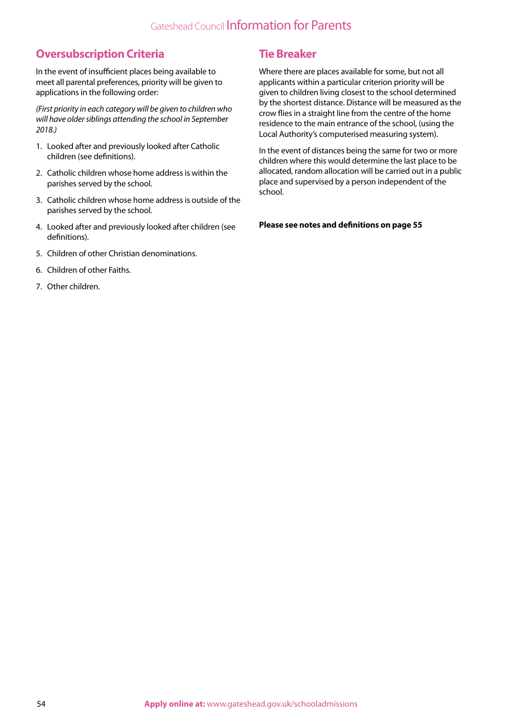## Oversubscription Criteria

In the event of insufficient places being available to meet all parental preferences, priority will be given to applications in the following order:

*(First priority in each category will be given to children who will have older siblings attending the school in September 2018.)*

1. Looked after and previously looked after Catholic children (see definitions).
2. Catholic children whose home address is within the parishes served by the school.
3. Catholic children whose home address is outside of the parishes served by the school.
4. Looked after and previously looked after children (see definitions).
5. Children of other Christian denominations.
6. Children of other Faiths.
7. Other children.

## Tie Breaker

Where there are places available for some, but not all applicants within a particular criterion priority will be given to children living closest to the school determined by the shortest distance. Distance will be measured as the crow flies in a straight line from the centre of the home residence to the main entrance of the school, (using the Local Authority's computerised measuring system).

In the event of distances being the same for two or more children where this would determine the last place to be allocated, random allocation will be carried out in a public place and supervised by a person independent of the school.

**Please see notes and definitions on page 55**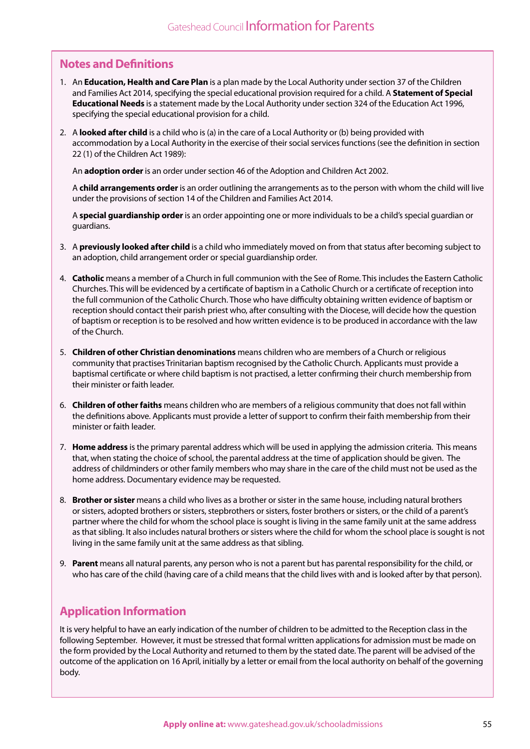## Notes and Definitions

1. An **Education, Health and Care Plan** is a plan made by the Local Authority under section 37 of the Children and Families Act 2014, specifying the special educational provision required for a child. A **Statement of Special Educational Needs** is a statement made by the Local Authority under section 324 of the Education Act 1996, specifying the special educational provision for a child.

2. A **looked after child** is a child who is (a) in the care of a Local Authority or (b) being provided with accommodation by a Local Authority in the exercise of their social services functions (see the definition in section 22 (1) of the Children Act 1989):

   An **adoption order** is an order under section 46 of the Adoption and Children Act 2002.

   A **child arrangements order** is an order outlining the arrangements as to the person with whom the child will live under the provisions of section 14 of the Children and Families Act 2014.

   A **special guardianship order** is an order appointing one or more individuals to be a child's special guardian or guardians.

3. A **previously looked after child** is a child who immediately moved on from that status after becoming subject to an adoption, child arrangement order or special guardianship order.

4. **Catholic** means a member of a Church in full communion with the See of Rome. This includes the Eastern Catholic Churches. This will be evidenced by a certificate of baptism in a Catholic Church or a certificate of reception into the full communion of the Catholic Church. Those who have difficulty obtaining written evidence of baptism or reception should contact their parish priest who, after consulting with the Diocese, will decide how the question of baptism or reception is to be resolved and how written evidence is to be produced in accordance with the law of the Church.

5. **Children of other Christian denominations** means children who are members of a Church or religious community that practises Trinitarian baptism recognised by the Catholic Church. Applicants must provide a baptismal certificate or where child baptism is not practised, a letter confirming their church membership from their minister or faith leader.

6. **Children of other faiths** means children who are members of a religious community that does not fall within the definitions above. Applicants must provide a letter of support to confirm their faith membership from their minister or faith leader.

7. **Home address** is the primary parental address which will be used in applying the admission criteria. This means that, when stating the choice of school, the parental address at the time of application should be given. The address of childminders or other family members who may share in the care of the child must not be used as the home address. Documentary evidence may be requested.

8. **Brother or sister** means a child who lives as a brother or sister in the same house, including natural brothers or sisters, adopted brothers or sisters, stepbrothers or sisters, foster brothers or sisters, or the child of a parent's partner where the child for whom the school place is sought is living in the same family unit at the same address as that sibling. It also includes natural brothers or sisters where the child for whom the school place is sought is not living in the same family unit at the same address as that sibling.

9. **Parent** means all natural parents, any person who is not a parent but has parental responsibility for the child, or who has care of the child (having care of a child means that the child lives with and is looked after by that person).

## Application Information

It is very helpful to have an early indication of the number of children to be admitted to the Reception class in the following September. However, it must be stressed that formal written applications for admission must be made on the form provided by the Local Authority and returned to them by the stated date. The parent will be advised of the outcome of the application on 16 April, initially by a letter or email from the local authority on behalf of the governing body.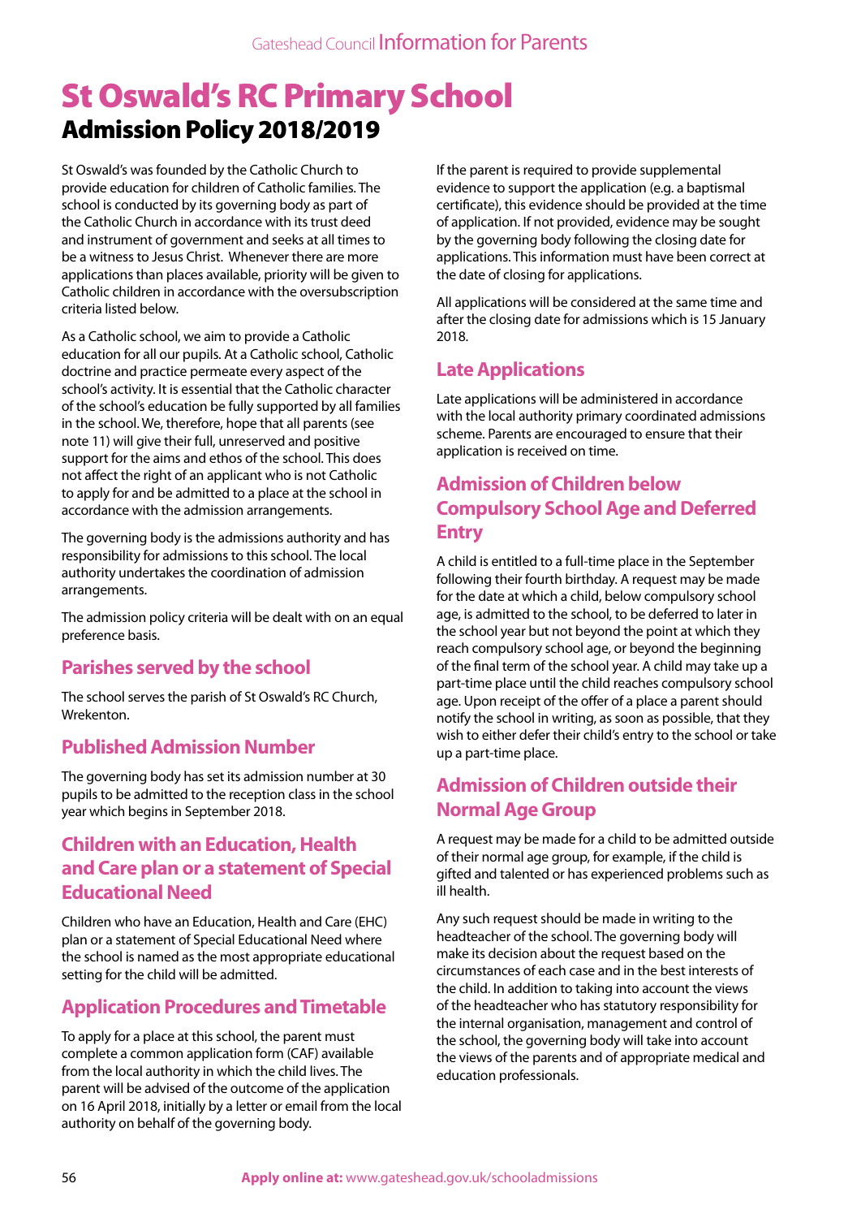# St Oswald's RC Primary School

## Admission Policy 2018/2019

St Oswald's was founded by the Catholic Church to provide education for children of Catholic families. The school is conducted by its governing body as part of the Catholic Church in accordance with its trust deed and instrument of government and seeks at all times to be a witness to Jesus Christ. Whenever there are more applications than places available, priority will be given to Catholic children in accordance with the oversubscription criteria listed below.

As a Catholic school, we aim to provide a Catholic education for all our pupils. At a Catholic school, Catholic doctrine and practice permeate every aspect of the school's activity. It is essential that the Catholic character of the school's education be fully supported by all families in the school. We, therefore, hope that all parents (see note 11) will give their full, unreserved and positive support for the aims and ethos of the school. This does not affect the right of an applicant who is not Catholic to apply for and be admitted to a place at the school in accordance with the admission arrangements.

The governing body is the admissions authority and has responsibility for admissions to this school. The local authority undertakes the coordination of admission arrangements.

The admission policy criteria will be dealt with on an equal preference basis.

### Parishes served by the school

The school serves the parish of St Oswald's RC Church, Wrekenton.

### Published Admission Number

The governing body has set its admission number at 30 pupils to be admitted to the reception class in the school year which begins in September 2018.

### Children with an Education, Health and Care plan or a statement of Special Educational Need

Children who have an Education, Health and Care (EHC) plan or a statement of Special Educational Need where the school is named as the most appropriate educational setting for the child will be admitted.

### Application Procedures and Timetable

To apply for a place at this school, the parent must complete a common application form (CAF) available from the local authority in which the child lives. The parent will be advised of the outcome of the application on 16 April 2018, initially by a letter or email from the local authority on behalf of the governing body.

If the parent is required to provide supplemental evidence to support the application (e.g. a baptismal certificate), this evidence should be provided at the time of application. If not provided, evidence may be sought by the governing body following the closing date for applications. This information must have been correct at the date of closing for applications.

All applications will be considered at the same time and after the closing date for admissions which is 15 January 2018.

### Late Applications

Late applications will be administered in accordance with the local authority primary coordinated admissions scheme. Parents are encouraged to ensure that their application is received on time.

### Admission of Children below Compulsory School Age and Deferred Entry

A child is entitled to a full-time place in the September following their fourth birthday. A request may be made for the date at which a child, below compulsory school age, is admitted to the school, to be deferred to later in the school year but not beyond the point at which they reach compulsory school age, or beyond the beginning of the final term of the school year. A child may take up a part-time place until the child reaches compulsory school age. Upon receipt of the offer of a place a parent should notify the school in writing, as soon as possible, that they wish to either defer their child's entry to the school or take up a part-time place.

### Admission of Children outside their Normal Age Group

A request may be made for a child to be admitted outside of their normal age group, for example, if the child is gifted and talented or has experienced problems such as ill health.

Any such request should be made in writing to the headteacher of the school. The governing body will make its decision about the request based on the circumstances of each case and in the best interests of the child. In addition to taking into account the views of the headteacher who has statutory responsibility for the internal organisation, management and control of the school, the governing body will take into account the views of the parents and of appropriate medical and education professionals.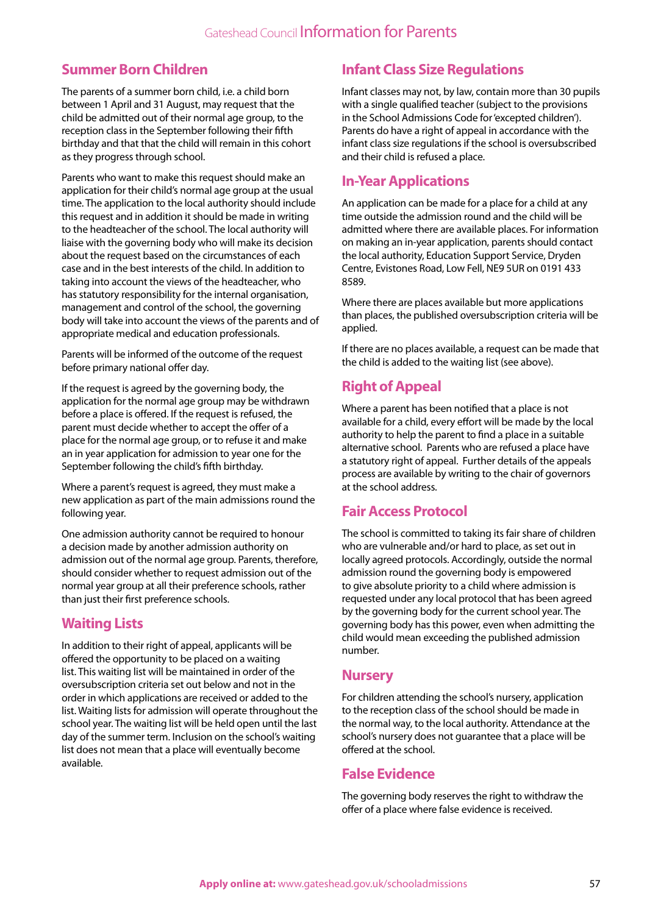## Summer Born Children

The parents of a summer born child, i.e. a child born between 1 April and 31 August, may request that the child be admitted out of their normal age group, to the reception class in the September following their fifth birthday and that that the child will remain in this cohort as they progress through school.

Parents who want to make this request should make an application for their child's normal age group at the usual time. The application to the local authority should include this request and in addition it should be made in writing to the headteacher of the school. The local authority will liaise with the governing body who will make its decision about the request based on the circumstances of each case and in the best interests of the child. In addition to taking into account the views of the headteacher, who has statutory responsibility for the internal organisation, management and control of the school, the governing body will take into account the views of the parents and of appropriate medical and education professionals.

Parents will be informed of the outcome of the request before primary national offer day.

If the request is agreed by the governing body, the application for the normal age group may be withdrawn before a place is offered. If the request is refused, the parent must decide whether to accept the offer of a place for the normal age group, or to refuse it and make an in year application for admission to year one for the September following the child's fifth birthday.

Where a parent's request is agreed, they must make a new application as part of the main admissions round the following year.

One admission authority cannot be required to honour a decision made by another admission authority on admission out of the normal age group. Parents, therefore, should consider whether to request admission out of the normal year group at all their preference schools, rather than just their first preference schools.

## Waiting Lists

In addition to their right of appeal, applicants will be offered the opportunity to be placed on a waiting list. This waiting list will be maintained in order of the oversubscription criteria set out below and not in the order in which applications are received or added to the list. Waiting lists for admission will operate throughout the school year. The waiting list will be held open until the last day of the summer term. Inclusion on the school's waiting list does not mean that a place will eventually become available.

## Infant Class Size Regulations

Infant classes may not, by law, contain more than 30 pupils with a single qualified teacher (subject to the provisions in the School Admissions Code for 'excepted children'). Parents do have a right of appeal in accordance with the infant class size regulations if the school is oversubscribed and their child is refused a place.

## In-Year Applications

An application can be made for a place for a child at any time outside the admission round and the child will be admitted where there are available places. For information on making an in-year application, parents should contact the local authority, Education Support Service, Dryden Centre, Evistones Road, Low Fell, NE9 5UR on 0191 433 8589.

Where there are places available but more applications than places, the published oversubscription criteria will be applied.

If there are no places available, a request can be made that the child is added to the waiting list (see above).

## Right of Appeal

Where a parent has been notified that a place is not available for a child, every effort will be made by the local authority to help the parent to find a place in a suitable alternative school. Parents who are refused a place have a statutory right of appeal. Further details of the appeals process are available by writing to the chair of governors at the school address.

## Fair Access Protocol

The school is committed to taking its fair share of children who are vulnerable and/or hard to place, as set out in locally agreed protocols. Accordingly, outside the normal admission round the governing body is empowered to give absolute priority to a child where admission is requested under any local protocol that has been agreed by the governing body for the current school year. The governing body has this power, even when admitting the child would mean exceeding the published admission number.

## Nursery

For children attending the school's nursery, application to the reception class of the school should be made in the normal way, to the local authority. Attendance at the school's nursery does not guarantee that a place will be offered at the school.

## False Evidence

The governing body reserves the right to withdraw the offer of a place where false evidence is received.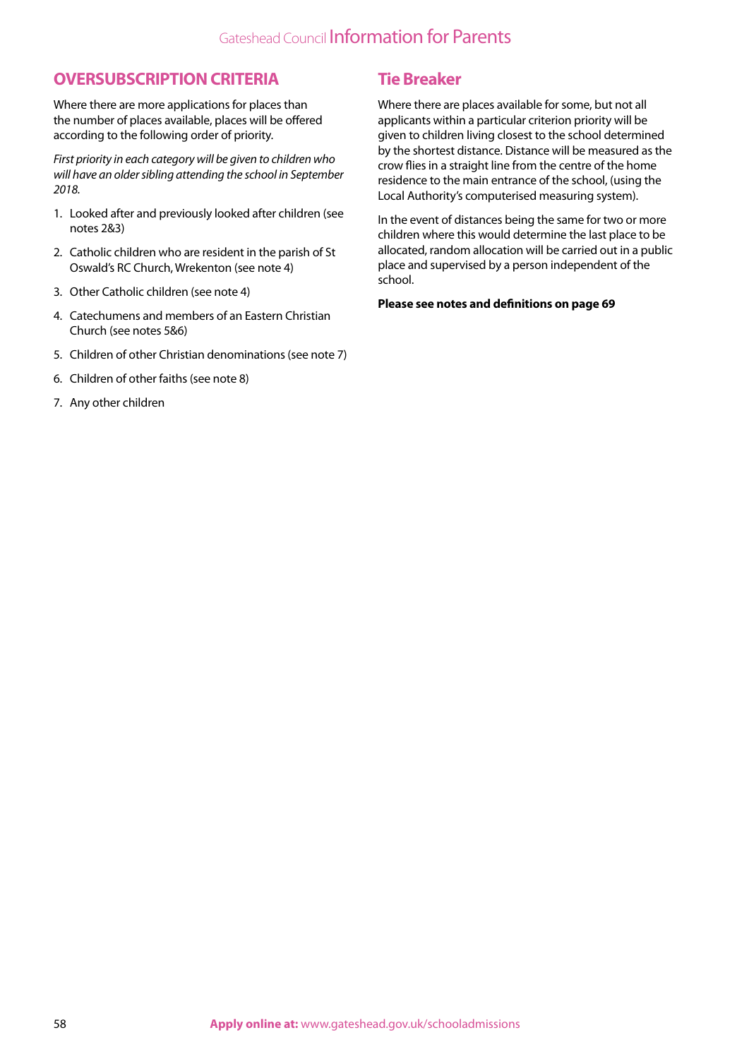## OVERSUBSCRIPTION CRITERIA

Where there are more applications for places than the number of places available, places will be offered according to the following order of priority.

*First priority in each category will be given to children who will have an older sibling attending the school in September 2018.*

1. Looked after and previously looked after children (see notes 2&3)
2. Catholic children who are resident in the parish of St Oswald's RC Church, Wrekenton (see note 4)
3. Other Catholic children (see note 4)
4. Catechumens and members of an Eastern Christian Church (see notes 5&6)
5. Children of other Christian denominations (see note 7)
6. Children of other faiths (see note 8)
7. Any other children

## Tie Breaker

Where there are places available for some, but not all applicants within a particular criterion priority will be given to children living closest to the school determined by the shortest distance. Distance will be measured as the crow flies in a straight line from the centre of the home residence to the main entrance of the school, (using the Local Authority's computerised measuring system).

In the event of distances being the same for two or more children where this would determine the last place to be allocated, random allocation will be carried out in a public place and supervised by a person independent of the school.

**Please see notes and definitions on page 69**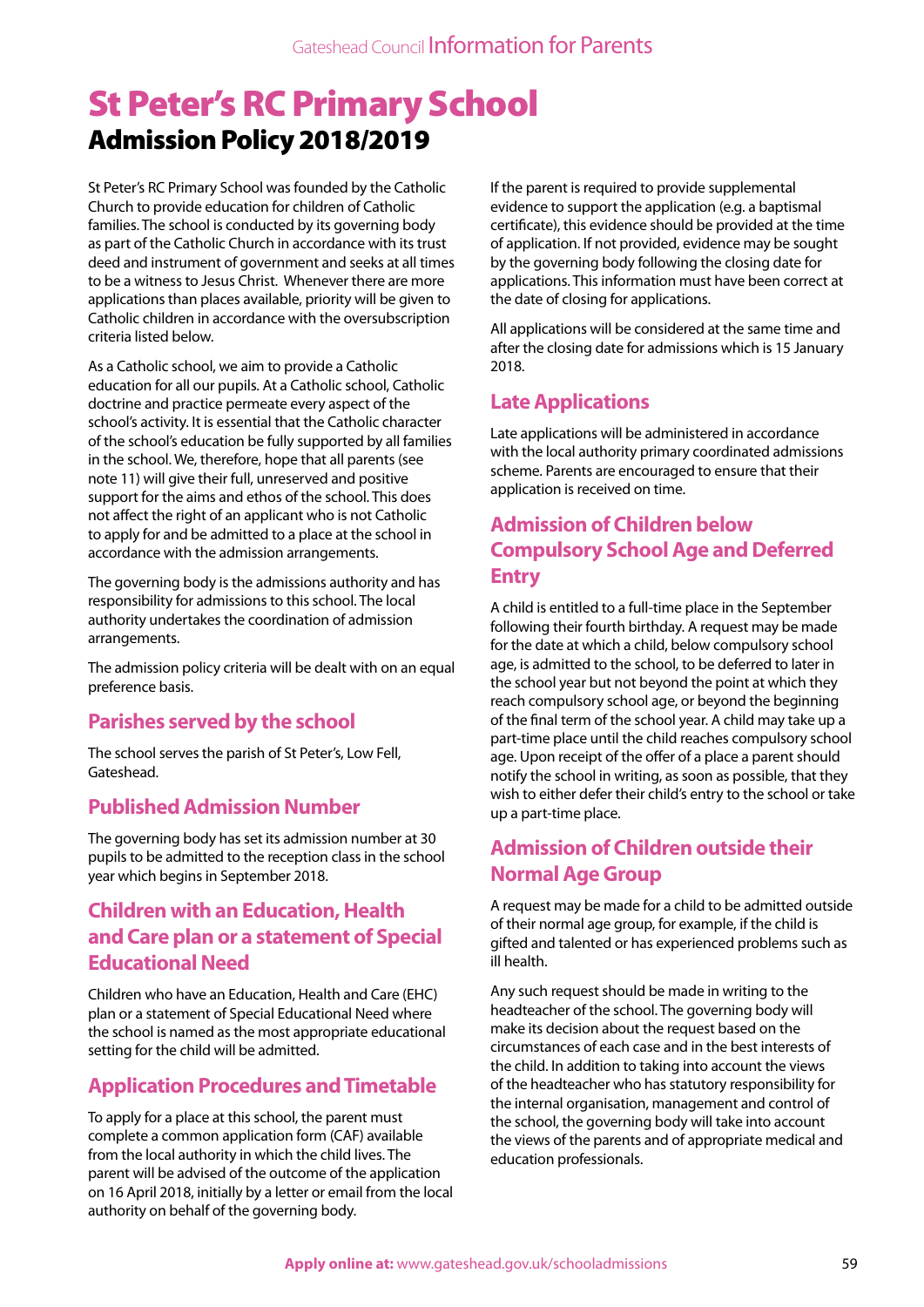# St Peter's RC Primary School

## Admission Policy 2018/2019

St Peter's RC Primary School was founded by the Catholic Church to provide education for children of Catholic families. The school is conducted by its governing body as part of the Catholic Church in accordance with its trust deed and instrument of government and seeks at all times to be a witness to Jesus Christ. Whenever there are more applications than places available, priority will be given to Catholic children in accordance with the oversubscription criteria listed below.

As a Catholic school, we aim to provide a Catholic education for all our pupils. At a Catholic school, Catholic doctrine and practice permeate every aspect of the school's activity. It is essential that the Catholic character of the school's education be fully supported by all families in the school. We, therefore, hope that all parents (see note 11) will give their full, unreserved and positive support for the aims and ethos of the school. This does not affect the right of an applicant who is not Catholic to apply for and be admitted to a place at the school in accordance with the admission arrangements.

The governing body is the admissions authority and has responsibility for admissions to this school. The local authority undertakes the coordination of admission arrangements.

The admission policy criteria will be dealt with on an equal preference basis.

### Parishes served by the school

The school serves the parish of St Peter's, Low Fell, Gateshead.

### Published Admission Number

The governing body has set its admission number at 30 pupils to be admitted to the reception class in the school year which begins in September 2018.

### Children with an Education, Health and Care plan or a statement of Special Educational Need

Children who have an Education, Health and Care (EHC) plan or a statement of Special Educational Need where the school is named as the most appropriate educational setting for the child will be admitted.

### Application Procedures and Timetable

To apply for a place at this school, the parent must complete a common application form (CAF) available from the local authority in which the child lives. The parent will be advised of the outcome of the application on 16 April 2018, initially by a letter or email from the local authority on behalf of the governing body.

If the parent is required to provide supplemental evidence to support the application (e.g. a baptismal certificate), this evidence should be provided at the time of application. If not provided, evidence may be sought by the governing body following the closing date for applications. This information must have been correct at the date of closing for applications.

All applications will be considered at the same time and after the closing date for admissions which is 15 January 2018.

### Late Applications

Late applications will be administered in accordance with the local authority primary coordinated admissions scheme. Parents are encouraged to ensure that their application is received on time.

### Admission of Children below Compulsory School Age and Deferred Entry

A child is entitled to a full-time place in the September following their fourth birthday. A request may be made for the date at which a child, below compulsory school age, is admitted to the school, to be deferred to later in the school year but not beyond the point at which they reach compulsory school age, or beyond the beginning of the final term of the school year. A child may take up a part-time place until the child reaches compulsory school age. Upon receipt of the offer of a place a parent should notify the school in writing, as soon as possible, that they wish to either defer their child's entry to the school or take up a part-time place.

### Admission of Children outside their Normal Age Group

A request may be made for a child to be admitted outside of their normal age group, for example, if the child is gifted and talented or has experienced problems such as ill health.

Any such request should be made in writing to the headteacher of the school. The governing body will make its decision about the request based on the circumstances of each case and in the best interests of the child. In addition to taking into account the views of the headteacher who has statutory responsibility for the internal organisation, management and control of the school, the governing body will take into account the views of the parents and of appropriate medical and education professionals.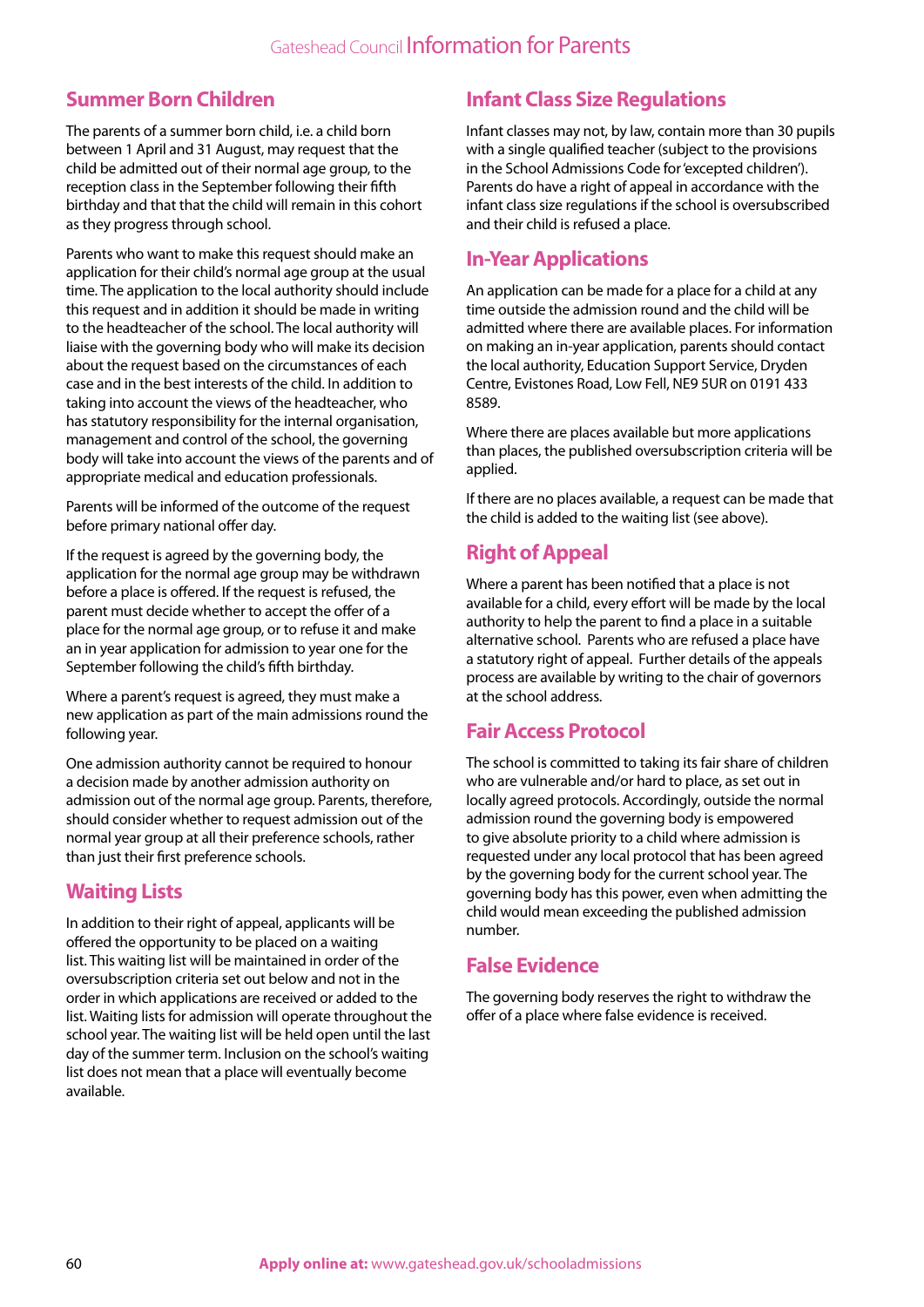## Summer Born Children

The parents of a summer born child, i.e. a child born between 1 April and 31 August, may request that the child be admitted out of their normal age group, to the reception class in the September following their fifth birthday and that that the child will remain in this cohort as they progress through school.

Parents who want to make this request should make an application for their child's normal age group at the usual time. The application to the local authority should include this request and in addition it should be made in writing to the headteacher of the school. The local authority will liaise with the governing body who will make its decision about the request based on the circumstances of each case and in the best interests of the child. In addition to taking into account the views of the headteacher, who has statutory responsibility for the internal organisation, management and control of the school, the governing body will take into account the views of the parents and of appropriate medical and education professionals.

Parents will be informed of the outcome of the request before primary national offer day.

If the request is agreed by the governing body, the application for the normal age group may be withdrawn before a place is offered. If the request is refused, the parent must decide whether to accept the offer of a place for the normal age group, or to refuse it and make an in year application for admission to year one for the September following the child's fifth birthday.

Where a parent's request is agreed, they must make a new application as part of the main admissions round the following year.

One admission authority cannot be required to honour a decision made by another admission authority on admission out of the normal age group. Parents, therefore, should consider whether to request admission out of the normal year group at all their preference schools, rather than just their first preference schools.

## Waiting Lists

In addition to their right of appeal, applicants will be offered the opportunity to be placed on a waiting list. This waiting list will be maintained in order of the oversubscription criteria set out below and not in the order in which applications are received or added to the list. Waiting lists for admission will operate throughout the school year. The waiting list will be held open until the last day of the summer term. Inclusion on the school's waiting list does not mean that a place will eventually become available.

## Infant Class Size Regulations

Infant classes may not, by law, contain more than 30 pupils with a single qualified teacher (subject to the provisions in the School Admissions Code for 'excepted children'). Parents do have a right of appeal in accordance with the infant class size regulations if the school is oversubscribed and their child is refused a place.

## In-Year Applications

An application can be made for a place for a child at any time outside the admission round and the child will be admitted where there are available places. For information on making an in-year application, parents should contact the local authority, Education Support Service, Dryden Centre, Evistones Road, Low Fell, NE9 5UR on 0191 433 8589.

Where there are places available but more applications than places, the published oversubscription criteria will be applied.

If there are no places available, a request can be made that the child is added to the waiting list (see above).

## Right of Appeal

Where a parent has been notified that a place is not available for a child, every effort will be made by the local authority to help the parent to find a place in a suitable alternative school. Parents who are refused a place have a statutory right of appeal. Further details of the appeals process are available by writing to the chair of governors at the school address.

## Fair Access Protocol

The school is committed to taking its fair share of children who are vulnerable and/or hard to place, as set out in locally agreed protocols. Accordingly, outside the normal admission round the governing body is empowered to give absolute priority to a child where admission is requested under any local protocol that has been agreed by the governing body for the current school year. The governing body has this power, even when admitting the child would mean exceeding the published admission number.

## False Evidence

The governing body reserves the right to withdraw the offer of a place where false evidence is received.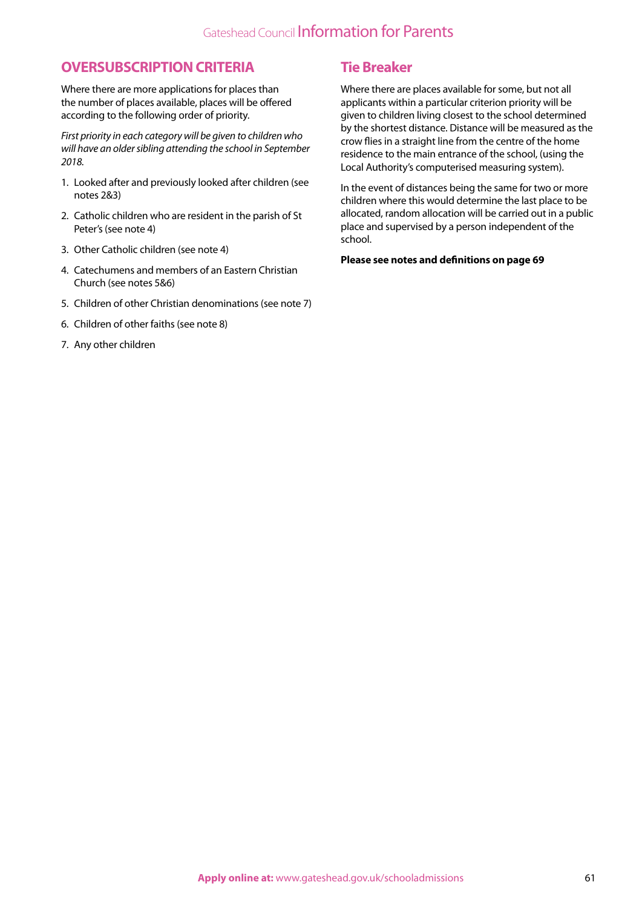## OVERSUBSCRIPTION CRITERIA

Where there are more applications for places than the number of places available, places will be offered according to the following order of priority.

*First priority in each category will be given to children who will have an older sibling attending the school in September 2018.*

1. Looked after and previously looked after children (see notes 2&3)
2. Catholic children who are resident in the parish of St Peter's (see note 4)
3. Other Catholic children (see note 4)
4. Catechumens and members of an Eastern Christian Church (see notes 5&6)
5. Children of other Christian denominations (see note 7)
6. Children of other faiths (see note 8)
7. Any other children

## Tie Breaker

Where there are places available for some, but not all applicants within a particular criterion priority will be given to children living closest to the school determined by the shortest distance. Distance will be measured as the crow flies in a straight line from the centre of the home residence to the main entrance of the school, (using the Local Authority's computerised measuring system).

In the event of distances being the same for two or more children where this would determine the last place to be allocated, random allocation will be carried out in a public place and supervised by a person independent of the school.

**Please see notes and definitions on page 69**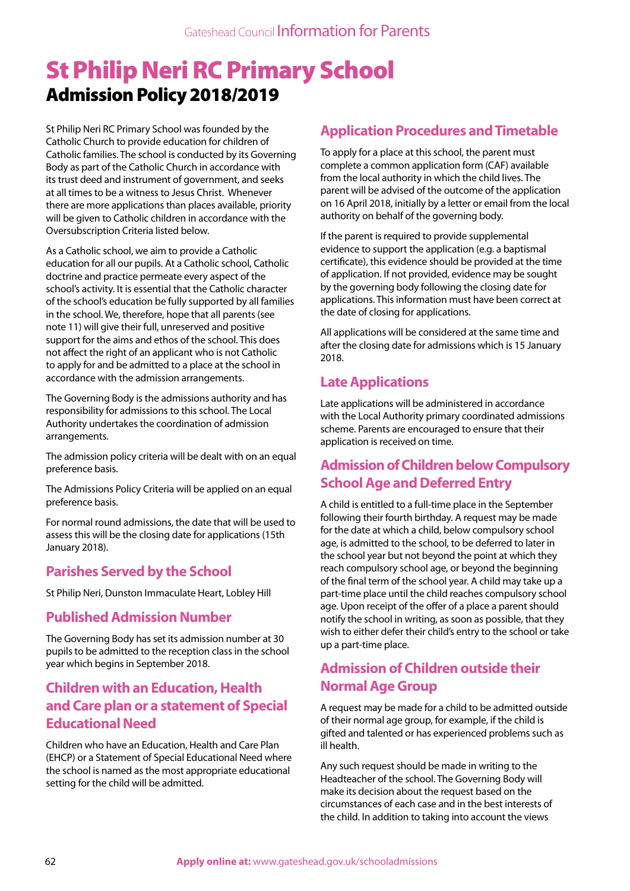# St Philip Neri RC Primary School

## Admission Policy 2018/2019

St Philip Neri RC Primary School was founded by the Catholic Church to provide education for children of Catholic families. The school is conducted by its Governing Body as part of the Catholic Church in accordance with its trust deed and instrument of government, and seeks at all times to be a witness to Jesus Christ. Whenever there are more applications than places available, priority will be given to Catholic children in accordance with the Oversubscription Criteria listed below.

As a Catholic school, we aim to provide a Catholic education for all our pupils. At a Catholic school, Catholic doctrine and practice permeate every aspect of the school's activity. It is essential that the Catholic character of the school's education be fully supported by all families in the school. We, therefore, hope that all parents (see note 11) will give their full, unreserved and positive support for the aims and ethos of the school. This does not affect the right of an applicant who is not Catholic to apply for and be admitted to a place at the school in accordance with the admission arrangements.

The Governing Body is the admissions authority and has responsibility for admissions to this school. The Local Authority undertakes the coordination of admission arrangements.

The admission policy criteria will be dealt with on an equal preference basis.

The Admissions Policy Criteria will be applied on an equal preference basis.

For normal round admissions, the date that will be used to assess this will be the closing date for applications (15th January 2018).

### Parishes Served by the School

St Philip Neri, Dunston Immaculate Heart, Lobley Hill

### Published Admission Number

The Governing Body has set its admission number at 30 pupils to be admitted to the reception class in the school year which begins in September 2018.

### Children with an Education, Health and Care plan or a statement of Special Educational Need

Children who have an Education, Health and Care Plan (EHCP) or a Statement of Special Educational Need where the school is named as the most appropriate educational setting for the child will be admitted.

### Application Procedures and Timetable

To apply for a place at this school, the parent must complete a common application form (CAF) available from the local authority in which the child lives. The parent will be advised of the outcome of the application on 16 April 2018, initially by a letter or email from the local authority on behalf of the governing body.

If the parent is required to provide supplemental evidence to support the application (e.g. a baptismal certificate), this evidence should be provided at the time of application. If not provided, evidence may be sought by the governing body following the closing date for applications. This information must have been correct at the date of closing for applications.

All applications will be considered at the same time and after the closing date for admissions which is 15 January 2018.

### Late Applications

Late applications will be administered in accordance with the Local Authority primary coordinated admissions scheme. Parents are encouraged to ensure that their application is received on time.

### Admission of Children below Compulsory School Age and Deferred Entry

A child is entitled to a full-time place in the September following their fourth birthday. A request may be made for the date at which a child, below compulsory school age, is admitted to the school, to be deferred to later in the school year but not beyond the point at which they reach compulsory school age, or beyond the beginning of the final term of the school year. A child may take up a part-time place until the child reaches compulsory school age. Upon receipt of the offer of a place a parent should notify the school in writing, as soon as possible, that they wish to either defer their child's entry to the school or take up a part-time place.

### Admission of Children outside their Normal Age Group

A request may be made for a child to be admitted outside of their normal age group, for example, if the child is gifted and talented or has experienced problems such as ill health.

Any such request should be made in writing to the Headteacher of the school. The Governing Body will make its decision about the request based on the circumstances of each case and in the best interests of the child. In addition to taking into account the views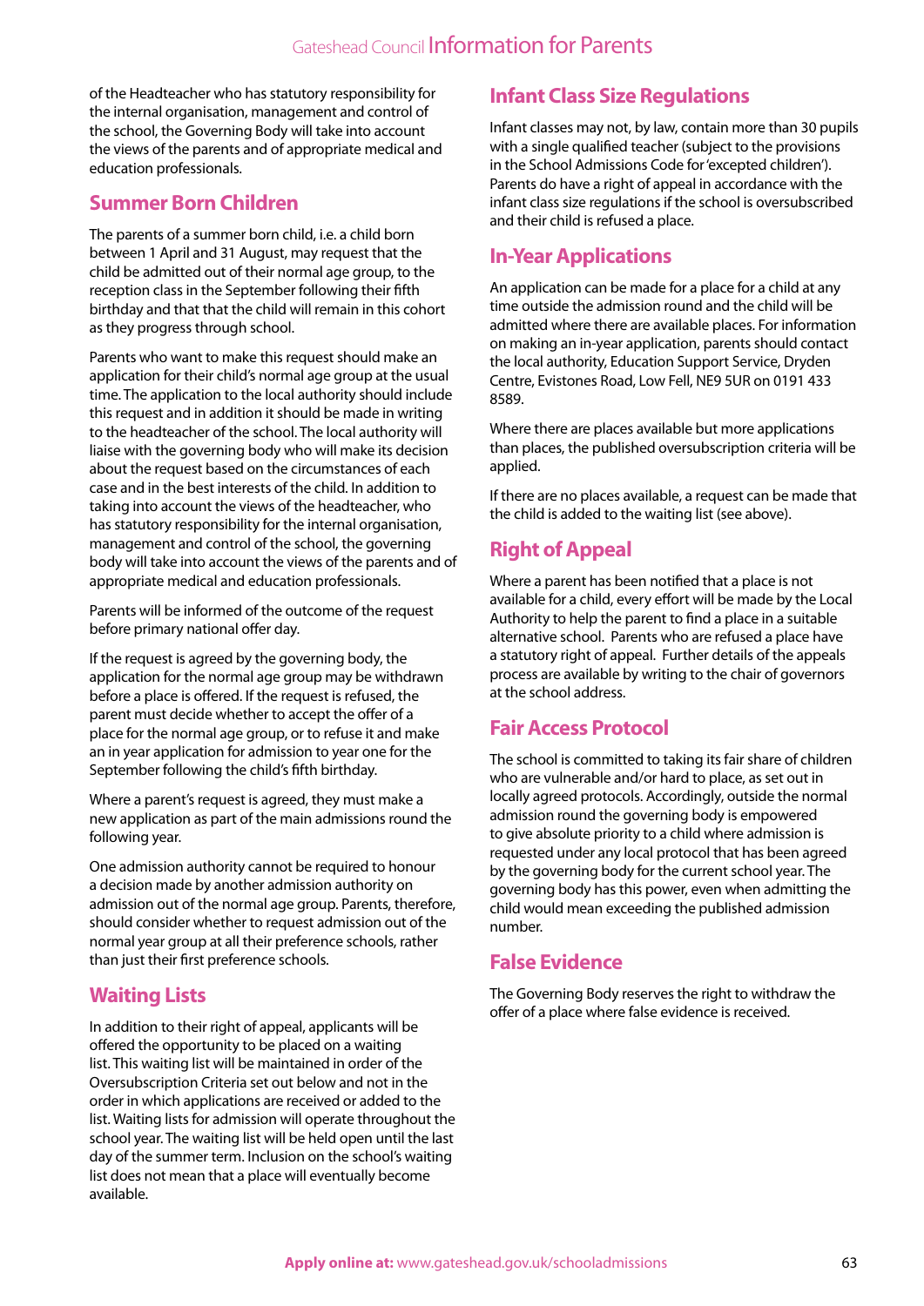of the Headteacher who has statutory responsibility for the internal organisation, management and control of the school, the Governing Body will take into account the views of the parents and of appropriate medical and education professionals.

## Summer Born Children

The parents of a summer born child, i.e. a child born between 1 April and 31 August, may request that the child be admitted out of their normal age group, to the reception class in the September following their fifth birthday and that that the child will remain in this cohort as they progress through school.

Parents who want to make this request should make an application for their child's normal age group at the usual time. The application to the local authority should include this request and in addition it should be made in writing to the headteacher of the school. The local authority will liaise with the governing body who will make its decision about the request based on the circumstances of each case and in the best interests of the child. In addition to taking into account the views of the headteacher, who has statutory responsibility for the internal organisation, management and control of the school, the governing body will take into account the views of the parents and of appropriate medical and education professionals.

Parents will be informed of the outcome of the request before primary national offer day.

If the request is agreed by the governing body, the application for the normal age group may be withdrawn before a place is offered. If the request is refused, the parent must decide whether to accept the offer of a place for the normal age group, or to refuse it and make an in year application for admission to year one for the September following the child's fifth birthday.

Where a parent's request is agreed, they must make a new application as part of the main admissions round the following year.

One admission authority cannot be required to honour a decision made by another admission authority on admission out of the normal age group. Parents, therefore, should consider whether to request admission out of the normal year group at all their preference schools, rather than just their first preference schools.

## Waiting Lists

In addition to their right of appeal, applicants will be offered the opportunity to be placed on a waiting list. This waiting list will be maintained in order of the Oversubscription Criteria set out below and not in the order in which applications are received or added to the list. Waiting lists for admission will operate throughout the school year. The waiting list will be held open until the last day of the summer term. Inclusion on the school's waiting list does not mean that a place will eventually become available.

## Infant Class Size Regulations

Infant classes may not, by law, contain more than 30 pupils with a single qualified teacher (subject to the provisions in the School Admissions Code for 'excepted children'). Parents do have a right of appeal in accordance with the infant class size regulations if the school is oversubscribed and their child is refused a place.

## In-Year Applications

An application can be made for a place for a child at any time outside the admission round and the child will be admitted where there are available places. For information on making an in-year application, parents should contact the local authority, Education Support Service, Dryden Centre, Evistones Road, Low Fell, NE9 5UR on 0191 433 8589.

Where there are places available but more applications than places, the published oversubscription criteria will be applied.

If there are no places available, a request can be made that the child is added to the waiting list (see above).

## Right of Appeal

Where a parent has been notified that a place is not available for a child, every effort will be made by the Local Authority to help the parent to find a place in a suitable alternative school. Parents who are refused a place have a statutory right of appeal. Further details of the appeals process are available by writing to the chair of governors at the school address.

## Fair Access Protocol

The school is committed to taking its fair share of children who are vulnerable and/or hard to place, as set out in locally agreed protocols. Accordingly, outside the normal admission round the governing body is empowered to give absolute priority to a child where admission is requested under any local protocol that has been agreed by the governing body for the current school year. The governing body has this power, even when admitting the child would mean exceeding the published admission number.

## False Evidence

The Governing Body reserves the right to withdraw the offer of a place where false evidence is received.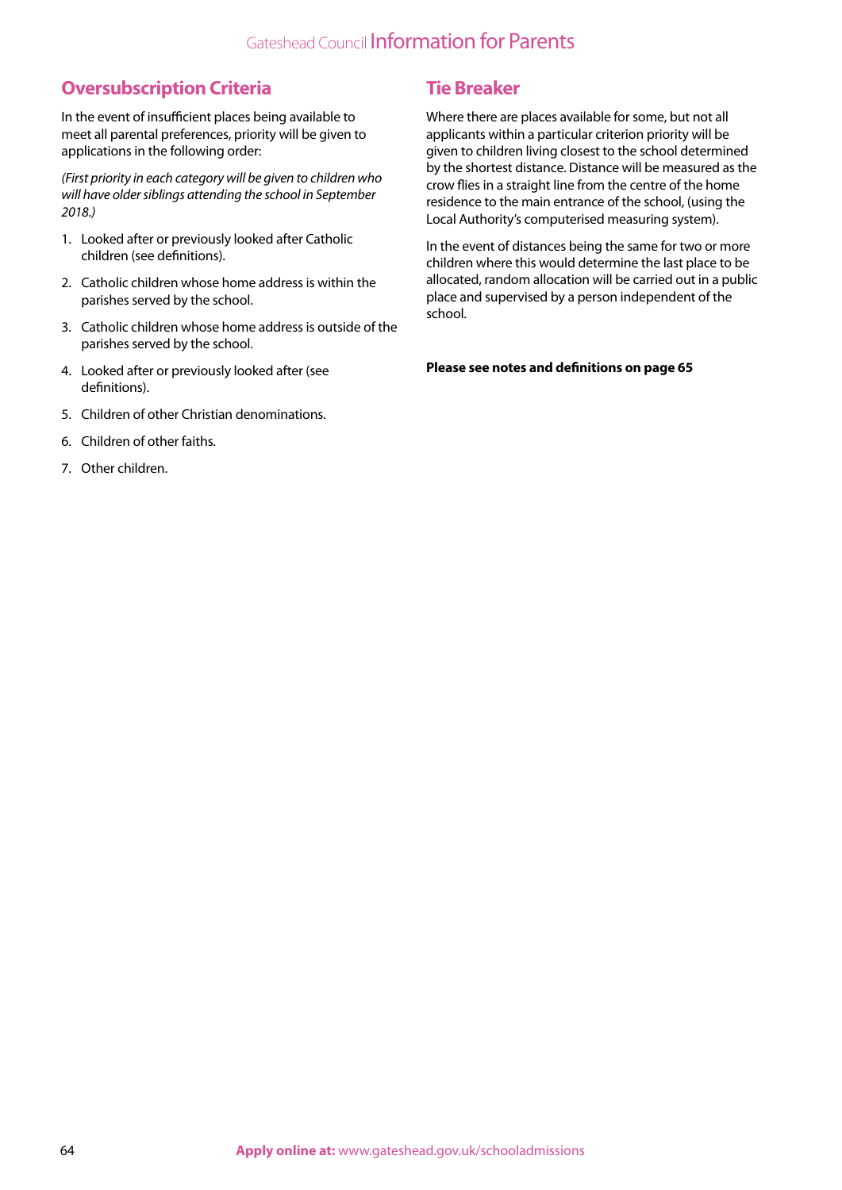## Oversubscription Criteria

In the event of insufficient places being available to meet all parental preferences, priority will be given to applications in the following order:

*(First priority in each category will be given to children who will have older siblings attending the school in September 2018.)*

1. Looked after or previously looked after Catholic children (see definitions).
2. Catholic children whose home address is within the parishes served by the school.
3. Catholic children whose home address is outside of the parishes served by the school.
4. Looked after or previously looked after (see definitions).
5. Children of other Christian denominations.
6. Children of other faiths.
7. Other children.

## Tie Breaker

Where there are places available for some, but not all applicants within a particular criterion priority will be given to children living closest to the school determined by the shortest distance. Distance will be measured as the crow flies in a straight line from the centre of the home residence to the main entrance of the school, (using the Local Authority's computerised measuring system).

In the event of distances being the same for two or more children where this would determine the last place to be allocated, random allocation will be carried out in a public place and supervised by a person independent of the school.

**Please see notes and definitions on page 65**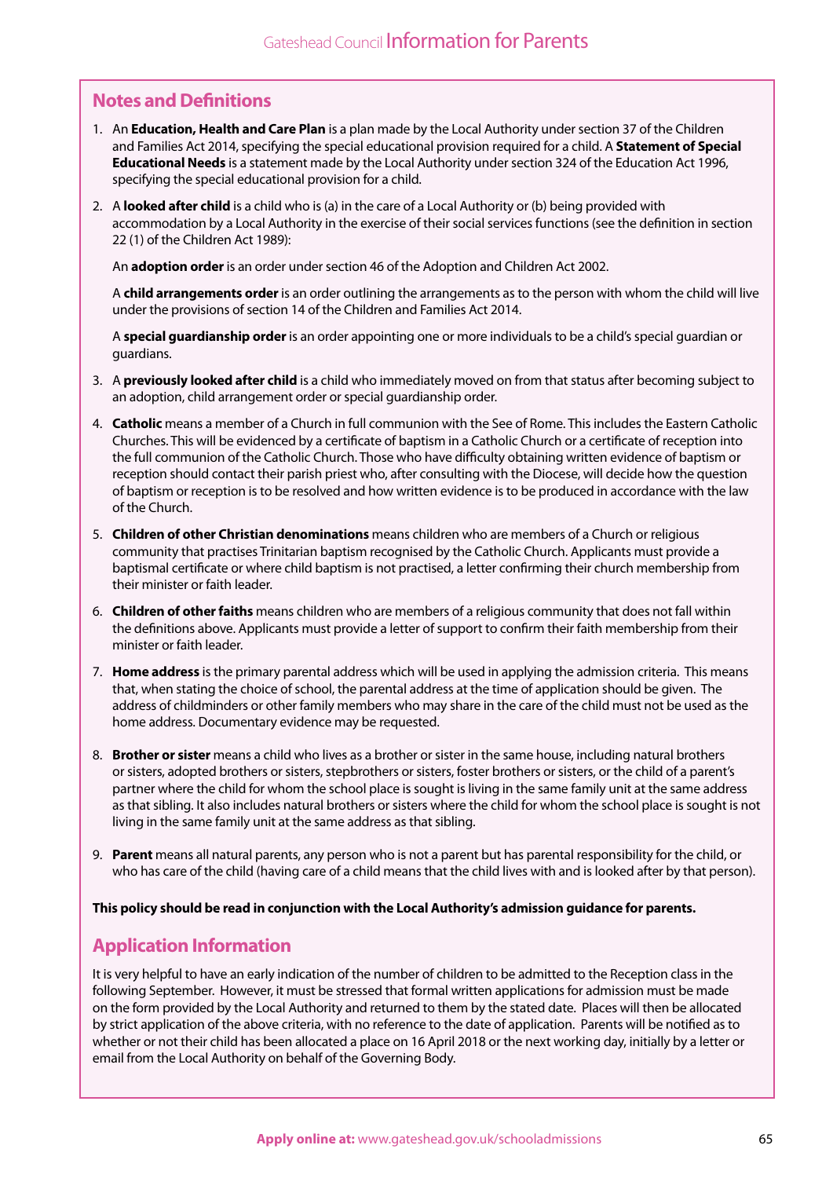## Notes and Definitions

1. An **Education, Health and Care Plan** is a plan made by the Local Authority under section 37 of the Children and Families Act 2014, specifying the special educational provision required for a child. A **Statement of Special Educational Needs** is a statement made by the Local Authority under section 324 of the Education Act 1996, specifying the special educational provision for a child.

2. A **looked after child** is a child who is (a) in the care of a Local Authority or (b) being provided with accommodation by a Local Authority in the exercise of their social services functions (see the definition in section 22 (1) of the Children Act 1989):

   An **adoption order** is an order under section 46 of the Adoption and Children Act 2002.

   A **child arrangements order** is an order outlining the arrangements as to the person with whom the child will live under the provisions of section 14 of the Children and Families Act 2014.

   A **special guardianship order** is an order appointing one or more individuals to be a child's special guardian or guardians.

3. A **previously looked after child** is a child who immediately moved on from that status after becoming subject to an adoption, child arrangement order or special guardianship order.

4. **Catholic** means a member of a Church in full communion with the See of Rome. This includes the Eastern Catholic Churches. This will be evidenced by a certificate of baptism in a Catholic Church or a certificate of reception into the full communion of the Catholic Church. Those who have difficulty obtaining written evidence of baptism or reception should contact their parish priest who, after consulting with the Diocese, will decide how the question of baptism or reception is to be resolved and how written evidence is to be produced in accordance with the law of the Church.

5. **Children of other Christian denominations** means children who are members of a Church or religious community that practises Trinitarian baptism recognised by the Catholic Church. Applicants must provide a baptismal certificate or where child baptism is not practised, a letter confirming their church membership from their minister or faith leader.

6. **Children of other faiths** means children who are members of a religious community that does not fall within the definitions above. Applicants must provide a letter of support to confirm their faith membership from their minister or faith leader.

7. **Home address** is the primary parental address which will be used in applying the admission criteria. This means that, when stating the choice of school, the parental address at the time of application should be given. The address of childminders or other family members who may share in the care of the child must not be used as the home address. Documentary evidence may be requested.

8. **Brother or sister** means a child who lives as a brother or sister in the same house, including natural brothers or sisters, adopted brothers or sisters, stepbrothers or sisters, foster brothers or sisters, or the child of a parent's partner where the child for whom the school place is sought is living in the same family unit at the same address as that sibling. It also includes natural brothers or sisters where the child for whom the school place is sought is not living in the same family unit at the same address as that sibling.

9. **Parent** means all natural parents, any person who is not a parent but has parental responsibility for the child, or who has care of the child (having care of a child means that the child lives with and is looked after by that person).

**This policy should be read in conjunction with the Local Authority's admission guidance for parents.**

## Application Information

It is very helpful to have an early indication of the number of children to be admitted to the Reception class in the following September. However, it must be stressed that formal written applications for admission must be made on the form provided by the Local Authority and returned to them by the stated date. Places will then be allocated by strict application of the above criteria, with no reference to the date of application. Parents will be notified as to whether or not their child has been allocated a place on 16 April 2018 or the next working day, initially by a letter or email from the Local Authority on behalf of the Governing Body.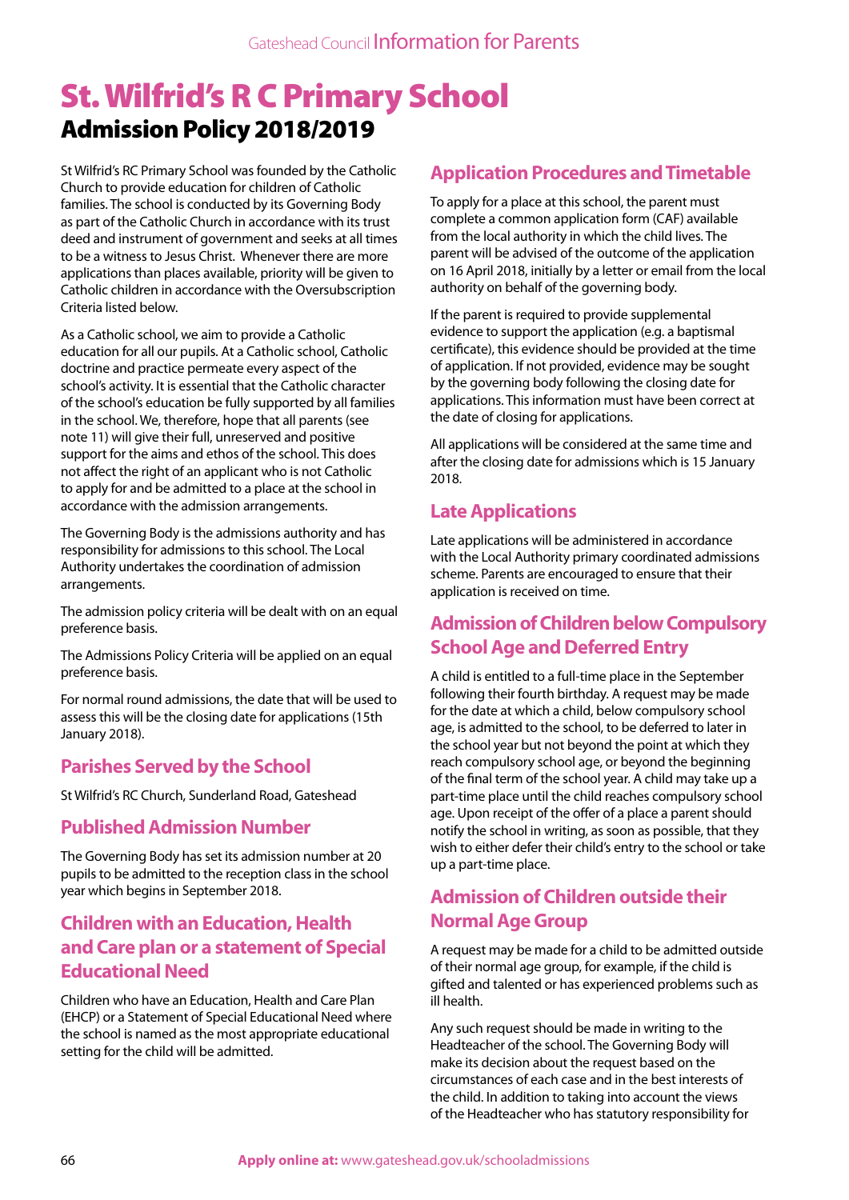# St. Wilfrid's R C Primary School

## Admission Policy 2018/2019

St Wilfrid's RC Primary School was founded by the Catholic Church to provide education for children of Catholic families. The school is conducted by its Governing Body as part of the Catholic Church in accordance with its trust deed and instrument of government and seeks at all times to be a witness to Jesus Christ. Whenever there are more applications than places available, priority will be given to Catholic children in accordance with the Oversubscription Criteria listed below.

As a Catholic school, we aim to provide a Catholic education for all our pupils. At a Catholic school, Catholic doctrine and practice permeate every aspect of the school's activity. It is essential that the Catholic character of the school's education be fully supported by all families in the school. We, therefore, hope that all parents (see note 11) will give their full, unreserved and positive support for the aims and ethos of the school. This does not affect the right of an applicant who is not Catholic to apply for and be admitted to a place at the school in accordance with the admission arrangements.

The Governing Body is the admissions authority and has responsibility for admissions to this school. The Local Authority undertakes the coordination of admission arrangements.

The admission policy criteria will be dealt with on an equal preference basis.

The Admissions Policy Criteria will be applied on an equal preference basis.

For normal round admissions, the date that will be used to assess this will be the closing date for applications (15th January 2018).

### Parishes Served by the School

St Wilfrid's RC Church, Sunderland Road, Gateshead

### Published Admission Number

The Governing Body has set its admission number at 20 pupils to be admitted to the reception class in the school year which begins in September 2018.

### Children with an Education, Health and Care plan or a statement of Special Educational Need

Children who have an Education, Health and Care Plan (EHCP) or a Statement of Special Educational Need where the school is named as the most appropriate educational setting for the child will be admitted.

### Application Procedures and Timetable

To apply for a place at this school, the parent must complete a common application form (CAF) available from the local authority in which the child lives. The parent will be advised of the outcome of the application on 16 April 2018, initially by a letter or email from the local authority on behalf of the governing body.

If the parent is required to provide supplemental evidence to support the application (e.g. a baptismal certificate), this evidence should be provided at the time of application. If not provided, evidence may be sought by the governing body following the closing date for applications. This information must have been correct at the date of closing for applications.

All applications will be considered at the same time and after the closing date for admissions which is 15 January 2018.

### Late Applications

Late applications will be administered in accordance with the Local Authority primary coordinated admissions scheme. Parents are encouraged to ensure that their application is received on time.

### Admission of Children below Compulsory School Age and Deferred Entry

A child is entitled to a full-time place in the September following their fourth birthday. A request may be made for the date at which a child, below compulsory school age, is admitted to the school, to be deferred to later in the school year but not beyond the point at which they reach compulsory school age, or beyond the beginning of the final term of the school year. A child may take up a part-time place until the child reaches compulsory school age. Upon receipt of the offer of a place a parent should notify the school in writing, as soon as possible, that they wish to either defer their child's entry to the school or take up a part-time place.

### Admission of Children outside their Normal Age Group

A request may be made for a child to be admitted outside of their normal age group, for example, if the child is gifted and talented or has experienced problems such as ill health.

Any such request should be made in writing to the Headteacher of the school. The Governing Body will make its decision about the request based on the circumstances of each case and in the best interests of the child. In addition to taking into account the views of the Headteacher who has statutory responsibility for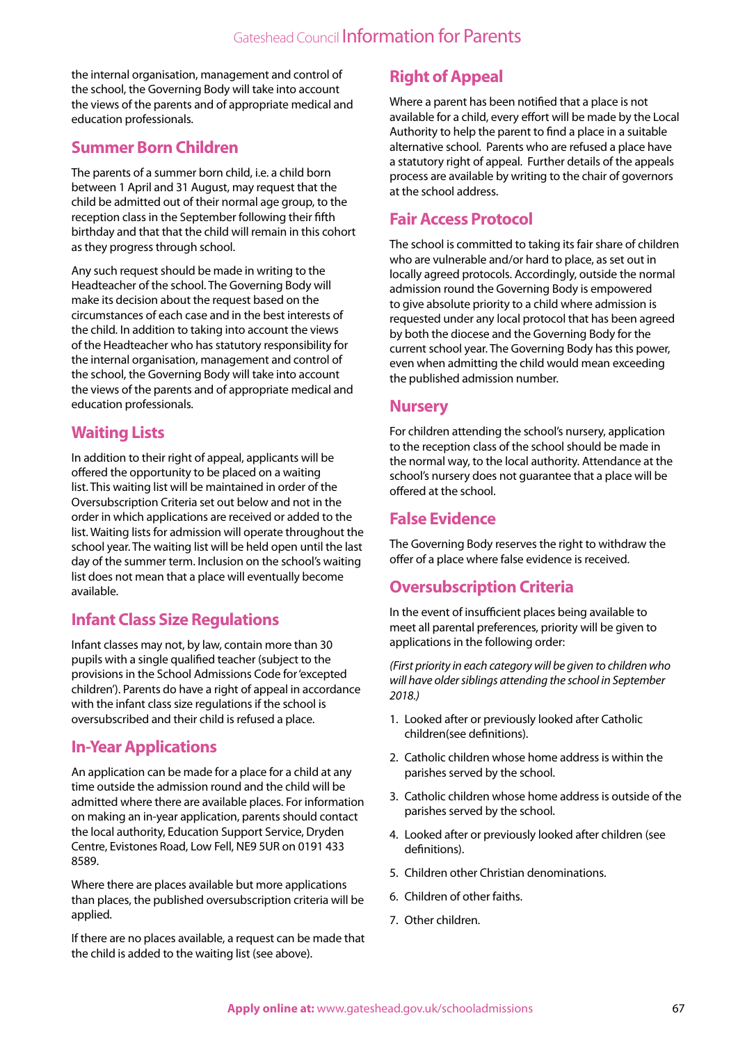the internal organisation, management and control of the school, the Governing Body will take into account the views of the parents and of appropriate medical and education professionals.

## Summer Born Children

The parents of a summer born child, i.e. a child born between 1 April and 31 August, may request that the child be admitted out of their normal age group, to the reception class in the September following their fifth birthday and that that the child will remain in this cohort as they progress through school.

Any such request should be made in writing to the Headteacher of the school. The Governing Body will make its decision about the request based on the circumstances of each case and in the best interests of the child. In addition to taking into account the views of the Headteacher who has statutory responsibility for the internal organisation, management and control of the school, the Governing Body will take into account the views of the parents and of appropriate medical and education professionals.

## Waiting Lists

In addition to their right of appeal, applicants will be offered the opportunity to be placed on a waiting list. This waiting list will be maintained in order of the Oversubscription Criteria set out below and not in the order in which applications are received or added to the list. Waiting lists for admission will operate throughout the school year. The waiting list will be held open until the last day of the summer term. Inclusion on the school's waiting list does not mean that a place will eventually become available.

## Infant Class Size Regulations

Infant classes may not, by law, contain more than 30 pupils with a single qualified teacher (subject to the provisions in the School Admissions Code for 'excepted children'). Parents do have a right of appeal in accordance with the infant class size regulations if the school is oversubscribed and their child is refused a place.

## In-Year Applications

An application can be made for a place for a child at any time outside the admission round and the child will be admitted where there are available places. For information on making an in-year application, parents should contact the local authority, Education Support Service, Dryden Centre, Evistones Road, Low Fell, NE9 5UR on 0191 433 8589.

Where there are places available but more applications than places, the published oversubscription criteria will be applied.

If there are no places available, a request can be made that the child is added to the waiting list (see above).

## Right of Appeal

Where a parent has been notified that a place is not available for a child, every effort will be made by the Local Authority to help the parent to find a place in a suitable alternative school. Parents who are refused a place have a statutory right of appeal. Further details of the appeals process are available by writing to the chair of governors at the school address.

## Fair Access Protocol

The school is committed to taking its fair share of children who are vulnerable and/or hard to place, as set out in locally agreed protocols. Accordingly, outside the normal admission round the Governing Body is empowered to give absolute priority to a child where admission is requested under any local protocol that has been agreed by both the diocese and the Governing Body for the current school year. The Governing Body has this power, even when admitting the child would mean exceeding the published admission number.

## Nursery

For children attending the school's nursery, application to the reception class of the school should be made in the normal way, to the local authority. Attendance at the school's nursery does not guarantee that a place will be offered at the school.

## False Evidence

The Governing Body reserves the right to withdraw the offer of a place where false evidence is received.

## Oversubscription Criteria

In the event of insufficient places being available to meet all parental preferences, priority will be given to applications in the following order:

*(First priority in each category will be given to children who will have older siblings attending the school in September 2018.)*

1. Looked after or previously looked after Catholic children(see definitions).
2. Catholic children whose home address is within the parishes served by the school.
3. Catholic children whose home address is outside of the parishes served by the school.
4. Looked after or previously looked after children (see definitions).
5. Children other Christian denominations.
6. Children of other faiths.
7. Other children.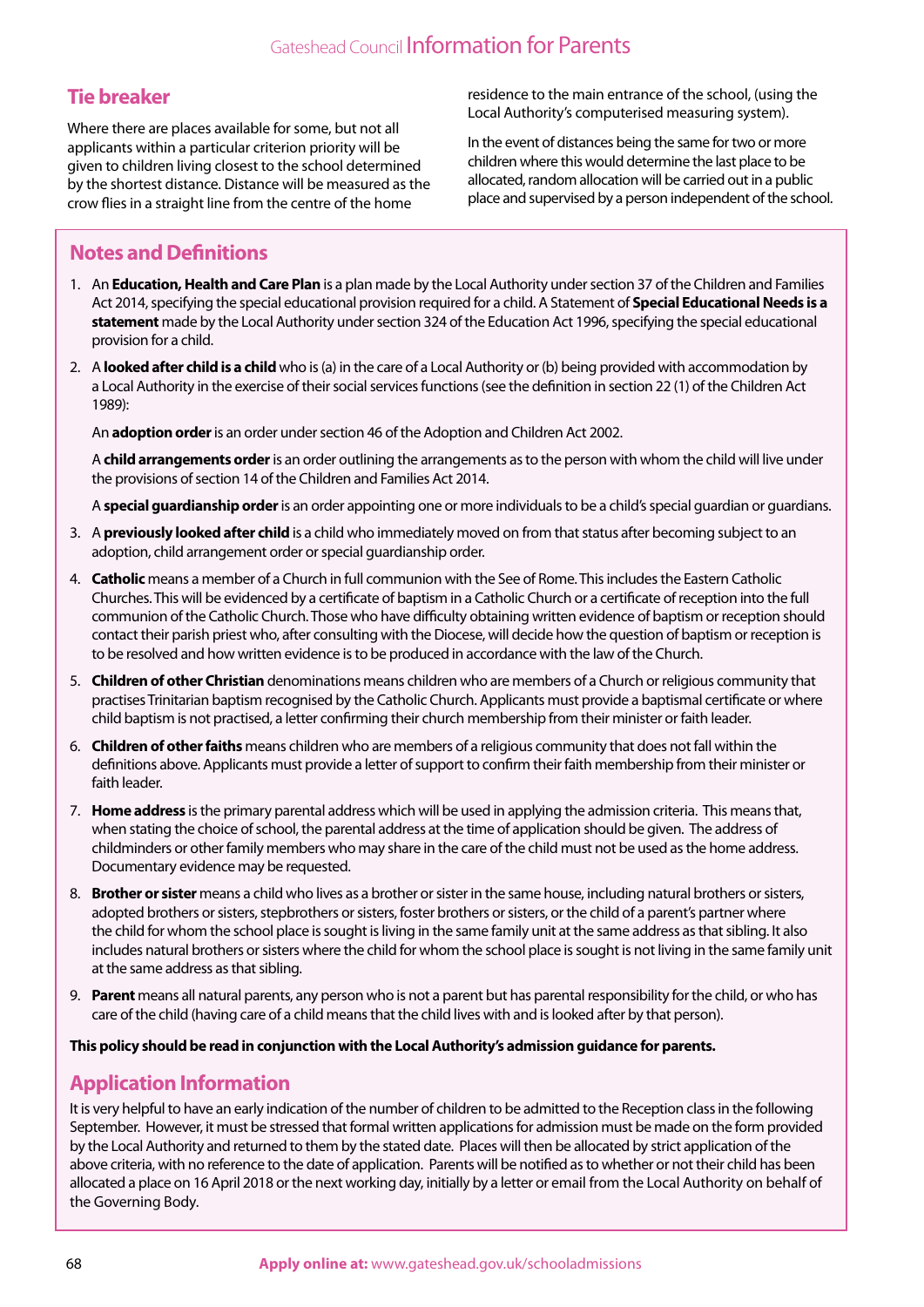## Tie breaker

Where there are places available for some, but not all applicants within a particular criterion priority will be given to children living closest to the school determined by the shortest distance. Distance will be measured as the crow flies in a straight line from the centre of the home residence to the main entrance of the school, (using the Local Authority's computerised measuring system).

In the event of distances being the same for two or more children where this would determine the last place to be allocated, random allocation will be carried out in a public place and supervised by a person independent of the school.

## Notes and Definitions

1. An **Education, Health and Care Plan** is a plan made by the Local Authority under section 37 of the Children and Families Act 2014, specifying the special educational provision required for a child. A Statement of **Special Educational Needs is a statement** made by the Local Authority under section 324 of the Education Act 1996, specifying the special educational provision for a child.

2. A **looked after child is a child** who is (a) in the care of a Local Authority or (b) being provided with accommodation by a Local Authority in the exercise of their social services functions (see the definition in section 22 (1) of the Children Act 1989):

   An **adoption order** is an order under section 46 of the Adoption and Children Act 2002.

   A **child arrangements order** is an order outlining the arrangements as to the person with whom the child will live under the provisions of section 14 of the Children and Families Act 2014.

   A **special guardianship order** is an order appointing one or more individuals to be a child's special guardian or guardians.

3. A **previously looked after child** is a child who immediately moved on from that status after becoming subject to an adoption, child arrangement order or special guardianship order.

4. **Catholic** means a member of a Church in full communion with the See of Rome. This includes the Eastern Catholic Churches. This will be evidenced by a certificate of baptism in a Catholic Church or a certificate of reception into the full communion of the Catholic Church. Those who have difficulty obtaining written evidence of baptism or reception should contact their parish priest who, after consulting with the Diocese, will decide how the question of baptism or reception is to be resolved and how written evidence is to be produced in accordance with the law of the Church.

5. **Children of other Christian** denominations means children who are members of a Church or religious community that practises Trinitarian baptism recognised by the Catholic Church. Applicants must provide a baptismal certificate or where child baptism is not practised, a letter confirming their church membership from their minister or faith leader.

6. **Children of other faiths** means children who are members of a religious community that does not fall within the definitions above. Applicants must provide a letter of support to confirm their faith membership from their minister or faith leader.

7. **Home address** is the primary parental address which will be used in applying the admission criteria. This means that, when stating the choice of school, the parental address at the time of application should be given. The address of childminders or other family members who may share in the care of the child must not be used as the home address. Documentary evidence may be requested.

8. **Brother or sister** means a child who lives as a brother or sister in the same house, including natural brothers or sisters, adopted brothers or sisters, stepbrothers or sisters, foster brothers or sisters, or the child of a parent's partner where the child for whom the school place is sought is living in the same family unit at the same address as that sibling. It also includes natural brothers or sisters where the child for whom the school place is sought is not living in the same family unit at the same address as that sibling.

9. **Parent** means all natural parents, any person who is not a parent but has parental responsibility for the child, or who has care of the child (having care of a child means that the child lives with and is looked after by that person).

**This policy should be read in conjunction with the Local Authority's admission guidance for parents.**

## Application Information

It is very helpful to have an early indication of the number of children to be admitted to the Reception class in the following September. However, it must be stressed that formal written applications for admission must be made on the form provided by the Local Authority and returned to them by the stated date. Places will then be allocated by strict application of the above criteria, with no reference to the date of application. Parents will be notified as to whether or not their child has been allocated a place on 16 April 2018 or the next working day, initially by a letter or email from the Local Authority on behalf of the Governing Body.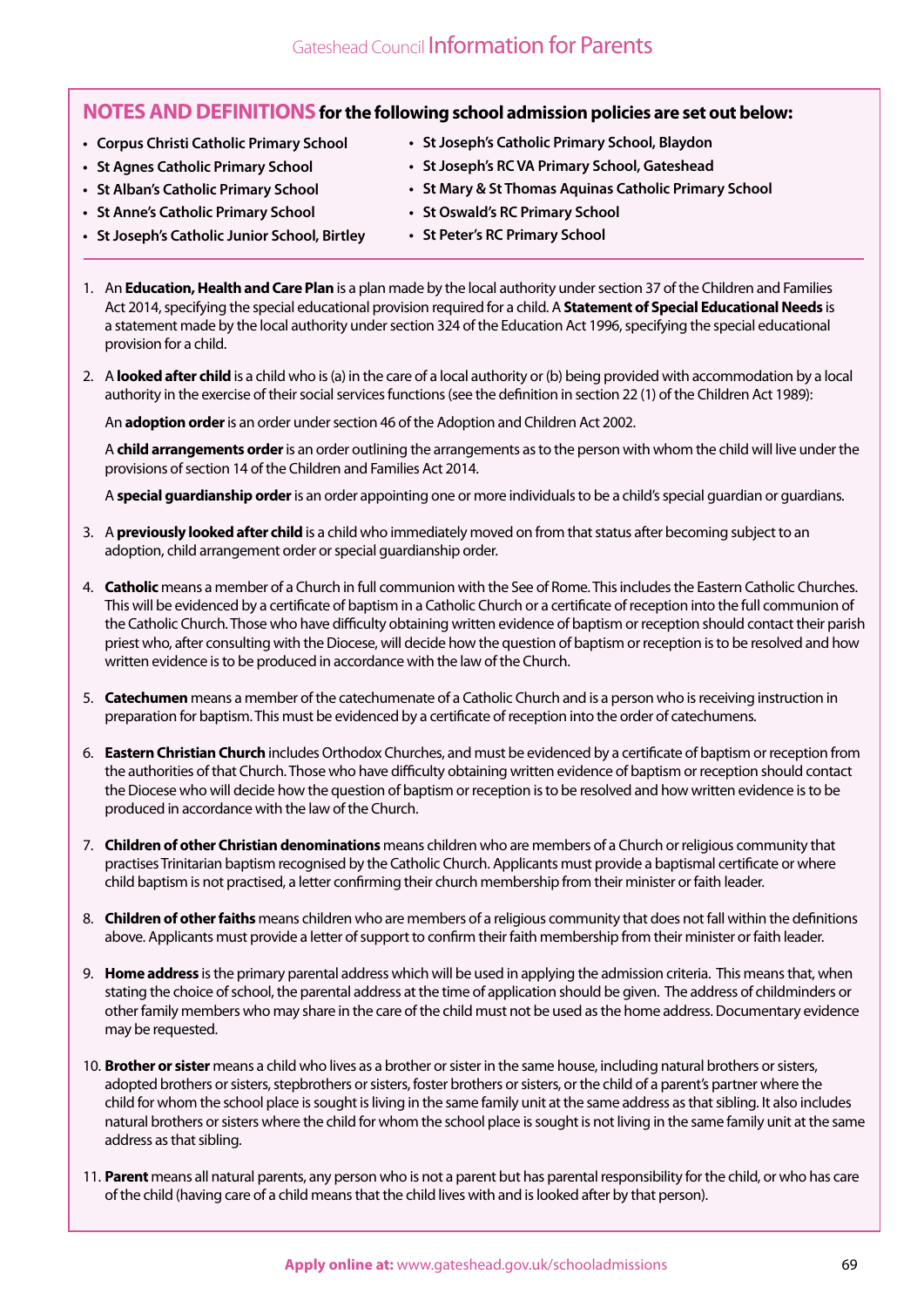## NOTES AND DEFINITIONS for the following school admission policies are set out below:

- **Corpus Christi Catholic Primary School**
- **St Agnes Catholic Primary School**
- **St Alban's Catholic Primary School**
- **St Anne's Catholic Primary School**
- **St Joseph's Catholic Junior School, Birtley**
- **St Joseph's Catholic Primary School, Blaydon**
- **St Joseph's RC VA Primary School, Gateshead**
- **St Mary & St Thomas Aquinas Catholic Primary School**
- **St Oswald's RC Primary School**
- **St Peter's RC Primary School**

1. An **Education, Health and Care Plan** is a plan made by the local authority under section 37 of the Children and Families Act 2014, specifying the special educational provision required for a child. A **Statement of Special Educational Needs** is a statement made by the local authority under section 324 of the Education Act 1996, specifying the special educational provision for a child.

2. A **looked after child** is a child who is (a) in the care of a local authority or (b) being provided with accommodation by a local authority in the exercise of their social services functions (see the definition in section 22 (1) of the Children Act 1989):

   An **adoption order** is an order under section 46 of the Adoption and Children Act 2002.

   A **child arrangements order** is an order outlining the arrangements as to the person with whom the child will live under the provisions of section 14 of the Children and Families Act 2014.

   A **special guardianship order** is an order appointing one or more individuals to be a child's special guardian or guardians.

3. A **previously looked after child** is a child who immediately moved on from that status after becoming subject to an adoption, child arrangement order or special guardianship order.

4. **Catholic** means a member of a Church in full communion with the See of Rome. This includes the Eastern Catholic Churches. This will be evidenced by a certificate of baptism in a Catholic Church or a certificate of reception into the full communion of the Catholic Church. Those who have difficulty obtaining written evidence of baptism or reception should contact their parish priest who, after consulting with the Diocese, will decide how the question of baptism or reception is to be resolved and how written evidence is to be produced in accordance with the law of the Church.

5. **Catechumen** means a member of the catechumenate of a Catholic Church and is a person who is receiving instruction in preparation for baptism. This must be evidenced by a certificate of reception into the order of catechumens.

6. **Eastern Christian Church** includes Orthodox Churches, and must be evidenced by a certificate of baptism or reception from the authorities of that Church. Those who have difficulty obtaining written evidence of baptism or reception should contact the Diocese who will decide how the question of baptism or reception is to be resolved and how written evidence is to be produced in accordance with the law of the Church.

7. **Children of other Christian denominations** means children who are members of a Church or religious community that practises Trinitarian baptism recognised by the Catholic Church. Applicants must provide a baptismal certificate or where child baptism is not practised, a letter confirming their church membership from their minister or faith leader.

8. **Children of other faiths** means children who are members of a religious community that does not fall within the definitions above. Applicants must provide a letter of support to confirm their faith membership from their minister or faith leader.

9. **Home address** is the primary parental address which will be used in applying the admission criteria. This means that, when stating the choice of school, the parental address at the time of application should be given. The address of childminders or other family members who may share in the care of the child must not be used as the home address. Documentary evidence may be requested.

10. **Brother or sister** means a child who lives as a brother or sister in the same house, including natural brothers or sisters, adopted brothers or sisters, stepbrothers or sisters, foster brothers or sisters, or the child of a parent's partner where the child for whom the school place is sought is living in the same family unit at the same address as that sibling. It also includes natural brothers or sisters where the child for whom the school place is sought is not living in the same family unit at the same address as that sibling.

11. **Parent** means all natural parents, any person who is not a parent but has parental responsibility for the child, or who has care of the child (having care of a child means that the child lives with and is looked after by that person).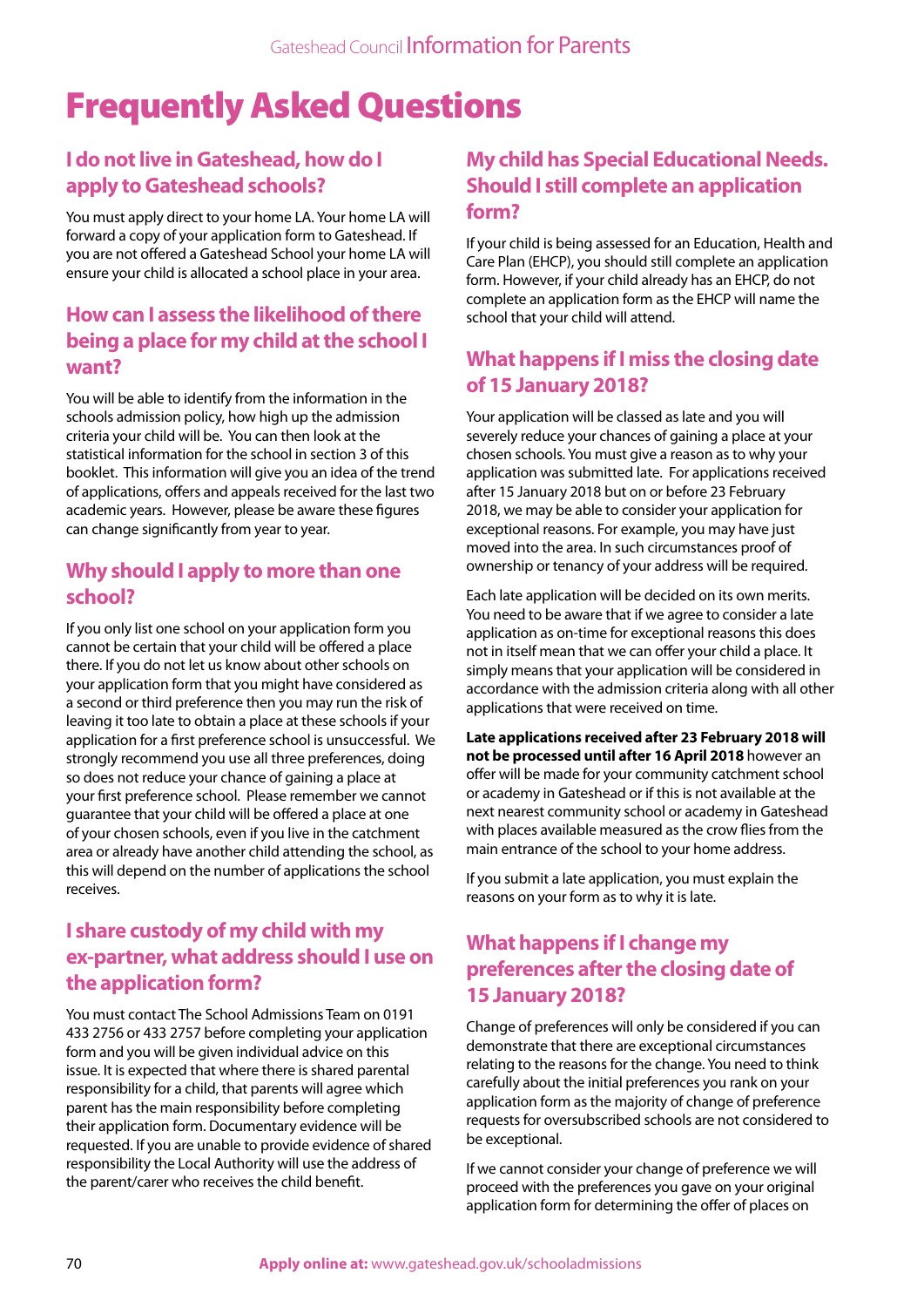# Frequently Asked Questions

## I do not live in Gateshead, how do I apply to Gateshead schools?

You must apply direct to your home LA. Your home LA will forward a copy of your application form to Gateshead. If you are not offered a Gateshead School your home LA will ensure your child is allocated a school place in your area.

## How can I assess the likelihood of there being a place for my child at the school I want?

You will be able to identify from the information in the schools admission policy, how high up the admission criteria your child will be. You can then look at the statistical information for the school in section 3 of this booklet. This information will give you an idea of the trend of applications, offers and appeals received for the last two academic years. However, please be aware these figures can change significantly from year to year.

## Why should I apply to more than one school?

If you only list one school on your application form you cannot be certain that your child will be offered a place there. If you do not let us know about other schools on your application form that you might have considered as a second or third preference then you may run the risk of leaving it too late to obtain a place at these schools if your application for a first preference school is unsuccessful. We strongly recommend you use all three preferences, doing so does not reduce your chance of gaining a place at your first preference school. Please remember we cannot guarantee that your child will be offered a place at one of your chosen schools, even if you live in the catchment area or already have another child attending the school, as this will depend on the number of applications the school receives.

## I share custody of my child with my ex-partner, what address should I use on the application form?

You must contact The School Admissions Team on 0191 433 2756 or 433 2757 before completing your application form and you will be given individual advice on this issue. It is expected that where there is shared parental responsibility for a child, that parents will agree which parent has the main responsibility before completing their application form. Documentary evidence will be requested. If you are unable to provide evidence of shared responsibility the Local Authority will use the address of the parent/carer who receives the child benefit.

## My child has Special Educational Needs. Should I still complete an application form?

If your child is being assessed for an Education, Health and Care Plan (EHCP), you should still complete an application form. However, if your child already has an EHCP, do not complete an application form as the EHCP will name the school that your child will attend.

## What happens if I miss the closing date of 15 January 2018?

Your application will be classed as late and you will severely reduce your chances of gaining a place at your chosen schools. You must give a reason as to why your application was submitted late. For applications received after 15 January 2018 but on or before 23 February 2018, we may be able to consider your application for exceptional reasons. For example, you may have just moved into the area. In such circumstances proof of ownership or tenancy of your address will be required.

Each late application will be decided on its own merits. You need to be aware that if we agree to consider a late application as on-time for exceptional reasons this does not in itself mean that we can offer your child a place. It simply means that your application will be considered in accordance with the admission criteria along with all other applications that were received on time.

**Late applications received after 23 February 2018 will not be processed until after 16 April 2018** however an offer will be made for your community catchment school or academy in Gateshead or if this is not available at the next nearest community school or academy in Gateshead with places available measured as the crow flies from the main entrance of the school to your home address.

If you submit a late application, you must explain the reasons on your form as to why it is late.

## What happens if I change my preferences after the closing date of 15 January 2018?

Change of preferences will only be considered if you can demonstrate that there are exceptional circumstances relating to the reasons for the change. You need to think carefully about the initial preferences you rank on your application form as the majority of change of preference requests for oversubscribed schools are not considered to be exceptional.

If we cannot consider your change of preference we will proceed with the preferences you gave on your original application form for determining the offer of places on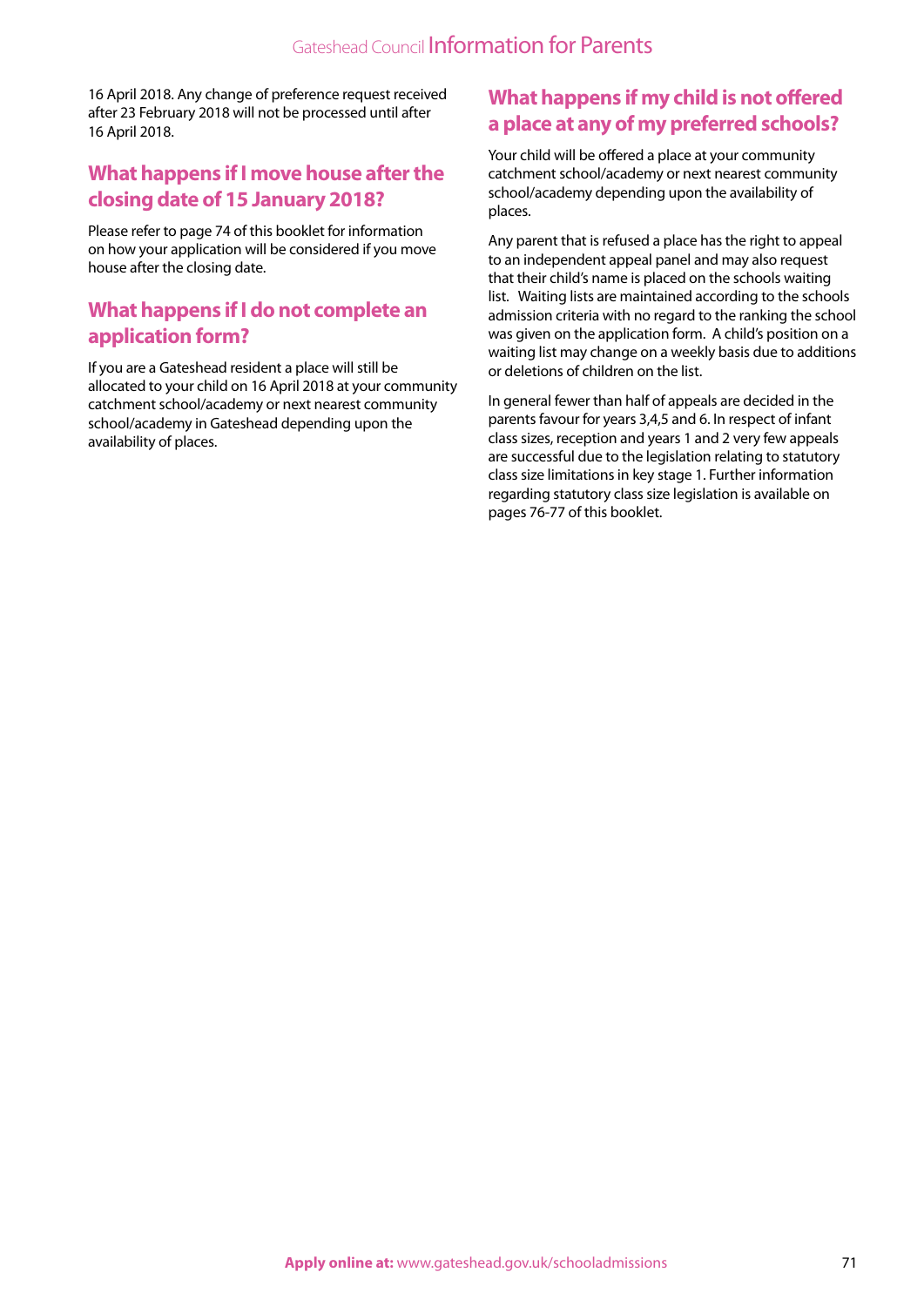16 April 2018. Any change of preference request received after 23 February 2018 will not be processed until after 16 April 2018.

## What happens if I move house after the closing date of 15 January 2018?

Please refer to page 74 of this booklet for information on how your application will be considered if you move house after the closing date.

## What happens if I do not complete an application form?

If you are a Gateshead resident a place will still be allocated to your child on 16 April 2018 at your community catchment school/academy or next nearest community school/academy in Gateshead depending upon the availability of places.

## What happens if my child is not offered a place at any of my preferred schools?

Your child will be offered a place at your community catchment school/academy or next nearest community school/academy depending upon the availability of places.

Any parent that is refused a place has the right to appeal to an independent appeal panel and may also request that their child's name is placed on the schools waiting list. Waiting lists are maintained according to the schools admission criteria with no regard to the ranking the school was given on the application form. A child's position on a waiting list may change on a weekly basis due to additions or deletions of children on the list.

In general fewer than half of appeals are decided in the parents favour for years 3,4,5 and 6. In respect of infant class sizes, reception and years 1 and 2 very few appeals are successful due to the legislation relating to statutory class size limitations in key stage 1. Further information regarding statutory class size legislation is available on pages 76-77 of this booklet.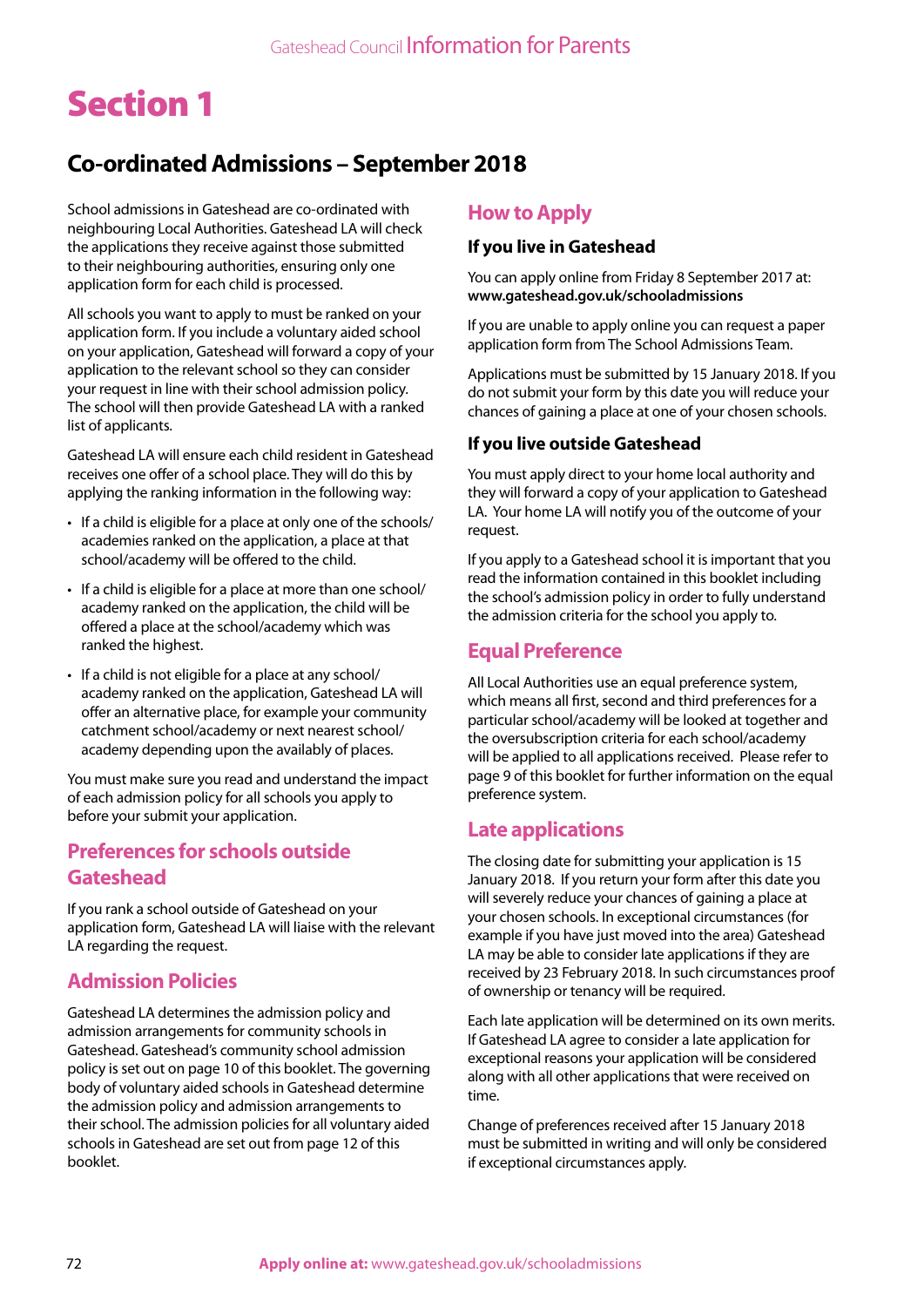# Section 1

## Co-ordinated Admissions – September 2018

School admissions in Gateshead are co-ordinated with neighbouring Local Authorities. Gateshead LA will check the applications they receive against those submitted to their neighbouring authorities, ensuring only one application form for each child is processed.

All schools you want to apply to must be ranked on your application form. If you include a voluntary aided school on your application, Gateshead will forward a copy of your application to the relevant school so they can consider your request in line with their school admission policy. The school will then provide Gateshead LA with a ranked list of applicants.

Gateshead LA will ensure each child resident in Gateshead receives one offer of a school place. They will do this by applying the ranking information in the following way:

- If a child is eligible for a place at only one of the schools/academies ranked on the application, a place at that school/academy will be offered to the child.
- If a child is eligible for a place at more than one school/academy ranked on the application, the child will be offered a place at the school/academy which was ranked the highest.
- If a child is not eligible for a place at any school/academy ranked on the application, Gateshead LA will offer an alternative place, for example your community catchment school/academy or next nearest school/academy depending upon the availably of places.

You must make sure you read and understand the impact of each admission policy for all schools you apply to before your submit your application.

### Preferences for schools outside Gateshead

If you rank a school outside of Gateshead on your application form, Gateshead LA will liaise with the relevant LA regarding the request.

### Admission Policies

Gateshead LA determines the admission policy and admission arrangements for community schools in Gateshead. Gateshead's community school admission policy is set out on page 10 of this booklet. The governing body of voluntary aided schools in Gateshead determine the admission policy and admission arrangements to their school. The admission policies for all voluntary aided schools in Gateshead are set out from page 12 of this booklet.

### How to Apply

#### If you live in Gateshead

You can apply online from Friday 8 September 2017 at: **www.gateshead.gov.uk/schooladmissions**

If you are unable to apply online you can request a paper application form from The School Admissions Team.

Applications must be submitted by 15 January 2018. If you do not submit your form by this date you will reduce your chances of gaining a place at one of your chosen schools.

#### If you live outside Gateshead

You must apply direct to your home local authority and they will forward a copy of your application to Gateshead LA. Your home LA will notify you of the outcome of your request.

If you apply to a Gateshead school it is important that you read the information contained in this booklet including the school's admission policy in order to fully understand the admission criteria for the school you apply to.

### Equal Preference

All Local Authorities use an equal preference system, which means all first, second and third preferences for a particular school/academy will be looked at together and the oversubscription criteria for each school/academy will be applied to all applications received. Please refer to page 9 of this booklet for further information on the equal preference system.

### Late applications

The closing date for submitting your application is 15 January 2018. If you return your form after this date you will severely reduce your chances of gaining a place at your chosen schools. In exceptional circumstances (for example if you have just moved into the area) Gateshead LA may be able to consider late applications if they are received by 23 February 2018. In such circumstances proof of ownership or tenancy will be required.

Each late application will be determined on its own merits. If Gateshead LA agree to consider a late application for exceptional reasons your application will be considered along with all other applications that were received on time.

Change of preferences received after 15 January 2018 must be submitted in writing and will only be considered if exceptional circumstances apply.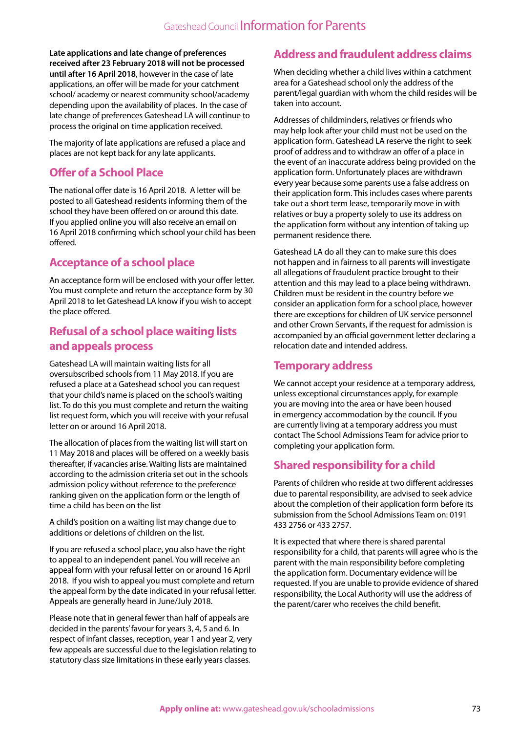**Late applications and late change of preferences received after 23 February 2018 will not be processed until after 16 April 2018**, however in the case of late applications, an offer will be made for your catchment school/ academy or nearest community school/academy depending upon the availability of places. In the case of late change of preferences Gateshead LA will continue to process the original on time application received.

The majority of late applications are refused a place and places are not kept back for any late applicants.

## Offer of a School Place

The national offer date is 16 April 2018. A letter will be posted to all Gateshead residents informing them of the school they have been offered on or around this date. If you applied online you will also receive an email on 16 April 2018 confirming which school your child has been offered.

## Acceptance of a school place

An acceptance form will be enclosed with your offer letter. You must complete and return the acceptance form by 30 April 2018 to let Gateshead LA know if you wish to accept the place offered.

## Refusal of a school place waiting lists and appeals process

Gateshead LA will maintain waiting lists for all oversubscribed schools from 11 May 2018. If you are refused a place at a Gateshead school you can request that your child's name is placed on the school's waiting list. To do this you must complete and return the waiting list request form, which you will receive with your refusal letter on or around 16 April 2018.

The allocation of places from the waiting list will start on 11 May 2018 and places will be offered on a weekly basis thereafter, if vacancies arise. Waiting lists are maintained according to the admission criteria set out in the schools admission policy without reference to the preference ranking given on the application form or the length of time a child has been on the list

A child's position on a waiting list may change due to additions or deletions of children on the list.

If you are refused a school place, you also have the right to appeal to an independent panel. You will receive an appeal form with your refusal letter on or around 16 April 2018. If you wish to appeal you must complete and return the appeal form by the date indicated in your refusal letter. Appeals are generally heard in June/July 2018.

Please note that in general fewer than half of appeals are decided in the parents' favour for years 3, 4, 5 and 6. In respect of infant classes, reception, year 1 and year 2, very few appeals are successful due to the legislation relating to statutory class size limitations in these early years classes.

## Address and fraudulent address claims

When deciding whether a child lives within a catchment area for a Gateshead school only the address of the parent/legal guardian with whom the child resides will be taken into account.

Addresses of childminders, relatives or friends who may help look after your child must not be used on the application form. Gateshead LA reserve the right to seek proof of address and to withdraw an offer of a place in the event of an inaccurate address being provided on the application form. Unfortunately places are withdrawn every year because some parents use a false address on their application form. This includes cases where parents take out a short term lease, temporarily move in with relatives or buy a property solely to use its address on the application form without any intention of taking up permanent residence there.

Gateshead LA do all they can to make sure this does not happen and in fairness to all parents will investigate all allegations of fraudulent practice brought to their attention and this may lead to a place being withdrawn. Children must be resident in the country before we consider an application form for a school place, however there are exceptions for children of UK service personnel and other Crown Servants, if the request for admission is accompanied by an official government letter declaring a relocation date and intended address.

## Temporary address

We cannot accept your residence at a temporary address, unless exceptional circumstances apply, for example you are moving into the area or have been housed in emergency accommodation by the council. If you are currently living at a temporary address you must contact The School Admissions Team for advice prior to completing your application form.

## Shared responsibility for a child

Parents of children who reside at two different addresses due to parental responsibility, are advised to seek advice about the completion of their application form before its submission from the School Admissions Team on: 0191 433 2756 or 433 2757.

It is expected that where there is shared parental responsibility for a child, that parents will agree who is the parent with the main responsibility before completing the application form. Documentary evidence will be requested. If you are unable to provide evidence of shared responsibility, the Local Authority will use the address of the parent/carer who receives the child benefit.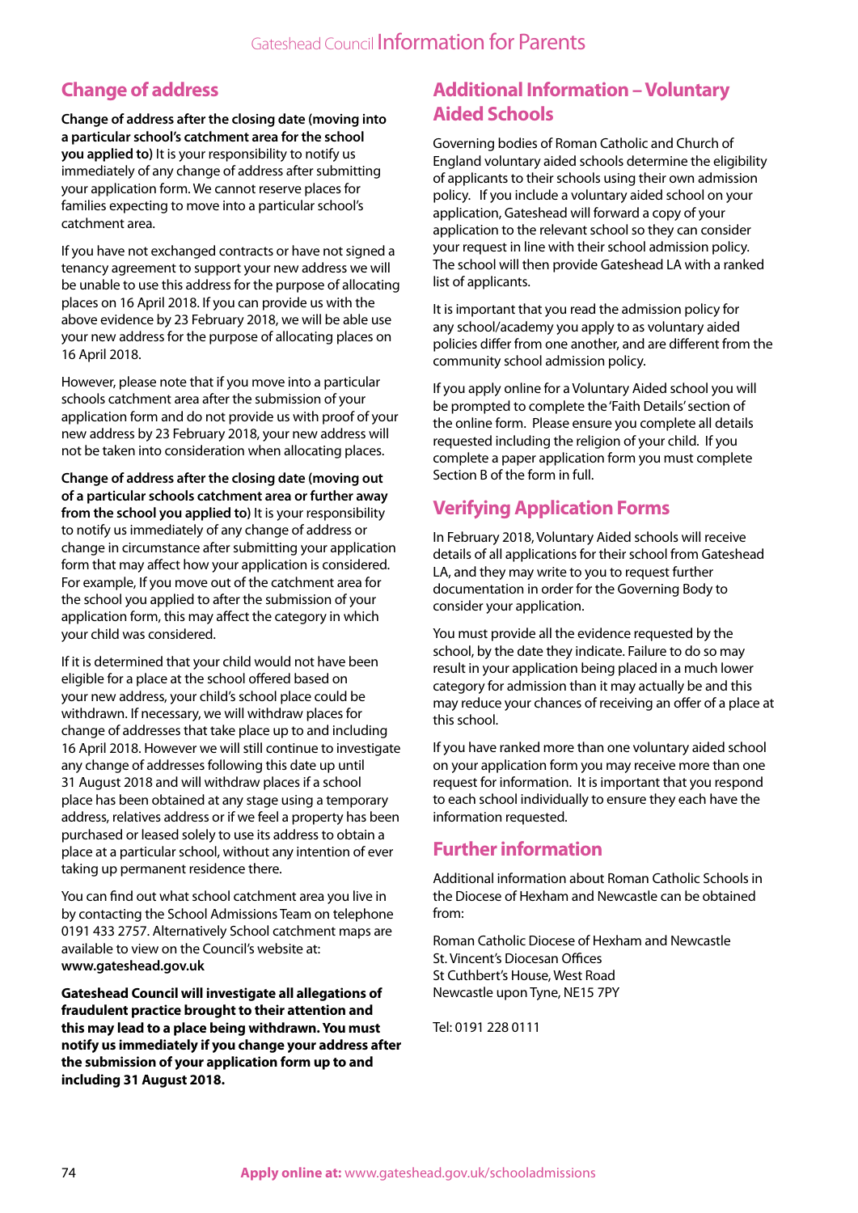## Change of address

**Change of address after the closing date (moving into a particular school's catchment area for the school you applied to)** It is your responsibility to notify us immediately of any change of address after submitting your application form. We cannot reserve places for families expecting to move into a particular school's catchment area.

If you have not exchanged contracts or have not signed a tenancy agreement to support your new address we will be unable to use this address for the purpose of allocating places on 16 April 2018. If you can provide us with the above evidence by 23 February 2018, we will be able use your new address for the purpose of allocating places on 16 April 2018.

However, please note that if you move into a particular schools catchment area after the submission of your application form and do not provide us with proof of your new address by 23 February 2018, your new address will not be taken into consideration when allocating places.

**Change of address after the closing date (moving out of a particular schools catchment area or further away from the school you applied to)** It is your responsibility to notify us immediately of any change of address or change in circumstance after submitting your application form that may affect how your application is considered. For example, If you move out of the catchment area for the school you applied to after the submission of your application form, this may affect the category in which your child was considered.

If it is determined that your child would not have been eligible for a place at the school offered based on your new address, your child's school place could be withdrawn. If necessary, we will withdraw places for change of addresses that take place up to and including 16 April 2018. However we will still continue to investigate any change of addresses following this date up until 31 August 2018 and will withdraw places if a school place has been obtained at any stage using a temporary address, relatives address or if we feel a property has been purchased or leased solely to use its address to obtain a place at a particular school, without any intention of ever taking up permanent residence there.

You can find out what school catchment area you live in by contacting the School Admissions Team on telephone 0191 433 2757. Alternatively School catchment maps are available to view on the Council's website at: **www.gateshead.gov.uk**

**Gateshead Council will investigate all allegations of fraudulent practice brought to their attention and this may lead to a place being withdrawn. You must notify us immediately if you change your address after the submission of your application form up to and including 31 August 2018.**

## Additional Information – Voluntary Aided Schools

Governing bodies of Roman Catholic and Church of England voluntary aided schools determine the eligibility of applicants to their schools using their own admission policy. If you include a voluntary aided school on your application, Gateshead will forward a copy of your application to the relevant school so they can consider your request in line with their school admission policy. The school will then provide Gateshead LA with a ranked list of applicants.

It is important that you read the admission policy for any school/academy you apply to as voluntary aided policies differ from one another, and are different from the community school admission policy.

If you apply online for a Voluntary Aided school you will be prompted to complete the 'Faith Details' section of the online form. Please ensure you complete all details requested including the religion of your child. If you complete a paper application form you must complete Section B of the form in full.

## Verifying Application Forms

In February 2018, Voluntary Aided schools will receive details of all applications for their school from Gateshead LA, and they may write to you to request further documentation in order for the Governing Body to consider your application.

You must provide all the evidence requested by the school, by the date they indicate. Failure to do so may result in your application being placed in a much lower category for admission than it may actually be and this may reduce your chances of receiving an offer of a place at this school.

If you have ranked more than one voluntary aided school on your application form you may receive more than one request for information. It is important that you respond to each school individually to ensure they each have the information requested.

## Further information

Additional information about Roman Catholic Schools in the Diocese of Hexham and Newcastle can be obtained from:

Roman Catholic Diocese of Hexham and Newcastle
St. Vincent's Diocesan Offices
St Cuthbert's House, West Road
Newcastle upon Tyne, NE15 7PY

Tel: 0191 228 0111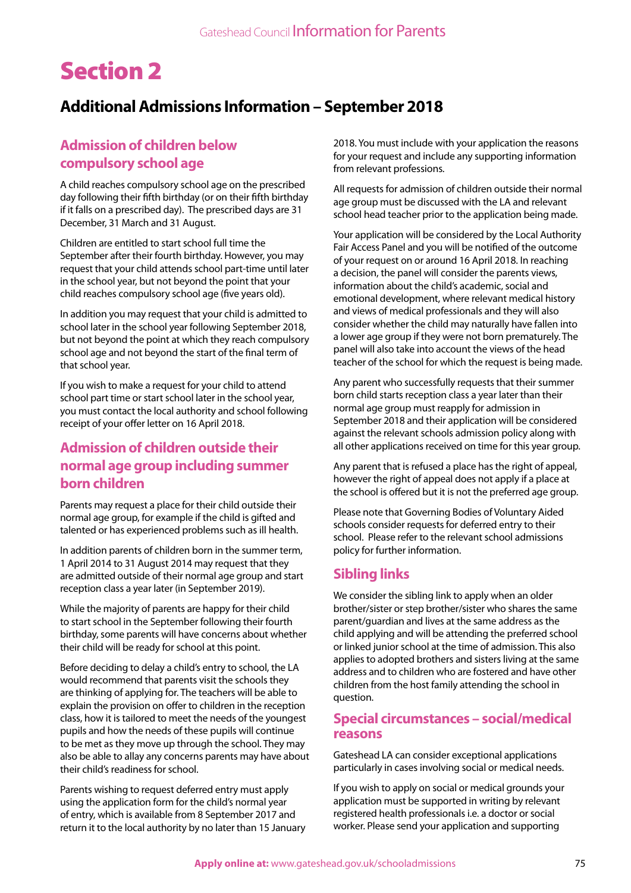# Section 2

## Additional Admissions Information – September 2018

### Admission of children below compulsory school age

A child reaches compulsory school age on the prescribed day following their fifth birthday (or on their fifth birthday if it falls on a prescribed day). The prescribed days are 31 December, 31 March and 31 August.

Children are entitled to start school full time the September after their fourth birthday. However, you may request that your child attends school part-time until later in the school year, but not beyond the point that your child reaches compulsory school age (five years old).

In addition you may request that your child is admitted to school later in the school year following September 2018, but not beyond the point at which they reach compulsory school age and not beyond the start of the final term of that school year.

If you wish to make a request for your child to attend school part time or start school later in the school year, you must contact the local authority and school following receipt of your offer letter on 16 April 2018.

### Admission of children outside their normal age group including summer born children

Parents may request a place for their child outside their normal age group, for example if the child is gifted and talented or has experienced problems such as ill health.

In addition parents of children born in the summer term, 1 April 2014 to 31 August 2014 may request that they are admitted outside of their normal age group and start reception class a year later (in September 2019).

While the majority of parents are happy for their child to start school in the September following their fourth birthday, some parents will have concerns about whether their child will be ready for school at this point.

Before deciding to delay a child's entry to school, the LA would recommend that parents visit the schools they are thinking of applying for. The teachers will be able to explain the provision on offer to children in the reception class, how it is tailored to meet the needs of the youngest pupils and how the needs of these pupils will continue to be met as they move up through the school. They may also be able to allay any concerns parents may have about their child's readiness for school.

Parents wishing to request deferred entry must apply using the application form for the child's normal year of entry, which is available from 8 September 2017 and return it to the local authority by no later than 15 January 2018. You must include with your application the reasons for your request and include any supporting information from relevant professions.

All requests for admission of children outside their normal age group must be discussed with the LA and relevant school head teacher prior to the application being made.

Your application will be considered by the Local Authority Fair Access Panel and you will be notified of the outcome of your request on or around 16 April 2018. In reaching a decision, the panel will consider the parents views, information about the child's academic, social and emotional development, where relevant medical history and views of medical professionals and they will also consider whether the child may naturally have fallen into a lower age group if they were not born prematurely. The panel will also take into account the views of the head teacher of the school for which the request is being made.

Any parent who successfully requests that their summer born child starts reception class a year later than their normal age group must reapply for admission in September 2018 and their application will be considered against the relevant schools admission policy along with all other applications received on time for this year group.

Any parent that is refused a place has the right of appeal, however the right of appeal does not apply if a place at the school is offered but it is not the preferred age group.

Please note that Governing Bodies of Voluntary Aided schools consider requests for deferred entry to their school. Please refer to the relevant school admissions policy for further information.

### Sibling links

We consider the sibling link to apply when an older brother/sister or step brother/sister who shares the same parent/guardian and lives at the same address as the child applying and will be attending the preferred school or linked junior school at the time of admission. This also applies to adopted brothers and sisters living at the same address and to children who are fostered and have other children from the host family attending the school in question.

### Special circumstances – social/medical reasons

Gateshead LA can consider exceptional applications particularly in cases involving social or medical needs.

If you wish to apply on social or medical grounds your application must be supported in writing by relevant registered health professionals i.e. a doctor or social worker. Please send your application and supporting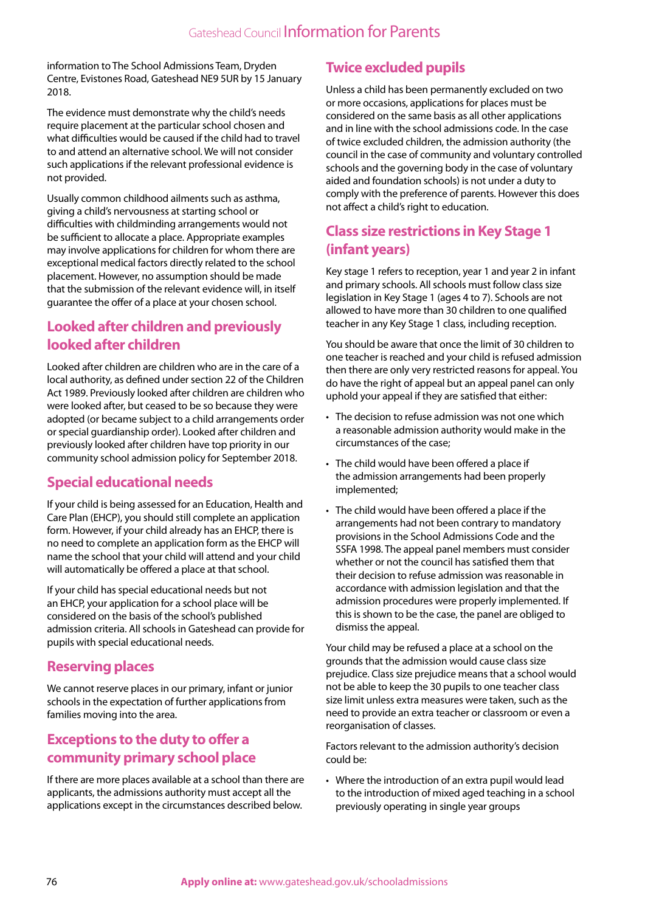information to The School Admissions Team, Dryden Centre, Evistones Road, Gateshead NE9 5UR by 15 January 2018.

The evidence must demonstrate why the child's needs require placement at the particular school chosen and what difficulties would be caused if the child had to travel to and attend an alternative school. We will not consider such applications if the relevant professional evidence is not provided.

Usually common childhood ailments such as asthma, giving a child's nervousness at starting school or difficulties with childminding arrangements would not be sufficient to allocate a place. Appropriate examples may involve applications for children for whom there are exceptional medical factors directly related to the school placement. However, no assumption should be made that the submission of the relevant evidence will, in itself guarantee the offer of a place at your chosen school.

## Looked after children and previously looked after children

Looked after children are children who are in the care of a local authority, as defined under section 22 of the Children Act 1989. Previously looked after children are children who were looked after, but ceased to be so because they were adopted (or became subject to a child arrangements order or special guardianship order). Looked after children and previously looked after children have top priority in our community school admission policy for September 2018.

## Special educational needs

If your child is being assessed for an Education, Health and Care Plan (EHCP), you should still complete an application form. However, if your child already has an EHCP, there is no need to complete an application form as the EHCP will name the school that your child will attend and your child will automatically be offered a place at that school.

If your child has special educational needs but not an EHCP, your application for a school place will be considered on the basis of the school's published admission criteria. All schools in Gateshead can provide for pupils with special educational needs.

## Reserving places

We cannot reserve places in our primary, infant or junior schools in the expectation of further applications from families moving into the area.

## Exceptions to the duty to offer a community primary school place

If there are more places available at a school than there are applicants, the admissions authority must accept all the applications except in the circumstances described below.

## Twice excluded pupils

Unless a child has been permanently excluded on two or more occasions, applications for places must be considered on the same basis as all other applications and in line with the school admissions code. In the case of twice excluded children, the admission authority (the council in the case of community and voluntary controlled schools and the governing body in the case of voluntary aided and foundation schools) is not under a duty to comply with the preference of parents. However this does not affect a child's right to education.

## Class size restrictions in Key Stage 1 (infant years)

Key stage 1 refers to reception, year 1 and year 2 in infant and primary schools. All schools must follow class size legislation in Key Stage 1 (ages 4 to 7). Schools are not allowed to have more than 30 children to one qualified teacher in any Key Stage 1 class, including reception.

You should be aware that once the limit of 30 children to one teacher is reached and your child is refused admission then there are only very restricted reasons for appeal. You do have the right of appeal but an appeal panel can only uphold your appeal if they are satisfied that either:

- The decision to refuse admission was not one which a reasonable admission authority would make in the circumstances of the case;
- The child would have been offered a place if the admission arrangements had been properly implemented;
- The child would have been offered a place if the arrangements had not been contrary to mandatory provisions in the School Admissions Code and the SSFA 1998. The appeal panel members must consider whether or not the council has satisfied them that their decision to refuse admission was reasonable in accordance with admission legislation and that the admission procedures were properly implemented. If this is shown to be the case, the panel are obliged to dismiss the appeal.

Your child may be refused a place at a school on the grounds that the admission would cause class size prejudice. Class size prejudice means that a school would not be able to keep the 30 pupils to one teacher class size limit unless extra measures were taken, such as the need to provide an extra teacher or classroom or even a reorganisation of classes.

Factors relevant to the admission authority's decision could be:

- Where the introduction of an extra pupil would lead to the introduction of mixed aged teaching in a school previously operating in single year groups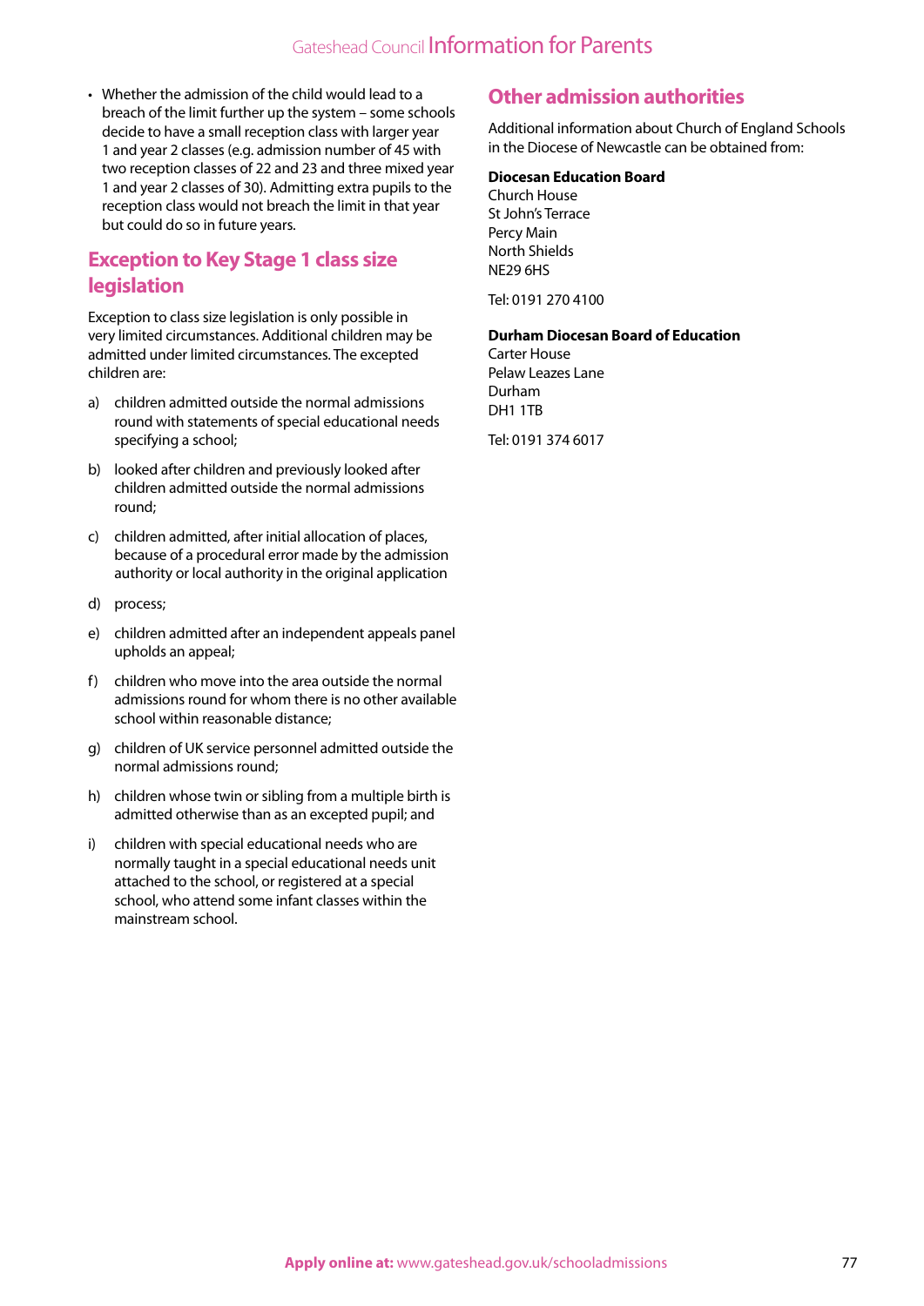- Whether the admission of the child would lead to a breach of the limit further up the system – some schools decide to have a small reception class with larger year 1 and year 2 classes (e.g. admission number of 45 with two reception classes of 22 and 23 and three mixed year 1 and year 2 classes of 30). Admitting extra pupils to the reception class would not breach the limit in that year but could do so in future years.

## Exception to Key Stage 1 class size legislation

Exception to class size legislation is only possible in very limited circumstances. Additional children may be admitted under limited circumstances. The excepted children are:

a) children admitted outside the normal admissions round with statements of special educational needs specifying a school;

b) looked after children and previously looked after children admitted outside the normal admissions round;

c) children admitted, after initial allocation of places, because of a procedural error made by the admission authority or local authority in the original application

d) process;

e) children admitted after an independent appeals panel upholds an appeal;

f) children who move into the area outside the normal admissions round for whom there is no other available school within reasonable distance;

g) children of UK service personnel admitted outside the normal admissions round;

h) children whose twin or sibling from a multiple birth is admitted otherwise than as an excepted pupil; and

i) children with special educational needs who are normally taught in a special educational needs unit attached to the school, or registered at a special school, who attend some infant classes within the mainstream school.

## Other admission authorities

Additional information about Church of England Schools in the Diocese of Newcastle can be obtained from:

**Diocesan Education Board**
Church House
St John's Terrace
Percy Main
North Shields
NE29 6HS

Tel: 0191 270 4100

**Durham Diocesan Board of Education**
Carter House
Pelaw Leazes Lane
Durham
DH1 1TB

Tel: 0191 374 6017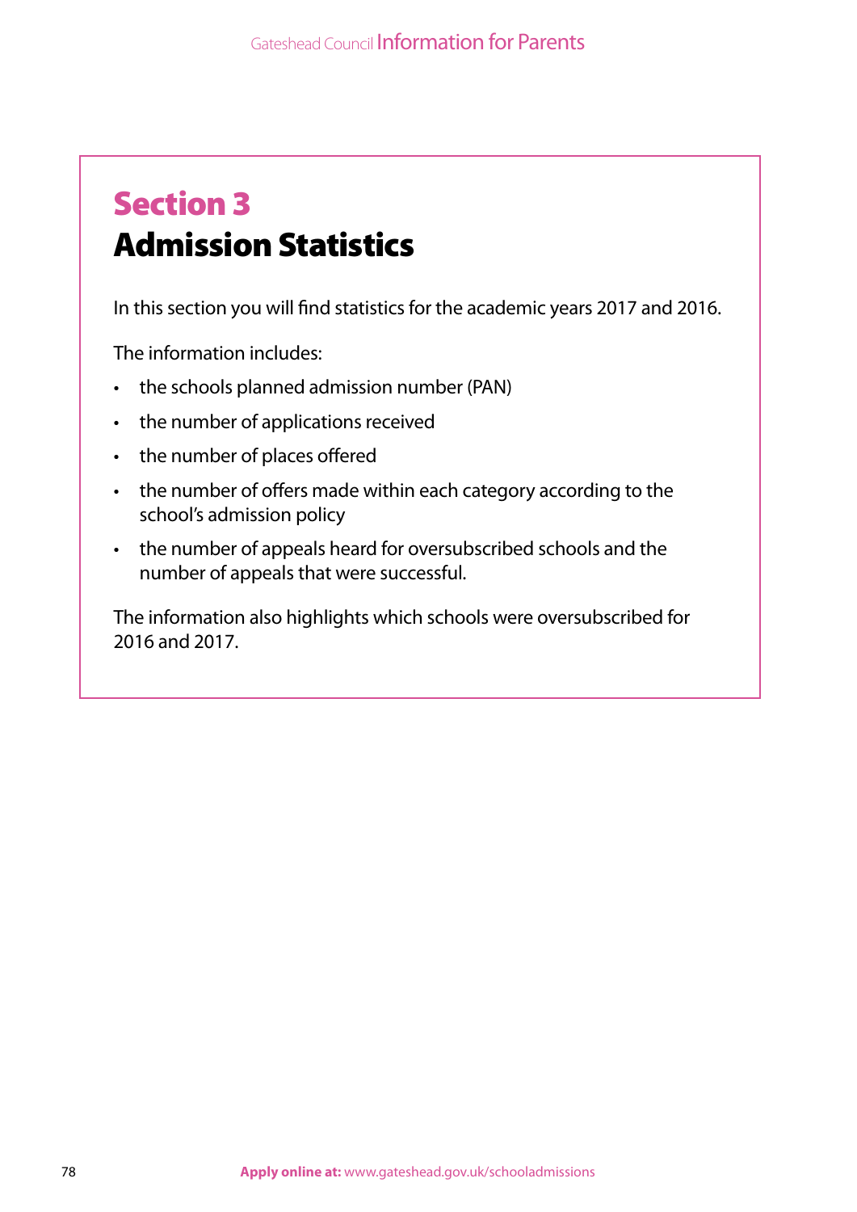# Section 3
## Admission Statistics

In this section you will find statistics for the academic years 2017 and 2016.

The information includes:

- the schools planned admission number (PAN)
- the number of applications received
- the number of places offered
- the number of offers made within each category according to the school's admission policy
- the number of appeals heard for oversubscribed schools and the number of appeals that were successful.

The information also highlights which schools were oversubscribed for 2016 and 2017.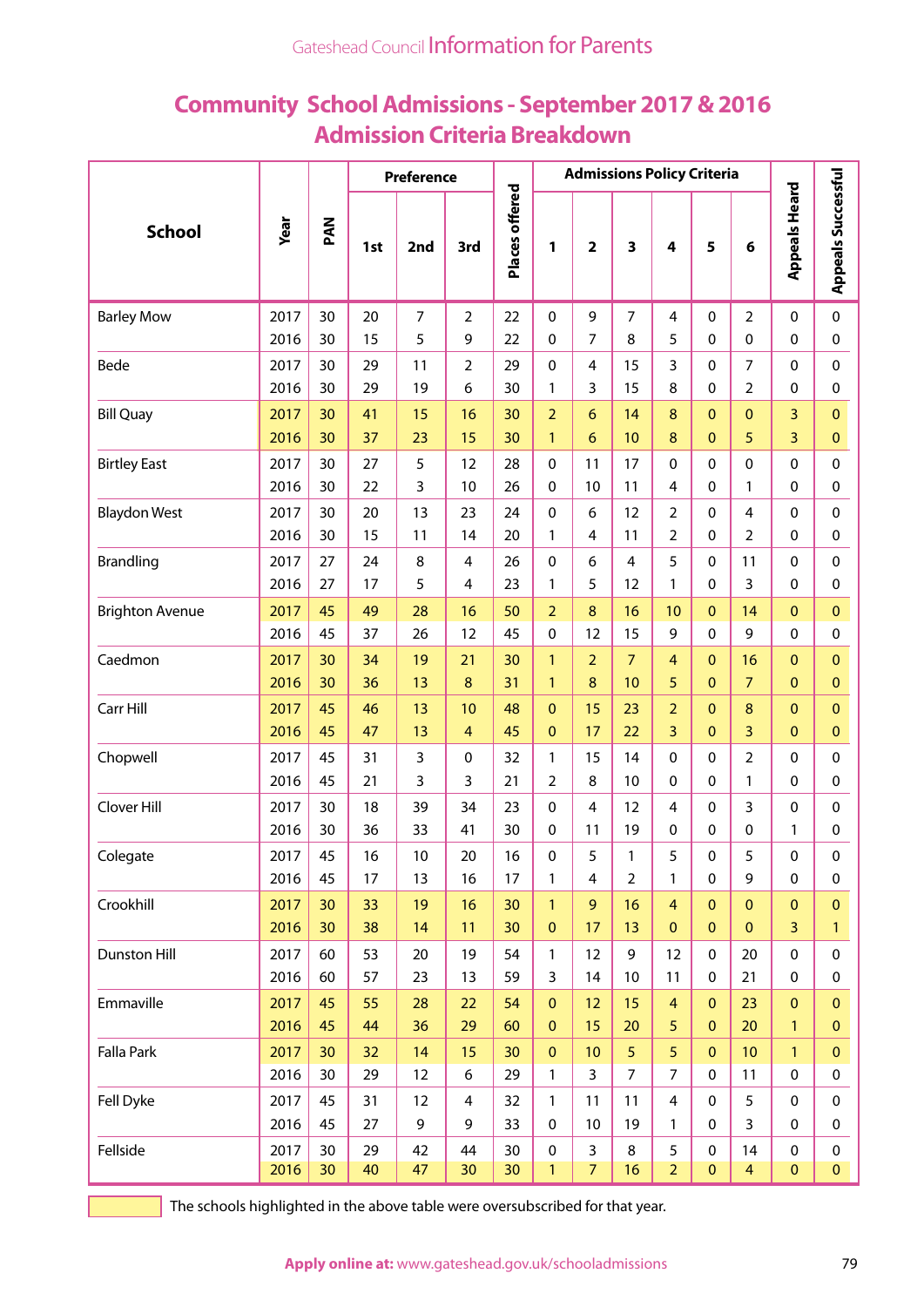# Community School Admissions - September 2017 & 2016
## Admission Criteria Breakdown

| School | Year | PAN | Preference | | | Places offered | Admissions Policy Criteria | | | | | | Appeals Heard | Appeals Successful |
|---|---|---|---|---|---|---|---|---|---|---|---|---|---|---|
| | | | 1st | 2nd | 3rd | | 1 | 2 | 3 | 4 | 5 | 6 | | |
| Barley Mow | 2017 | 30 | 20 | 7 | 2 | 22 | 0 | 9 | 7 | 4 | 0 | 2 | 0 | 0 |
| | 2016 | 30 | 15 | 5 | 9 | 22 | 0 | 7 | 8 | 5 | 0 | 0 | 0 | 0 |
| Bede | 2017 | 30 | 29 | 11 | 2 | 29 | 0 | 4 | 15 | 3 | 0 | 7 | 0 | 0 |
| | 2016 | 30 | 29 | 19 | 6 | 30 | 1 | 3 | 15 | 8 | 0 | 2 | 0 | 0 |
| Bill Quay | 2017 | 30 | 41 | 15 | 16 | 30 | 2 | 6 | 14 | 8 | 0 | 0 | 3 | 0 |
| | 2016 | 30 | 37 | 23 | 15 | 30 | 1 | 6 | 10 | 8 | 0 | 5 | 3 | 0 |
| Birtley East | 2017 | 30 | 27 | 5 | 12 | 28 | 0 | 11 | 17 | 0 | 0 | 0 | 0 | 0 |
| | 2016 | 30 | 22 | 3 | 10 | 26 | 0 | 10 | 11 | 4 | 0 | 1 | 0 | 0 |
| Blaydon West | 2017 | 30 | 20 | 13 | 23 | 24 | 0 | 6 | 12 | 2 | 0 | 4 | 0 | 0 |
| | 2016 | 30 | 15 | 11 | 14 | 20 | 1 | 4 | 11 | 2 | 0 | 2 | 0 | 0 |
| Brandling | 2017 | 27 | 24 | 8 | 4 | 26 | 0 | 6 | 4 | 5 | 0 | 11 | 0 | 0 |
| | 2016 | 27 | 17 | 5 | 4 | 23 | 1 | 5 | 12 | 1 | 0 | 3 | 0 | 0 |
| Brighton Avenue | 2017 | 45 | 49 | 28 | 16 | 50 | 2 | 8 | 16 | 10 | 0 | 14 | 0 | 0 |
| | 2016 | 45 | 37 | 26 | 12 | 45 | 0 | 12 | 15 | 9 | 0 | 9 | 0 | 0 |
| Caedmon | 2017 | 30 | 34 | 19 | 21 | 30 | 1 | 2 | 7 | 4 | 0 | 16 | 0 | 0 |
| | 2016 | 30 | 36 | 13 | 8 | 31 | 1 | 8 | 10 | 5 | 0 | 7 | 0 | 0 |
| Carr Hill | 2017 | 45 | 46 | 13 | 10 | 48 | 0 | 15 | 23 | 2 | 0 | 8 | 0 | 0 |
| | 2016 | 45 | 47 | 13 | 4 | 45 | 0 | 17 | 22 | 3 | 0 | 3 | 0 | 0 |
| Chopwell | 2017 | 45 | 31 | 3 | 0 | 32 | 1 | 15 | 14 | 0 | 0 | 2 | 0 | 0 |
| | 2016 | 45 | 21 | 3 | 3 | 21 | 2 | 8 | 10 | 0 | 0 | 1 | 0 | 0 |
| Clover Hill | 2017 | 30 | 18 | 39 | 34 | 23 | 0 | 4 | 12 | 4 | 0 | 3 | 0 | 0 |
| | 2016 | 30 | 36 | 33 | 41 | 30 | 0 | 11 | 19 | 0 | 0 | 0 | 1 | 0 |
| Colegate | 2017 | 45 | 16 | 10 | 20 | 16 | 0 | 5 | 1 | 5 | 0 | 5 | 0 | 0 |
| | 2016 | 45 | 17 | 13 | 16 | 17 | 1 | 4 | 2 | 1 | 0 | 9 | 0 | 0 |
| Crookhill | 2017 | 30 | 33 | 19 | 16 | 30 | 1 | 9 | 16 | 4 | 0 | 0 | 0 | 0 |
| | 2016 | 30 | 38 | 14 | 11 | 30 | 0 | 17 | 13 | 0 | 0 | 0 | 3 | 1 |
| Dunston Hill | 2017 | 60 | 53 | 20 | 19 | 54 | 1 | 12 | 9 | 12 | 0 | 20 | 0 | 0 |
| | 2016 | 60 | 57 | 23 | 13 | 59 | 3 | 14 | 10 | 11 | 0 | 21 | 0 | 0 |
| Emmaville | 2017 | 45 | 55 | 28 | 22 | 54 | 0 | 12 | 15 | 4 | 0 | 23 | 0 | 0 |
| | 2016 | 45 | 44 | 36 | 29 | 60 | 0 | 15 | 20 | 5 | 0 | 20 | 1 | 0 |
| Falla Park | 2017 | 30 | 32 | 14 | 15 | 30 | 0 | 10 | 5 | 5 | 0 | 10 | 1 | 0 |
| | 2016 | 30 | 29 | 12 | 6 | 29 | 1 | 3 | 7 | 7 | 0 | 11 | 0 | 0 |
| Fell Dyke | 2017 | 45 | 31 | 12 | 4 | 32 | 1 | 11 | 11 | 4 | 0 | 5 | 0 | 0 |
| | 2016 | 45 | 27 | 9 | 9 | 33 | 0 | 10 | 19 | 1 | 0 | 3 | 0 | 0 |
| Fellside | 2017 | 30 | 29 | 42 | 44 | 30 | 0 | 3 | 8 | 5 | 0 | 14 | 0 | 0 |
| | 2016 | 30 | 40 | 47 | 30 | 30 | 1 | 7 | 16 | 2 | 0 | 4 | 0 | 0 |

The schools highlighted in the above table were oversubscribed for that year.

**Apply online at:** www.gateshead.gov.uk/schooladmissions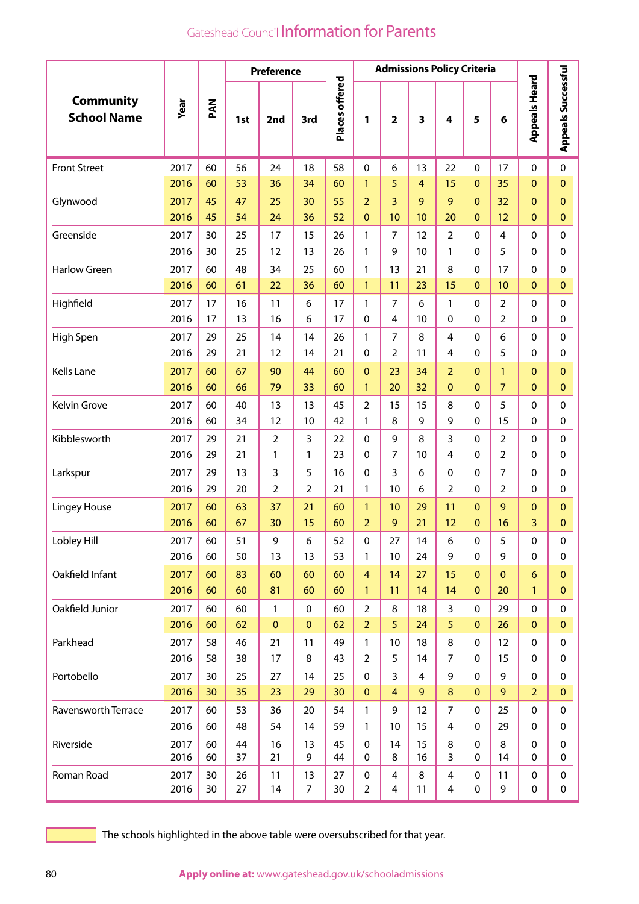| Community School Name | Year | PAN | Preference | | | Places offered | Admissions Policy Criteria | | | | | | Appeals Heard | Appeals Successful |
|---|---|---|---|---|---|---|---|---|---|---|---|---|---|---|
| | | | 1st | 2nd | 3rd | | 1 | 2 | 3 | 4 | 5 | 6 | | |
| Front Street | 2017 | 60 | 56 | 24 | 18 | 58 | 0 | 6 | 13 | 22 | 0 | 17 | 0 | 0 |
| | 2016 | 60 | 53 | 36 | 34 | 60 | 1 | 5 | 4 | 15 | 0 | 35 | 0 | 0 |
| Glynwood | 2017 | 45 | 47 | 25 | 30 | 55 | 2 | 3 | 9 | 9 | 0 | 32 | 0 | 0 |
| | 2016 | 45 | 54 | 24 | 36 | 52 | 0 | 10 | 10 | 20 | 0 | 12 | 0 | 0 |
| Greenside | 2017 | 30 | 25 | 17 | 15 | 26 | 1 | 7 | 12 | 2 | 0 | 4 | 0 | 0 |
| | 2016 | 30 | 25 | 12 | 13 | 26 | 1 | 9 | 10 | 1 | 0 | 5 | 0 | 0 |
| Harlow Green | 2017 | 60 | 48 | 34 | 25 | 60 | 1 | 13 | 21 | 8 | 0 | 17 | 0 | 0 |
| | 2016 | 60 | 61 | 22 | 36 | 60 | 1 | 11 | 23 | 15 | 0 | 10 | 0 | 0 |
| Highfield | 2017 | 17 | 16 | 11 | 6 | 17 | 1 | 7 | 6 | 1 | 0 | 2 | 0 | 0 |
| | 2016 | 17 | 13 | 16 | 6 | 17 | 0 | 4 | 10 | 0 | 0 | 2 | 0 | 0 |
| High Spen | 2017 | 29 | 25 | 14 | 14 | 26 | 1 | 7 | 8 | 4 | 0 | 6 | 0 | 0 |
| | 2016 | 29 | 21 | 12 | 14 | 21 | 0 | 2 | 11 | 4 | 0 | 5 | 0 | 0 |
| Kells Lane | 2017 | 60 | 67 | 90 | 44 | 60 | 0 | 23 | 34 | 2 | 0 | 1 | 0 | 0 |
| | 2016 | 60 | 66 | 79 | 33 | 60 | 1 | 20 | 32 | 0 | 0 | 7 | 0 | 0 |
| Kelvin Grove | 2017 | 60 | 40 | 13 | 13 | 45 | 2 | 15 | 15 | 8 | 0 | 5 | 0 | 0 |
| | 2016 | 60 | 34 | 12 | 10 | 42 | 1 | 8 | 9 | 9 | 0 | 15 | 0 | 0 |
| Kibblesworth | 2017 | 29 | 21 | 2 | 3 | 22 | 0 | 9 | 8 | 3 | 0 | 2 | 0 | 0 |
| | 2016 | 29 | 21 | 1 | 1 | 23 | 0 | 7 | 10 | 4 | 0 | 2 | 0 | 0 |
| Larkspur | 2017 | 29 | 13 | 3 | 5 | 16 | 0 | 3 | 6 | 0 | 0 | 7 | 0 | 0 |
| | 2016 | 29 | 20 | 2 | 2 | 21 | 1 | 10 | 6 | 2 | 0 | 2 | 0 | 0 |
| Lingey House | 2017 | 60 | 63 | 37 | 21 | 60 | 1 | 10 | 29 | 11 | 0 | 9 | 0 | 0 |
| | 2016 | 60 | 67 | 30 | 15 | 60 | 2 | 9 | 21 | 12 | 0 | 16 | 3 | 0 |
| Lobley Hill | 2017 | 60 | 51 | 9 | 6 | 52 | 0 | 27 | 14 | 6 | 0 | 5 | 0 | 0 |
| | 2016 | 60 | 50 | 13 | 13 | 53 | 1 | 10 | 24 | 9 | 0 | 9 | 0 | 0 |
| Oakfield Infant | 2017 | 60 | 83 | 60 | 60 | 60 | 4 | 14 | 27 | 15 | 0 | 0 | 6 | 0 |
| | 2016 | 60 | 60 | 81 | 60 | 60 | 1 | 11 | 14 | 14 | 0 | 20 | 1 | 0 |
| Oakfield Junior | 2017 | 60 | 60 | 1 | 0 | 60 | 2 | 8 | 18 | 3 | 0 | 29 | 0 | 0 |
| | 2016 | 60 | 62 | 0 | 0 | 62 | 2 | 5 | 24 | 5 | 0 | 26 | 0 | 0 |
| Parkhead | 2017 | 58 | 46 | 21 | 11 | 49 | 1 | 10 | 18 | 8 | 0 | 12 | 0 | 0 |
| | 2016 | 58 | 38 | 17 | 8 | 43 | 2 | 5 | 14 | 7 | 0 | 15 | 0 | 0 |
| Portobello | 2017 | 30 | 25 | 27 | 14 | 25 | 0 | 3 | 4 | 9 | 0 | 9 | 0 | 0 |
| | 2016 | 30 | 35 | 23 | 29 | 30 | 0 | 4 | 9 | 8 | 0 | 9 | 2 | 0 |
| Ravensworth Terrace | 2017 | 60 | 53 | 36 | 20 | 54 | 1 | 9 | 12 | 7 | 0 | 25 | 0 | 0 |
| | 2016 | 60 | 48 | 54 | 14 | 59 | 1 | 10 | 15 | 4 | 0 | 29 | 0 | 0 |
| Riverside | 2017 | 60 | 44 | 16 | 13 | 45 | 0 | 14 | 15 | 8 | 0 | 8 | 0 | 0 |
| | 2016 | 60 | 37 | 21 | 9 | 44 | 0 | 8 | 16 | 3 | 0 | 14 | 0 | 0 |
| Roman Road | 2017 | 30 | 26 | 11 | 13 | 27 | 0 | 4 | 8 | 4 | 0 | 11 | 0 | 0 |
| | 2016 | 30 | 27 | 14 | 7 | 30 | 2 | 4 | 11 | 4 | 0 | 9 | 0 | 0 |

The schools highlighted in the above table were oversubscribed for that year.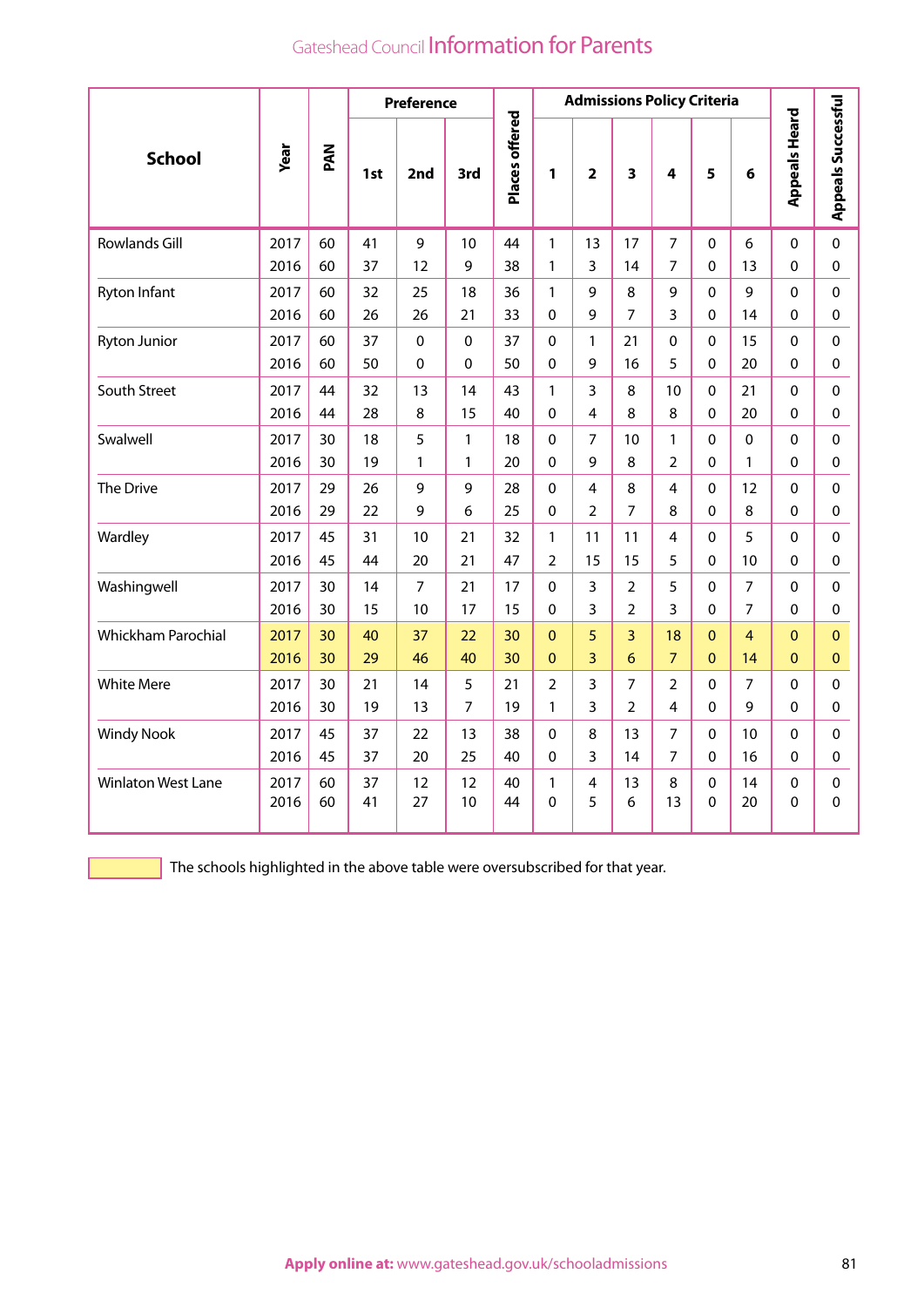| School | Year | PAN | Preference | | | Places offered | Admissions Policy Criteria | | | | | | Appeals Heard | Appeals Successful |
|---|---|---|---|---|---|---|---|---|---|---|---|---|---|---|
| | | | 1st | 2nd | 3rd | | 1 | 2 | 3 | 4 | 5 | 6 | | |
| Rowlands Gill | 2017 | 60 | 41 | 9 | 10 | 44 | 1 | 13 | 17 | 7 | 0 | 6 | 0 | 0 |
| | 2016 | 60 | 37 | 12 | 9 | 38 | 1 | 3 | 14 | 7 | 0 | 13 | 0 | 0 |
| Ryton Infant | 2017 | 60 | 32 | 25 | 18 | 36 | 1 | 9 | 8 | 9 | 0 | 9 | 0 | 0 |
| | 2016 | 60 | 26 | 26 | 21 | 33 | 0 | 9 | 7 | 3 | 0 | 14 | 0 | 0 |
| Ryton Junior | 2017 | 60 | 37 | 0 | 0 | 37 | 0 | 1 | 21 | 0 | 0 | 15 | 0 | 0 |
| | 2016 | 60 | 50 | 0 | 0 | 50 | 0 | 9 | 16 | 5 | 0 | 20 | 0 | 0 |
| South Street | 2017 | 44 | 32 | 13 | 14 | 43 | 1 | 3 | 8 | 10 | 0 | 21 | 0 | 0 |
| | 2016 | 44 | 28 | 8 | 15 | 40 | 0 | 4 | 8 | 8 | 0 | 20 | 0 | 0 |
| Swalwell | 2017 | 30 | 18 | 5 | 1 | 18 | 0 | 7 | 10 | 1 | 0 | 0 | 0 | 0 |
| | 2016 | 30 | 19 | 1 | 1 | 20 | 0 | 9 | 8 | 2 | 0 | 1 | 0 | 0 |
| The Drive | 2017 | 29 | 26 | 9 | 9 | 28 | 0 | 4 | 8 | 4 | 0 | 12 | 0 | 0 |
| | 2016 | 29 | 22 | 9 | 6 | 25 | 0 | 2 | 7 | 8 | 0 | 8 | 0 | 0 |
| Wardley | 2017 | 45 | 31 | 10 | 21 | 32 | 1 | 11 | 11 | 4 | 0 | 5 | 0 | 0 |
| | 2016 | 45 | 44 | 20 | 21 | 47 | 2 | 15 | 15 | 5 | 0 | 10 | 0 | 0 |
| Washingwell | 2017 | 30 | 14 | 7 | 21 | 17 | 0 | 3 | 2 | 5 | 0 | 7 | 0 | 0 |
| | 2016 | 30 | 15 | 10 | 17 | 15 | 0 | 3 | 2 | 3 | 0 | 7 | 0 | 0 |
| Whickham Parochial | 2017 | 30 | 40 | 37 | 22 | 30 | 0 | 5 | 3 | 18 | 0 | 4 | 0 | 0 |
| | 2016 | 30 | 29 | 46 | 40 | 30 | 0 | 3 | 6 | 7 | 0 | 14 | 0 | 0 |
| White Mere | 2017 | 30 | 21 | 14 | 5 | 21 | 2 | 3 | 7 | 2 | 0 | 7 | 0 | 0 |
| | 2016 | 30 | 19 | 13 | 7 | 19 | 1 | 3 | 2 | 4 | 0 | 9 | 0 | 0 |
| Windy Nook | 2017 | 45 | 37 | 22 | 13 | 38 | 0 | 8 | 13 | 7 | 0 | 10 | 0 | 0 |
| | 2016 | 45 | 37 | 20 | 25 | 40 | 0 | 3 | 14 | 7 | 0 | 16 | 0 | 0 |
| Winlaton West Lane | 2017 | 60 | 37 | 12 | 12 | 40 | 1 | 4 | 13 | 8 | 0 | 14 | 0 | 0 |
| | 2016 | 60 | 41 | 27 | 10 | 44 | 0 | 5 | 6 | 13 | 0 | 20 | 0 | 0 |

The schools highlighted in the above table were oversubscribed for that year. (Highlighted: Whickham Parochial 2017 and 2016)

**Apply online at:** www.gateshead.gov.uk/schooladmissions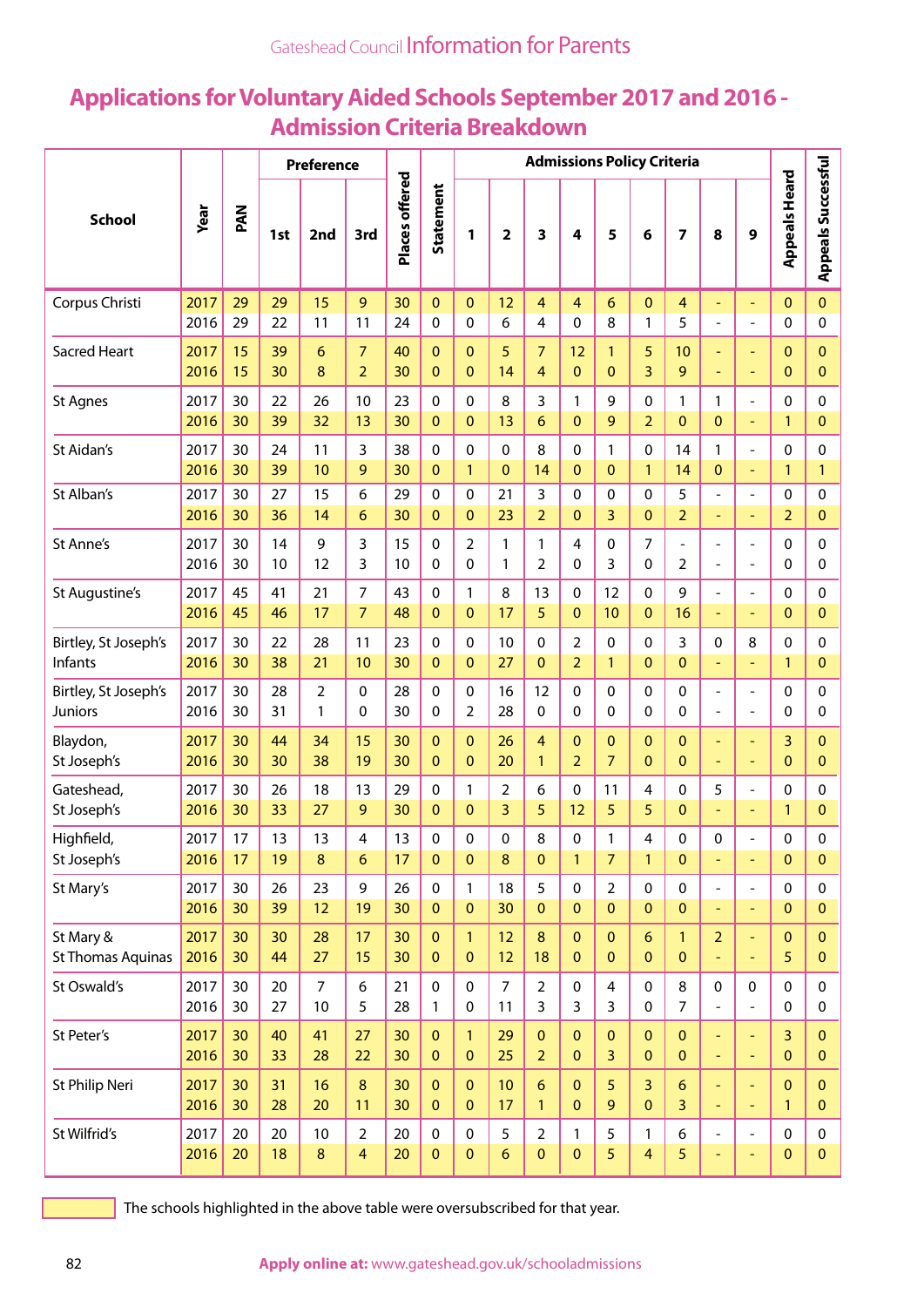## Applications for Voluntary Aided Schools September 2017 and 2016 - Admission Criteria Breakdown

| School | Year | PAN | Preference | | | Places offered | Statement | Admissions Policy Criteria | | | | | | | | | Appeals Heard | Appeals Successful |
|---|---|---|---|---|---|---|---|---|---|---|---|---|---|---|---|---|---|---|
| | | | 1st | 2nd | 3rd | | | 1 | 2 | 3 | 4 | 5 | 6 | 7 | 8 | 9 | | |
| Corpus Christi | 2017 | 29 | 29 | 15 | 9 | 30 | 0 | 0 | 12 | 4 | 4 | 6 | 0 | 4 | - | - | 0 | 0 |
| | 2016 | 29 | 22 | 11 | 11 | 24 | 0 | 0 | 6 | 4 | 0 | 8 | 1 | 5 | - | - | 0 | 0 |
| Sacred Heart | 2017 | 15 | 39 | 6 | 7 | 40 | 0 | 0 | 5 | 7 | 12 | 1 | 5 | 10 | - | - | 0 | 0 |
| | 2016 | 15 | 30 | 8 | 2 | 30 | 0 | 0 | 14 | 4 | 0 | 0 | 3 | 9 | - | - | 0 | 0 |
| St Agnes | 2017 | 30 | 22 | 26 | 10 | 23 | 0 | 0 | 8 | 3 | 1 | 9 | 0 | 1 | 1 | - | 0 | 0 |
| | 2016 | 30 | 39 | 32 | 13 | 30 | 0 | 0 | 13 | 6 | 0 | 9 | 2 | 0 | 0 | - | 1 | 0 |
| St Aidan's | 2017 | 30 | 24 | 11 | 3 | 38 | 0 | 0 | 0 | 8 | 0 | 1 | 0 | 14 | 1 | - | 0 | 0 |
| | 2016 | 30 | 39 | 10 | 9 | 30 | 0 | 1 | 0 | 14 | 0 | 0 | 1 | 14 | 0 | - | 1 | 1 |
| St Alban's | 2017 | 30 | 27 | 15 | 6 | 29 | 0 | 0 | 21 | 3 | 0 | 0 | 0 | 5 | - | - | 0 | 0 |
| | 2016 | 30 | 36 | 14 | 6 | 30 | 0 | 0 | 23 | 2 | 0 | 3 | 0 | 2 | - | - | 2 | 0 |
| St Anne's | 2017 | 30 | 14 | 9 | 3 | 15 | 0 | 2 | 1 | 1 | 4 | 0 | 7 | - | - | - | 0 | 0 |
| | 2016 | 30 | 10 | 12 | 3 | 10 | 0 | 0 | 1 | 2 | 0 | 3 | 0 | 2 | - | - | 0 | 0 |
| St Augustine's | 2017 | 45 | 41 | 21 | 7 | 43 | 0 | 1 | 8 | 13 | 0 | 12 | 0 | 9 | - | - | 0 | 0 |
| | 2016 | 45 | 46 | 17 | 7 | 48 | 0 | 0 | 17 | 5 | 0 | 10 | 0 | 16 | - | - | 0 | 0 |
| Birtley, St Joseph's Infants | 2017 | 30 | 22 | 28 | 11 | 23 | 0 | 0 | 10 | 0 | 2 | 0 | 0 | 3 | 0 | 8 | 0 | 0 |
| | 2016 | 30 | 38 | 21 | 10 | 30 | 0 | 0 | 27 | 0 | 2 | 1 | 0 | 0 | - | - | 1 | 0 |
| Birtley, St Joseph's Juniors | 2017 | 30 | 28 | 2 | 0 | 28 | 0 | 0 | 16 | 12 | 0 | 0 | 0 | 0 | - | - | 0 | 0 |
| | 2016 | 30 | 31 | 1 | 0 | 30 | 0 | 2 | 28 | 0 | 0 | 0 | 0 | 0 | - | - | 0 | 0 |
| Blaydon, St Joseph's | 2017 | 30 | 44 | 34 | 15 | 30 | 0 | 0 | 26 | 4 | 0 | 0 | 0 | 0 | - | - | 3 | 0 |
| | 2016 | 30 | 30 | 38 | 19 | 30 | 0 | 0 | 20 | 1 | 2 | 7 | 0 | 0 | - | - | 0 | 0 |
| Gateshead, St Joseph's | 2017 | 30 | 26 | 18 | 13 | 29 | 0 | 1 | 2 | 6 | 0 | 11 | 4 | 0 | 5 | - | 0 | 0 |
| | 2016 | 30 | 33 | 27 | 9 | 30 | 0 | 0 | 3 | 5 | 12 | 5 | 5 | 0 | - | - | 1 | 0 |
| Highfield, St Joseph's | 2017 | 17 | 13 | 13 | 4 | 13 | 0 | 0 | 0 | 8 | 0 | 1 | 4 | 0 | 0 | - | 0 | 0 |
| | 2016 | 17 | 19 | 8 | 6 | 17 | 0 | 0 | 8 | 0 | 1 | 7 | 1 | 0 | - | - | 0 | 0 |
| St Mary's | 2017 | 30 | 26 | 23 | 9 | 26 | 0 | 1 | 18 | 5 | 0 | 2 | 0 | 0 | - | - | 0 | 0 |
| | 2016 | 30 | 39 | 12 | 19 | 30 | 0 | 0 | 30 | 0 | 0 | 0 | 0 | 0 | - | - | 0 | 0 |
| St Mary & St Thomas Aquinas | 2017 | 30 | 30 | 28 | 17 | 30 | 0 | 1 | 12 | 8 | 0 | 0 | 6 | 1 | 2 | - | 0 | 0 |
| | 2016 | 30 | 44 | 27 | 15 | 30 | 0 | 0 | 12 | 18 | 0 | 0 | 0 | 0 | - | - | 5 | 0 |
| St Oswald's | 2017 | 30 | 20 | 7 | 6 | 21 | 0 | 0 | 7 | 2 | 0 | 4 | 0 | 8 | 0 | 0 | 0 | 0 |
| | 2016 | 30 | 27 | 10 | 5 | 28 | 1 | 0 | 11 | 3 | 3 | 3 | 0 | 7 | - | - | 0 | 0 |
| St Peter's | 2017 | 30 | 40 | 41 | 27 | 30 | 0 | 1 | 29 | 0 | 0 | 0 | 0 | 0 | - | - | 3 | 0 |
| | 2016 | 30 | 33 | 28 | 22 | 30 | 0 | 0 | 25 | 2 | 0 | 3 | 0 | 0 | - | - | 0 | 0 |
| St Philip Neri | 2017 | 30 | 31 | 16 | 8 | 30 | 0 | 0 | 10 | 6 | 0 | 5 | 3 | 6 | - | - | 0 | 0 |
| | 2016 | 30 | 28 | 20 | 11 | 30 | 0 | 0 | 17 | 1 | 0 | 9 | 0 | 3 | - | - | 1 | 0 |
| St Wilfrid's | 2017 | 20 | 20 | 10 | 2 | 20 | 0 | 0 | 5 | 2 | 1 | 5 | 1 | 6 | - | - | 0 | 0 |
| | 2016 | 20 | 18 | 8 | 4 | 20 | 0 | 0 | 6 | 0 | 0 | 5 | 4 | 5 | - | - | 0 | 0 |

The schools highlighted in the above table were oversubscribed for that year.

**Apply online at:** www.gateshead.gov.uk/schooladmissions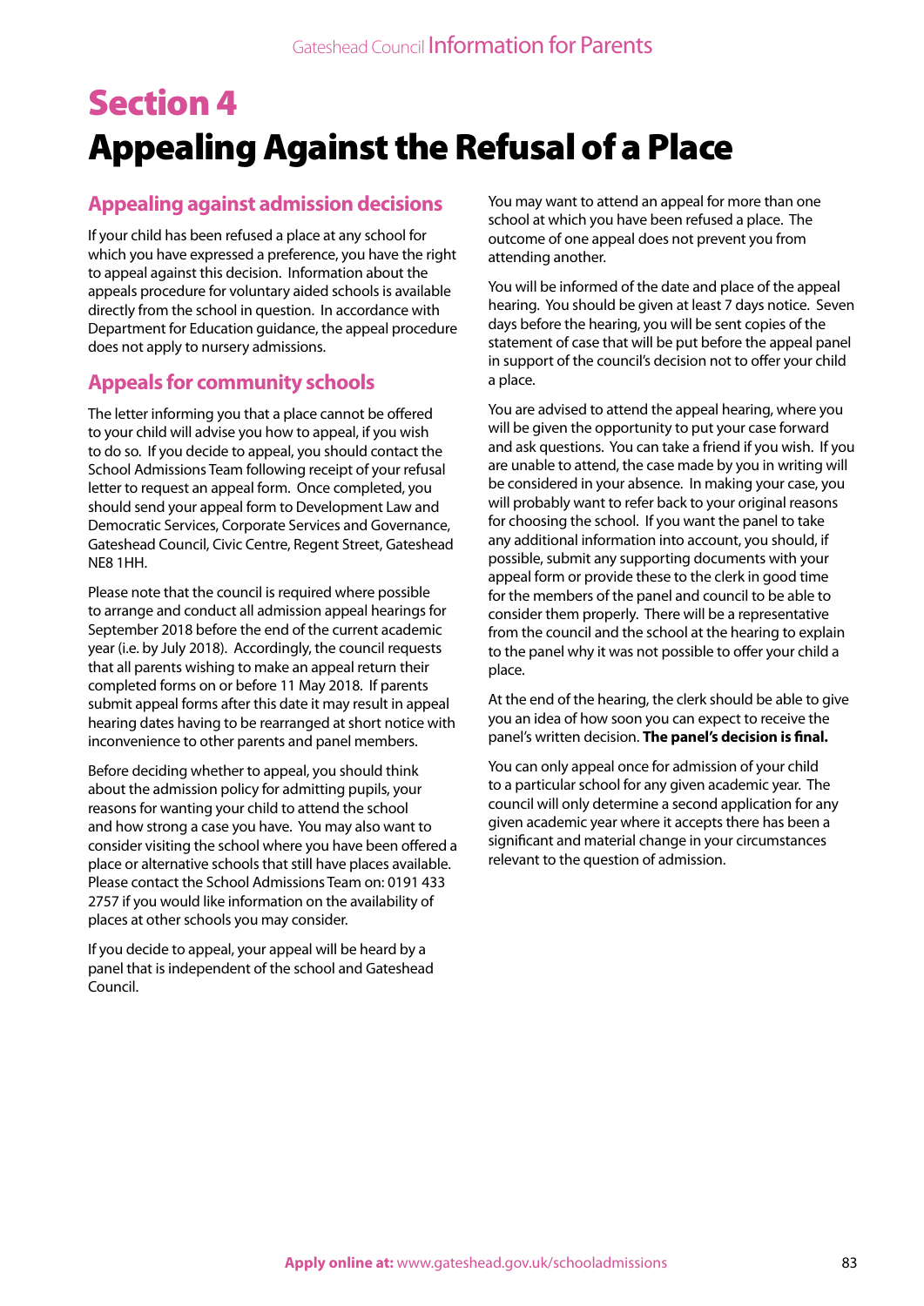# Section 4
# Appealing Against the Refusal of a Place

## Appealing against admission decisions

If your child has been refused a place at any school for which you have expressed a preference, you have the right to appeal against this decision. Information about the appeals procedure for voluntary aided schools is available directly from the school in question. In accordance with Department for Education guidance, the appeal procedure does not apply to nursery admissions.

## Appeals for community schools

The letter informing you that a place cannot be offered to your child will advise you how to appeal, if you wish to do so. If you decide to appeal, you should contact the School Admissions Team following receipt of your refusal letter to request an appeal form. Once completed, you should send your appeal form to Development Law and Democratic Services, Corporate Services and Governance, Gateshead Council, Civic Centre, Regent Street, Gateshead NE8 1HH.

Please note that the council is required where possible to arrange and conduct all admission appeal hearings for September 2018 before the end of the current academic year (i.e. by July 2018). Accordingly, the council requests that all parents wishing to make an appeal return their completed forms on or before 11 May 2018. If parents submit appeal forms after this date it may result in appeal hearing dates having to be rearranged at short notice with inconvenience to other parents and panel members.

Before deciding whether to appeal, you should think about the admission policy for admitting pupils, your reasons for wanting your child to attend the school and how strong a case you have. You may also want to consider visiting the school where you have been offered a place or alternative schools that still have places available. Please contact the School Admissions Team on: 0191 433 2757 if you would like information on the availability of places at other schools you may consider.

If you decide to appeal, your appeal will be heard by a panel that is independent of the school and Gateshead Council.

You may want to attend an appeal for more than one school at which you have been refused a place. The outcome of one appeal does not prevent you from attending another.

You will be informed of the date and place of the appeal hearing. You should be given at least 7 days notice. Seven days before the hearing, you will be sent copies of the statement of case that will be put before the appeal panel in support of the council's decision not to offer your child a place.

You are advised to attend the appeal hearing, where you will be given the opportunity to put your case forward and ask questions. You can take a friend if you wish. If you are unable to attend, the case made by you in writing will be considered in your absence. In making your case, you will probably want to refer back to your original reasons for choosing the school. If you want the panel to take any additional information into account, you should, if possible, submit any supporting documents with your appeal form or provide these to the clerk in good time for the members of the panel and council to be able to consider them properly. There will be a representative from the council and the school at the hearing to explain to the panel why it was not possible to offer your child a place.

At the end of the hearing, the clerk should be able to give you an idea of how soon you can expect to receive the panel's written decision. **The panel's decision is final.**

You can only appeal once for admission of your child to a particular school for any given academic year. The council will only determine a second application for any given academic year where it accepts there has been a significant and material change in your circumstances relevant to the question of admission.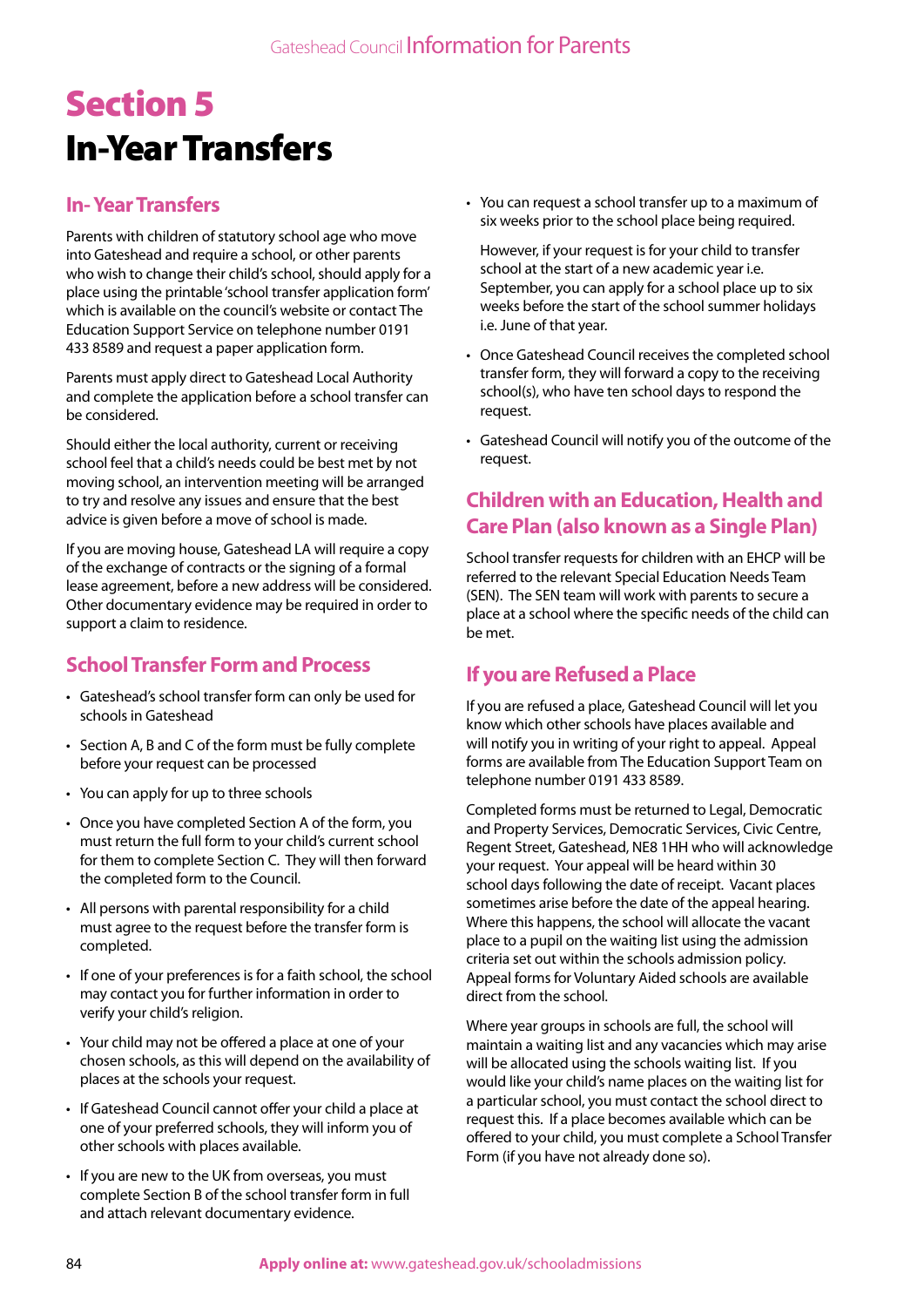# Section 5
# In-Year Transfers

## In- Year Transfers

Parents with children of statutory school age who move into Gateshead and require a school, or other parents who wish to change their child's school, should apply for a place using the printable 'school transfer application form' which is available on the council's website or contact The Education Support Service on telephone number 0191 433 8589 and request a paper application form.

Parents must apply direct to Gateshead Local Authority and complete the application before a school transfer can be considered.

Should either the local authority, current or receiving school feel that a child's needs could be best met by not moving school, an intervention meeting will be arranged to try and resolve any issues and ensure that the best advice is given before a move of school is made.

If you are moving house, Gateshead LA will require a copy of the exchange of contracts or the signing of a formal lease agreement, before a new address will be considered. Other documentary evidence may be required in order to support a claim to residence.

## School Transfer Form and Process

- Gateshead's school transfer form can only be used for schools in Gateshead
- Section A, B and C of the form must be fully complete before your request can be processed
- You can apply for up to three schools
- Once you have completed Section A of the form, you must return the full form to your child's current school for them to complete Section C. They will then forward the completed form to the Council.
- All persons with parental responsibility for a child must agree to the request before the transfer form is completed.
- If one of your preferences is for a faith school, the school may contact you for further information in order to verify your child's religion.
- Your child may not be offered a place at one of your chosen schools, as this will depend on the availability of places at the schools your request.
- If Gateshead Council cannot offer your child a place at one of your preferred schools, they will inform you of other schools with places available.
- If you are new to the UK from overseas, you must complete Section B of the school transfer form in full and attach relevant documentary evidence.
- You can request a school transfer up to a maximum of six weeks prior to the school place being required.

  However, if your request is for your child to transfer school at the start of a new academic year i.e. September, you can apply for a school place up to six weeks before the start of the school summer holidays i.e. June of that year.
- Once Gateshead Council receives the completed school transfer form, they will forward a copy to the receiving school(s), who have ten school days to respond the request.
- Gateshead Council will notify you of the outcome of the request.

## Children with an Education, Health and Care Plan (also known as a Single Plan)

School transfer requests for children with an EHCP will be referred to the relevant Special Education Needs Team (SEN). The SEN team will work with parents to secure a place at a school where the specific needs of the child can be met.

## If you are Refused a Place

If you are refused a place, Gateshead Council will let you know which other schools have places available and will notify you in writing of your right to appeal. Appeal forms are available from The Education Support Team on telephone number 0191 433 8589.

Completed forms must be returned to Legal, Democratic and Property Services, Democratic Services, Civic Centre, Regent Street, Gateshead, NE8 1HH who will acknowledge your request. Your appeal will be heard within 30 school days following the date of receipt. Vacant places sometimes arise before the date of the appeal hearing. Where this happens, the school will allocate the vacant place to a pupil on the waiting list using the admission criteria set out within the schools admission policy. Appeal forms for Voluntary Aided schools are available direct from the school.

Where year groups in schools are full, the school will maintain a waiting list and any vacancies which may arise will be allocated using the schools waiting list. If you would like your child's name places on the waiting list for a particular school, you must contact the school direct to request this. If a place becomes available which can be offered to your child, you must complete a School Transfer Form (if you have not already done so).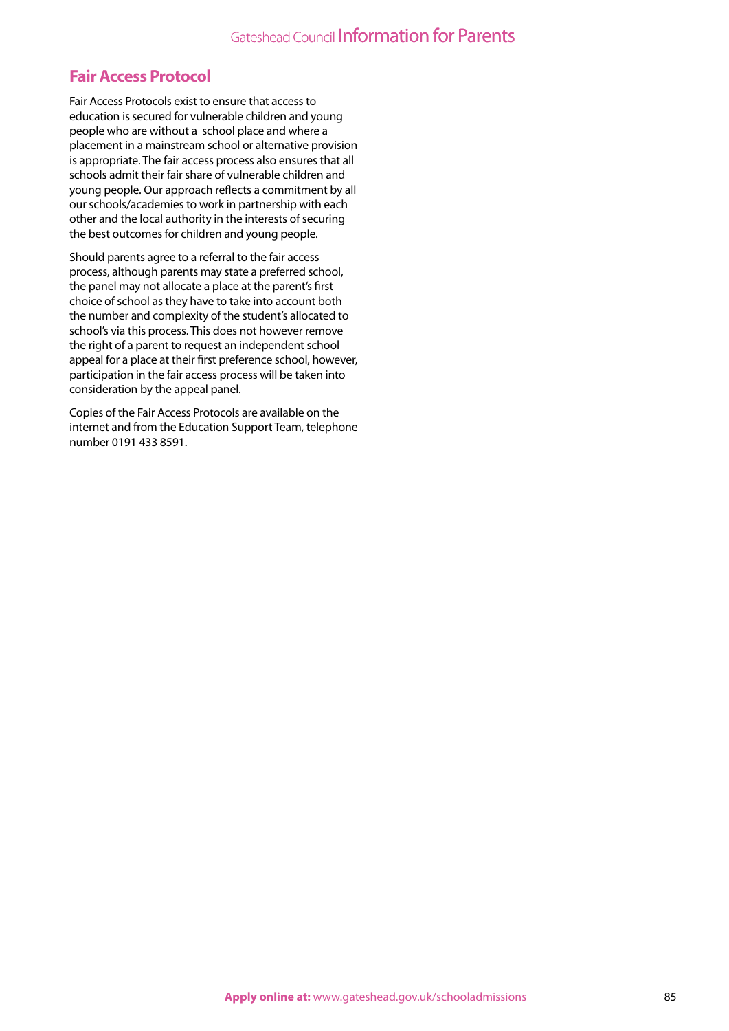## Fair Access Protocol

Fair Access Protocols exist to ensure that access to education is secured for vulnerable children and young people who are without a school place and where a placement in a mainstream school or alternative provision is appropriate. The fair access process also ensures that all schools admit their fair share of vulnerable children and young people. Our approach reflects a commitment by all our schools/academies to work in partnership with each other and the local authority in the interests of securing the best outcomes for children and young people.

Should parents agree to a referral to the fair access process, although parents may state a preferred school, the panel may not allocate a place at the parent's first choice of school as they have to take into account both the number and complexity of the student's allocated to school's via this process. This does not however remove the right of a parent to request an independent school appeal for a place at their first preference school, however, participation in the fair access process will be taken into consideration by the appeal panel.

Copies of the Fair Access Protocols are available on the internet and from the Education Support Team, telephone number 0191 433 8591.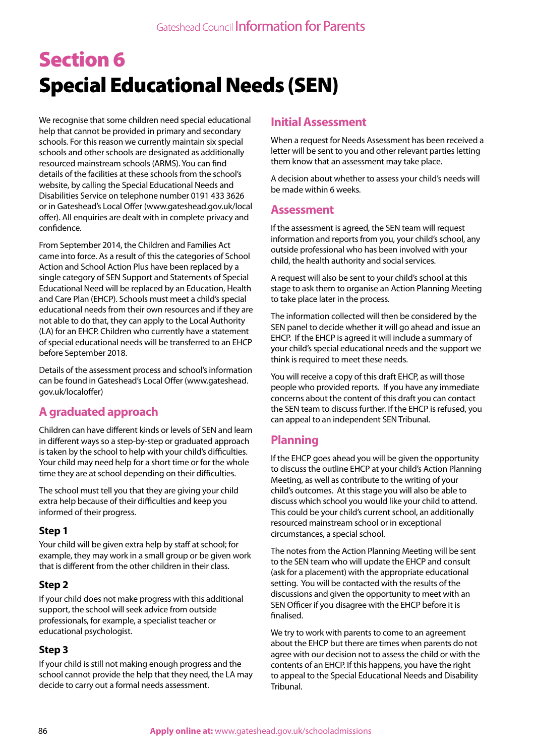# Section 6
# Special Educational Needs (SEN)

We recognise that some children need special educational help that cannot be provided in primary and secondary schools. For this reason we currently maintain six special schools and other schools are designated as additionally resourced mainstream schools (ARMS). You can find details of the facilities at these schools from the school's website, by calling the Special Educational Needs and Disabilities Service on telephone number 0191 433 3626 or in Gateshead's Local Offer (www.gateshead.gov.uk/local offer). All enquiries are dealt with in complete privacy and confidence.

From September 2014, the Children and Families Act came into force. As a result of this the categories of School Action and School Action Plus have been replaced by a single category of SEN Support and Statements of Special Educational Need will be replaced by an Education, Health and Care Plan (EHCP). Schools must meet a child's special educational needs from their own resources and if they are not able to do that, they can apply to the Local Authority (LA) for an EHCP. Children who currently have a statement of special educational needs will be transferred to an EHCP before September 2018.

Details of the assessment process and school's information can be found in Gateshead's Local Offer (www.gateshead.gov.uk/localoffer)

## A graduated approach

Children can have different kinds or levels of SEN and learn in different ways so a step-by-step or graduated approach is taken by the school to help with your child's difficulties. Your child may need help for a short time or for the whole time they are at school depending on their difficulties.

The school must tell you that they are giving your child extra help because of their difficulties and keep you informed of their progress.

### Step 1

Your child will be given extra help by staff at school; for example, they may work in a small group or be given work that is different from the other children in their class.

### Step 2

If your child does not make progress with this additional support, the school will seek advice from outside professionals, for example, a specialist teacher or educational psychologist.

### Step 3

If your child is still not making enough progress and the school cannot provide the help that they need, the LA may decide to carry out a formal needs assessment.

## Initial Assessment

When a request for Needs Assessment has been received a letter will be sent to you and other relevant parties letting them know that an assessment may take place.

A decision about whether to assess your child's needs will be made within 6 weeks.

## Assessment

If the assessment is agreed, the SEN team will request information and reports from you, your child's school, any outside professional who has been involved with your child, the health authority and social services.

A request will also be sent to your child's school at this stage to ask them to organise an Action Planning Meeting to take place later in the process.

The information collected will then be considered by the SEN panel to decide whether it will go ahead and issue an EHCP. If the EHCP is agreed it will include a summary of your child's special educational needs and the support we think is required to meet these needs.

You will receive a copy of this draft EHCP, as will those people who provided reports. If you have any immediate concerns about the content of this draft you can contact the SEN team to discuss further. If the EHCP is refused, you can appeal to an independent SEN Tribunal.

## Planning

If the EHCP goes ahead you will be given the opportunity to discuss the outline EHCP at your child's Action Planning Meeting, as well as contribute to the writing of your child's outcomes. At this stage you will also be able to discuss which school you would like your child to attend. This could be your child's current school, an additionally resourced mainstream school or in exceptional circumstances, a special school.

The notes from the Action Planning Meeting will be sent to the SEN team who will update the EHCP and consult (ask for a placement) with the appropriate educational setting. You will be contacted with the results of the discussions and given the opportunity to meet with an SEN Officer if you disagree with the EHCP before it is finalised.

We try to work with parents to come to an agreement about the EHCP but there are times when parents do not agree with our decision not to assess the child or with the contents of an EHCP. If this happens, you have the right to appeal to the Special Educational Needs and Disability Tribunal.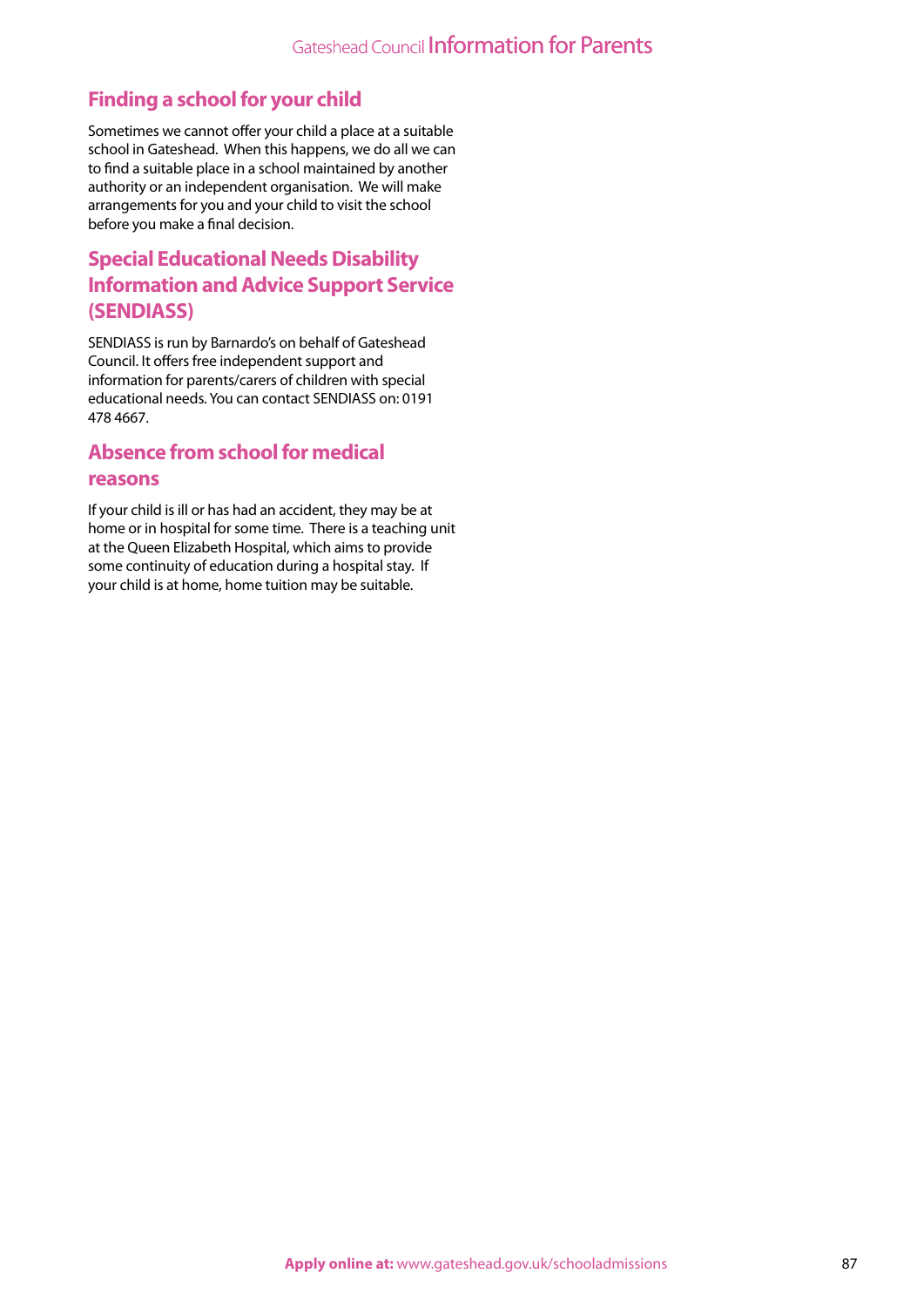## Finding a school for your child

Sometimes we cannot offer your child a place at a suitable school in Gateshead. When this happens, we do all we can to find a suitable place in a school maintained by another authority or an independent organisation. We will make arrangements for you and your child to visit the school before you make a final decision.

## Special Educational Needs Disability Information and Advice Support Service (SENDIASS)

SENDIASS is run by Barnardo's on behalf of Gateshead Council. It offers free independent support and information for parents/carers of children with special educational needs. You can contact SENDIASS on: 0191 478 4667.

## Absence from school for medical reasons

If your child is ill or has had an accident, they may be at home or in hospital for some time. There is a teaching unit at the Queen Elizabeth Hospital, which aims to provide some continuity of education during a hospital stay. If your child is at home, home tuition may be suitable.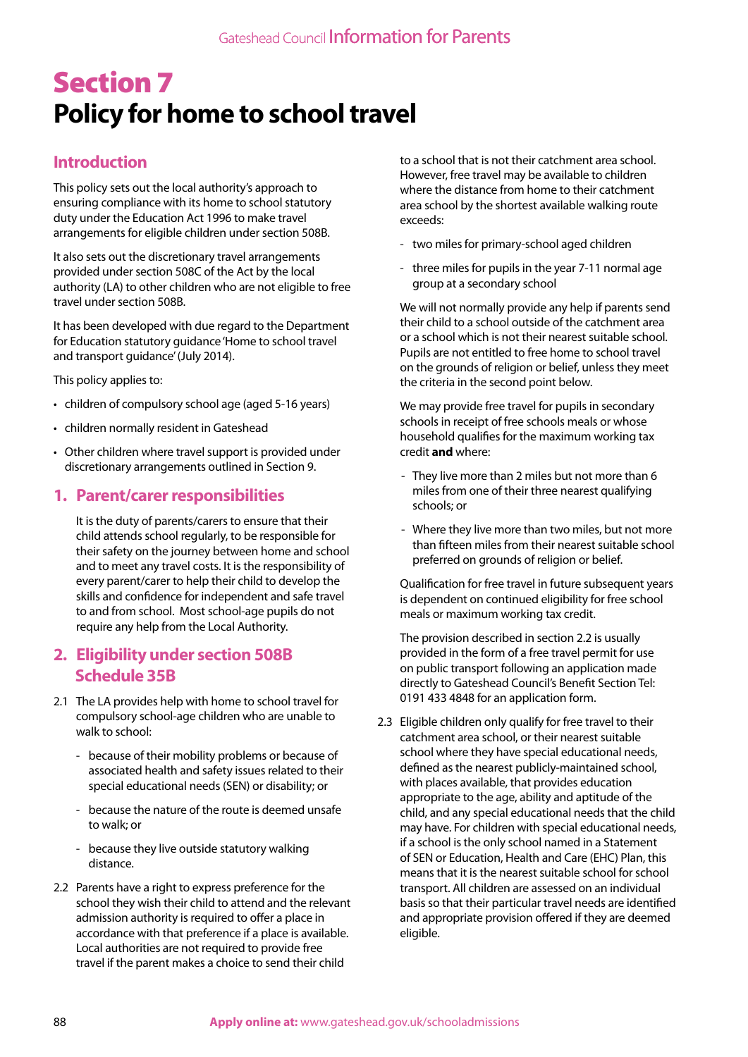# Section 7
# Policy for home to school travel

## Introduction

This policy sets out the local authority's approach to ensuring compliance with its home to school statutory duty under the Education Act 1996 to make travel arrangements for eligible children under section 508B.

It also sets out the discretionary travel arrangements provided under section 508C of the Act by the local authority (LA) to other children who are not eligible to free travel under section 508B.

It has been developed with due regard to the Department for Education statutory guidance 'Home to school travel and transport guidance' (July 2014).

This policy applies to:

- children of compulsory school age (aged 5-16 years)
- children normally resident in Gateshead
- Other children where travel support is provided under discretionary arrangements outlined in Section 9.

## 1. Parent/carer responsibilities

It is the duty of parents/carers to ensure that their child attends school regularly, to be responsible for their safety on the journey between home and school and to meet any travel costs. It is the responsibility of every parent/carer to help their child to develop the skills and confidence for independent and safe travel to and from school. Most school-age pupils do not require any help from the Local Authority.

## 2. Eligibility under section 508B Schedule 35B

2.1 The LA provides help with home to school travel for compulsory school-age children who are unable to walk to school:

- because of their mobility problems or because of associated health and safety issues related to their special educational needs (SEN) or disability; or
- because the nature of the route is deemed unsafe to walk; or
- because they live outside statutory walking distance.

2.2 Parents have a right to express preference for the school they wish their child to attend and the relevant admission authority is required to offer a place in accordance with that preference if a place is available. Local authorities are not required to provide free travel if the parent makes a choice to send their child to a school that is not their catchment area school. However, free travel may be available to children where the distance from home to their catchment area school by the shortest available walking route exceeds:

- two miles for primary-school aged children
- three miles for pupils in the year 7-11 normal age group at a secondary school

We will not normally provide any help if parents send their child to a school outside of the catchment area or a school which is not their nearest suitable school. Pupils are not entitled to free home to school travel on the grounds of religion or belief, unless they meet the criteria in the second point below.

We may provide free travel for pupils in secondary schools in receipt of free schools meals or whose household qualifies for the maximum working tax credit **and** where:

- They live more than 2 miles but not more than 6 miles from one of their three nearest qualifying schools; or
- Where they live more than two miles, but not more than fifteen miles from their nearest suitable school preferred on grounds of religion or belief.

Qualification for free travel in future subsequent years is dependent on continued eligibility for free school meals or maximum working tax credit.

The provision described in section 2.2 is usually provided in the form of a free travel permit for use on public transport following an application made directly to Gateshead Council's Benefit Section Tel: 0191 433 4848 for an application form.

2.3 Eligible children only qualify for free travel to their catchment area school, or their nearest suitable school where they have special educational needs, defined as the nearest publicly-maintained school, with places available, that provides education appropriate to the age, ability and aptitude of the child, and any special educational needs that the child may have. For children with special educational needs, if a school is the only school named in a Statement of SEN or Education, Health and Care (EHC) Plan, this means that it is the nearest suitable school for school transport. All children are assessed on an individual basis so that their particular travel needs are identified and appropriate provision offered if they are deemed eligible.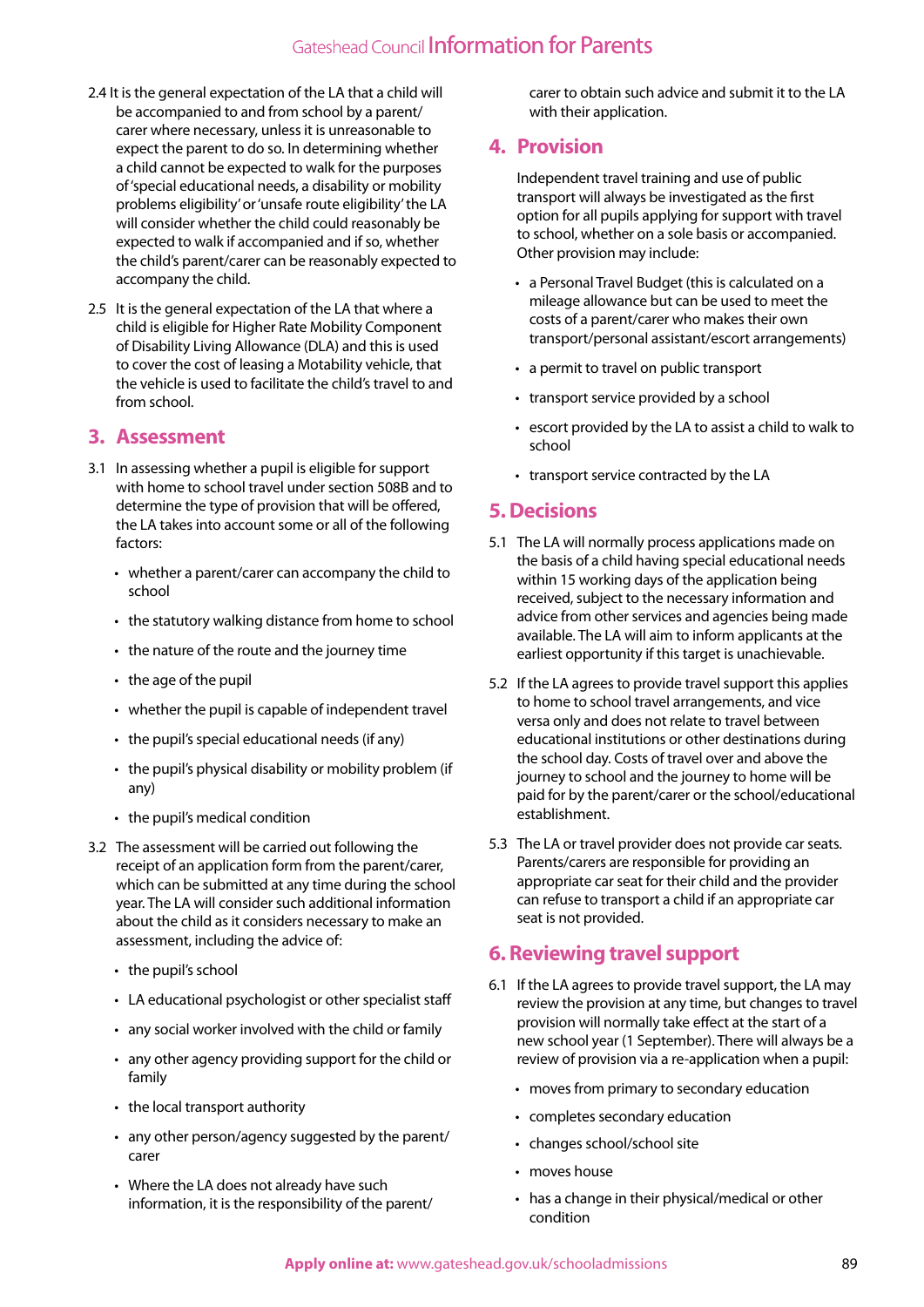2.4 It is the general expectation of the LA that a child will be accompanied to and from school by a parent/carer where necessary, unless it is unreasonable to expect the parent to do so. In determining whether a child cannot be expected to walk for the purposes of 'special educational needs, a disability or mobility problems eligibility' or 'unsafe route eligibility' the LA will consider whether the child could reasonably be expected to walk if accompanied and if so, whether the child's parent/carer can be reasonably expected to accompany the child.

2.5 It is the general expectation of the LA that where a child is eligible for Higher Rate Mobility Component of Disability Living Allowance (DLA) and this is used to cover the cost of leasing a Motability vehicle, that the vehicle is used to facilitate the child's travel to and from school.

## 3. Assessment

3.1 In assessing whether a pupil is eligible for support with home to school travel under section 508B and to determine the type of provision that will be offered, the LA takes into account some or all of the following factors:

- whether a parent/carer can accompany the child to school
- the statutory walking distance from home to school
- the nature of the route and the journey time
- the age of the pupil
- whether the pupil is capable of independent travel
- the pupil's special educational needs (if any)
- the pupil's physical disability or mobility problem (if any)
- the pupil's medical condition

3.2 The assessment will be carried out following the receipt of an application form from the parent/carer, which can be submitted at any time during the school year. The LA will consider such additional information about the child as it considers necessary to make an assessment, including the advice of:

- the pupil's school
- LA educational psychologist or other specialist staff
- any social worker involved with the child or family
- any other agency providing support for the child or family
- the local transport authority
- any other person/agency suggested by the parent/carer
- Where the LA does not already have such information, it is the responsibility of the parent/carer to obtain such advice and submit it to the LA with their application.

## 4. Provision

Independent travel training and use of public transport will always be investigated as the first option for all pupils applying for support with travel to school, whether on a sole basis or accompanied. Other provision may include:

- a Personal Travel Budget (this is calculated on a mileage allowance but can be used to meet the costs of a parent/carer who makes their own transport/personal assistant/escort arrangements)
- a permit to travel on public transport
- transport service provided by a school
- escort provided by the LA to assist a child to walk to school
- transport service contracted by the LA

## 5. Decisions

5.1 The LA will normally process applications made on the basis of a child having special educational needs within 15 working days of the application being received, subject to the necessary information and advice from other services and agencies being made available. The LA will aim to inform applicants at the earliest opportunity if this target is unachievable.

5.2 If the LA agrees to provide travel support this applies to home to school travel arrangements, and vice versa only and does not relate to travel between educational institutions or other destinations during the school day. Costs of travel over and above the journey to school and the journey to home will be paid for by the parent/carer or the school/educational establishment.

5.3 The LA or travel provider does not provide car seats. Parents/carers are responsible for providing an appropriate car seat for their child and the provider can refuse to transport a child if an appropriate car seat is not provided.

## 6. Reviewing travel support

6.1 If the LA agrees to provide travel support, the LA may review the provision at any time, but changes to travel provision will normally take effect at the start of a new school year (1 September). There will always be a review of provision via a re-application when a pupil:

- moves from primary to secondary education
- completes secondary education
- changes school/school site
- moves house
- has a change in their physical/medical or other condition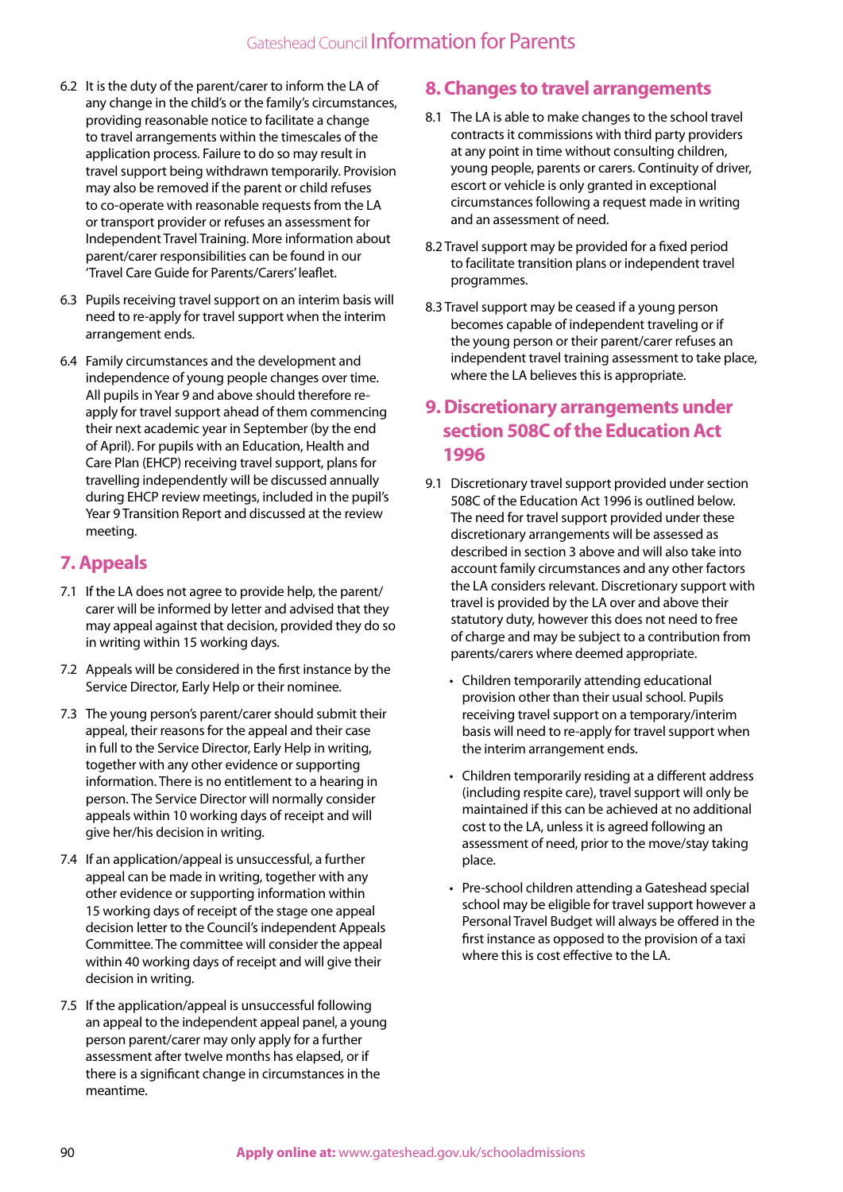6.2 It is the duty of the parent/carer to inform the LA of any change in the child's or the family's circumstances, providing reasonable notice to facilitate a change to travel arrangements within the timescales of the application process. Failure to do so may result in travel support being withdrawn temporarily. Provision may also be removed if the parent or child refuses to co-operate with reasonable requests from the LA or transport provider or refuses an assessment for Independent Travel Training. More information about parent/carer responsibilities can be found in our 'Travel Care Guide for Parents/Carers' leaflet.

6.3 Pupils receiving travel support on an interim basis will need to re-apply for travel support when the interim arrangement ends.

6.4 Family circumstances and the development and independence of young people changes over time. All pupils in Year 9 and above should therefore re-apply for travel support ahead of them commencing their next academic year in September (by the end of April). For pupils with an Education, Health and Care Plan (EHCP) receiving travel support, plans for travelling independently will be discussed annually during EHCP review meetings, included in the pupil's Year 9 Transition Report and discussed at the review meeting.

## 7. Appeals

7.1 If the LA does not agree to provide help, the parent/carer will be informed by letter and advised that they may appeal against that decision, provided they do so in writing within 15 working days.

7.2 Appeals will be considered in the first instance by the Service Director, Early Help or their nominee.

7.3 The young person's parent/carer should submit their appeal, their reasons for the appeal and their case in full to the Service Director, Early Help in writing, together with any other evidence or supporting information. There is no entitlement to a hearing in person. The Service Director will normally consider appeals within 10 working days of receipt and will give her/his decision in writing.

7.4 If an application/appeal is unsuccessful, a further appeal can be made in writing, together with any other evidence or supporting information within 15 working days of receipt of the stage one appeal decision letter to the Council's independent Appeals Committee. The committee will consider the appeal within 40 working days of receipt and will give their decision in writing.

7.5 If the application/appeal is unsuccessful following an appeal to the independent appeal panel, a young person parent/carer may only apply for a further assessment after twelve months has elapsed, or if there is a significant change in circumstances in the meantime.

## 8. Changes to travel arrangements

8.1 The LA is able to make changes to the school travel contracts it commissions with third party providers at any point in time without consulting children, young people, parents or carers. Continuity of driver, escort or vehicle is only granted in exceptional circumstances following a request made in writing and an assessment of need.

8.2 Travel support may be provided for a fixed period to facilitate transition plans or independent travel programmes.

8.3 Travel support may be ceased if a young person becomes capable of independent traveling or if the young person or their parent/carer refuses an independent travel training assessment to take place, where the LA believes this is appropriate.

## 9. Discretionary arrangements under section 508C of the Education Act 1996

9.1 Discretionary travel support provided under section 508C of the Education Act 1996 is outlined below. The need for travel support provided under these discretionary arrangements will be assessed as described in section 3 above and will also take into account family circumstances and any other factors the LA considers relevant. Discretionary support with travel is provided by the LA over and above their statutory duty, however this does not need to free of charge and may be subject to a contribution from parents/carers where deemed appropriate.

- Children temporarily attending educational provision other than their usual school. Pupils receiving travel support on a temporary/interim basis will need to re-apply for travel support when the interim arrangement ends.
- Children temporarily residing at a different address (including respite care), travel support will only be maintained if this can be achieved at no additional cost to the LA, unless it is agreed following an assessment of need, prior to the move/stay taking place.
- Pre-school children attending a Gateshead special school may be eligible for travel support however a Personal Travel Budget will always be offered in the first instance as opposed to the provision of a taxi where this is cost effective to the LA.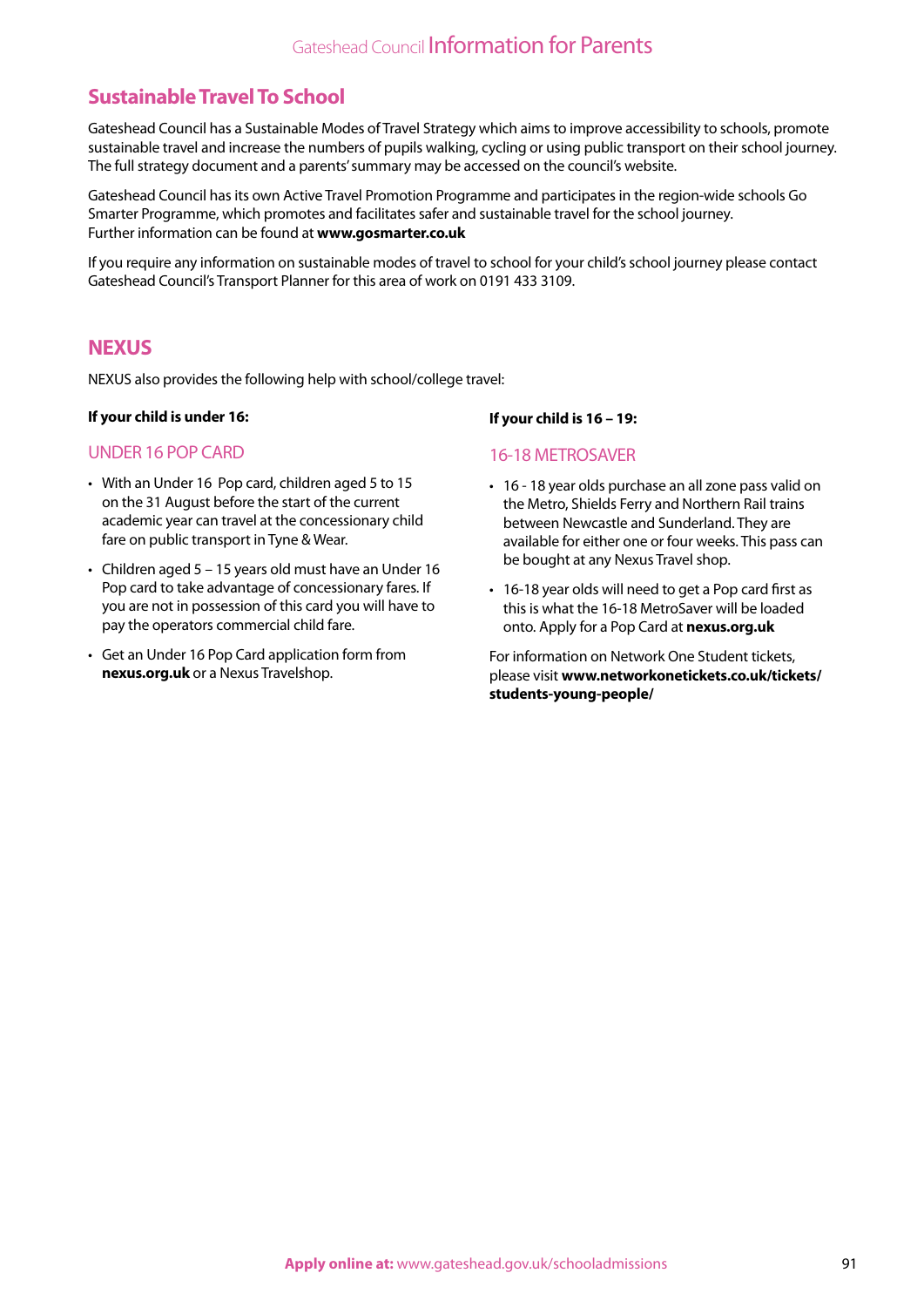## Sustainable Travel To School

Gateshead Council has a Sustainable Modes of Travel Strategy which aims to improve accessibility to schools, promote sustainable travel and increase the numbers of pupils walking, cycling or using public transport on their school journey. The full strategy document and a parents' summary may be accessed on the council's website.

Gateshead Council has its own Active Travel Promotion Programme and participates in the region-wide schools Go Smarter Programme, which promotes and facilitates safer and sustainable travel for the school journey. Further information can be found at **www.gosmarter.co.uk**

If you require any information on sustainable modes of travel to school for your child's school journey please contact Gateshead Council's Transport Planner for this area of work on 0191 433 3109.

## NEXUS

NEXUS also provides the following help with school/college travel:

**If your child is under 16:**

### UNDER 16 POP CARD

- With an Under 16 Pop card, children aged 5 to 15 on the 31 August before the start of the current academic year can travel at the concessionary child fare on public transport in Tyne & Wear.
- Children aged 5 – 15 years old must have an Under 16 Pop card to take advantage of concessionary fares. If you are not in possession of this card you will have to pay the operators commercial child fare.
- Get an Under 16 Pop Card application form from **nexus.org.uk** or a Nexus Travelshop.

**If your child is 16 – 19:**

### 16-18 METROSAVER

- 16 - 18 year olds purchase an all zone pass valid on the Metro, Shields Ferry and Northern Rail trains between Newcastle and Sunderland. They are available for either one or four weeks. This pass can be bought at any Nexus Travel shop.
- 16-18 year olds will need to get a Pop card first as this is what the 16-18 MetroSaver will be loaded onto. Apply for a Pop Card at **nexus.org.uk**

For information on Network One Student tickets, please visit **www.networkonetickets.co.uk/tickets/students-young-people/**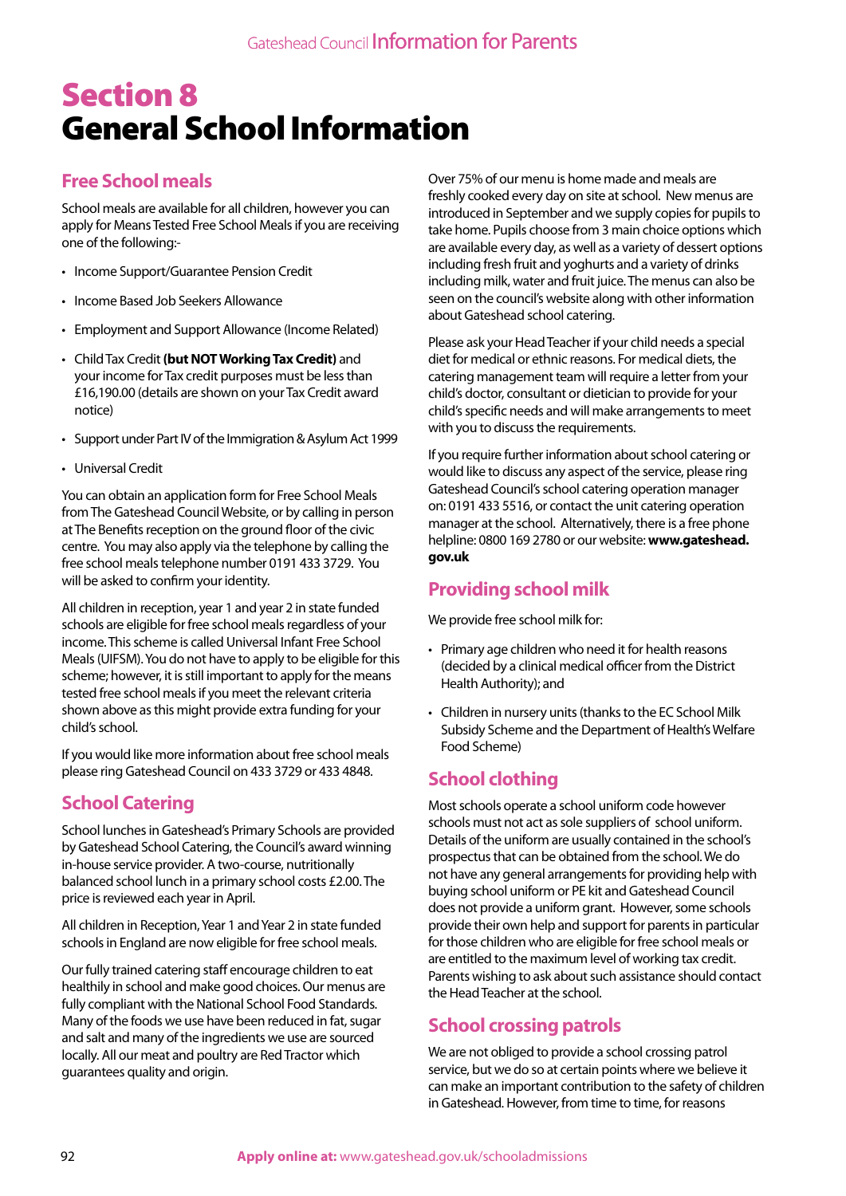# Section 8
# General School Information

## Free School meals

School meals are available for all children, however you can apply for Means Tested Free School Meals if you are receiving one of the following:-

- Income Support/Guarantee Pension Credit
- Income Based Job Seekers Allowance
- Employment and Support Allowance (Income Related)
- Child Tax Credit **(but NOT Working Tax Credit)** and your income for Tax credit purposes must be less than £16,190.00 (details are shown on your Tax Credit award notice)
- Support under Part IV of the Immigration & Asylum Act 1999
- Universal Credit

You can obtain an application form for Free School Meals from The Gateshead Council Website, or by calling in person at The Benefits reception on the ground floor of the civic centre. You may also apply via the telephone by calling the free school meals telephone number 0191 433 3729. You will be asked to confirm your identity.

All children in reception, year 1 and year 2 in state funded schools are eligible for free school meals regardless of your income. This scheme is called Universal Infant Free School Meals (UIFSM). You do not have to apply to be eligible for this scheme; however, it is still important to apply for the means tested free school meals if you meet the relevant criteria shown above as this might provide extra funding for your child's school.

If you would like more information about free school meals please ring Gateshead Council on 433 3729 or 433 4848.

## School Catering

School lunches in Gateshead's Primary Schools are provided by Gateshead School Catering, the Council's award winning in-house service provider. A two-course, nutritionally balanced school lunch in a primary school costs £2.00. The price is reviewed each year in April.

All children in Reception, Year 1 and Year 2 in state funded schools in England are now eligible for free school meals.

Our fully trained catering staff encourage children to eat healthily in school and make good choices. Our menus are fully compliant with the National School Food Standards. Many of the foods we use have been reduced in fat, sugar and salt and many of the ingredients we use are sourced locally. All our meat and poultry are Red Tractor which guarantees quality and origin.

Over 75% of our menu is home made and meals are freshly cooked every day on site at school. New menus are introduced in September and we supply copies for pupils to take home. Pupils choose from 3 main choice options which are available every day, as well as a variety of dessert options including fresh fruit and yoghurts and a variety of drinks including milk, water and fruit juice. The menus can also be seen on the council's website along with other information about Gateshead school catering.

Please ask your Head Teacher if your child needs a special diet for medical or ethnic reasons. For medical diets, the catering management team will require a letter from your child's doctor, consultant or dietician to provide for your child's specific needs and will make arrangements to meet with you to discuss the requirements.

If you require further information about school catering or would like to discuss any aspect of the service, please ring Gateshead Council's school catering operation manager on: 0191 433 5516, or contact the unit catering operation manager at the school. Alternatively, there is a free phone helpline: 0800 169 2780 or our website: **www.gateshead.gov.uk**

## Providing school milk

We provide free school milk for:

- Primary age children who need it for health reasons (decided by a clinical medical officer from the District Health Authority); and
- Children in nursery units (thanks to the EC School Milk Subsidy Scheme and the Department of Health's Welfare Food Scheme)

## School clothing

Most schools operate a school uniform code however schools must not act as sole suppliers of school uniform. Details of the uniform are usually contained in the school's prospectus that can be obtained from the school. We do not have any general arrangements for providing help with buying school uniform or PE kit and Gateshead Council does not provide a uniform grant. However, some schools provide their own help and support for parents in particular for those children who are eligible for free school meals or are entitled to the maximum level of working tax credit. Parents wishing to ask about such assistance should contact the Head Teacher at the school.

## School crossing patrols

We are not obliged to provide a school crossing patrol service, but we do so at certain points where we believe it can make an important contribution to the safety of children in Gateshead. However, from time to time, for reasons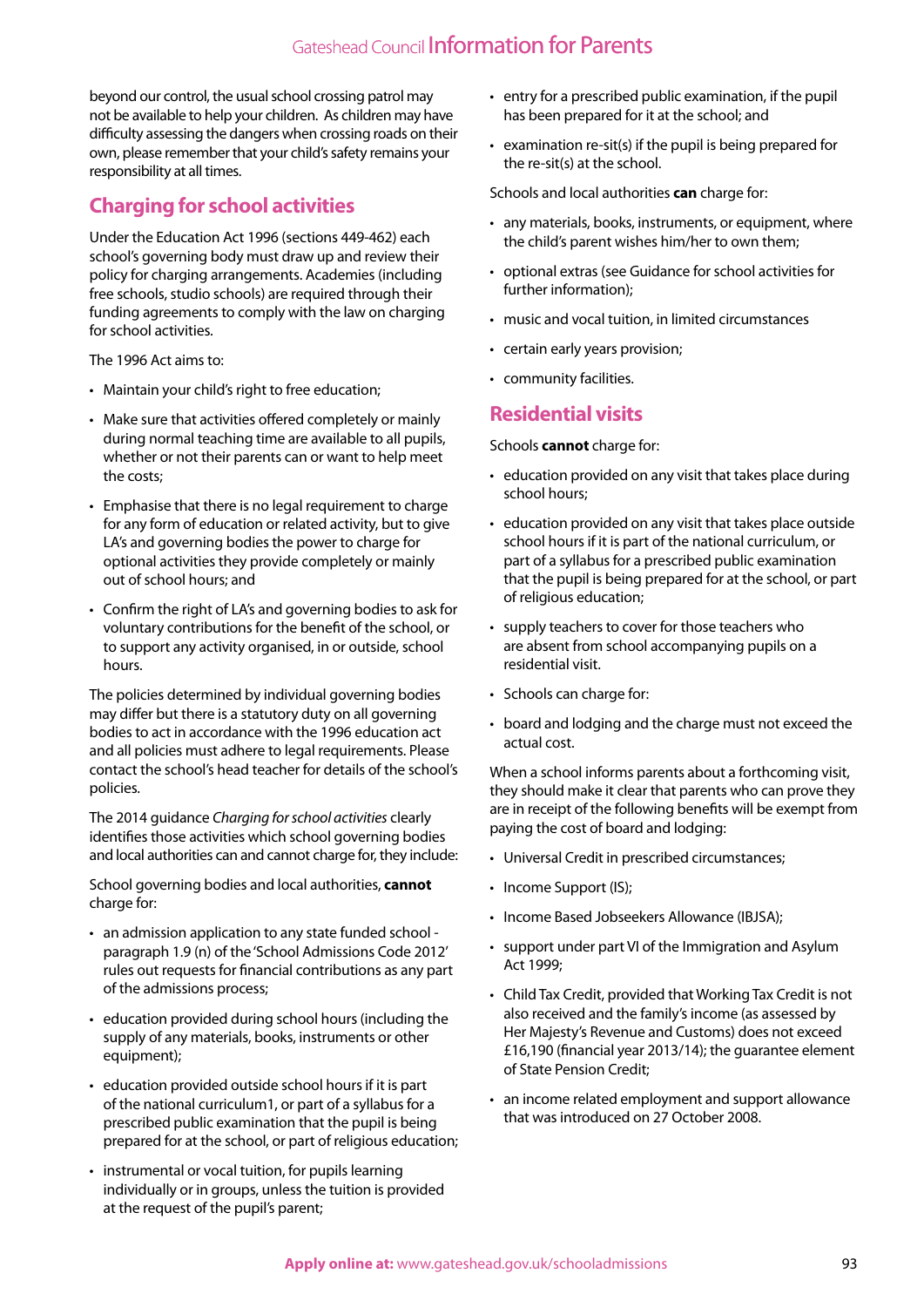beyond our control, the usual school crossing patrol may not be available to help your children. As children may have difficulty assessing the dangers when crossing roads on their own, please remember that your child's safety remains your responsibility at all times.

## Charging for school activities

Under the Education Act 1996 (sections 449-462) each school's governing body must draw up and review their policy for charging arrangements. Academies (including free schools, studio schools) are required through their funding agreements to comply with the law on charging for school activities.

The 1996 Act aims to:

- Maintain your child's right to free education;
- Make sure that activities offered completely or mainly during normal teaching time are available to all pupils, whether or not their parents can or want to help meet the costs;
- Emphasise that there is no legal requirement to charge for any form of education or related activity, but to give LA's and governing bodies the power to charge for optional activities they provide completely or mainly out of school hours; and
- Confirm the right of LA's and governing bodies to ask for voluntary contributions for the benefit of the school, or to support any activity organised, in or outside, school hours.

The policies determined by individual governing bodies may differ but there is a statutory duty on all governing bodies to act in accordance with the 1996 education act and all policies must adhere to legal requirements. Please contact the school's head teacher for details of the school's policies.

The 2014 guidance *Charging for school activities* clearly identifies those activities which school governing bodies and local authorities can and cannot charge for, they include:

School governing bodies and local authorities, **cannot** charge for:

- an admission application to any state funded school - paragraph 1.9 (n) of the 'School Admissions Code 2012' rules out requests for financial contributions as any part of the admissions process;
- education provided during school hours (including the supply of any materials, books, instruments or other equipment);
- education provided outside school hours if it is part of the national curriculum1, or part of a syllabus for a prescribed public examination that the pupil is being prepared for at the school, or part of religious education;
- instrumental or vocal tuition, for pupils learning individually or in groups, unless the tuition is provided at the request of the pupil's parent;
- entry for a prescribed public examination, if the pupil has been prepared for it at the school; and
- examination re-sit(s) if the pupil is being prepared for the re-sit(s) at the school.

Schools and local authorities **can** charge for:

- any materials, books, instruments, or equipment, where the child's parent wishes him/her to own them;
- optional extras (see Guidance for school activities for further information);
- music and vocal tuition, in limited circumstances
- certain early years provision;
- community facilities.

## Residential visits

Schools **cannot** charge for:

- education provided on any visit that takes place during school hours;
- education provided on any visit that takes place outside school hours if it is part of the national curriculum, or part of a syllabus for a prescribed public examination that the pupil is being prepared for at the school, or part of religious education;
- supply teachers to cover for those teachers who are absent from school accompanying pupils on a residential visit.
- Schools can charge for:
- board and lodging and the charge must not exceed the actual cost.

When a school informs parents about a forthcoming visit, they should make it clear that parents who can prove they are in receipt of the following benefits will be exempt from paying the cost of board and lodging:

- Universal Credit in prescribed circumstances;
- Income Support (IS);
- Income Based Jobseekers Allowance (IBJSA);
- support under part VI of the Immigration and Asylum Act 1999;
- Child Tax Credit, provided that Working Tax Credit is not also received and the family's income (as assessed by Her Majesty's Revenue and Customs) does not exceed £16,190 (financial year 2013/14); the guarantee element of State Pension Credit;
- an income related employment and support allowance that was introduced on 27 October 2008.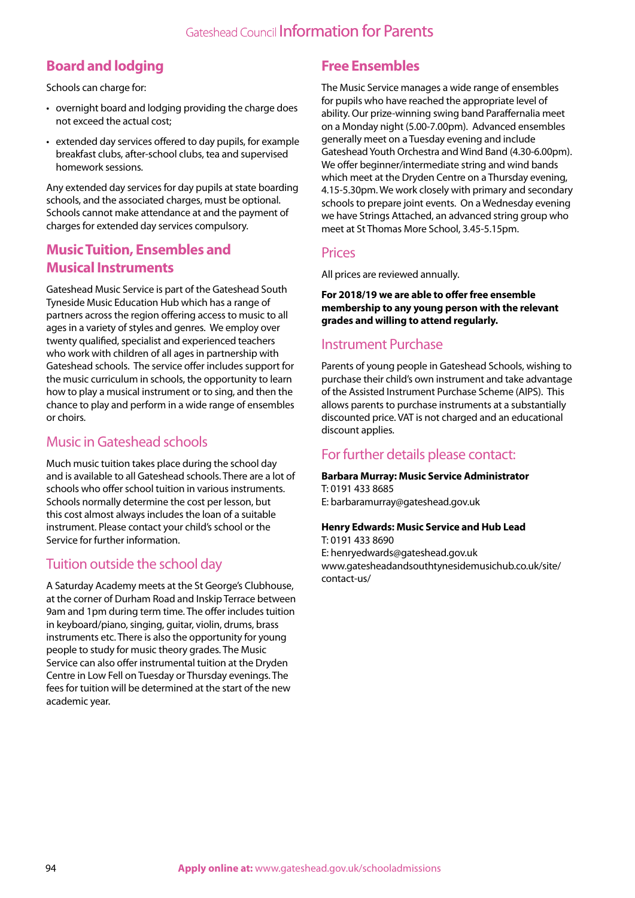## Board and lodging

Schools can charge for:

- overnight board and lodging providing the charge does not exceed the actual cost;
- extended day services offered to day pupils, for example breakfast clubs, after-school clubs, tea and supervised homework sessions.

Any extended day services for day pupils at state boarding schools, and the associated charges, must be optional. Schools cannot make attendance at and the payment of charges for extended day services compulsory.

## Music Tuition, Ensembles and Musical Instruments

Gateshead Music Service is part of the Gateshead South Tyneside Music Education Hub which has a range of partners across the region offering access to music to all ages in a variety of styles and genres. We employ over twenty qualified, specialist and experienced teachers who work with children of all ages in partnership with Gateshead schools. The service offer includes support for the music curriculum in schools, the opportunity to learn how to play a musical instrument or to sing, and then the chance to play and perform in a wide range of ensembles or choirs.

### Music in Gateshead schools

Much music tuition takes place during the school day and is available to all Gateshead schools. There are a lot of schools who offer school tuition in various instruments. Schools normally determine the cost per lesson, but this cost almost always includes the loan of a suitable instrument. Please contact your child's school or the Service for further information.

### Tuition outside the school day

A Saturday Academy meets at the St George's Clubhouse, at the corner of Durham Road and Inskip Terrace between 9am and 1pm during term time. The offer includes tuition in keyboard/piano, singing, guitar, violin, drums, brass instruments etc. There is also the opportunity for young people to study for music theory grades. The Music Service can also offer instrumental tuition at the Dryden Centre in Low Fell on Tuesday or Thursday evenings. The fees for tuition will be determined at the start of the new academic year.

## Free Ensembles

The Music Service manages a wide range of ensembles for pupils who have reached the appropriate level of ability. Our prize-winning swing band Paraffernalia meet on a Monday night (5.00-7.00pm). Advanced ensembles generally meet on a Tuesday evening and include Gateshead Youth Orchestra and Wind Band (4.30-6.00pm). We offer beginner/intermediate string and wind bands which meet at the Dryden Centre on a Thursday evening, 4.15-5.30pm. We work closely with primary and secondary schools to prepare joint events. On a Wednesday evening we have Strings Attached, an advanced string group who meet at St Thomas More School, 3.45-5.15pm.

### Prices

All prices are reviewed annually.

**For 2018/19 we are able to offer free ensemble membership to any young person with the relevant grades and willing to attend regularly.**

### Instrument Purchase

Parents of young people in Gateshead Schools, wishing to purchase their child's own instrument and take advantage of the Assisted Instrument Purchase Scheme (AIPS). This allows parents to purchase instruments at a substantially discounted price. VAT is not charged and an educational discount applies.

### For further details please contact:

**Barbara Murray: Music Service Administrator**
T: 0191 433 8685
E: barbaramurray@gateshead.gov.uk

**Henry Edwards: Music Service and Hub Lead**
T: 0191 433 8690
E: henryedwards@gateshead.gov.uk
www.gatesheadandsouthtynesidemusichub.co.uk/site/contact-us/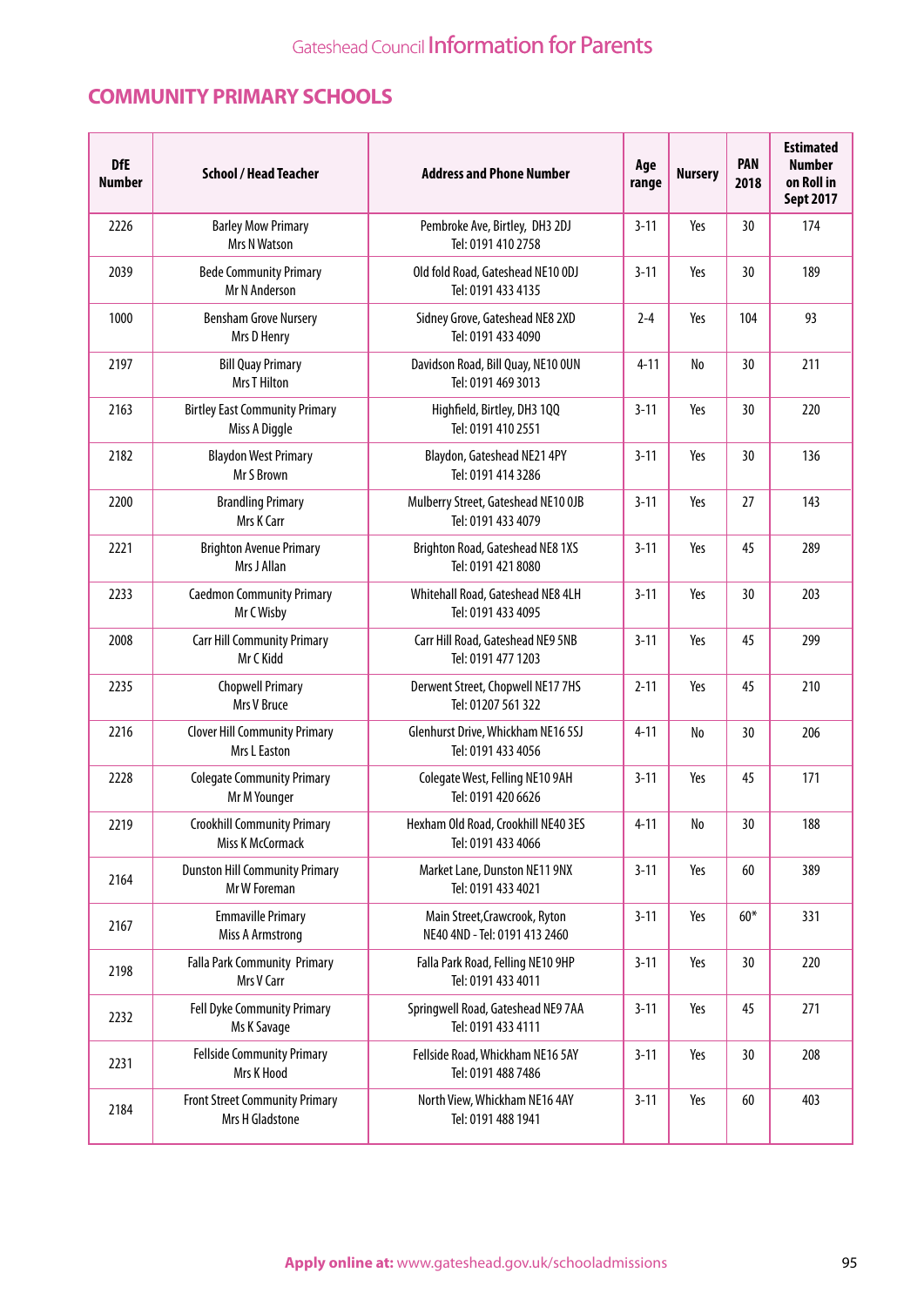## COMMUNITY PRIMARY SCHOOLS

| DfE Number | School / Head Teacher | Address and Phone Number | Age range | Nursery | PAN 2018 | Estimated Number on Roll in Sept 2017 |
|---|---|---|---|---|---|---|
| 2226 | Barley Mow Primary<br>Mrs N Watson | Pembroke Ave, Birtley, DH3 2DJ<br>Tel: 0191 410 2758 | 3-11 | Yes | 30 | 174 |
| 2039 | Bede Community Primary<br>Mr N Anderson | Old fold Road, Gateshead NE10 0DJ<br>Tel: 0191 433 4135 | 3-11 | Yes | 30 | 189 |
| 1000 | Bensham Grove Nursery<br>Mrs D Henry | Sidney Grove, Gateshead NE8 2XD<br>Tel: 0191 433 4090 | 2-4 | Yes | 104 | 93 |
| 2197 | Bill Quay Primary<br>Mrs T Hilton | Davidson Road, Bill Quay, NE10 0UN<br>Tel: 0191 469 3013 | 4-11 | No | 30 | 211 |
| 2163 | Birtley East Community Primary<br>Miss A Diggle | Highfield, Birtley, DH3 1QQ<br>Tel: 0191 410 2551 | 3-11 | Yes | 30 | 220 |
| 2182 | Blaydon West Primary<br>Mr S Brown | Blaydon, Gateshead NE21 4PY<br>Tel: 0191 414 3286 | 3-11 | Yes | 30 | 136 |
| 2200 | Brandling Primary<br>Mrs K Carr | Mulberry Street, Gateshead NE10 0JB<br>Tel: 0191 433 4079 | 3-11 | Yes | 27 | 143 |
| 2221 | Brighton Avenue Primary<br>Mrs J Allan | Brighton Road, Gateshead NE8 1XS<br>Tel: 0191 421 8080 | 3-11 | Yes | 45 | 289 |
| 2233 | Caedmon Community Primary<br>Mr C Wisby | Whitehall Road, Gateshead NE8 4LH<br>Tel: 0191 433 4095 | 3-11 | Yes | 30 | 203 |
| 2008 | Carr Hill Community Primary<br>Mr C Kidd | Carr Hill Road, Gateshead NE9 5NB<br>Tel: 0191 477 1203 | 3-11 | Yes | 45 | 299 |
| 2235 | Chopwell Primary<br>Mrs V Bruce | Derwent Street, Chopwell NE17 7HS<br>Tel: 01207 561 322 | 2-11 | Yes | 45 | 210 |
| 2216 | Clover Hill Community Primary<br>Mrs L Easton | Glenhurst Drive, Whickham NE16 5SJ<br>Tel: 0191 433 4056 | 4-11 | No | 30 | 206 |
| 2228 | Colegate Community Primary<br>Mr M Younger | Colegate West, Felling NE10 9AH<br>Tel: 0191 420 6626 | 3-11 | Yes | 45 | 171 |
| 2219 | Crookhill Community Primary<br>Miss K McCormack | Hexham Old Road, Crookhill NE40 3ES<br>Tel: 0191 433 4066 | 4-11 | No | 30 | 188 |
| 2164 | Dunston Hill Community Primary<br>Mr W Foreman | Market Lane, Dunston NE11 9NX<br>Tel: 0191 433 4021 | 3-11 | Yes | 60 | 389 |
| 2167 | Emmaville Primary<br>Miss A Armstrong | Main Street,Crawcrook, Ryton<br>NE40 4ND - Tel: 0191 413 2460 | 3-11 | Yes | 60* | 331 |
| 2198 | Falla Park Community Primary<br>Mrs V Carr | Falla Park Road, Felling NE10 9HP<br>Tel: 0191 433 4011 | 3-11 | Yes | 30 | 220 |
| 2232 | Fell Dyke Community Primary<br>Ms K Savage | Springwell Road, Gateshead NE9 7AA<br>Tel: 0191 433 4111 | 3-11 | Yes | 45 | 271 |
| 2231 | Fellside Community Primary<br>Mrs K Hood | Fellside Road, Whickham NE16 5AY<br>Tel: 0191 488 7486 | 3-11 | Yes | 30 | 208 |
| 2184 | Front Street Community Primary<br>Mrs H Gladstone | North View, Whickham NE16 4AY<br>Tel: 0191 488 1941 | 3-11 | Yes | 60 | 403 |

**Apply online at:** www.gateshead.gov.uk/schooladmissions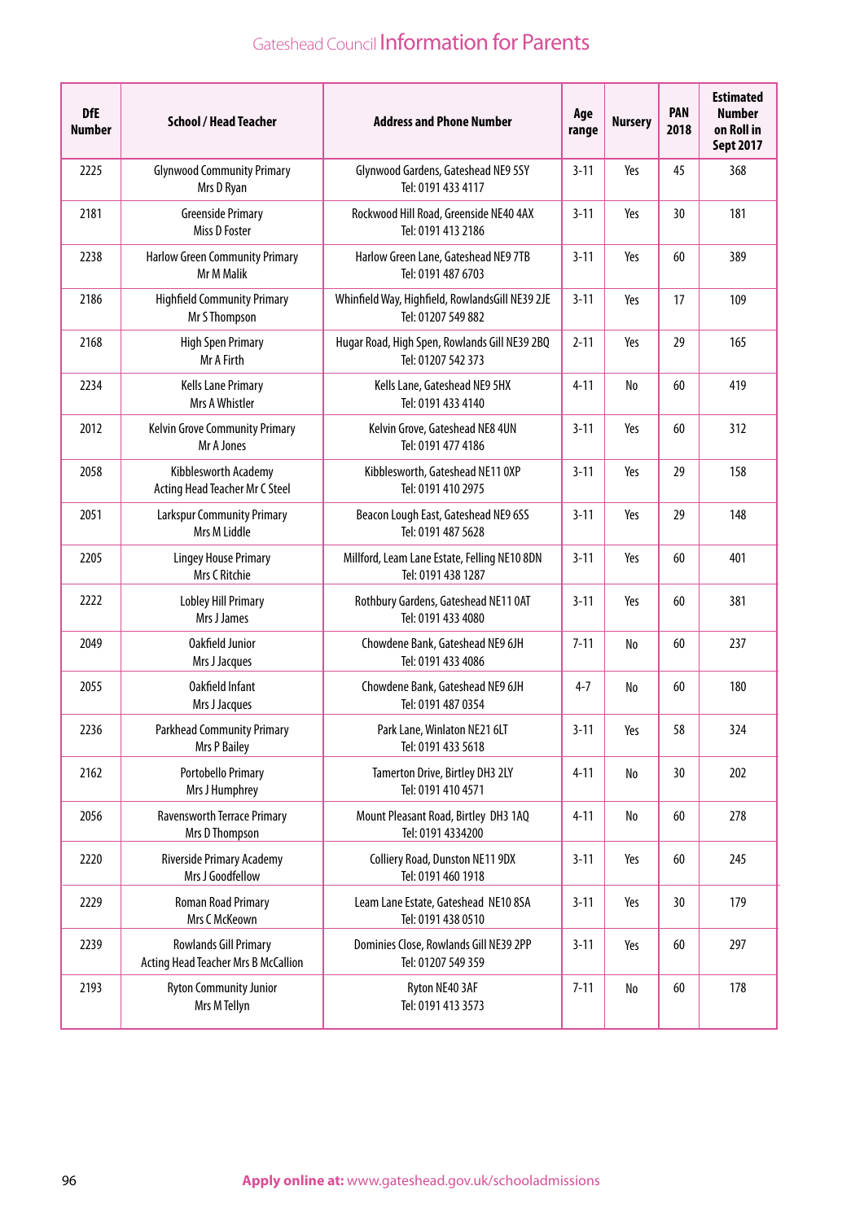| DfE Number | School / Head Teacher | Address and Phone Number | Age range | Nursery | PAN 2018 | Estimated Number on Roll in Sept 2017 |
|---|---|---|---|---|---|---|
| 2225 | Glynwood Community Primary<br>Mrs D Ryan | Glynwood Gardens, Gateshead NE9 5SY<br>Tel: 0191 433 4117 | 3-11 | Yes | 45 | 368 |
| 2181 | Greenside Primary<br>Miss D Foster | Rockwood Hill Road, Greenside NE40 4AX<br>Tel: 0191 413 2186 | 3-11 | Yes | 30 | 181 |
| 2238 | Harlow Green Community Primary<br>Mr M Malik | Harlow Green Lane, Gateshead NE9 7TB<br>Tel: 0191 487 6703 | 3-11 | Yes | 60 | 389 |
| 2186 | Highfield Community Primary<br>Mr S Thompson | Whinfield Way, Highfield, RowlandsGill NE39 2JE<br>Tel: 01207 549 882 | 3-11 | Yes | 17 | 109 |
| 2168 | High Spen Primary<br>Mr A Firth | Hugar Road, High Spen, Rowlands Gill NE39 2BQ<br>Tel: 01207 542 373 | 2-11 | Yes | 29 | 165 |
| 2234 | Kells Lane Primary<br>Mrs A Whistler | Kells Lane, Gateshead NE9 5HX<br>Tel: 0191 433 4140 | 4-11 | No | 60 | 419 |
| 2012 | Kelvin Grove Community Primary<br>Mr A Jones | Kelvin Grove, Gateshead NE8 4UN<br>Tel: 0191 477 4186 | 3-11 | Yes | 60 | 312 |
| 2058 | Kibblesworth Academy<br>Acting Head Teacher Mr C Steel | Kibblesworth, Gateshead NE11 0XP<br>Tel: 0191 410 2975 | 3-11 | Yes | 29 | 158 |
| 2051 | Larkspur Community Primary<br>Mrs M Liddle | Beacon Lough East, Gateshead NE9 6SS<br>Tel: 0191 487 5628 | 3-11 | Yes | 29 | 148 |
| 2205 | Lingey House Primary<br>Mrs C Ritchie | Millford, Leam Lane Estate, Felling NE10 8DN<br>Tel: 0191 438 1287 | 3-11 | Yes | 60 | 401 |
| 2222 | Lobley Hill Primary<br>Mrs J James | Rothbury Gardens, Gateshead NE11 0AT<br>Tel: 0191 433 4080 | 3-11 | Yes | 60 | 381 |
| 2049 | Oakfield Junior<br>Mrs J Jacques | Chowdene Bank, Gateshead NE9 6JH<br>Tel: 0191 433 4086 | 7-11 | No | 60 | 237 |
| 2055 | Oakfield Infant<br>Mrs J Jacques | Chowdene Bank, Gateshead NE9 6JH<br>Tel: 0191 487 0354 | 4-7 | No | 60 | 180 |
| 2236 | Parkhead Community Primary<br>Mrs P Bailey | Park Lane, Winlaton NE21 6LT<br>Tel: 0191 433 5618 | 3-11 | Yes | 58 | 324 |
| 2162 | Portobello Primary<br>Mrs J Humphrey | Tamerton Drive, Birtley DH3 2LY<br>Tel: 0191 410 4571 | 4-11 | No | 30 | 202 |
| 2056 | Ravensworth Terrace Primary<br>Mrs D Thompson | Mount Pleasant Road, Birtley DH3 1AQ<br>Tel: 0191 4334200 | 4-11 | No | 60 | 278 |
| 2220 | Riverside Primary Academy<br>Mrs J Goodfellow | Colliery Road, Dunston NE11 9DX<br>Tel: 0191 460 1918 | 3-11 | Yes | 60 | 245 |
| 2229 | Roman Road Primary<br>Mrs C McKeown | Leam Lane Estate, Gateshead NE10 8SA<br>Tel: 0191 438 0510 | 3-11 | Yes | 30 | 179 |
| 2239 | Rowlands Gill Primary<br>Acting Head Teacher Mrs B McCallion | Dominies Close, Rowlands Gill NE39 2PP<br>Tel: 01207 549 359 | 3-11 | Yes | 60 | 297 |
| 2193 | Ryton Community Junior<br>Mrs M Tellyn | Ryton NE40 3AF<br>Tel: 0191 413 3573 | 7-11 | No | 60 | 178 |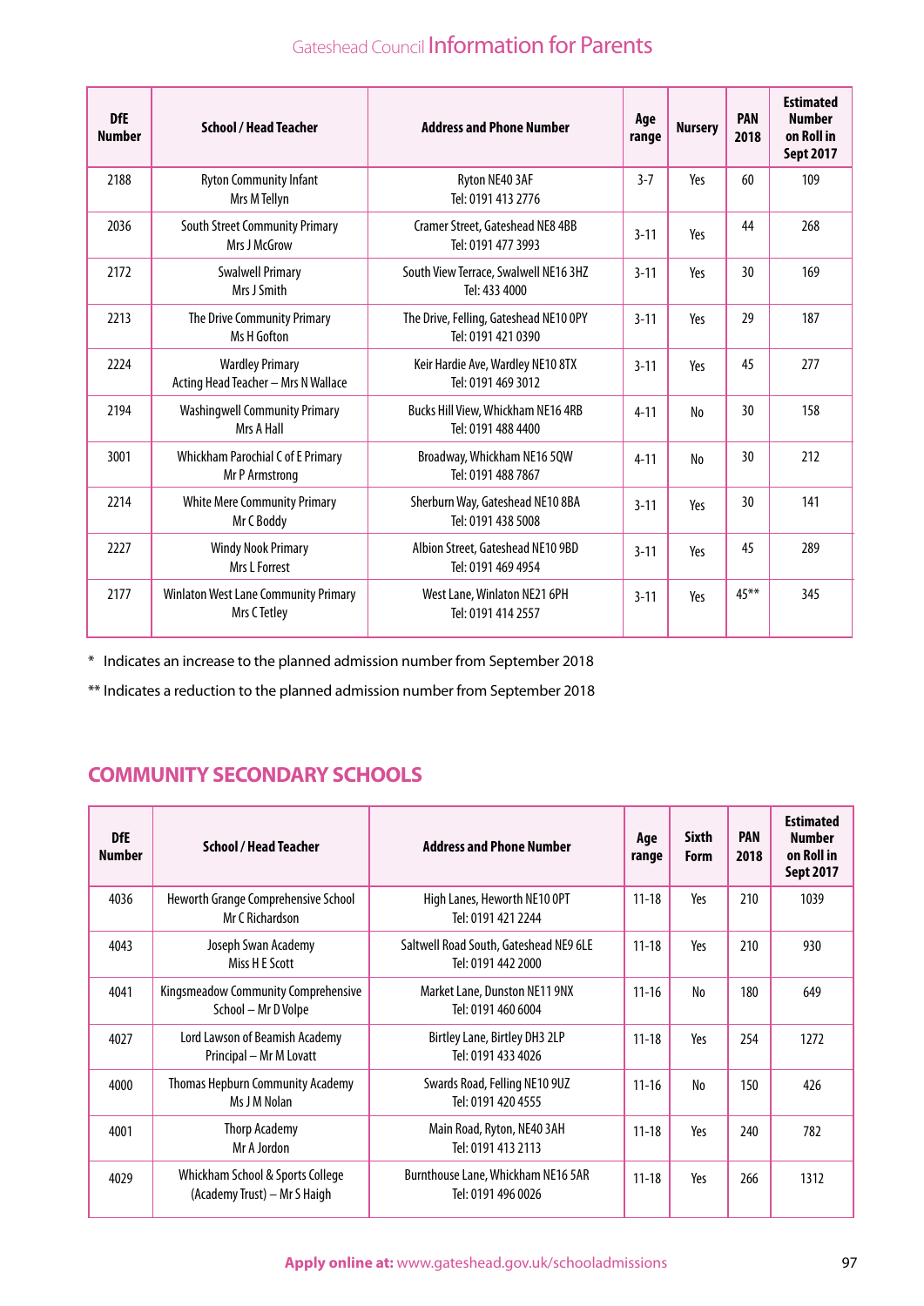| DfE Number | School / Head Teacher | Address and Phone Number | Age range | Nursery | PAN 2018 | Estimated Number on Roll in Sept 2017 |
|---|---|---|---|---|---|---|
| 2188 | Ryton Community Infant<br>Mrs M Tellyn | Ryton NE40 3AF<br>Tel: 0191 413 2776 | 3-7 | Yes | 60 | 109 |
| 2036 | South Street Community Primary<br>Mrs J McGrow | Cramer Street, Gateshead NE8 4BB<br>Tel: 0191 477 3993 | 3-11 | Yes | 44 | 268 |
| 2172 | Swalwell Primary<br>Mrs J Smith | South View Terrace, Swalwell NE16 3HZ<br>Tel: 433 4000 | 3-11 | Yes | 30 | 169 |
| 2213 | The Drive Community Primary<br>Ms H Gofton | The Drive, Felling, Gateshead NE10 0PY<br>Tel: 0191 421 0390 | 3-11 | Yes | 29 | 187 |
| 2224 | Wardley Primary<br>Acting Head Teacher – Mrs N Wallace | Keir Hardie Ave, Wardley NE10 8TX<br>Tel: 0191 469 3012 | 3-11 | Yes | 45 | 277 |
| 2194 | Washingwell Community Primary<br>Mrs A Hall | Bucks Hill View, Whickham NE16 4RB<br>Tel: 0191 488 4400 | 4-11 | No | 30 | 158 |
| 3001 | Whickham Parochial C of E Primary<br>Mr P Armstrong | Broadway, Whickham NE16 5QW<br>Tel: 0191 488 7867 | 4-11 | No | 30 | 212 |
| 2214 | White Mere Community Primary<br>Mr C Boddy | Sherburn Way, Gateshead NE10 8BA<br>Tel: 0191 438 5008 | 3-11 | Yes | 30 | 141 |
| 2227 | Windy Nook Primary<br>Mrs L Forrest | Albion Street, Gateshead NE10 9BD<br>Tel: 0191 469 4954 | 3-11 | Yes | 45 | 289 |
| 2177 | Winlaton West Lane Community Primary<br>Mrs C Tetley | West Lane, Winlaton NE21 6PH<br>Tel: 0191 414 2557 | 3-11 | Yes | 45** | 345 |

\* Indicates an increase to the planned admission number from September 2018

** Indicates a reduction to the planned admission number from September 2018

## COMMUNITY SECONDARY SCHOOLS

| DfE Number | School / Head Teacher | Address and Phone Number | Age range | Sixth Form | PAN 2018 | Estimated Number on Roll in Sept 2017 |
|---|---|---|---|---|---|---|
| 4036 | Heworth Grange Comprehensive School<br>Mr C Richardson | High Lanes, Heworth NE10 0PT<br>Tel: 0191 421 2244 | 11-18 | Yes | 210 | 1039 |
| 4043 | Joseph Swan Academy<br>Miss H E Scott | Saltwell Road South, Gateshead NE9 6LE<br>Tel: 0191 442 2000 | 11-18 | Yes | 210 | 930 |
| 4041 | Kingsmeadow Community Comprehensive School – Mr D Volpe | Market Lane, Dunston NE11 9NX<br>Tel: 0191 460 6004 | 11-16 | No | 180 | 649 |
| 4027 | Lord Lawson of Beamish Academy<br>Principal – Mr M Lovatt | Birtley Lane, Birtley DH3 2LP<br>Tel: 0191 433 4026 | 11-18 | Yes | 254 | 1272 |
| 4000 | Thomas Hepburn Community Academy<br>Ms J M Nolan | Swards Road, Felling NE10 9UZ<br>Tel: 0191 420 4555 | 11-16 | No | 150 | 426 |
| 4001 | Thorp Academy<br>Mr A Jordon | Main Road, Ryton, NE40 3AH<br>Tel: 0191 413 2113 | 11-18 | Yes | 240 | 782 |
| 4029 | Whickham School & Sports College (Academy Trust) – Mr S Haigh | Burnthouse Lane, Whickham NE16 5AR<br>Tel: 0191 496 0026 | 11-18 | Yes | 266 | 1312 |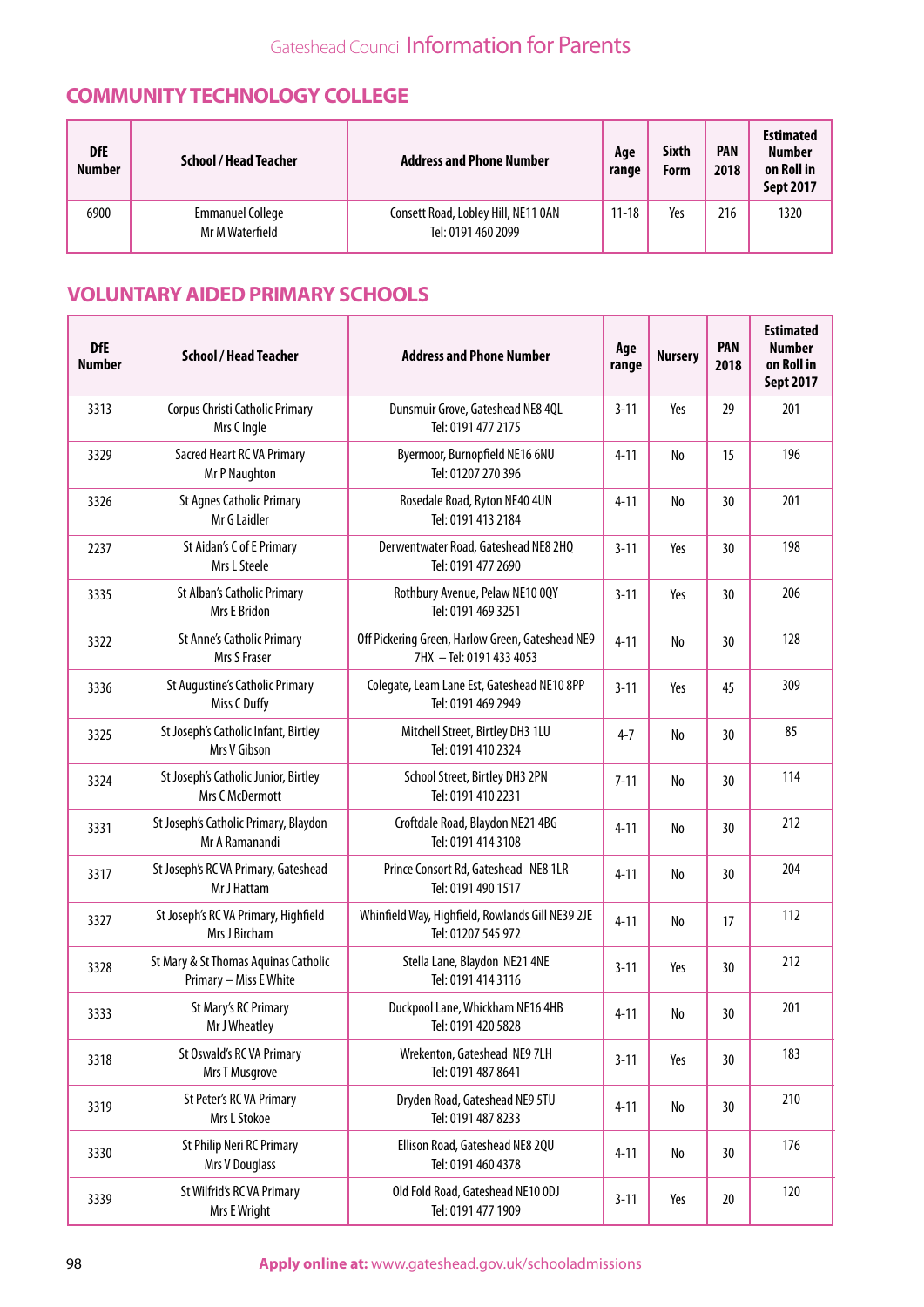## COMMUNITY TECHNOLOGY COLLEGE

| DfE Number | School / Head Teacher | Address and Phone Number | Age range | Sixth Form | PAN 2018 | Estimated Number on Roll in Sept 2017 |
|---|---|---|---|---|---|---|
| 6900 | Emmanuel College<br>Mr M Waterfield | Consett Road, Lobley Hill, NE11 0AN<br>Tel: 0191 460 2099 | 11-18 | Yes | 216 | 1320 |

## VOLUNTARY AIDED PRIMARY SCHOOLS

| DfE Number | School / Head Teacher | Address and Phone Number | Age range | Nursery | PAN 2018 | Estimated Number on Roll in Sept 2017 |
|---|---|---|---|---|---|---|
| 3313 | Corpus Christi Catholic Primary<br>Mrs C Ingle | Dunsmuir Grove, Gateshead NE8 4QL<br>Tel: 0191 477 2175 | 3-11 | Yes | 29 | 201 |
| 3329 | Sacred Heart RC VA Primary<br>Mr P Naughton | Byermoor, Burnopfield NE16 6NU<br>Tel: 01207 270 396 | 4-11 | No | 15 | 196 |
| 3326 | St Agnes Catholic Primary<br>Mr G Laidler | Rosedale Road, Ryton NE40 4UN<br>Tel: 0191 413 2184 | 4-11 | No | 30 | 201 |
| 2237 | St Aidan's C of E Primary<br>Mrs L Steele | Derwentwater Road, Gateshead NE8 2HQ<br>Tel: 0191 477 2690 | 3-11 | Yes | 30 | 198 |
| 3335 | St Alban's Catholic Primary<br>Mrs E Bridon | Rothbury Avenue, Pelaw NE10 0QY<br>Tel: 0191 469 3251 | 3-11 | Yes | 30 | 206 |
| 3322 | St Anne's Catholic Primary<br>Mrs S Fraser | Off Pickering Green, Harlow Green, Gateshead NE9 7HX – Tel: 0191 433 4053 | 4-11 | No | 30 | 128 |
| 3336 | St Augustine's Catholic Primary<br>Miss C Duffy | Colegate, Leam Lane Est, Gateshead NE10 8PP<br>Tel: 0191 469 2949 | 3-11 | Yes | 45 | 309 |
| 3325 | St Joseph's Catholic Infant, Birtley<br>Mrs V Gibson | Mitchell Street, Birtley DH3 1LU<br>Tel: 0191 410 2324 | 4-7 | No | 30 | 85 |
| 3324 | St Joseph's Catholic Junior, Birtley<br>Mrs C McDermott | School Street, Birtley DH3 2PN<br>Tel: 0191 410 2231 | 7-11 | No | 30 | 114 |
| 3331 | St Joseph's Catholic Primary, Blaydon<br>Mr A Ramanandi | Croftdale Road, Blaydon NE21 4BG<br>Tel: 0191 414 3108 | 4-11 | No | 30 | 212 |
| 3317 | St Joseph's RC VA Primary, Gateshead<br>Mr J Hattam | Prince Consort Rd, Gateshead NE8 1LR<br>Tel: 0191 490 1517 | 4-11 | No | 30 | 204 |
| 3327 | St Joseph's RC VA Primary, Highfield<br>Mrs J Bircham | Whinfield Way, Highfield, Rowlands Gill NE39 2JE<br>Tel: 01207 545 972 | 4-11 | No | 17 | 112 |
| 3328 | St Mary & St Thomas Aquinas Catholic Primary – Miss E White | Stella Lane, Blaydon NE21 4NE<br>Tel: 0191 414 3116 | 3-11 | Yes | 30 | 212 |
| 3333 | St Mary's RC Primary<br>Mr J Wheatley | Duckpool Lane, Whickham NE16 4HB<br>Tel: 0191 420 5828 | 4-11 | No | 30 | 201 |
| 3318 | St Oswald's RC VA Primary<br>Mrs T Musgrove | Wrekenton, Gateshead NE9 7LH<br>Tel: 0191 487 8641 | 3-11 | Yes | 30 | 183 |
| 3319 | St Peter's RC VA Primary<br>Mrs L Stokoe | Dryden Road, Gateshead NE9 5TU<br>Tel: 0191 487 8233 | 4-11 | No | 30 | 210 |
| 3330 | St Philip Neri RC Primary<br>Mrs V Douglass | Ellison Road, Gateshead NE8 2QU<br>Tel: 0191 460 4378 | 4-11 | No | 30 | 176 |
| 3339 | St Wilfrid's RC VA Primary<br>Mrs E Wright | Old Fold Road, Gateshead NE10 0DJ<br>Tel: 0191 477 1909 | 3-11 | Yes | 20 | 120 |

**Apply online at:** www.gateshead.gov.uk/schooladmissions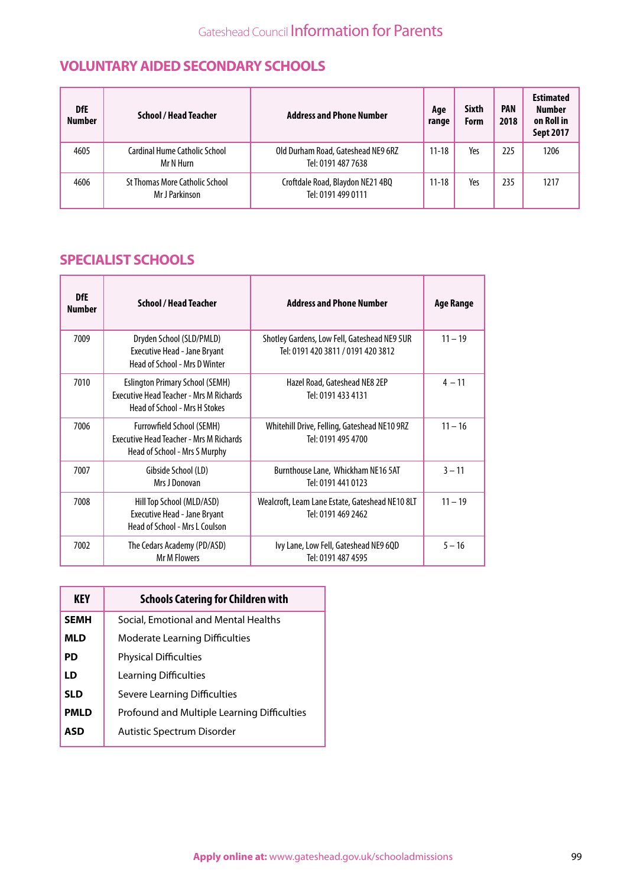## VOLUNTARY AIDED SECONDARY SCHOOLS

| DfE Number | School / Head Teacher | Address and Phone Number | Age range | Sixth Form | PAN 2018 | Estimated Number on Roll in Sept 2017 |
|---|---|---|---|---|---|---|
| 4605 | Cardinal Hume Catholic School<br>Mr N Hurn | Old Durham Road, Gateshead NE9 6RZ<br>Tel: 0191 487 7638 | 11-18 | Yes | 225 | 1206 |
| 4606 | St Thomas More Catholic School<br>Mr J Parkinson | Croftdale Road, Blaydon NE21 4BQ<br>Tel: 0191 499 0111 | 11-18 | Yes | 235 | 1217 |

## SPECIALIST SCHOOLS

| DfE Number | School / Head Teacher | Address and Phone Number | Age Range |
|---|---|---|---|
| 7009 | Dryden School (SLD/PMLD)<br>Executive Head - Jane Bryant<br>Head of School - Mrs D Winter | Shotley Gardens, Low Fell, Gateshead NE9 5UR<br>Tel: 0191 420 3811 / 0191 420 3812 | 11 – 19 |
| 7010 | Eslington Primary School (SEMH)<br>Executive Head Teacher - Mrs M Richards<br>Head of School - Mrs H Stokes | Hazel Road, Gateshead NE8 2EP<br>Tel: 0191 433 4131 | 4 – 11 |
| 7006 | Furrowfield School (SEMH)<br>Executive Head Teacher - Mrs M Richards<br>Head of School - Mrs S Murphy | Whitehill Drive, Felling, Gateshead NE10 9RZ<br>Tel: 0191 495 4700 | 11 – 16 |
| 7007 | Gibside School (LD)<br>Mrs J Donovan | Burnthouse Lane, Whickham NE16 5AT<br>Tel: 0191 441 0123 | 3 – 11 |
| 7008 | Hill Top School (MLD/ASD)<br>Executive Head - Jane Bryant<br>Head of School - Mrs L Coulson | Wealcroft, Leam Lane Estate, Gateshead NE10 8LT<br>Tel: 0191 469 2462 | 11 – 19 |
| 7002 | The Cedars Academy (PD/ASD)<br>Mr M Flowers | Ivy Lane, Low Fell, Gateshead NE9 6QD<br>Tel: 0191 487 4595 | 5 – 16 |

| KEY | Schools Catering for Children with |
|---|---|
| **SEMH** | Social, Emotional and Mental Healths |
| **MLD** | Moderate Learning Difficulties |
| **PD** | Physical Difficulties |
| **LD** | Learning Difficulties |
| **SLD** | Severe Learning Difficulties |
| **PMLD** | Profound and Multiple Learning Difficulties |
| **ASD** | Autistic Spectrum Disorder |

**Apply online at:** www.gateshead.gov.uk/schooladmissions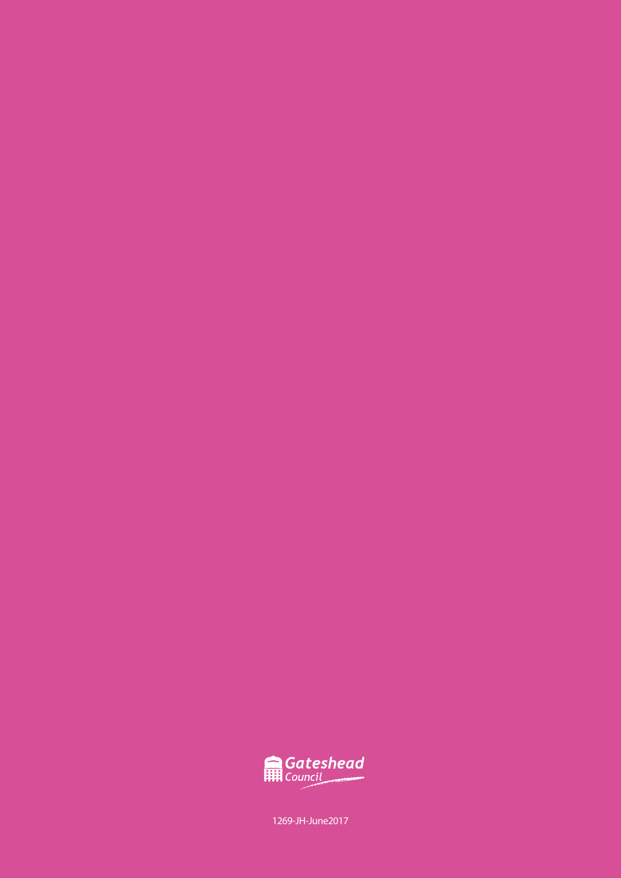Gateshead Council

1269-JH-June2017